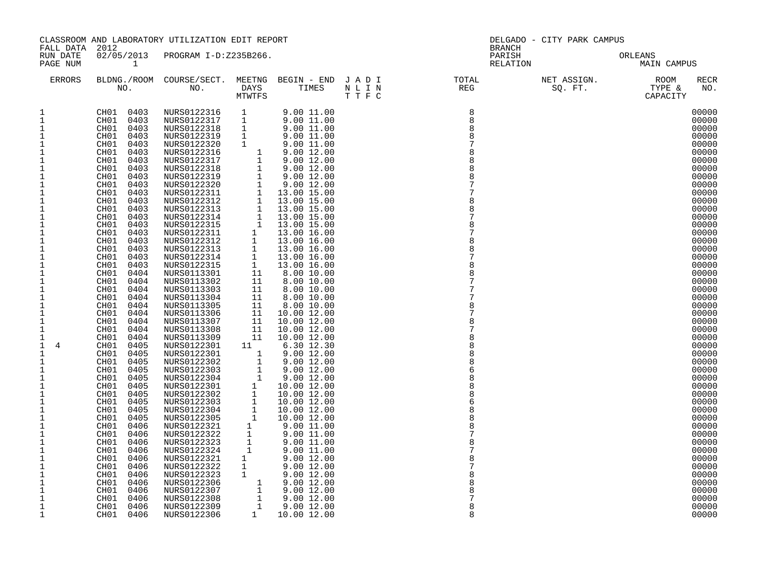CLASSROOM AND LABORATORY UTILIZATION EDIT REPORT
FALL DATA 2012
RUN DATE 02/05/2013 PROGRAM I-D:Z235B266.
PAGE NUM 1

DELGADO - CITY PARK CAMPUS
BRANCH
PARISH ORLEANS
RELATION MAIN CAMPUS

| ERRORS | | BLDNG./ROOM NO. | | COURSE/SECT. NO. | MEETNG DAYS M | T | W | T | F | S | BEGIN - END TIMES | | JNTT | ALTT | DIFF | INCC | TOTAL REG | NET ASSIGN. SQ. FT. | ROOM TYPE & CAPACITY | RECR NO. |
|---|---|---|---|---|---|---|---|---|---|---|---|---|---|---|---|---|---|---|---|---|
| 1 | | CH01 | 0403 | NURS0122316 | | 1 | | | | | 9.00 | 11.00 | | | | | 8 | | | 00000 |
| 1 | | CH01 | 0403 | NURS0122317 | | 1 | | | | | 9.00 | 11.00 | | | | | 8 | | | 00000 |
| 1 | | CH01 | 0403 | NURS0122318 | | 1 | | | | | 9.00 | 11.00 | | | | | 8 | | | 00000 |
| 1 | | CH01 | 0403 | NURS0122319 | | 1 | | | | | 9.00 | 11.00 | | | | | 8 | | | 00000 |
| 1 | | CH01 | 0403 | NURS0122320 | | 1 | | | | | 9.00 | 11.00 | | | | | 7 | | | 00000 |
| 1 | | CH01 | 0403 | NURS0122316 | | | | | 1 | | 9.00 | 12.00 | | | | | 8 | | | 00000 |
| 1 | | CH01 | 0403 | NURS0122317 | | | | | 1 | | 9.00 | 12.00 | | | | | 8 | | | 00000 |
| 1 | | CH01 | 0403 | NURS0122318 | | | | | 1 | | 9.00 | 12.00 | | | | | 8 | | | 00000 |
| 1 | | CH01 | 0403 | NURS0122319 | | | | | 1 | | 9.00 | 12.00 | | | | | 8 | | | 00000 |
| 1 | | CH01 | 0403 | NURS0122320 | | | | | 1 | | 9.00 | 12.00 | | | | | 7 | | | 00000 |
| 1 | | CH01 | 0403 | NURS0122311 | | | | | 1 | | 13.00 | 15.00 | | | | | 7 | | | 00000 |
| 1 | | CH01 | 0403 | NURS0122312 | | | | | 1 | | 13.00 | 15.00 | | | | | 8 | | | 00000 |
| 1 | | CH01 | 0403 | NURS0122313 | | | | | 1 | | 13.00 | 15.00 | | | | | 8 | | | 00000 |
| 1 | | CH01 | 0403 | NURS0122314 | | | | | 1 | | 13.00 | 15.00 | | | | | 7 | | | 00000 |
| 1 | | CH01 | 0403 | NURS0122315 | | | | | 1 | | 13.00 | 15.00 | | | | | 8 | | | 00000 |
| 1 | | CH01 | 0403 | NURS0122311 | | | | 1 | | | 13.00 | 16.00 | | | | | 7 | | | 00000 |
| 1 | | CH01 | 0403 | NURS0122312 | | | | 1 | | | 13.00 | 16.00 | | | | | 8 | | | 00000 |
| 1 | | CH01 | 0403 | NURS0122313 | | | | 1 | | | 13.00 | 16.00 | | | | | 8 | | | 00000 |
| 1 | | CH01 | 0403 | NURS0122314 | | | | 1 | | | 13.00 | 16.00 | | | | | 7 | | | 00000 |
| 1 | | CH01 | 0403 | NURS0122315 | | | | 1 | | | 13.00 | 16.00 | | | | | 8 | | | 00000 |
| 1 | | CH01 | 0404 | NURS0113301 | | | | 1 | 1 | | 8.00 | 10.00 | | | | | 8 | | | 00000 |
| 1 | | CH01 | 0404 | NURS0113302 | | | | 1 | 1 | | 8.00 | 10.00 | | | | | 7 | | | 00000 |
| 1 | | CH01 | 0404 | NURS0113303 | | | | 1 | 1 | | 8.00 | 10.00 | | | | | 7 | | | 00000 |
| 1 | | CH01 | 0404 | NURS0113304 | | | | 1 | 1 | | 8.00 | 10.00 | | | | | 7 | | | 00000 |
| 1 | | CH01 | 0404 | NURS0113305 | | | | 1 | 1 | | 8.00 | 10.00 | | | | | 8 | | | 00000 |
| 1 | | CH01 | 0404 | NURS0113306 | | | | 1 | 1 | | 10.00 | 12.00 | | | | | 7 | | | 00000 |
| 1 | | CH01 | 0404 | NURS0113307 | | | | 1 | 1 | | 10.00 | 12.00 | | | | | 8 | | | 00000 |
| 1 | | CH01 | 0404 | NURS0113308 | | | | 1 | 1 | | 10.00 | 12.00 | | | | | 7 | | | 00000 |
| 1 | | CH01 | 0404 | NURS0113309 | | | | 1 | 1 | | 10.00 | 12.00 | | | | | 8 | | | 00000 |
| 1 | 4 | CH01 | 0405 | NURS0122301 | 1 | 1 | | | | | 6.30 | 12.30 | | | | | 8 | | | 00000 |
| 1 | | CH01 | 0405 | NURS0122301 | | | | | 1 | | 9.00 | 12.00 | | | | | 8 | | | 00000 |
| 1 | | CH01 | 0405 | NURS0122302 | | | | | 1 | | 9.00 | 12.00 | | | | | 8 | | | 00000 |
| 1 | | CH01 | 0405 | NURS0122303 | | | | | 1 | | 9.00 | 12.00 | | | | | 6 | | | 00000 |
| 1 | | CH01 | 0405 | NURS0122304 | | | | | 1 | | 9.00 | 12.00 | | | | | 8 | | | 00000 |
| 1 | | CH01 | 0405 | NURS0122301 | | | | 1 | | | 10.00 | 12.00 | | | | | 8 | | | 00000 |
| 1 | | CH01 | 0405 | NURS0122302 | | | | 1 | | | 10.00 | 12.00 | | | | | 8 | | | 00000 |
| 1 | | CH01 | 0405 | NURS0122303 | | | | 1 | | | 10.00 | 12.00 | | | | | 6 | | | 00000 |
| 1 | | CH01 | 0405 | NURS0122304 | | | | 1 | | | 10.00 | 12.00 | | | | | 8 | | | 00000 |
| 1 | | CH01 | 0405 | NURS0122305 | | | | 1 | | | 10.00 | 12.00 | | | | | 8 | | | 00000 |
| 1 | | CH01 | 0406 | NURS0122321 | | | 1 | | | | 9.00 | 11.00 | | | | | 8 | | | 00000 |
| 1 | | CH01 | 0406 | NURS0122322 | | | 1 | | | | 9.00 | 11.00 | | | | | 7 | | | 00000 |
| 1 | | CH01 | 0406 | NURS0122323 | | | 1 | | | | 9.00 | 11.00 | | | | | 8 | | | 00000 |
| 1 | | CH01 | 0406 | NURS0122324 | | | 1 | | | | 9.00 | 11.00 | | | | | 7 | | | 00000 |
| 1 | | CH01 | 0406 | NURS0122321 | | 1 | | | | | 9.00 | 12.00 | | | | | 8 | | | 00000 |
| 1 | | CH01 | 0406 | NURS0122322 | | 1 | | | | | 9.00 | 12.00 | | | | | 7 | | | 00000 |
| 1 | | CH01 | 0406 | NURS0122323 | | 1 | | | | | 9.00 | 12.00 | | | | | 8 | | | 00000 |
| 1 | | CH01 | 0406 | NURS0122306 | | | | | 1 | | 9.00 | 12.00 | | | | | 8 | | | 00000 |
| 1 | | CH01 | 0406 | NURS0122307 | | | | | 1 | | 9.00 | 12.00 | | | | | 8 | | | 00000 |
| 1 | | CH01 | 0406 | NURS0122308 | | | | | 1 | | 9.00 | 12.00 | | | | | 7 | | | 00000 |
| 1 | | CH01 | 0406 | NURS0122309 | | | | | 1 | | 9.00 | 12.00 | | | | | 8 | | | 00000 |
| 1 | | CH01 | 0406 | NURS0122306 | | | | 1 | | | 10.00 | 12.00 | | | | | 8 | | | 00000 |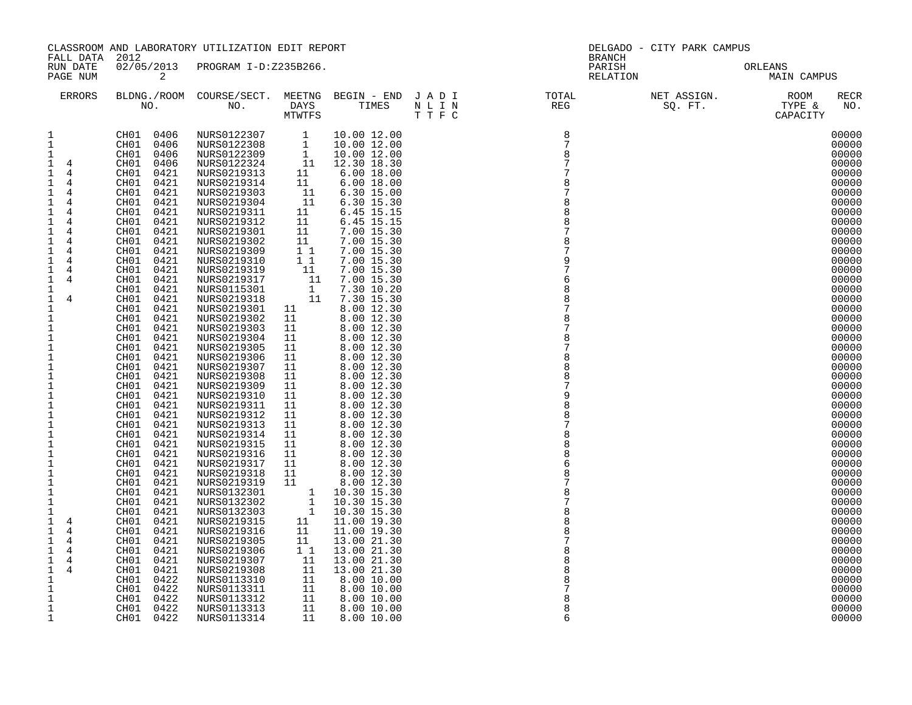CLASSROOM AND LABORATORY UTILIZATION EDIT REPORT
FALL DATA 2012
RUN DATE 02/05/2013 PROGRAM I-D:Z235B266.

DELGADO - CITY PARK CAMPUS
BRANCH
PARISH ORLEANS
RELATION MAIN CAMPUS

| ERRORS | | BLDNG./ROOM NO. | | COURSE/SECT. NO. | MEETNG DAYS MTWTFS | BEGIN - END TIMES | | J A D I N L I N T T F C | TOTAL REG | NET ASSIGN. SQ. FT. | ROOM TYPE & CAPACITY | RECR NO. |
|---|---|---|---|---|---|---|---|---|---|---|---|---|
| 1 | | CH01 | 0406 | NURS0122307 | T (Thu) | 10.00 | 12.00 | | 8 | | | 00000 |
| 1 | | CH01 | 0406 | NURS0122308 | T (Thu) | 10.00 | 12.00 | | 7 | | | 00000 |
| 1 | | CH01 | 0406 | NURS0122309 | T (Thu) | 10.00 | 12.00 | | 8 | | | 00000 |
| 1 | 4 | CH01 | 0406 | NURS0122324 | T (Thu) F | 12.30 | 18.30 | | 7 | | | 00000 |
| 1 | 4 | CH01 | 0421 | NURS0219313 | M T | 6.00 | 18.00 | | 7 | | | 00000 |
| 1 | 4 | CH01 | 0421 | NURS0219314 | M T | 6.00 | 18.00 | | 8 | | | 00000 |
| 1 | 4 | CH01 | 0421 | NURS0219303 | T W | 6.30 | 15.00 | | 7 | | | 00000 |
| 1 | 4 | CH01 | 0421 | NURS0219304 | T W | 6.30 | 15.30 | | 8 | | | 00000 |
| 1 | 4 | CH01 | 0421 | NURS0219311 | M T | 6.45 | 15.15 | | 8 | | | 00000 |
| 1 | 4 | CH01 | 0421 | NURS0219312 | M T | 6.45 | 15.15 | | 8 | | | 00000 |
| 1 | 4 | CH01 | 0421 | NURS0219301 | M T | 7.00 | 15.30 | | 7 | | | 00000 |
| 1 | 4 | CH01 | 0421 | NURS0219302 | M T | 7.00 | 15.30 | | 8 | | | 00000 |
| 1 | 4 | CH01 | 0421 | NURS0219309 | M W | 7.00 | 15.30 | | 7 | | | 00000 |
| 1 | 4 | CH01 | 0421 | NURS0219310 | M W | 7.00 | 15.30 | | 9 | | | 00000 |
| 1 | 4 | CH01 | 0421 | NURS0219319 | T W | 7.00 | 15.30 | | 7 | | | 00000 |
| 1 | 4 | CH01 | 0421 | NURS0219317 | F S | 7.00 | 15.30 | | 6 | | | 00000 |
| 1 | | CH01 | 0421 | NURS0115301 | F | 7.30 | 10.20 | | 8 | | | 00000 |
| 1 | 4 | CH01 | 0421 | NURS0219318 | F S | 7.30 | 15.30 | | 8 | | | 00000 |
| 1 | | CH01 | 0421 | NURS0219301 | M T | 8.00 | 12.30 | | 7 | | | 00000 |
| 1 | | CH01 | 0421 | NURS0219302 | M T | 8.00 | 12.30 | | 8 | | | 00000 |
| 1 | | CH01 | 0421 | NURS0219303 | M T | 8.00 | 12.30 | | 7 | | | 00000 |
| 1 | | CH01 | 0421 | NURS0219304 | M T | 8.00 | 12.30 | | 8 | | | 00000 |
| 1 | | CH01 | 0421 | NURS0219305 | M T | 8.00 | 12.30 | | 7 | | | 00000 |
| 1 | | CH01 | 0421 | NURS0219306 | M T | 8.00 | 12.30 | | 8 | | | 00000 |
| 1 | | CH01 | 0421 | NURS0219307 | M T | 8.00 | 12.30 | | 8 | | | 00000 |
| 1 | | CH01 | 0421 | NURS0219308 | M T | 8.00 | 12.30 | | 8 | | | 00000 |
| 1 | | CH01 | 0421 | NURS0219309 | M T | 8.00 | 12.30 | | 7 | | | 00000 |
| 1 | | CH01 | 0421 | NURS0219310 | M T | 8.00 | 12.30 | | 9 | | | 00000 |
| 1 | | CH01 | 0421 | NURS0219311 | M T | 8.00 | 12.30 | | 8 | | | 00000 |
| 1 | | CH01 | 0421 | NURS0219312 | M T | 8.00 | 12.30 | | 8 | | | 00000 |
| 1 | | CH01 | 0421 | NURS0219313 | M T | 8.00 | 12.30 | | 7 | | | 00000 |
| 1 | | CH01 | 0421 | NURS0219314 | M T | 8.00 | 12.30 | | 8 | | | 00000 |
| 1 | | CH01 | 0421 | NURS0219315 | M T | 8.00 | 12.30 | | 8 | | | 00000 |
| 1 | | CH01 | 0421 | NURS0219316 | M T | 8.00 | 12.30 | | 8 | | | 00000 |
| 1 | | CH01 | 0421 | NURS0219317 | M T | 8.00 | 12.30 | | 6 | | | 00000 |
| 1 | | CH01 | 0421 | NURS0219318 | M T | 8.00 | 12.30 | | 8 | | | 00000 |
| 1 | | CH01 | 0421 | NURS0219319 | M T | 8.00 | 12.30 | | 7 | | | 00000 |
| 1 | | CH01 | 0421 | NURS0132301 | F | 10.30 | 15.30 | | 8 | | | 00000 |
| 1 | | CH01 | 0421 | NURS0132302 | F | 10.30 | 15.30 | | 7 | | | 00000 |
| 1 | | CH01 | 0421 | NURS0132303 | F | 10.30 | 15.30 | | 8 | | | 00000 |
| 1 | 4 | CH01 | 0421 | NURS0219315 | T W | 11.00 | 19.30 | | 8 | | | 00000 |
| 1 | 4 | CH01 | 0421 | NURS0219316 | T W | 11.00 | 19.30 | | 8 | | | 00000 |
| 1 | 4 | CH01 | 0421 | NURS0219305 | T W | 13.00 | 21.30 | | 7 | | | 00000 |
| 1 | 4 | CH01 | 0421 | NURS0219306 | M W | 13.00 | 21.30 | | 8 | | | 00000 |
| 1 | 4 | CH01 | 0421 | NURS0219307 | T (Thu) F | 13.00 | 21.30 | | 8 | | | 00000 |
| 1 | 4 | CH01 | 0421 | NURS0219308 | T (Thu) F | 13.00 | 21.30 | | 8 | | | 00000 |
| 1 | | CH01 | 0422 | NURS0113310 | T (Thu) F | 8.00 | 10.00 | | 8 | | | 00000 |
| 1 | | CH01 | 0422 | NURS0113311 | T (Thu) F | 8.00 | 10.00 | | 7 | | | 00000 |
| 1 | | CH01 | 0422 | NURS0113312 | T (Thu) F | 8.00 | 10.00 | | 8 | | | 00000 |
| 1 | | CH01 | 0422 | NURS0113313 | T (Thu) F | 8.00 | 10.00 | | 8 | | | 00000 |
| 1 | | CH01 | 0422 | NURS0113314 | T (Thu) F | 8.00 | 10.00 | | 6 | | | 00000 |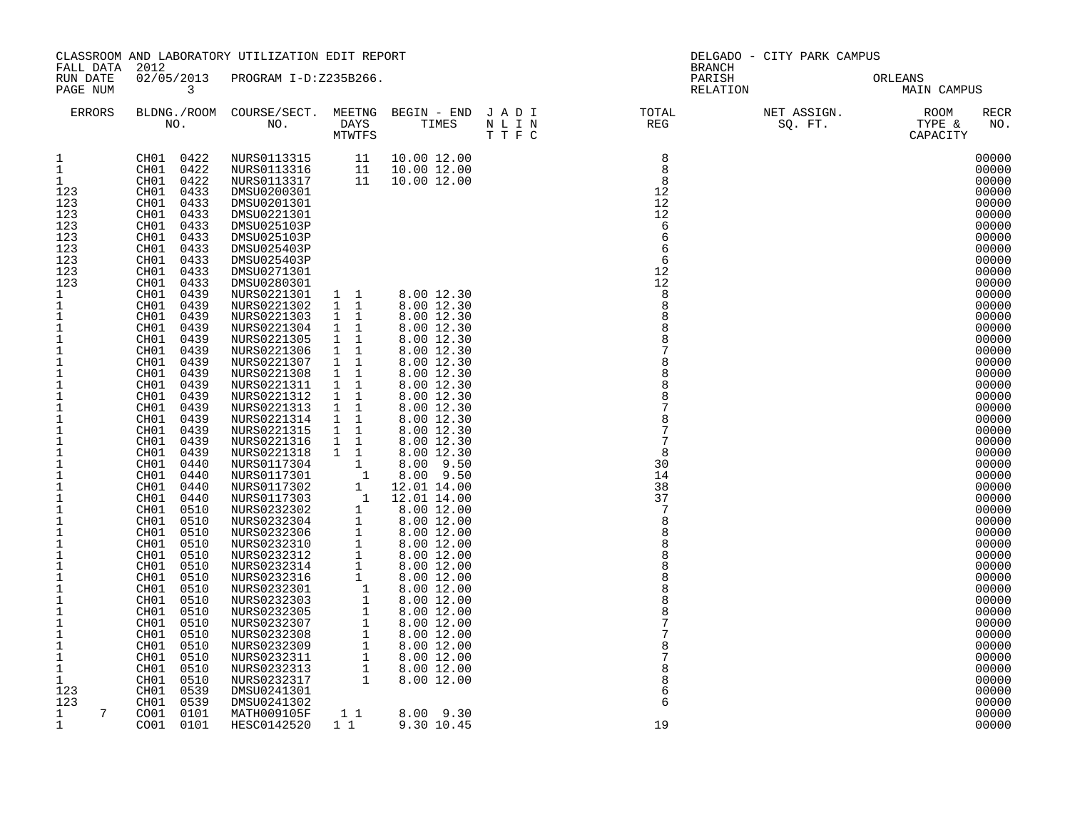CLASSROOM AND LABORATORY UTILIZATION EDIT REPORT
FALL DATA 2012
RUN DATE 02/05/2013 PROGRAM I-D:Z235B266.
PAGE NUM 3

DELGADO - CITY PARK CAMPUS
BRANCH
PARISH ORLEANS
RELATION MAIN CAMPUS

| ERRORS | | BLDNG./ROOM NO. | COURSE/SECT. NO. | MEETNG DAYS MTWTFS | BEGIN - END TIMES | J A D I N L I N T T F C | TOTAL REG | NET ASSIGN. SQ. FT. | ROOM TYPE & CAPACITY | RECR NO. |
|---|---|---|---|---|---|---|---|---|---|---|
| 1 | | CH01 0422 | NURS0113315 | 11 | 10.00 12.00 | | 8 | | | 00000 |
| 1 | | CH01 0422 | NURS0113316 | 11 | 10.00 12.00 | | 8 | | | 00000 |
| 1 | | CH01 0422 | NURS0113317 | 11 | 10.00 12.00 | | 8 | | | 00000 |
| 123 | | CH01 0433 | DMSU0200301 | | | | 12 | | | 00000 |
| 123 | | CH01 0433 | DMSU0201301 | | | | 12 | | | 00000 |
| 123 | | CH01 0433 | DMSU0221301 | | | | 12 | | | 00000 |
| 123 | | CH01 0433 | DMSU025103P | | | | 6 | | | 00000 |
| 123 | | CH01 0433 | DMSU025103P | | | | 6 | | | 00000 |
| 123 | | CH01 0433 | DMSU025403P | | | | 6 | | | 00000 |
| 123 | | CH01 0433 | DMSU025403P | | | | 6 | | | 00000 |
| 123 | | CH01 0433 | DMSU0271301 | | | | 12 | | | 00000 |
| 123 | | CH01 0433 | DMSU0280301 | | | | 12 | | | 00000 |
| 1 | | CH01 0439 | NURS0221301 | 1 1 | 8.00 12.30 | | 8 | | | 00000 |
| 1 | | CH01 0439 | NURS0221302 | 1 1 | 8.00 12.30 | | 8 | | | 00000 |
| 1 | | CH01 0439 | NURS0221303 | 1 1 | 8.00 12.30 | | 8 | | | 00000 |
| 1 | | CH01 0439 | NURS0221304 | 1 1 | 8.00 12.30 | | 8 | | | 00000 |
| 1 | | CH01 0439 | NURS0221305 | 1 1 | 8.00 12.30 | | 8 | | | 00000 |
| 1 | | CH01 0439 | NURS0221306 | 1 1 | 8.00 12.30 | | 7 | | | 00000 |
| 1 | | CH01 0439 | NURS0221307 | 1 1 | 8.00 12.30 | | 8 | | | 00000 |
| 1 | | CH01 0439 | NURS0221308 | 1 1 | 8.00 12.30 | | 8 | | | 00000 |
| 1 | | CH01 0439 | NURS0221311 | 1 1 | 8.00 12.30 | | 8 | | | 00000 |
| 1 | | CH01 0439 | NURS0221312 | 1 1 | 8.00 12.30 | | 8 | | | 00000 |
| 1 | | CH01 0439 | NURS0221313 | 1 1 | 8.00 12.30 | | 7 | | | 00000 |
| 1 | | CH01 0439 | NURS0221314 | 1 1 | 8.00 12.30 | | 8 | | | 00000 |
| 1 | | CH01 0439 | NURS0221315 | 1 1 | 8.00 12.30 | | 7 | | | 00000 |
| 1 | | CH01 0439 | NURS0221316 | 1 1 | 8.00 12.30 | | 7 | | | 00000 |
| 1 | | CH01 0439 | NURS0221318 | 1 1 | 8.00 12.30 | | 8 | | | 00000 |
| 1 | | CH01 0440 | NURS0117304 | 1 | 8.00 9.50 | | 30 | | | 00000 |
| 1 | | CH01 0440 | NURS0117301 | 1 | 8.00 9.50 | | 14 | | | 00000 |
| 1 | | CH01 0440 | NURS0117302 | 1 | 12.01 14.00 | | 38 | | | 00000 |
| 1 | | CH01 0440 | NURS0117303 | 1 | 12.01 14.00 | | 37 | | | 00000 |
| 1 | | CH01 0510 | NURS0232302 | 1 | 8.00 12.00 | | 7 | | | 00000 |
| 1 | | CH01 0510 | NURS0232304 | 1 | 8.00 12.00 | | 8 | | | 00000 |
| 1 | | CH01 0510 | NURS0232306 | 1 | 8.00 12.00 | | 8 | | | 00000 |
| 1 | | CH01 0510 | NURS0232310 | 1 | 8.00 12.00 | | 8 | | | 00000 |
| 1 | | CH01 0510 | NURS0232312 | 1 | 8.00 12.00 | | 8 | | | 00000 |
| 1 | | CH01 0510 | NURS0232314 | 1 | 8.00 12.00 | | 8 | | | 00000 |
| 1 | | CH01 0510 | NURS0232316 | 1 | 8.00 12.00 | | 8 | | | 00000 |
| 1 | | CH01 0510 | NURS0232301 | 1 | 8.00 12.00 | | 8 | | | 00000 |
| 1 | | CH01 0510 | NURS0232303 | 1 | 8.00 12.00 | | 8 | | | 00000 |
| 1 | | CH01 0510 | NURS0232305 | 1 | 8.00 12.00 | | 8 | | | 00000 |
| 1 | | CH01 0510 | NURS0232307 | 1 | 8.00 12.00 | | 7 | | | 00000 |
| 1 | | CH01 0510 | NURS0232308 | 1 | 8.00 12.00 | | 7 | | | 00000 |
| 1 | | CH01 0510 | NURS0232309 | 1 | 8.00 12.00 | | 8 | | | 00000 |
| 1 | | CH01 0510 | NURS0232311 | 1 | 8.00 12.00 | | 7 | | | 00000 |
| 1 | | CH01 0510 | NURS0232313 | 1 | 8.00 12.00 | | 8 | | | 00000 |
| 1 | | CH01 0510 | NURS0232317 | 1 | 8.00 12.00 | | 8 | | | 00000 |
| 123 | | CH01 0539 | DMSU0241301 | | | | 6 | | | 00000 |
| 123 | | CH01 0539 | DMSU0241302 | | | | 6 | | | 00000 |
| 1 | 7 | CO01 0101 | MATH009105F | 1 1 | 8.00 9.30 | | | | | 00000 |
| 1 | | CO01 0101 | HESC0142520 | 1 1 | 9.30 10.45 | | 19 | | | 00000 |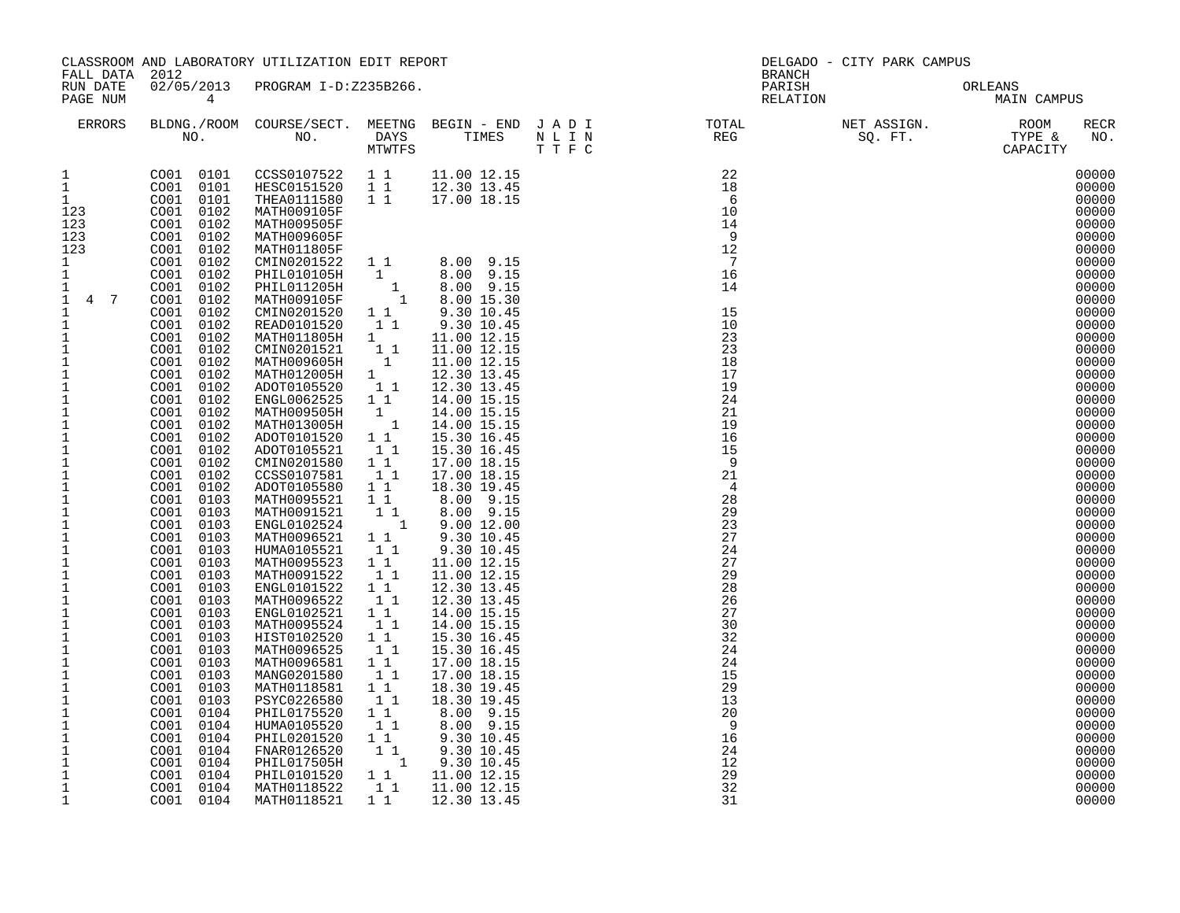CLASSROOM AND LABORATORY UTILIZATION EDIT REPORT
FALL DATA 2012
RUN DATE 02/05/2013 PROGRAM I-D:Z235B266.
PAGE NUM 4

DELGADO - CITY PARK CAMPUS
BRANCH
PARISH ORLEANS
RELATION MAIN CAMPUS

| ERRORS | BLDNG./ROOM NO. | COURSE/SECT. NO. | MEETNG DAYS MTWTFS | BEGIN - END TIMES | J A D I N L I N T T F C | TOTAL REG | NET ASSIGN. SQ. FT. | ROOM TYPE & CAPACITY | RECR NO. |
|---|---|---|---|---|---|---|---|---|---|
| 1 | CO01 0101 | CCSS0107522 | 1 1 | 11.00 12.15 | | 22 | | | 00000 |
| 1 | CO01 0101 | HESC0151520 | 1 1 | 12.30 13.45 | | 18 | | | 00000 |
| 1 | CO01 0101 | THEA0111580 | 1 1 | 17.00 18.15 | | 6 | | | 00000 |
| 123 | CO01 0102 | MATH009105F | | | | 10 | | | 00000 |
| 123 | CO01 0102 | MATH009505F | | | | 14 | | | 00000 |
| 123 | CO01 0102 | MATH009605F | | | | 9 | | | 00000 |
| 123 | CO01 0102 | MATH011805F | | | | 12 | | | 00000 |
| 1 | CO01 0102 | CMIN0201522 | 1 1 | 8.00 9.15 | | 7 | | | 00000 |
| 1 | CO01 0102 | PHIL010105H | 1 | 8.00 9.15 | | 16 | | | 00000 |
| 1 | CO01 0102 | PHIL011205H | 1 | 8.00 9.15 | | 14 | | | 00000 |
| 1 4 7 | CO01 0102 | MATH009105F | 1 | 8.00 15.30 | | | | | 00000 |
| 1 | CO01 0102 | CMIN0201520 | 1 1 | 9.30 10.45 | | 15 | | | 00000 |
| 1 | CO01 0102 | READ0101520 | 1 1 | 9.30 10.45 | | 10 | | | 00000 |
| 1 | CO01 0102 | MATH011805H | 1 | 11.00 12.15 | | 23 | | | 00000 |
| 1 | CO01 0102 | CMIN0201521 | 1 1 | 11.00 12.15 | | 23 | | | 00000 |
| 1 | CO01 0102 | MATH009605H | 1 | 11.00 12.15 | | 18 | | | 00000 |
| 1 | CO01 0102 | MATH012005H | 1 | 12.30 13.45 | | 17 | | | 00000 |
| 1 | CO01 0102 | ADOT0105520 | 1 1 | 12.30 13.45 | | 19 | | | 00000 |
| 1 | CO01 0102 | ENGL0062525 | 1 1 | 14.00 15.15 | | 24 | | | 00000 |
| 1 | CO01 0102 | MATH009505H | 1 | 14.00 15.15 | | 21 | | | 00000 |
| 1 | CO01 0102 | MATH013005H | 1 | 14.00 15.15 | | 19 | | | 00000 |
| 1 | CO01 0102 | ADOT0101520 | 1 1 | 15.30 16.45 | | 16 | | | 00000 |
| 1 | CO01 0102 | ADOT0105521 | 1 1 | 15.30 16.45 | | 15 | | | 00000 |
| 1 | CO01 0102 | CMIN0201580 | 1 1 | 17.00 18.15 | | 9 | | | 00000 |
| 1 | CO01 0102 | CCSS0107581 | 1 1 | 17.00 18.15 | | 21 | | | 00000 |
| 1 | CO01 0102 | ADOT0105580 | 1 1 | 18.30 19.45 | | 4 | | | 00000 |
| 1 | CO01 0103 | MATH0095521 | 1 1 | 8.00 9.15 | | 28 | | | 00000 |
| 1 | CO01 0103 | MATH0091521 | 1 1 | 8.00 9.15 | | 29 | | | 00000 |
| 1 | CO01 0103 | ENGL0102524 | 1 | 9.00 12.00 | | 23 | | | 00000 |
| 1 | CO01 0103 | MATH0096521 | 1 1 | 9.30 10.45 | | 27 | | | 00000 |
| 1 | CO01 0103 | HUMA0105521 | 1 1 | 9.30 10.45 | | 24 | | | 00000 |
| 1 | CO01 0103 | MATH0095523 | 1 1 | 11.00 12.15 | | 27 | | | 00000 |
| 1 | CO01 0103 | MATH0091522 | 1 1 | 11.00 12.15 | | 29 | | | 00000 |
| 1 | CO01 0103 | ENGL0101522 | 1 1 | 12.30 13.45 | | 28 | | | 00000 |
| 1 | CO01 0103 | MATH0096522 | 1 1 | 12.30 13.45 | | 26 | | | 00000 |
| 1 | CO01 0103 | ENGL0102521 | 1 1 | 14.00 15.15 | | 27 | | | 00000 |
| 1 | CO01 0103 | MATH0095524 | 1 1 | 14.00 15.15 | | 30 | | | 00000 |
| 1 | CO01 0103 | HIST0102520 | 1 1 | 15.30 16.45 | | 32 | | | 00000 |
| 1 | CO01 0103 | MATH0096525 | 1 1 | 15.30 16.45 | | 24 | | | 00000 |
| 1 | CO01 0103 | MATH0096581 | 1 1 | 17.00 18.15 | | 24 | | | 00000 |
| 1 | CO01 0103 | MANG0201580 | 1 1 | 17.00 18.15 | | 15 | | | 00000 |
| 1 | CO01 0103 | MATH0118581 | 1 1 | 18.30 19.45 | | 29 | | | 00000 |
| 1 | CO01 0103 | PSYC0226580 | 1 1 | 18.30 19.45 | | 13 | | | 00000 |
| 1 | CO01 0104 | PHIL0175520 | 1 1 | 8.00 9.15 | | 20 | | | 00000 |
| 1 | CO01 0104 | HUMA0105520 | 1 1 | 8.00 9.15 | | 9 | | | 00000 |
| 1 | CO01 0104 | PHIL0201520 | 1 1 | 9.30 10.45 | | 16 | | | 00000 |
| 1 | CO01 0104 | FNAR0126520 | 1 1 | 9.30 10.45 | | 24 | | | 00000 |
| 1 | CO01 0104 | PHIL017505H | 1 | 9.30 10.45 | | 12 | | | 00000 |
| 1 | CO01 0104 | PHIL0101520 | 1 1 | 11.00 12.15 | | 29 | | | 00000 |
| 1 | CO01 0104 | MATH0118522 | 1 1 | 11.00 12.15 | | 32 | | | 00000 |
| 1 | CO01 0104 | MATH0118521 | 1 1 | 12.30 13.45 | | 31 | | | 00000 |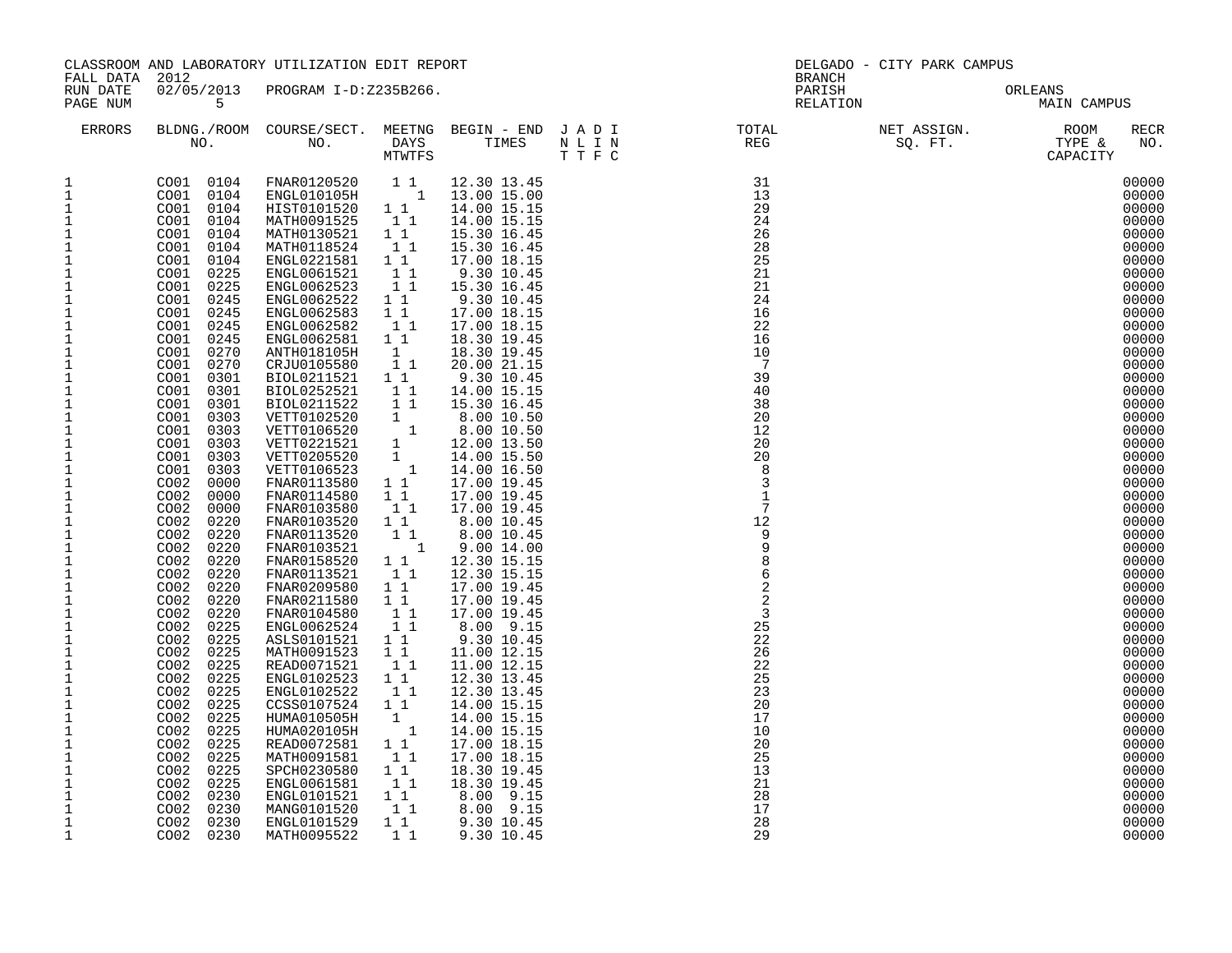CLASSROOM AND LABORATORY UTILIZATION EDIT REPORT
FALL DATA 2012
RUN DATE 02/05/2013 PROGRAM I-D:Z235B266.
PAGE NUM 5

DELGADO - CITY PARK CAMPUS
BRANCH
PARISH ORLEANS
RELATION MAIN CAMPUS

| ERRORS | BLDNG./ROOM NO. | COURSE/SECT. NO. | MEETNG DAYS MTWTFS | BEGIN - END TIMES | J A D I N L I N T T F C | TOTAL REG | NET ASSIGN. SQ. FT. | ROOM TYPE & CAPACITY | RECR NO. |
|---|---|---|---|---|---|---|---|---|---|
| 1 | CO01 0104 | FNAR0120520 | 1 1 | 12.30 13.45 | | 31 | | | 00000 |
| 1 | CO01 0104 | ENGL010105H | 1 | 13.00 15.00 | | 13 | | | 00000 |
| 1 | CO01 0104 | HIST0101520 | 1 1 | 14.00 15.15 | | 29 | | | 00000 |
| 1 | CO01 0104 | MATH0091525 | 1 1 | 14.00 15.15 | | 24 | | | 00000 |
| 1 | CO01 0104 | MATH0130521 | 1 1 | 15.30 16.45 | | 26 | | | 00000 |
| 1 | CO01 0104 | MATH0118524 | 1 1 | 15.30 16.45 | | 28 | | | 00000 |
| 1 | CO01 0104 | ENGL0221581 | 1 1 | 17.00 18.15 | | 25 | | | 00000 |
| 1 | CO01 0225 | ENGL0061521 | 1 1 | 9.30 10.45 | | 21 | | | 00000 |
| 1 | CO01 0225 | ENGL0062523 | 1 1 | 15.30 16.45 | | 21 | | | 00000 |
| 1 | CO01 0245 | ENGL0062522 | 1 1 | 9.30 10.45 | | 24 | | | 00000 |
| 1 | CO01 0245 | ENGL0062583 | 1 1 | 17.00 18.15 | | 16 | | | 00000 |
| 1 | CO01 0245 | ENGL0062582 | 1 1 | 17.00 18.15 | | 22 | | | 00000 |
| 1 | CO01 0245 | ENGL0062581 | 1 1 | 18.30 19.45 | | 16 | | | 00000 |
| 1 | CO01 0270 | ANTH018105H | 1 | 18.30 19.45 | | 10 | | | 00000 |
| 1 | CO01 0270 | CRJU0105580 | 1 1 | 20.00 21.15 | | 7 | | | 00000 |
| 1 | CO01 0301 | BIOL0211521 | 1 1 | 9.30 10.45 | | 39 | | | 00000 |
| 1 | CO01 0301 | BIOL0252521 | 1 1 | 14.00 15.15 | | 40 | | | 00000 |
| 1 | CO01 0301 | BIOL0211522 | 1 1 | 15.30 16.45 | | 38 | | | 00000 |
| 1 | CO01 0303 | VETT0102520 | 1 | 8.00 10.50 | | 20 | | | 00000 |
| 1 | CO01 0303 | VETT0106520 | 1 | 8.00 10.50 | | 12 | | | 00000 |
| 1 | CO01 0303 | VETT0221521 | 1 | 12.00 13.50 | | 20 | | | 00000 |
| 1 | CO01 0303 | VETT0205520 | 1 | 14.00 15.50 | | 20 | | | 00000 |
| 1 | CO01 0303 | VETT0106523 | 1 | 14.00 16.50 | | 8 | | | 00000 |
| 1 | CO02 0000 | FNAR0113580 | 1 1 | 17.00 19.45 | | 3 | | | 00000 |
| 1 | CO02 0000 | FNAR0114580 | 1 1 | 17.00 19.45 | | 1 | | | 00000 |
| 1 | CO02 0000 | FNAR0103580 | 1 1 | 17.00 19.45 | | 7 | | | 00000 |
| 1 | CO02 0220 | FNAR0103520 | 1 1 | 8.00 10.45 | | 12 | | | 00000 |
| 1 | CO02 0220 | FNAR0113520 | 1 1 | 8.00 10.45 | | 9 | | | 00000 |
| 1 | CO02 0220 | FNAR0103521 | 1 | 9.00 14.00 | | 9 | | | 00000 |
| 1 | CO02 0220 | FNAR0158520 | 1 1 | 12.30 15.15 | | 8 | | | 00000 |
| 1 | CO02 0220 | FNAR0113521 | 1 1 | 12.30 15.15 | | 6 | | | 00000 |
| 1 | CO02 0220 | FNAR0209580 | 1 1 | 17.00 19.45 | | 2 | | | 00000 |
| 1 | CO02 0220 | FNAR0211580 | 1 1 | 17.00 19.45 | | 2 | | | 00000 |
| 1 | CO02 0220 | FNAR0104580 | 1 1 | 17.00 19.45 | | 3 | | | 00000 |
| 1 | CO02 0225 | ENGL0062524 | 1 1 | 8.00 9.15 | | 25 | | | 00000 |
| 1 | CO02 0225 | ASLS0101521 | 1 1 | 9.30 10.45 | | 22 | | | 00000 |
| 1 | CO02 0225 | MATH0091523 | 1 1 | 11.00 12.15 | | 26 | | | 00000 |
| 1 | CO02 0225 | READ0071521 | 1 1 | 11.00 12.15 | | 22 | | | 00000 |
| 1 | CO02 0225 | ENGL0102523 | 1 1 | 12.30 13.45 | | 25 | | | 00000 |
| 1 | CO02 0225 | ENGL0102522 | 1 1 | 12.30 13.45 | | 23 | | | 00000 |
| 1 | CO02 0225 | CCSS0107524 | 1 1 | 14.00 15.15 | | 20 | | | 00000 |
| 1 | CO02 0225 | HUMA010505H | 1 | 14.00 15.15 | | 17 | | | 00000 |
| 1 | CO02 0225 | HUMA020105H | 1 | 14.00 15.15 | | 10 | | | 00000 |
| 1 | CO02 0225 | READ0072581 | 1 1 | 17.00 18.15 | | 20 | | | 00000 |
| 1 | CO02 0225 | MATH0091581 | 1 1 | 17.00 18.15 | | 25 | | | 00000 |
| 1 | CO02 0225 | SPCH0230580 | 1 1 | 18.30 19.45 | | 13 | | | 00000 |
| 1 | CO02 0225 | ENGL0061581 | 1 1 | 18.30 19.45 | | 21 | | | 00000 |
| 1 | CO02 0230 | ENGL0101521 | 1 1 | 8.00 9.15 | | 28 | | | 00000 |
| 1 | CO02 0230 | MANG0101520 | 1 1 | 8.00 9.15 | | 17 | | | 00000 |
| 1 | CO02 0230 | ENGL0101529 | 1 1 | 9.30 10.45 | | 28 | | | 00000 |
| 1 | CO02 0230 | MATH0095522 | 1 1 | 9.30 10.45 | | 29 | | | 00000 |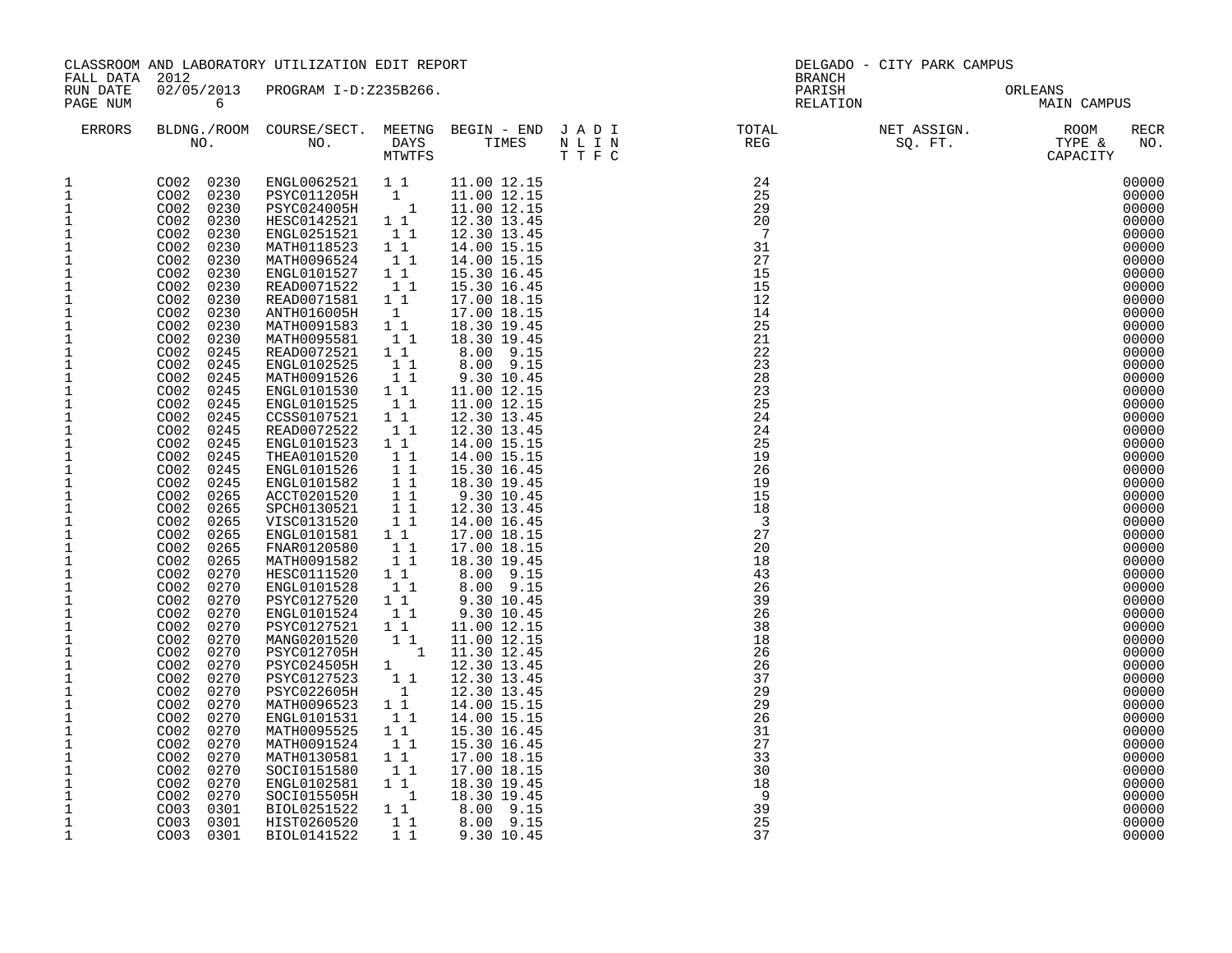CLASSROOM AND LABORATORY UTILIZATION EDIT REPORT
FALL DATA 2012
RUN DATE 02/05/2013 PROGRAM I-D:Z235B266.
PAGE NUM 6

DELGADO - CITY PARK CAMPUS
BRANCH
PARISH ORLEANS
RELATION MAIN CAMPUS

| ERRORS | BLDNG./ROOM NO. | COURSE/SECT. NO. | MEETNG DAYS MTWTFS | BEGIN - END TIMES | J A D I N L I N T T F C | TOTAL REG | NET ASSIGN. SQ. FT. | ROOM TYPE & CAPACITY | RECR NO. |
|---|---|---|---|---|---|---|---|---|---|
| 1 | CO02 0230 | ENGL0062521 | 1 1 | 11.00 12.15 | | 24 | | | 00000 |
| 1 | CO02 0230 | PSYC011205H | 1 | 11.00 12.15 | | 25 | | | 00000 |
| 1 | CO02 0230 | PSYC024005H | 1 | 11.00 12.15 | | 29 | | | 00000 |
| 1 | CO02 0230 | HESC0142521 | 1 1 | 12.30 13.45 | | 20 | | | 00000 |
| 1 | CO02 0230 | ENGL0251521 | 1 1 | 12.30 13.45 | | 7 | | | 00000 |
| 1 | CO02 0230 | MATH0118523 | 1 1 | 14.00 15.15 | | 31 | | | 00000 |
| 1 | CO02 0230 | MATH0096524 | 1 1 | 14.00 15.15 | | 27 | | | 00000 |
| 1 | CO02 0230 | ENGL0101527 | 1 1 | 15.30 16.45 | | 15 | | | 00000 |
| 1 | CO02 0230 | READ0071522 | 1 1 | 15.30 16.45 | | 15 | | | 00000 |
| 1 | CO02 0230 | READ0071581 | 1 1 | 17.00 18.15 | | 12 | | | 00000 |
| 1 | CO02 0230 | ANTH016005H | 1 | 17.00 18.15 | | 14 | | | 00000 |
| 1 | CO02 0230 | MATH0091583 | 1 1 | 18.30 19.45 | | 25 | | | 00000 |
| 1 | CO02 0230 | MATH0095581 | 1 1 | 18.30 19.45 | | 21 | | | 00000 |
| 1 | CO02 0245 | READ0072521 | 1 1 | 8.00 9.15 | | 22 | | | 00000 |
| 1 | CO02 0245 | ENGL0102525 | 1 1 | 8.00 9.15 | | 23 | | | 00000 |
| 1 | CO02 0245 | MATH0091526 | 1 1 | 9.30 10.45 | | 28 | | | 00000 |
| 1 | CO02 0245 | ENGL0101530 | 1 1 | 11.00 12.15 | | 23 | | | 00000 |
| 1 | CO02 0245 | ENGL0101525 | 1 1 | 11.00 12.15 | | 25 | | | 00000 |
| 1 | CO02 0245 | CCSS0107521 | 1 1 | 12.30 13.45 | | 24 | | | 00000 |
| 1 | CO02 0245 | READ0072522 | 1 1 | 12.30 13.45 | | 24 | | | 00000 |
| 1 | CO02 0245 | ENGL0101523 | 1 1 | 14.00 15.15 | | 25 | | | 00000 |
| 1 | CO02 0245 | THEA0101520 | 1 1 | 14.00 15.15 | | 19 | | | 00000 |
| 1 | CO02 0245 | ENGL0101526 | 1 1 | 15.30 16.45 | | 26 | | | 00000 |
| 1 | CO02 0245 | ENGL0101582 | 1 1 | 18.30 19.45 | | 19 | | | 00000 |
| 1 | CO02 0265 | ACCT0201520 | 1 1 | 9.30 10.45 | | 15 | | | 00000 |
| 1 | CO02 0265 | SPCH0130521 | 1 1 | 12.30 13.45 | | 18 | | | 00000 |
| 1 | CO02 0265 | VISC0131520 | 1 1 | 14.00 16.45 | | 3 | | | 00000 |
| 1 | CO02 0265 | ENGL0101581 | 1 1 | 17.00 18.15 | | 27 | | | 00000 |
| 1 | CO02 0265 | FNAR0120580 | 1 1 | 17.00 18.15 | | 20 | | | 00000 |
| 1 | CO02 0265 | MATH0091582 | 1 1 | 18.30 19.45 | | 18 | | | 00000 |
| 1 | CO02 0270 | HESC0111520 | 1 1 | 8.00 9.15 | | 43 | | | 00000 |
| 1 | CO02 0270 | ENGL0101528 | 1 1 | 8.00 9.15 | | 26 | | | 00000 |
| 1 | CO02 0270 | PSYC0127520 | 1 1 | 9.30 10.45 | | 39 | | | 00000 |
| 1 | CO02 0270 | ENGL0101524 | 1 1 | 9.30 10.45 | | 26 | | | 00000 |
| 1 | CO02 0270 | PSYC0127521 | 1 1 | 11.00 12.15 | | 38 | | | 00000 |
| 1 | CO02 0270 | MANG0201520 | 1 1 | 11.00 12.15 | | 18 | | | 00000 |
| 1 | CO02 0270 | PSYC012705H | 1 | 11.30 12.45 | | 26 | | | 00000 |
| 1 | CO02 0270 | PSYC024505H | 1 | 12.30 13.45 | | 26 | | | 00000 |
| 1 | CO02 0270 | PSYC0127523 | 1 1 | 12.30 13.45 | | 37 | | | 00000 |
| 1 | CO02 0270 | PSYC022605H | 1 | 12.30 13.45 | | 29 | | | 00000 |
| 1 | CO02 0270 | MATH0096523 | 1 1 | 14.00 15.15 | | 29 | | | 00000 |
| 1 | CO02 0270 | ENGL0101531 | 1 1 | 14.00 15.15 | | 26 | | | 00000 |
| 1 | CO02 0270 | MATH0095525 | 1 1 | 15.30 16.45 | | 31 | | | 00000 |
| 1 | CO02 0270 | MATH0091524 | 1 1 | 15.30 16.45 | | 27 | | | 00000 |
| 1 | CO02 0270 | MATH0130581 | 1 1 | 17.00 18.15 | | 33 | | | 00000 |
| 1 | CO02 0270 | SOCI0151580 | 1 1 | 17.00 18.15 | | 30 | | | 00000 |
| 1 | CO02 0270 | ENGL0102581 | 1 1 | 18.30 19.45 | | 18 | | | 00000 |
| 1 | CO02 0270 | SOCI015505H | 1 | 18.30 19.45 | | 9 | | | 00000 |
| 1 | CO03 0301 | BIOL0251522 | 1 1 | 8.00 9.15 | | 39 | | | 00000 |
| 1 | CO03 0301 | HIST0260520 | 1 1 | 8.00 9.15 | | 25 | | | 00000 |
| 1 | CO03 0301 | BIOL0141522 | 1 1 | 9.30 10.45 | | 37 | | | 00000 |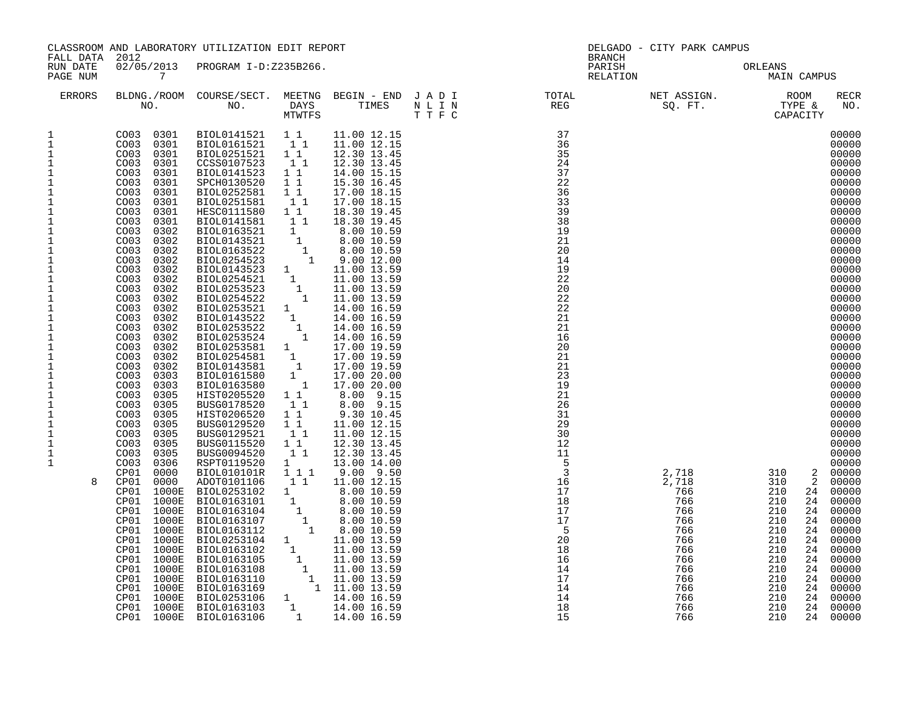CLASSROOM AND LABORATORY UTILIZATION EDIT REPORT
FALL DATA 2012
RUN DATE 02/05/2013 PROGRAM I-D:Z235B266.
PAGE NUM 7

DELGADO - CITY PARK CAMPUS
BRANCH
PARISH ORLEANS
RELATION MAIN CAMPUS

| ERRORS | BLDNG./ROOM NO. | COURSE/SECT. NO. | MEETNG DAYS MTWTFS | BEGIN - END TIMES | J A D I N L I N T T F C | TOTAL REG | NET ASSIGN. SQ. FT. | ROOM TYPE & CAPACITY | | RECR NO. |
|---|---|---|---|---|---|---|---|---|---|---|
| 1 | CO03 0301 | BIOL0141521 | 1 1 | 11.00 12.15 | | 37 | | | | 00000 |
| 1 | CO03 0301 | BIOL0161521 | 1 1 | 11.00 12.15 | | 36 | | | | 00000 |
| 1 | CO03 0301 | BIOL0251521 | 1 1 | 12.30 13.45 | | 35 | | | | 00000 |
| 1 | CO03 0301 | CCSS0107523 | 1 1 | 12.30 13.45 | | 24 | | | | 00000 |
| 1 | CO03 0301 | BIOL0141523 | 1 1 | 14.00 15.15 | | 37 | | | | 00000 |
| 1 | CO03 0301 | SPCH0130520 | 1 1 | 15.30 16.45 | | 22 | | | | 00000 |
| 1 | CO03 0301 | BIOL0252581 | 1 1 | 17.00 18.15 | | 36 | | | | 00000 |
| 1 | CO03 0301 | BIOL0251581 | 1 1 | 17.00 18.15 | | 33 | | | | 00000 |
| 1 | CO03 0301 | HESC0111580 | 1 1 | 18.30 19.45 | | 39 | | | | 00000 |
| 1 | CO03 0301 | BIOL0141581 | 1 1 | 18.30 19.45 | | 38 | | | | 00000 |
| 1 | CO03 0302 | BIOL0163521 | 1 | 8.00 10.59 | | 19 | | | | 00000 |
| 1 | CO03 0302 | BIOL0143521 | 1 | 8.00 10.59 | | 21 | | | | 00000 |
| 1 | CO03 0302 | BIOL0163522 | 1 | 8.00 10.59 | | 20 | | | | 00000 |
| 1 | CO03 0302 | BIOL0254523 | 1 | 9.00 12.00 | | 14 | | | | 00000 |
| 1 | CO03 0302 | BIOL0143523 | 1 | 11.00 13.59 | | 19 | | | | 00000 |
| 1 | CO03 0302 | BIOL0254521 | 1 | 11.00 13.59 | | 22 | | | | 00000 |
| 1 | CO03 0302 | BIOL0253523 | 1 | 11.00 13.59 | | 20 | | | | 00000 |
| 1 | CO03 0302 | BIOL0254522 | 1 | 11.00 13.59 | | 22 | | | | 00000 |
| 1 | CO03 0302 | BIOL0253521 | 1 | 14.00 16.59 | | 22 | | | | 00000 |
| 1 | CO03 0302 | BIOL0143522 | 1 | 14.00 16.59 | | 21 | | | | 00000 |
| 1 | CO03 0302 | BIOL0253522 | 1 | 14.00 16.59 | | 21 | | | | 00000 |
| 1 | CO03 0302 | BIOL0253524 | 1 | 14.00 16.59 | | 16 | | | | 00000 |
| 1 | CO03 0302 | BIOL0253581 | 1 | 17.00 19.59 | | 20 | | | | 00000 |
| 1 | CO03 0302 | BIOL0254581 | 1 | 17.00 19.59 | | 21 | | | | 00000 |
| 1 | CO03 0302 | BIOL0143581 | 1 | 17.00 19.59 | | 21 | | | | 00000 |
| 1 | CO03 0303 | BIOL0161580 | 1 | 17.00 20.00 | | 23 | | | | 00000 |
| 1 | CO03 0303 | BIOL0163580 | 1 | 17.00 20.00 | | 19 | | | | 00000 |
| 1 | CO03 0305 | HIST0205520 | 1 1 | 8.00 9.15 | | 21 | | | | 00000 |
| 1 | CO03 0305 | BUSG0178520 | 1 1 | 8.00 9.15 | | 26 | | | | 00000 |
| 1 | CO03 0305 | HIST0206520 | 1 1 | 9.30 10.45 | | 31 | | | | 00000 |
| 1 | CO03 0305 | BUSG0129520 | 1 1 | 11.00 12.15 | | 29 | | | | 00000 |
| 1 | CO03 0305 | BUSG0129521 | 1 1 | 11.00 12.15 | | 30 | | | | 00000 |
| 1 | CO03 0305 | BUSG0115520 | 1 1 | 12.30 13.45 | | 12 | | | | 00000 |
| 1 | CO03 0305 | BUSG0094520 | 1 1 | 12.30 13.45 | | 11 | | | | 00000 |
| 1 | CO03 0306 | RSPT0119520 | 1 | 13.00 14.00 | | 5 | | | | 00000 |
| | CP01 0000 | BIOL010101R | 1 1 1 | 9.00 9.50 | | 3 | 2,718 | 310 | 2 | 00000 |
| 8 | CP01 0000 | ADOT0101106 | 1 1 | 11.00 12.15 | | 16 | 2,718 | 310 | 2 | 00000 |
| | CP01 1000E | BIOL0253102 | 1 | 8.00 10.59 | | 17 | 766 | 210 | 24 | 00000 |
| | CP01 1000E | BIOL0163101 | 1 | 8.00 10.59 | | 18 | 766 | 210 | 24 | 00000 |
| | CP01 1000E | BIOL0163104 | 1 | 8.00 10.59 | | 17 | 766 | 210 | 24 | 00000 |
| | CP01 1000E | BIOL0163107 | 1 | 8.00 10.59 | | 17 | 766 | 210 | 24 | 00000 |
| | CP01 1000E | BIOL0163112 | 1 | 8.00 10.59 | | 5 | 766 | 210 | 24 | 00000 |
| | CP01 1000E | BIOL0253104 | 1 | 11.00 13.59 | | 20 | 766 | 210 | 24 | 00000 |
| | CP01 1000E | BIOL0163102 | 1 | 11.00 13.59 | | 18 | 766 | 210 | 24 | 00000 |
| | CP01 1000E | BIOL0163105 | 1 | 11.00 13.59 | | 16 | 766 | 210 | 24 | 00000 |
| | CP01 1000E | BIOL0163108 | 1 | 11.00 13.59 | | 14 | 766 | 210 | 24 | 00000 |
| | CP01 1000E | BIOL0163110 | 1 | 11.00 13.59 | | 17 | 766 | 210 | 24 | 00000 |
| | CP01 1000E | BIOL0163169 | 1 | 11.00 13.59 | | 14 | 766 | 210 | 24 | 00000 |
| | CP01 1000E | BIOL0253106 | 1 | 14.00 16.59 | | 14 | 766 | 210 | 24 | 00000 |
| | CP01 1000E | BIOL0163103 | 1 | 14.00 16.59 | | 18 | 766 | 210 | 24 | 00000 |
| | CP01 1000E | BIOL0163106 | 1 | 14.00 16.59 | | 15 | 766 | 210 | 24 | 00000 |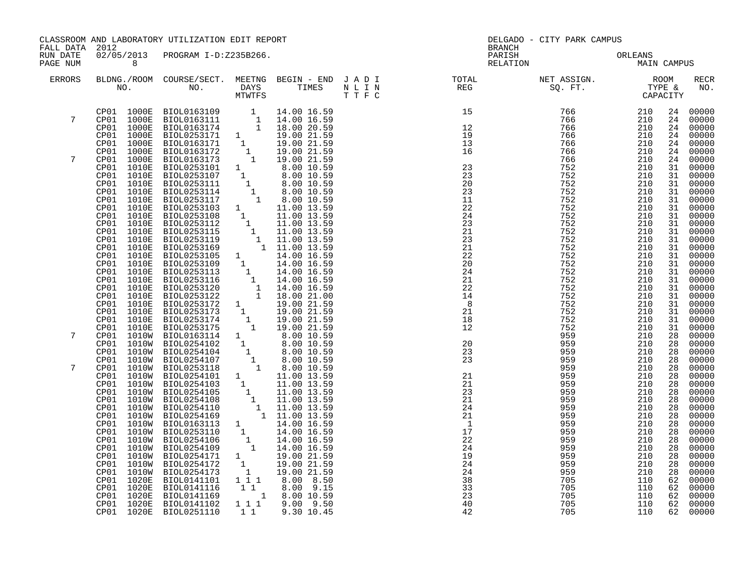CLASSROOM AND LABORATORY UTILIZATION EDIT REPORT
FALL DATA 2012
RUN DATE 02/05/2013 PROGRAM I-D:Z235B266.

DELGADO - CITY PARK CAMPUS
BRANCH
PARISH ORLEANS
RELATION MAIN CAMPUS

| ERRORS | BLDNG. | ROOM NO. | COURSE/SECT. NO. | M | T | W | T | F | S | BEGIN | END | J N T | A L T | D I F | I N C | TOTAL REG | NET ASSIGN. SQ. FT. | ROOM TYPE | CAPACITY | RECR NO. |
|---|---|---|---|---|---|---|---|---|---|---|---|---|---|---|---|---|---|---|---|---|
| | CP01 | 1000E | BIOL0163109 | | | | 1 | | | 14.00 | 16.59 | | | | | 15 | 766 | 210 | 24 | 00000 |
| 7 | CP01 | 1000E | BIOL0163111 | | | | | 1 | | 14.00 | 16.59 | | | | | | 766 | 210 | 24 | 00000 |
| | CP01 | 1000E | BIOL0163174 | | | | | 1 | | 18.00 | 20.59 | | | | | 12 | 766 | 210 | 24 | 00000 |
| | CP01 | 1000E | BIOL0253171 | 1 | | | | | | 19.00 | 21.59 | | | | | 19 | 766 | 210 | 24 | 00000 |
| | CP01 | 1000E | BIOL0163171 | | 1 | | | | | 19.00 | 21.59 | | | | | 13 | 766 | 210 | 24 | 00000 |
| | CP01 | 1000E | BIOL0163172 | | | 1 | | | | 19.00 | 21.59 | | | | | 16 | 766 | 210 | 24 | 00000 |
| 7 | CP01 | 1000E | BIOL0163173 | | | | 1 | | | 19.00 | 21.59 | | | | | | 766 | 210 | 24 | 00000 |
| | CP01 | 1010E | BIOL0253101 | 1 | | | | | | 8.00 | 10.59 | | | | | 23 | 752 | 210 | 31 | 00000 |
| | CP01 | 1010E | BIOL0253107 | | 1 | | | | | 8.00 | 10.59 | | | | | 23 | 752 | 210 | 31 | 00000 |
| | CP01 | 1010E | BIOL0253111 | | | 1 | | | | 8.00 | 10.59 | | | | | 20 | 752 | 210 | 31 | 00000 |
| | CP01 | 1010E | BIOL0253114 | | | | 1 | | | 8.00 | 10.59 | | | | | 23 | 752 | 210 | 31 | 00000 |
| | CP01 | 1010E | BIOL0253117 | | | | | 1 | | 8.00 | 10.59 | | | | | 11 | 752 | 210 | 31 | 00000 |
| | CP01 | 1010E | BIOL0253103 | 1 | | | | | | 11.00 | 13.59 | | | | | 22 | 752 | 210 | 31 | 00000 |
| | CP01 | 1010E | BIOL0253108 | | 1 | | | | | 11.00 | 13.59 | | | | | 24 | 752 | 210 | 31 | 00000 |
| | CP01 | 1010E | BIOL0253112 | | | 1 | | | | 11.00 | 13.59 | | | | | 23 | 752 | 210 | 31 | 00000 |
| | CP01 | 1010E | BIOL0253115 | | | | 1 | | | 11.00 | 13.59 | | | | | 21 | 752 | 210 | 31 | 00000 |
| | CP01 | 1010E | BIOL0253119 | | | | | 1 | | 11.00 | 13.59 | | | | | 23 | 752 | 210 | 31 | 00000 |
| | CP01 | 1010E | BIOL0253169 | | | | | | 1 | 11.00 | 13.59 | | | | | 21 | 752 | 210 | 31 | 00000 |
| | CP01 | 1010E | BIOL0253105 | 1 | | | | | | 14.00 | 16.59 | | | | | 22 | 752 | 210 | 31 | 00000 |
| | CP01 | 1010E | BIOL0253109 | | 1 | | | | | 14.00 | 16.59 | | | | | 20 | 752 | 210 | 31 | 00000 |
| | CP01 | 1010E | BIOL0253113 | | | 1 | | | | 14.00 | 16.59 | | | | | 24 | 752 | 210 | 31 | 00000 |
| | CP01 | 1010E | BIOL0253116 | | | | 1 | | | 14.00 | 16.59 | | | | | 21 | 752 | 210 | 31 | 00000 |
| | CP01 | 1010E | BIOL0253120 | | | | | 1 | | 14.00 | 16.59 | | | | | 22 | 752 | 210 | 31 | 00000 |
| | CP01 | 1010E | BIOL0253122 | | | | | 1 | | 18.00 | 21.00 | | | | | 14 | 752 | 210 | 31 | 00000 |
| | CP01 | 1010E | BIOL0253172 | 1 | | | | | | 19.00 | 21.59 | | | | | 8 | 752 | 210 | 31 | 00000 |
| | CP01 | 1010E | BIOL0253173 | | 1 | | | | | 19.00 | 21.59 | | | | | 21 | 752 | 210 | 31 | 00000 |
| | CP01 | 1010E | BIOL0253174 | | | 1 | | | | 19.00 | 21.59 | | | | | 18 | 752 | 210 | 31 | 00000 |
| | CP01 | 1010E | BIOL0253175 | | | | 1 | | | 19.00 | 21.59 | | | | | 12 | 752 | 210 | 31 | 00000 |
| 7 | CP01 | 1010W | BIOL0163114 | 1 | | | | | | 8.00 | 10.59 | | | | | | 959 | 210 | 28 | 00000 |
| | CP01 | 1010W | BIOL0254102 | | 1 | | | | | 8.00 | 10.59 | | | | | 20 | 959 | 210 | 28 | 00000 |
| | CP01 | 1010W | BIOL0254104 | | | 1 | | | | 8.00 | 10.59 | | | | | 23 | 959 | 210 | 28 | 00000 |
| | CP01 | 1010W | BIOL0254107 | | | | 1 | | | 8.00 | 10.59 | | | | | 23 | 959 | 210 | 28 | 00000 |
| 7 | CP01 | 1010W | BIOL0253118 | | | | | 1 | | 8.00 | 10.59 | | | | | | 959 | 210 | 28 | 00000 |
| | CP01 | 1010W | BIOL0254101 | 1 | | | | | | 11.00 | 13.59 | | | | | 21 | 959 | 210 | 28 | 00000 |
| | CP01 | 1010W | BIOL0254103 | | 1 | | | | | 11.00 | 13.59 | | | | | 21 | 959 | 210 | 28 | 00000 |
| | CP01 | 1010W | BIOL0254105 | | | 1 | | | | 11.00 | 13.59 | | | | | 23 | 959 | 210 | 28 | 00000 |
| | CP01 | 1010W | BIOL0254108 | | | | 1 | | | 11.00 | 13.59 | | | | | 21 | 959 | 210 | 28 | 00000 |
| | CP01 | 1010W | BIOL0254110 | | | | | 1 | | 11.00 | 13.59 | | | | | 24 | 959 | 210 | 28 | 00000 |
| | CP01 | 1010W | BIOL0254169 | | | | | | 1 | 11.00 | 13.59 | | | | | 21 | 959 | 210 | 28 | 00000 |
| | CP01 | 1010W | BIOL0163113 | 1 | | | | | | 14.00 | 16.59 | | | | | 1 | 959 | 210 | 28 | 00000 |
| | CP01 | 1010W | BIOL0253110 | | 1 | | | | | 14.00 | 16.59 | | | | | 17 | 959 | 210 | 28 | 00000 |
| | CP01 | 1010W | BIOL0254106 | | | 1 | | | | 14.00 | 16.59 | | | | | 22 | 959 | 210 | 28 | 00000 |
| | CP01 | 1010W | BIOL0254109 | | | | 1 | | | 14.00 | 16.59 | | | | | 24 | 959 | 210 | 28 | 00000 |
| | CP01 | 1010W | BIOL0254171 | 1 | | | | | | 19.00 | 21.59 | | | | | 19 | 959 | 210 | 28 | 00000 |
| | CP01 | 1010W | BIOL0254172 | | 1 | | | | | 19.00 | 21.59 | | | | | 24 | 959 | 210 | 28 | 00000 |
| | CP01 | 1010W | BIOL0254173 | | | 1 | | | | 19.00 | 21.59 | | | | | 24 | 959 | 210 | 28 | 00000 |
| | CP01 | 1020E | BIOL0141101 | 1 | | 1 | | 1 | | 8.00 | 8.50 | | | | | 38 | 705 | 110 | 62 | 00000 |
| | CP01 | 1020E | BIOL0141116 | | 1 | | 1 | | | 8.00 | 9.15 | | | | | 33 | 705 | 110 | 62 | 00000 |
| | CP01 | 1020E | BIOL0141169 | | | | | | 1 | 8.00 | 10.59 | | | | | 23 | 705 | 110 | 62 | 00000 |
| | CP01 | 1020E | BIOL0141102 | 1 | | 1 | | 1 | | 9.00 | 9.50 | | | | | 40 | 705 | 110 | 62 | 00000 |
| | CP01 | 1020E | BIOL0251110 | | 1 | | 1 | | | 9.30 | 10.45 | | | | | 42 | 705 | 110 | 62 | 00000 |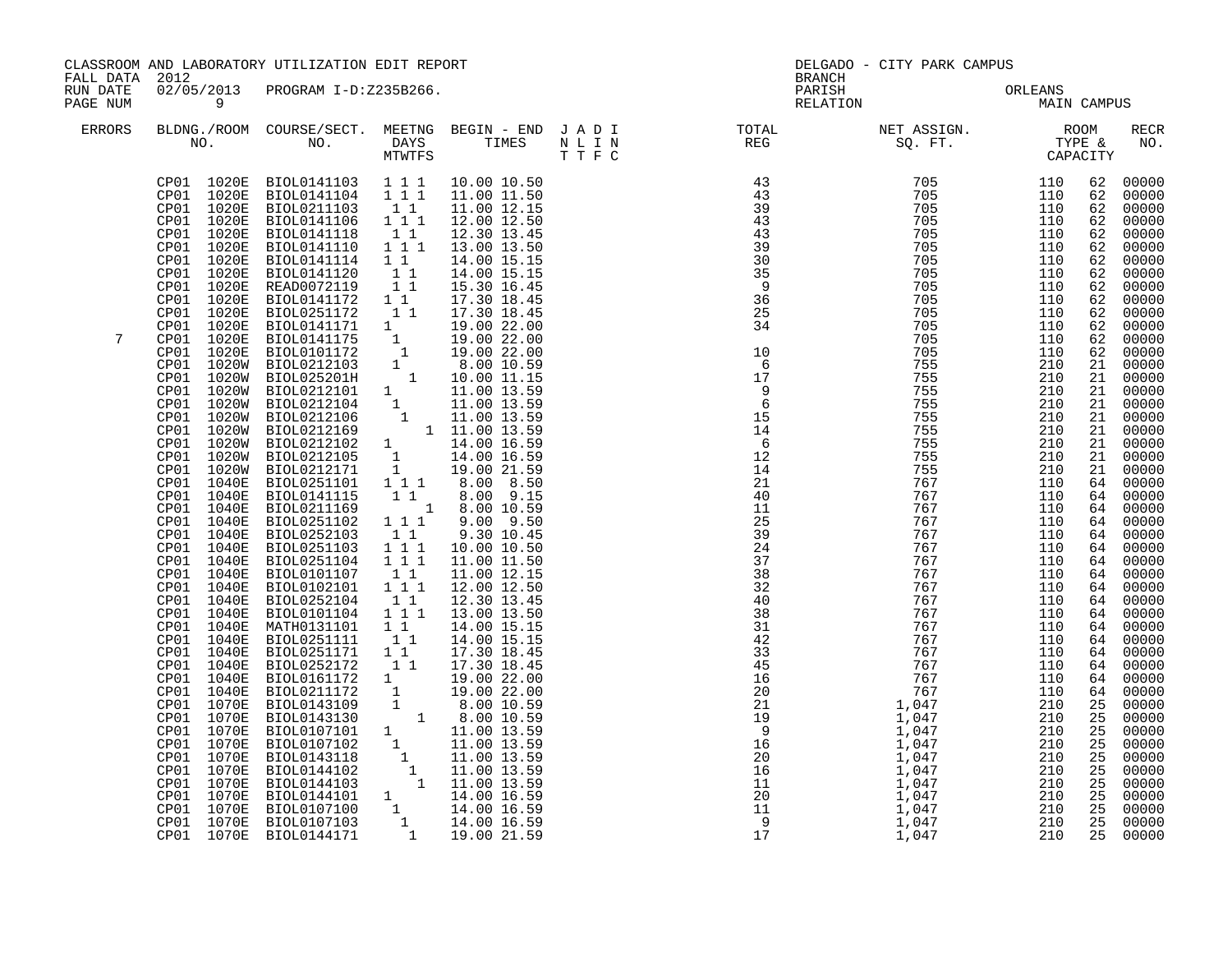CLASSROOM AND LABORATORY UTILIZATION EDIT REPORT
FALL DATA 2012
RUN DATE 02/05/2013 PROGRAM I-D:Z235B266.

DELGADO - CITY PARK CAMPUS
BRANCH
PARISH ORLEANS
RELATION MAIN CAMPUS

| ERRORS | BLDNG./ROOM NO. | COURSE/SECT. NO. | MEETNG DAYS MTWTFS | BEGIN - END TIMES | J A D I N L I N T T F C | TOTAL REG | NET ASSIGN. SQ. FT. | ROOM TYPE & CAPACITY | | RECR NO. |
|---|---|---|---|---|---|---|---|---|---|---|
| | CP01 1020E | BIOL0141103 | 1 1 1 | 10.00 10.50 | | 43 | 705 | 110 | 62 | 00000 |
| | CP01 1020E | BIOL0141104 | 1 1 1 | 11.00 11.50 | | 43 | 705 | 110 | 62 | 00000 |
| | CP01 1020E | BIOL0211103 | 1 1 | 11.00 12.15 | | 39 | 705 | 110 | 62 | 00000 |
| | CP01 1020E | BIOL0141106 | 1 1 1 | 12.00 12.50 | | 43 | 705 | 110 | 62 | 00000 |
| | CP01 1020E | BIOL0141118 | 1 1 | 12.30 13.45 | | 43 | 705 | 110 | 62 | 00000 |
| | CP01 1020E | BIOL0141110 | 1 1 1 | 13.00 13.50 | | 39 | 705 | 110 | 62 | 00000 |
| | CP01 1020E | BIOL0141114 | 1 1 | 14.00 15.15 | | 30 | 705 | 110 | 62 | 00000 |
| | CP01 1020E | BIOL0141120 | 1 1 | 14.00 15.15 | | 35 | 705 | 110 | 62 | 00000 |
| | CP01 1020E | READ0072119 | 1 1 | 15.30 16.45 | | 9 | 705 | 110 | 62 | 00000 |
| | CP01 1020E | BIOL0141172 | 1 1 | 17.30 18.45 | | 36 | 705 | 110 | 62 | 00000 |
| | CP01 1020E | BIOL0251172 | 1 1 | 17.30 18.45 | | 25 | 705 | 110 | 62 | 00000 |
| | CP01 1020E | BIOL0141171 | 1 | 19.00 22.00 | | 34 | 705 | 110 | 62 | 00000 |
| 7 | CP01 1020E | BIOL0141175 | 1 | 19.00 22.00 | | | 705 | 110 | 62 | 00000 |
| | CP01 1020E | BIOL0101172 | 1 | 19.00 22.00 | | 10 | 705 | 110 | 62 | 00000 |
| | CP01 1020W | BIOL0212103 | 1 | 8.00 10.59 | | 6 | 755 | 210 | 21 | 00000 |
| | CP01 1020W | BIOL025201H | 1 | 10.00 11.15 | | 17 | 755 | 210 | 21 | 00000 |
| | CP01 1020W | BIOL0212101 | 1 | 11.00 13.59 | | 9 | 755 | 210 | 21 | 00000 |
| | CP01 1020W | BIOL0212104 | 1 | 11.00 13.59 | | 6 | 755 | 210 | 21 | 00000 |
| | CP01 1020W | BIOL0212106 | 1 | 11.00 13.59 | | 15 | 755 | 210 | 21 | 00000 |
| | CP01 1020W | BIOL0212169 | 1 | 11.00 13.59 | | 14 | 755 | 210 | 21 | 00000 |
| | CP01 1020W | BIOL0212102 | 1 | 14.00 16.59 | | 6 | 755 | 210 | 21 | 00000 |
| | CP01 1020W | BIOL0212105 | 1 | 14.00 16.59 | | 12 | 755 | 210 | 21 | 00000 |
| | CP01 1020W | BIOL0212171 | 1 | 19.00 21.59 | | 14 | 755 | 210 | 21 | 00000 |
| | CP01 1040E | BIOL0251101 | 1 1 1 | 8.00 8.50 | | 21 | 767 | 110 | 64 | 00000 |
| | CP01 1040E | BIOL0141115 | 1 1 | 8.00 9.15 | | 40 | 767 | 110 | 64 | 00000 |
| | CP01 1040E | BIOL0211169 | 1 | 8.00 10.59 | | 11 | 767 | 110 | 64 | 00000 |
| | CP01 1040E | BIOL0251102 | 1 1 1 | 9.00 9.50 | | 25 | 767 | 110 | 64 | 00000 |
| | CP01 1040E | BIOL0252103 | 1 1 | 9.30 10.45 | | 39 | 767 | 110 | 64 | 00000 |
| | CP01 1040E | BIOL0251103 | 1 1 1 | 10.00 10.50 | | 24 | 767 | 110 | 64 | 00000 |
| | CP01 1040E | BIOL0251104 | 1 1 1 | 11.00 11.50 | | 37 | 767 | 110 | 64 | 00000 |
| | CP01 1040E | BIOL0101107 | 1 1 | 11.00 12.15 | | 38 | 767 | 110 | 64 | 00000 |
| | CP01 1040E | BIOL0102101 | 1 1 1 | 12.00 12.50 | | 32 | 767 | 110 | 64 | 00000 |
| | CP01 1040E | BIOL0252104 | 1 1 | 12.30 13.45 | | 40 | 767 | 110 | 64 | 00000 |
| | CP01 1040E | BIOL0101104 | 1 1 1 | 13.00 13.50 | | 38 | 767 | 110 | 64 | 00000 |
| | CP01 1040E | MATH0131101 | 1 1 | 14.00 15.15 | | 31 | 767 | 110 | 64 | 00000 |
| | CP01 1040E | BIOL0251111 | 1 1 | 14.00 15.15 | | 42 | 767 | 110 | 64 | 00000 |
| | CP01 1040E | BIOL0251171 | 1 1 | 17.30 18.45 | | 33 | 767 | 110 | 64 | 00000 |
| | CP01 1040E | BIOL0252172 | 1 1 | 17.30 18.45 | | 45 | 767 | 110 | 64 | 00000 |
| | CP01 1040E | BIOL0161172 | 1 | 19.00 22.00 | | 16 | 767 | 110 | 64 | 00000 |
| | CP01 1040E | BIOL0211172 | 1 | 19.00 22.00 | | 20 | 767 | 110 | 64 | 00000 |
| | CP01 1070E | BIOL0143109 | 1 | 8.00 10.59 | | 21 | 1,047 | 210 | 25 | 00000 |
| | CP01 1070E | BIOL0143130 | 1 | 8.00 10.59 | | 19 | 1,047 | 210 | 25 | 00000 |
| | CP01 1070E | BIOL0107101 | 1 | 11.00 13.59 | | 9 | 1,047 | 210 | 25 | 00000 |
| | CP01 1070E | BIOL0107102 | 1 | 11.00 13.59 | | 16 | 1,047 | 210 | 25 | 00000 |
| | CP01 1070E | BIOL0143118 | 1 | 11.00 13.59 | | 20 | 1,047 | 210 | 25 | 00000 |
| | CP01 1070E | BIOL0144102 | 1 | 11.00 13.59 | | 16 | 1,047 | 210 | 25 | 00000 |
| | CP01 1070E | BIOL0144103 | 1 | 11.00 13.59 | | 11 | 1,047 | 210 | 25 | 00000 |
| | CP01 1070E | BIOL0144101 | 1 | 14.00 16.59 | | 20 | 1,047 | 210 | 25 | 00000 |
| | CP01 1070E | BIOL0107100 | 1 | 14.00 16.59 | | 11 | 1,047 | 210 | 25 | 00000 |
| | CP01 1070E | BIOL0107103 | 1 | 14.00 16.59 | | 9 | 1,047 | 210 | 25 | 00000 |
| | CP01 1070E | BIOL0144171 | 1 | 19.00 21.59 | | 17 | 1,047 | 210 | 25 | 00000 |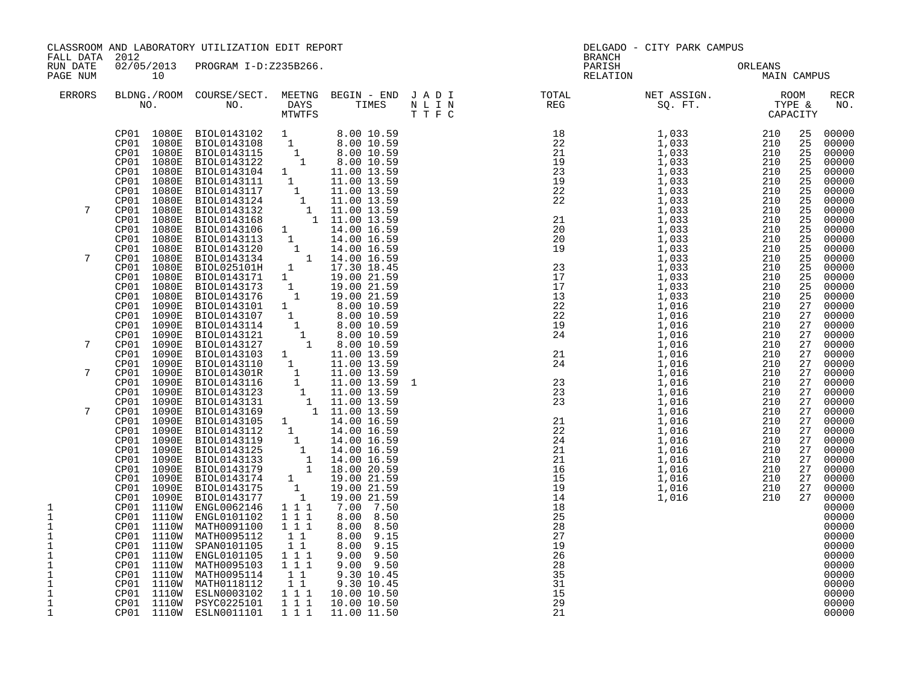CLASSROOM AND LABORATORY UTILIZATION EDIT REPORT
FALL DATA 2012
RUN DATE 02/05/2013 PROGRAM I-D:Z235B266.

DELGADO - CITY PARK CAMPUS
BRANCH
PARISH ORLEANS
RELATION MAIN CAMPUS

| ERRORS | BLDNG./ROOM NO. | COURSE/SECT. NO. | MEETNG DAYS M | T | W | T | F | S | BEGIN - END TIMES | J A D I N L I N T T F C | TOTAL REG | NET ASSIGN. SQ. FT. | ROOM TYPE & CAPACITY | | RECR NO. |
|---|---|---|---|---|---|---|---|---|---|---|---|---|---|---|---|
| | CP01 1080E | BIOL0143102 | 1 | | | | | | 8.00 10.59 | | 18 | 1,033 | 210 | 25 | 00000 |
| | CP01 1080E | BIOL0143108 | | 1 | | | | | 8.00 10.59 | | 22 | 1,033 | 210 | 25 | 00000 |
| | CP01 1080E | BIOL0143115 | | | 1 | | | | 8.00 10.59 | | 21 | 1,033 | 210 | 25 | 00000 |
| | CP01 1080E | BIOL0143122 | | | | 1 | | | 8.00 10.59 | | 19 | 1,033 | 210 | 25 | 00000 |
| | CP01 1080E | BIOL0143104 | 1 | | | | | | 11.00 13.59 | | 23 | 1,033 | 210 | 25 | 00000 |
| | CP01 1080E | BIOL0143111 | | 1 | | | | | 11.00 13.59 | | 19 | 1,033 | 210 | 25 | 00000 |
| | CP01 1080E | BIOL0143117 | | | 1 | | | | 11.00 13.59 | | 22 | 1,033 | 210 | 25 | 00000 |
| | CP01 1080E | BIOL0143124 | | | | 1 | | | 11.00 13.59 | | 22 | 1,033 | 210 | 25 | 00000 |
| 7 | CP01 1080E | BIOL0143132 | | | | | 1 | | 11.00 13.59 | | | 1,033 | 210 | 25 | 00000 |
| | CP01 1080E | BIOL0143168 | | | | | | 1 | 11.00 13.59 | | 21 | 1,033 | 210 | 25 | 00000 |
| | CP01 1080E | BIOL0143106 | 1 | | | | | | 14.00 16.59 | | 20 | 1,033 | 210 | 25 | 00000 |
| | CP01 1080E | BIOL0143113 | | 1 | | | | | 14.00 16.59 | | 20 | 1,033 | 210 | 25 | 00000 |
| | CP01 1080E | BIOL0143120 | | | 1 | | | | 14.00 16.59 | | 19 | 1,033 | 210 | 25 | 00000 |
| 7 | CP01 1080E | BIOL0143134 | | | | | 1 | | 14.00 16.59 | | | 1,033 | 210 | 25 | 00000 |
| | CP01 1080E | BIOL025101H | | 1 | | | | | 17.30 18.45 | | 23 | 1,033 | 210 | 25 | 00000 |
| | CP01 1080E | BIOL0143171 | 1 | | | | | | 19.00 21.59 | | 17 | 1,033 | 210 | 25 | 00000 |
| | CP01 1080E | BIOL0143173 | | 1 | | | | | 19.00 21.59 | | 17 | 1,033 | 210 | 25 | 00000 |
| | CP01 1080E | BIOL0143176 | | | 1 | | | | 19.00 21.59 | | 13 | 1,033 | 210 | 25 | 00000 |
| | CP01 1090E | BIOL0143101 | 1 | | | | | | 8.00 10.59 | | 22 | 1,016 | 210 | 27 | 00000 |
| | CP01 1090E | BIOL0143107 | | 1 | | | | | 8.00 10.59 | | 22 | 1,016 | 210 | 27 | 00000 |
| | CP01 1090E | BIOL0143114 | | | 1 | | | | 8.00 10.59 | | 19 | 1,016 | 210 | 27 | 00000 |
| | CP01 1090E | BIOL0143121 | | | | 1 | | | 8.00 10.59 | | 24 | 1,016 | 210 | 27 | 00000 |
| 7 | CP01 1090E | BIOL0143127 | | | | | 1 | | 8.00 10.59 | | | 1,016 | 210 | 27 | 00000 |
| | CP01 1090E | BIOL0143103 | 1 | | | | | | 11.00 13.59 | | 21 | 1,016 | 210 | 27 | 00000 |
| | CP01 1090E | BIOL0143110 | | 1 | | | | | 11.00 13.59 | | 24 | 1,016 | 210 | 27 | 00000 |
| 7 | CP01 1090E | BIOL014301R | | | 1 | | | | 11.00 13.59 | | | 1,016 | 210 | 27 | 00000 |
| | CP01 1090E | BIOL0143116 | | | 1 | | | | 11.00 13.59 | 1 | 23 | 1,016 | 210 | 27 | 00000 |
| | CP01 1090E | BIOL0143123 | | | | 1 | | | 11.00 13.59 | | 23 | 1,016 | 210 | 27 | 00000 |
| | CP01 1090E | BIOL0143131 | | | | | 1 | | 11.00 13.59 | | 23 | 1,016 | 210 | 27 | 00000 |
| 7 | CP01 1090E | BIOL0143169 | | | | | | 1 | 11.00 13.59 | | | 1,016 | 210 | 27 | 00000 |
| | CP01 1090E | BIOL0143105 | 1 | | | | | | 14.00 16.59 | | 21 | 1,016 | 210 | 27 | 00000 |
| | CP01 1090E | BIOL0143112 | | 1 | | | | | 14.00 16.59 | | 22 | 1,016 | 210 | 27 | 00000 |
| | CP01 1090E | BIOL0143119 | | | 1 | | | | 14.00 16.59 | | 24 | 1,016 | 210 | 27 | 00000 |
| | CP01 1090E | BIOL0143125 | | | | 1 | | | 14.00 16.59 | | 21 | 1,016 | 210 | 27 | 00000 |
| | CP01 1090E | BIOL0143133 | | | | | 1 | | 14.00 16.59 | | 21 | 1,016 | 210 | 27 | 00000 |
| | CP01 1090E | BIOL0143179 | | | | | 1 | | 18.00 20.59 | | 16 | 1,016 | 210 | 27 | 00000 |
| | CP01 1090E | BIOL0143174 | 1 | | | | | | 19.00 21.59 | | 15 | 1,016 | 210 | 27 | 00000 |
| | CP01 1090E | BIOL0143175 | | 1 | | | | | 19.00 21.59 | | 19 | 1,016 | 210 | 27 | 00000 |
| | CP01 1090E | BIOL0143177 | | | 1 | | | | 19.00 21.59 | | 14 | 1,016 | 210 | 27 | 00000 |
| 1 | CP01 1110W | ENGL0062146 | 1 | | 1 | | 1 | | 7.00 7.50 | | 18 | | | | 00000 |
| 1 | CP01 1110W | ENGL0101102 | 1 | | 1 | | 1 | | 8.00 8.50 | | 25 | | | | 00000 |
| 1 | CP01 1110W | MATH0091100 | 1 | | 1 | | 1 | | 8.00 8.50 | | 28 | | | | 00000 |
| 1 | CP01 1110W | MATH0095112 | | 1 | | 1 | | | 8.00 9.15 | | 27 | | | | 00000 |
| 1 | CP01 1110W | SPAN0101105 | | 1 | | 1 | | | 8.00 9.15 | | 19 | | | | 00000 |
| 1 | CP01 1110W | ENGL0101105 | 1 | | 1 | | 1 | | 9.00 9.50 | | 26 | | | | 00000 |
| 1 | CP01 1110W | MATH0095103 | 1 | | 1 | | 1 | | 9.00 9.50 | | 28 | | | | 00000 |
| 1 | CP01 1110W | MATH0095114 | | 1 | | 1 | | | 9.30 10.45 | | 35 | | | | 00000 |
| 1 | CP01 1110W | MATH0118112 | | 1 | | 1 | | | 9.30 10.45 | | 31 | | | | 00000 |
| 1 | CP01 1110W | ESLN0003102 | 1 | | 1 | | 1 | | 10.00 10.50 | | 15 | | | | 00000 |
| 1 | CP01 1110W | PSYC0225101 | 1 | | 1 | | 1 | | 10.00 10.50 | | 29 | | | | 00000 |
| 1 | CP01 1110W | ESLN0011101 | 1 | | 1 | | 1 | | 11.00 11.50 | | 21 | | | | 00000 |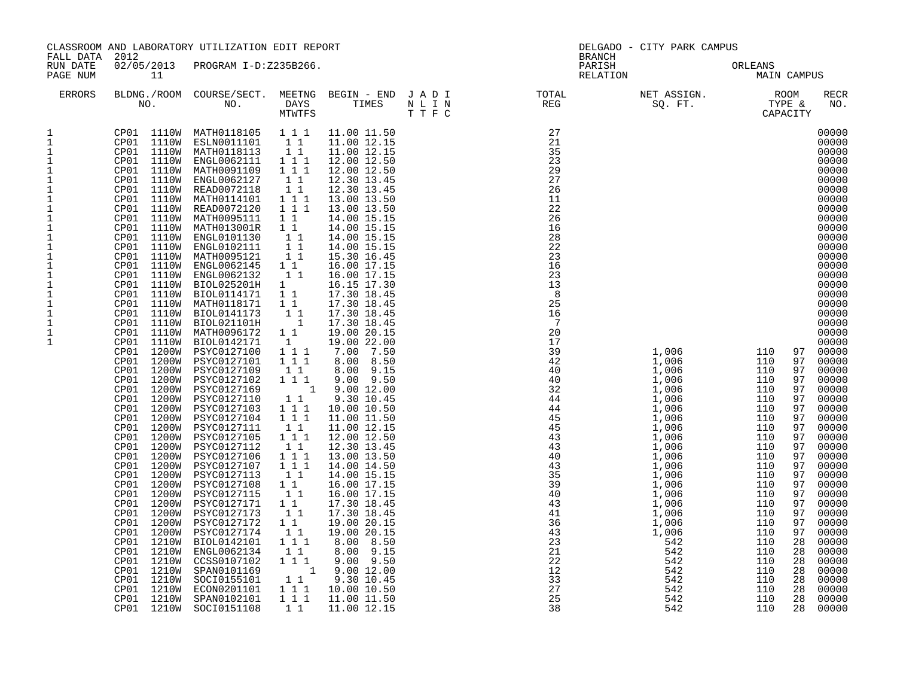CLASSROOM AND LABORATORY UTILIZATION EDIT REPORT
FALL DATA 2012
RUN DATE 02/05/2013 PROGRAM I-D:Z235B266.
PAGE NUM 11

DELGADO - CITY PARK CAMPUS
BRANCH
PARISH ORLEANS
RELATION MAIN CAMPUS

| ERRORS | BLDNG./ROOM NO. | | COURSE/SECT. NO. | MEETNG DAYS MTWTFS | BEGIN - END TIMES | | J A D I N L I N T T F C | TOTAL REG | NET ASSIGN. SQ. FT. | ROOM TYPE & CAPACITY | | RECR NO. |
|---|---|---|---|---|---|---|---|---|---|---|---|---|
| 1 | CP01 | 1110W | MATH0118105 | 1 1 1 | 11.00 | 11.50 | | 27 | | | | 00000 |
| 1 | CP01 | 1110W | ESLN0011101 | 1 1 | 11.00 | 12.15 | | 21 | | | | 00000 |
| 1 | CP01 | 1110W | MATH0118113 | 1 1 | 11.00 | 12.15 | | 35 | | | | 00000 |
| 1 | CP01 | 1110W | ENGL0062111 | 1 1 1 | 12.00 | 12.50 | | 23 | | | | 00000 |
| 1 | CP01 | 1110W | MATH0091109 | 1 1 1 | 12.00 | 12.50 | | 29 | | | | 00000 |
| 1 | CP01 | 1110W | ENGL0062127 | 1 1 | 12.30 | 13.45 | | 27 | | | | 00000 |
| 1 | CP01 | 1110W | READ0072118 | 1 1 | 12.30 | 13.45 | | 26 | | | | 00000 |
| 1 | CP01 | 1110W | MATH0114101 | 1 1 1 | 13.00 | 13.50 | | 11 | | | | 00000 |
| 1 | CP01 | 1110W | READ0072120 | 1 1 1 | 13.00 | 13.50 | | 22 | | | | 00000 |
| 1 | CP01 | 1110W | MATH0095111 | 1 1 | 14.00 | 15.15 | | 26 | | | | 00000 |
| 1 | CP01 | 1110W | MATH013001R | 1 1 | 14.00 | 15.15 | | 16 | | | | 00000 |
| 1 | CP01 | 1110W | ENGL0101130 | 1 1 | 14.00 | 15.15 | | 28 | | | | 00000 |
| 1 | CP01 | 1110W | ENGL0102111 | 1 1 | 14.00 | 15.15 | | 22 | | | | 00000 |
| 1 | CP01 | 1110W | MATH0095121 | 1 1 | 15.30 | 16.45 | | 23 | | | | 00000 |
| 1 | CP01 | 1110W | ENGL0062145 | 1 1 | 16.00 | 17.15 | | 16 | | | | 00000 |
| 1 | CP01 | 1110W | ENGL0062132 | 1 1 | 16.00 | 17.15 | | 23 | | | | 00000 |
| 1 | CP01 | 1110W | BIOL025201H | 1 | 16.15 | 17.30 | | 13 | | | | 00000 |
| 1 | CP01 | 1110W | BIOL0114171 | 1 1 | 17.30 | 18.45 | | 8 | | | | 00000 |
| 1 | CP01 | 1110W | MATH0118171 | 1 1 | 17.30 | 18.45 | | 25 | | | | 00000 |
| 1 | CP01 | 1110W | BIOL0141173 | 1 1 | 17.30 | 18.45 | | 16 | | | | 00000 |
| 1 | CP01 | 1110W | BIOL021101H | 1 | 17.30 | 18.45 | | 7 | | | | 00000 |
| 1 | CP01 | 1110W | MATH0096172 | 1 1 | 19.00 | 20.15 | | 20 | | | | 00000 |
| 1 | CP01 | 1110W | BIOL0142171 | 1 | 19.00 | 22.00 | | 17 | | | | 00000 |
| | CP01 | 1200W | PSYC0127100 | 1 1 1 | 7.00 | 7.50 | | 39 | 1,006 | 110 | 97 | 00000 |
| | CP01 | 1200W | PSYC0127101 | 1 1 1 | 8.00 | 8.50 | | 42 | 1,006 | 110 | 97 | 00000 |
| | CP01 | 1200W | PSYC0127109 | 1 1 | 8.00 | 9.15 | | 40 | 1,006 | 110 | 97 | 00000 |
| | CP01 | 1200W | PSYC0127102 | 1 1 1 | 9.00 | 9.50 | | 40 | 1,006 | 110 | 97 | 00000 |
| | CP01 | 1200W | PSYC0127169 | 1 | 9.00 | 12.00 | | 32 | 1,006 | 110 | 97 | 00000 |
| | CP01 | 1200W | PSYC0127110 | 1 1 | 9.30 | 10.45 | | 44 | 1,006 | 110 | 97 | 00000 |
| | CP01 | 1200W | PSYC0127103 | 1 1 1 | 10.00 | 10.50 | | 44 | 1,006 | 110 | 97 | 00000 |
| | CP01 | 1200W | PSYC0127104 | 1 1 1 | 11.00 | 11.50 | | 45 | 1,006 | 110 | 97 | 00000 |
| | CP01 | 1200W | PSYC0127111 | 1 1 | 11.00 | 12.15 | | 45 | 1,006 | 110 | 97 | 00000 |
| | CP01 | 1200W | PSYC0127105 | 1 1 1 | 12.00 | 12.50 | | 43 | 1,006 | 110 | 97 | 00000 |
| | CP01 | 1200W | PSYC0127112 | 1 1 | 12.30 | 13.45 | | 43 | 1,006 | 110 | 97 | 00000 |
| | CP01 | 1200W | PSYC0127106 | 1 1 1 | 13.00 | 13.50 | | 40 | 1,006 | 110 | 97 | 00000 |
| | CP01 | 1200W | PSYC0127107 | 1 1 1 | 14.00 | 14.50 | | 43 | 1,006 | 110 | 97 | 00000 |
| | CP01 | 1200W | PSYC0127113 | 1 1 | 14.00 | 15.15 | | 35 | 1,006 | 110 | 97 | 00000 |
| | CP01 | 1200W | PSYC0127108 | 1 1 | 16.00 | 17.15 | | 39 | 1,006 | 110 | 97 | 00000 |
| | CP01 | 1200W | PSYC0127115 | 1 1 | 16.00 | 17.15 | | 40 | 1,006 | 110 | 97 | 00000 |
| | CP01 | 1200W | PSYC0127171 | 1 1 | 17.30 | 18.45 | | 43 | 1,006 | 110 | 97 | 00000 |
| | CP01 | 1200W | PSYC0127173 | 1 1 | 17.30 | 18.45 | | 41 | 1,006 | 110 | 97 | 00000 |
| | CP01 | 1200W | PSYC0127172 | 1 1 | 19.00 | 20.15 | | 36 | 1,006 | 110 | 97 | 00000 |
| | CP01 | 1200W | PSYC0127174 | 1 1 | 19.00 | 20.15 | | 43 | 1,006 | 110 | 97 | 00000 |
| | CP01 | 1210W | BIOL0142101 | 1 1 1 | 8.00 | 8.50 | | 23 | 542 | 110 | 28 | 00000 |
| | CP01 | 1210W | ENGL0062134 | 1 1 | 8.00 | 9.15 | | 21 | 542 | 110 | 28 | 00000 |
| | CP01 | 1210W | CCSS0107102 | 1 1 1 | 9.00 | 9.50 | | 22 | 542 | 110 | 28 | 00000 |
| | CP01 | 1210W | SPAN0101169 | 1 | 9.00 | 12.00 | | 12 | 542 | 110 | 28 | 00000 |
| | CP01 | 1210W | SOCI0155101 | 1 1 | 9.30 | 10.45 | | 33 | 542 | 110 | 28 | 00000 |
| | CP01 | 1210W | ECON0201101 | 1 1 1 | 10.00 | 10.50 | | 27 | 542 | 110 | 28 | 00000 |
| | CP01 | 1210W | SPAN0102101 | 1 1 1 | 11.00 | 11.50 | | 25 | 542 | 110 | 28 | 00000 |
| | CP01 | 1210W | SOCI0151108 | 1 1 | 11.00 | 12.15 | | 38 | 542 | 110 | 28 | 00000 |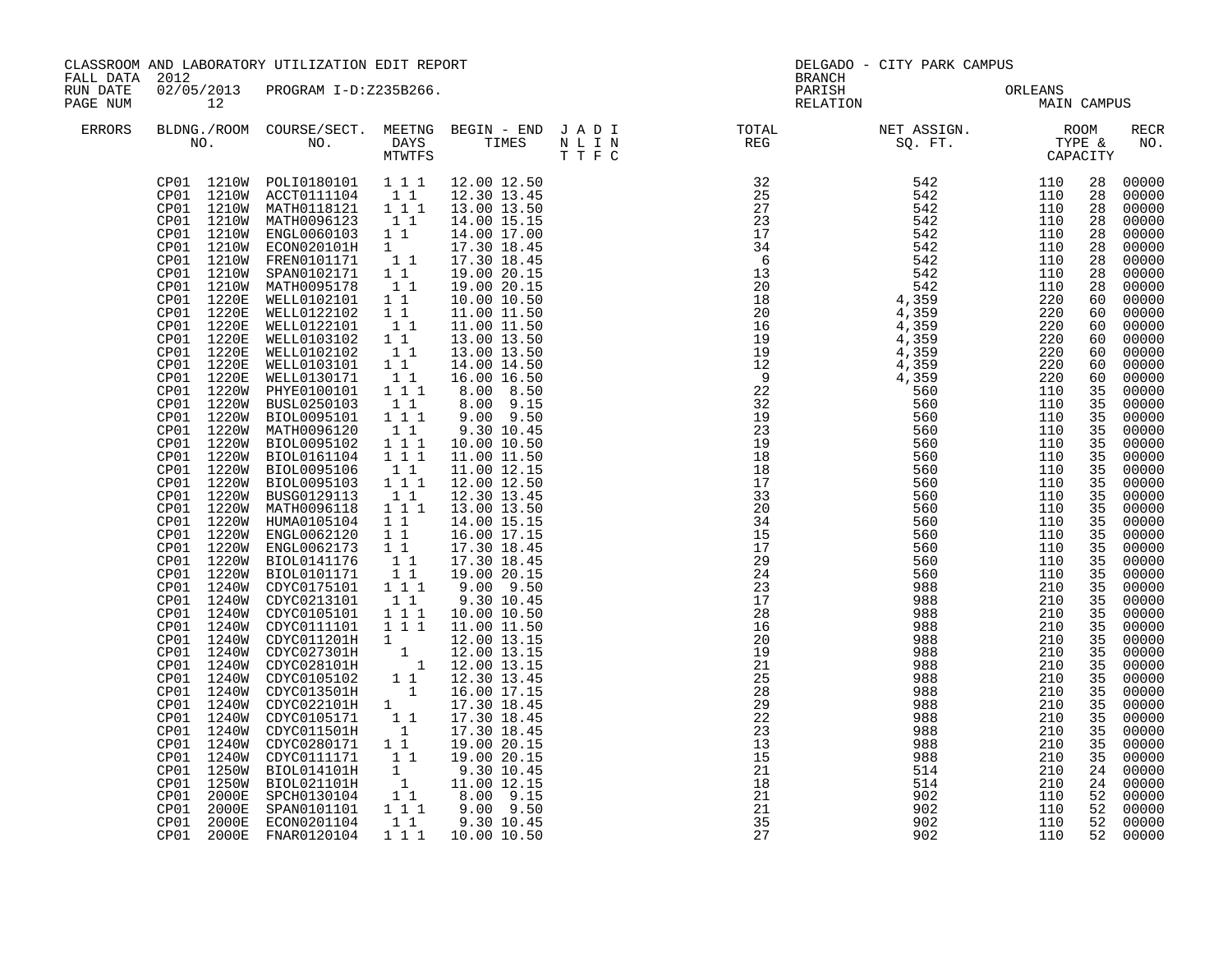CLASSROOM AND LABORATORY UTILIZATION EDIT REPORT

FALL DATA 2012
RUN DATE 02/05/2013 PROGRAM I-D:Z235B266.
PAGE NUM 12

DELGADO - CITY PARK CAMPUS
BRANCH
PARISH ORLEANS
RELATION MAIN CAMPUS

| ERRORS | BLDNG./ROOM NO. | COURSE/SECT. NO. | MEETNG DAYS MTWTFS | BEGIN - END TIMES | J A D I N L I N T T F C | TOTAL REG | NET ASSIGN. SQ. FT. | ROOM TYPE & CAPACITY | | RECR NO. |
|---|---|---|---|---|---|---|---|---|---|---|
| | CP01 1210W | POLI0180101 | 1 1 1 | 12.00 12.50 | | 32 | 542 | 110 | 28 | 00000 |
| | CP01 1210W | ACCT0111104 | 1 1 | 12.30 13.45 | | 25 | 542 | 110 | 28 | 00000 |
| | CP01 1210W | MATH0118121 | 1 1 1 | 13.00 13.50 | | 27 | 542 | 110 | 28 | 00000 |
| | CP01 1210W | MATH0096123 | 1 1 | 14.00 15.15 | | 23 | 542 | 110 | 28 | 00000 |
| | CP01 1210W | ENGL0060103 | 1 1 | 14.00 17.00 | | 17 | 542 | 110 | 28 | 00000 |
| | CP01 1210W | ECON020101H | 1 | 17.30 18.45 | | 34 | 542 | 110 | 28 | 00000 |
| | CP01 1210W | FREN0101171 | 1 1 | 17.30 18.45 | | 6 | 542 | 110 | 28 | 00000 |
| | CP01 1210W | SPAN0102171 | 1 1 | 19.00 20.15 | | 13 | 542 | 110 | 28 | 00000 |
| | CP01 1210W | MATH0095178 | 1 1 | 19.00 20.15 | | 20 | 542 | 110 | 28 | 00000 |
| | CP01 1220E | WELL0102101 | 1 1 | 10.00 10.50 | | 18 | 4,359 | 220 | 60 | 00000 |
| | CP01 1220E | WELL0122102 | 1 1 | 11.00 11.50 | | 20 | 4,359 | 220 | 60 | 00000 |
| | CP01 1220E | WELL0122101 | 1 1 | 11.00 11.50 | | 16 | 4,359 | 220 | 60 | 00000 |
| | CP01 1220E | WELL0103102 | 1 1 | 13.00 13.50 | | 19 | 4,359 | 220 | 60 | 00000 |
| | CP01 1220E | WELL0102102 | 1 1 | 13.00 13.50 | | 19 | 4,359 | 220 | 60 | 00000 |
| | CP01 1220E | WELL0103101 | 1 1 | 14.00 14.50 | | 12 | 4,359 | 220 | 60 | 00000 |
| | CP01 1220E | WELL0130171 | 1 1 | 16.00 16.50 | | 9 | 4,359 | 220 | 60 | 00000 |
| | CP01 1220W | PHYE0100101 | 1 1 1 | 8.00 8.50 | | 22 | 560 | 110 | 35 | 00000 |
| | CP01 1220W | BUSL0250103 | 1 1 | 8.00 9.15 | | 32 | 560 | 110 | 35 | 00000 |
| | CP01 1220W | BIOL0095101 | 1 1 1 | 9.00 9.50 | | 19 | 560 | 110 | 35 | 00000 |
| | CP01 1220W | MATH0096120 | 1 1 | 9.30 10.45 | | 23 | 560 | 110 | 35 | 00000 |
| | CP01 1220W | BIOL0095102 | 1 1 1 | 10.00 10.50 | | 19 | 560 | 110 | 35 | 00000 |
| | CP01 1220W | BIOL0161104 | 1 1 1 | 11.00 11.50 | | 18 | 560 | 110 | 35 | 00000 |
| | CP01 1220W | BIOL0095106 | 1 1 | 11.00 12.15 | | 18 | 560 | 110 | 35 | 00000 |
| | CP01 1220W | BIOL0095103 | 1 1 1 | 12.00 12.50 | | 17 | 560 | 110 | 35 | 00000 |
| | CP01 1220W | BUSG0129113 | 1 1 | 12.30 13.45 | | 33 | 560 | 110 | 35 | 00000 |
| | CP01 1220W | MATH0096118 | 1 1 1 | 13.00 13.50 | | 20 | 560 | 110 | 35 | 00000 |
| | CP01 1220W | HUMA0105104 | 1 1 | 14.00 15.15 | | 34 | 560 | 110 | 35 | 00000 |
| | CP01 1220W | ENGL0062120 | 1 1 | 16.00 17.15 | | 15 | 560 | 110 | 35 | 00000 |
| | CP01 1220W | ENGL0062173 | 1 1 | 17.30 18.45 | | 17 | 560 | 110 | 35 | 00000 |
| | CP01 1220W | BIOL0141176 | 1 1 | 17.30 18.45 | | 29 | 560 | 110 | 35 | 00000 |
| | CP01 1220W | BIOL0101171 | 1 1 | 19.00 20.15 | | 24 | 560 | 110 | 35 | 00000 |
| | CP01 1240W | CDYC0175101 | 1 1 1 | 9.00 9.50 | | 23 | 988 | 210 | 35 | 00000 |
| | CP01 1240W | CDYC0213101 | 1 1 | 9.30 10.45 | | 17 | 988 | 210 | 35 | 00000 |
| | CP01 1240W | CDYC0105101 | 1 1 1 | 10.00 10.50 | | 28 | 988 | 210 | 35 | 00000 |
| | CP01 1240W | CDYC0111101 | 1 1 1 | 11.00 11.50 | | 16 | 988 | 210 | 35 | 00000 |
| | CP01 1240W | CDYC011201H | 1 | 12.00 13.15 | | 20 | 988 | 210 | 35 | 00000 |
| | CP01 1240W | CDYC027301H | 1 | 12.00 13.15 | | 19 | 988 | 210 | 35 | 00000 |
| | CP01 1240W | CDYC028101H | 1 | 12.00 13.15 | | 21 | 988 | 210 | 35 | 00000 |
| | CP01 1240W | CDYC0105102 | 1 1 | 12.30 13.45 | | 25 | 988 | 210 | 35 | 00000 |
| | CP01 1240W | CDYC013501H | 1 | 16.00 17.15 | | 28 | 988 | 210 | 35 | 00000 |
| | CP01 1240W | CDYC022101H | 1 | 17.30 18.45 | | 29 | 988 | 210 | 35 | 00000 |
| | CP01 1240W | CDYC0105171 | 1 1 | 17.30 18.45 | | 22 | 988 | 210 | 35 | 00000 |
| | CP01 1240W | CDYC011501H | 1 | 17.30 18.45 | | 23 | 988 | 210 | 35 | 00000 |
| | CP01 1240W | CDYC0280171 | 1 1 | 19.00 20.15 | | 13 | 988 | 210 | 35 | 00000 |
| | CP01 1240W | CDYC0111171 | 1 1 | 19.00 20.15 | | 15 | 988 | 210 | 35 | 00000 |
| | CP01 1250W | BIOL014101H | 1 | 9.30 10.45 | | 21 | 514 | 210 | 24 | 00000 |
| | CP01 1250W | BIOL021101H | 1 | 11.00 12.15 | | 18 | 514 | 210 | 24 | 00000 |
| | CP01 2000E | SPCH0130104 | 1 1 | 8.00 9.15 | | 21 | 902 | 110 | 52 | 00000 |
| | CP01 2000E | SPAN0101101 | 1 1 1 | 9.00 9.50 | | 21 | 902 | 110 | 52 | 00000 |
| | CP01 2000E | ECON0201104 | 1 1 | 9.30 10.45 | | 35 | 902 | 110 | 52 | 00000 |
| | CP01 2000E | FNAR0120104 | 1 1 1 | 10.00 10.50 | | 27 | 902 | 110 | 52 | 00000 |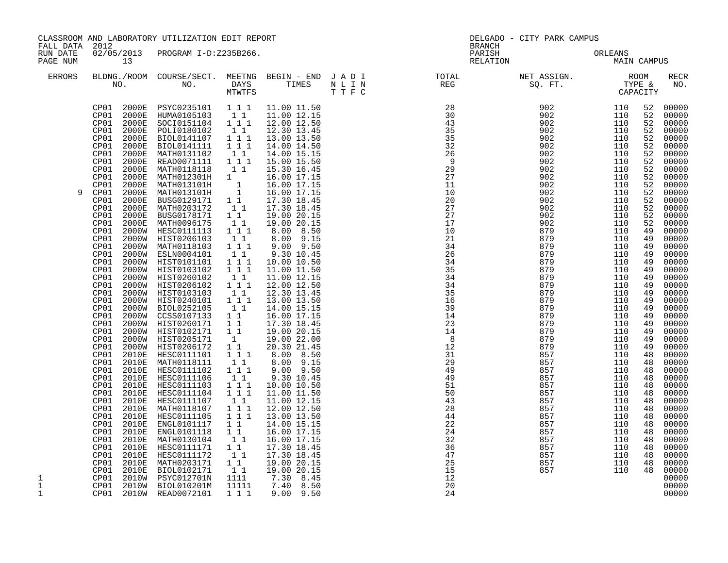CLASSROOM AND LABORATORY UTILIZATION EDIT REPORT
FALL DATA 2012
RUN DATE 02/05/2013 PROGRAM I-D:Z235B266.
PAGE NUM 13

DELGADO - CITY PARK CAMPUS
BRANCH
PARISH ORLEANS
RELATION MAIN CAMPUS

| ERRORS | BLDNG./ROOM NO. | | COURSE/SECT. NO. | MEETNG DAYS MTWTFS | BEGIN - END TIMES | | J A D I N L I N T T F C | TOTAL REG | NET ASSIGN. SQ. FT. | ROOM TYPE & CAPACITY | | RECR NO. |
|---|---|---|---|---|---|---|---|---|---|---|---|---|
| | CP01 | 2000E | PSYC0235101 | 1 1 1 | 11.00 | 11.50 | | 28 | 902 | 110 | 52 | 00000 |
| | CP01 | 2000E | HUMA0105103 | 1 1 | 11.00 | 12.15 | | 30 | 902 | 110 | 52 | 00000 |
| | CP01 | 2000E | SOCI0151104 | 1 1 1 | 12.00 | 12.50 | | 43 | 902 | 110 | 52 | 00000 |
| | CP01 | 2000E | POLI0180102 | 1 1 | 12.30 | 13.45 | | 35 | 902 | 110 | 52 | 00000 |
| | CP01 | 2000E | BIOL0141107 | 1 1 1 | 13.00 | 13.50 | | 35 | 902 | 110 | 52 | 00000 |
| | CP01 | 2000E | BIOL0141111 | 1 1 1 | 14.00 | 14.50 | | 32 | 902 | 110 | 52 | 00000 |
| | CP01 | 2000E | MATH0131102 | 1 1 | 14.00 | 15.15 | | 26 | 902 | 110 | 52 | 00000 |
| | CP01 | 2000E | READ0071111 | 1 1 1 | 15.00 | 15.50 | | 9 | 902 | 110 | 52 | 00000 |
| | CP01 | 2000E | MATH0118118 | 1 1 | 15.30 | 16.45 | | 29 | 902 | 110 | 52 | 00000 |
| | CP01 | 2000E | MATH012301H | 1 | 16.00 | 17.15 | | 27 | 902 | 110 | 52 | 00000 |
| | CP01 | 2000E | MATH013101H | 1 | 16.00 | 17.15 | | 11 | 902 | 110 | 52 | 00000 |
| 9 | CP01 | 2000E | MATH013101H | 1 | 16.00 | 17.15 | | 10 | 902 | 110 | 52 | 00000 |
| | CP01 | 2000E | BUSG0129171 | 1 1 | 17.30 | 18.45 | | 20 | 902 | 110 | 52 | 00000 |
| | CP01 | 2000E | MATH0203172 | 1 1 | 17.30 | 18.45 | | 27 | 902 | 110 | 52 | 00000 |
| | CP01 | 2000E | BUSG0178171 | 1 1 | 19.00 | 20.15 | | 27 | 902 | 110 | 52 | 00000 |
| | CP01 | 2000E | MATH0096175 | 1 1 | 19.00 | 20.15 | | 17 | 902 | 110 | 52 | 00000 |
| | CP01 | 2000W | HESC0111113 | 1 1 1 | 8.00 | 8.50 | | 10 | 879 | 110 | 49 | 00000 |
| | CP01 | 2000W | HIST0206103 | 1 1 | 8.00 | 9.15 | | 21 | 879 | 110 | 49 | 00000 |
| | CP01 | 2000W | MATH0118103 | 1 1 1 | 9.00 | 9.50 | | 34 | 879 | 110 | 49 | 00000 |
| | CP01 | 2000W | ESLN0004101 | 1 1 | 9.30 | 10.45 | | 26 | 879 | 110 | 49 | 00000 |
| | CP01 | 2000W | HIST0101101 | 1 1 1 | 10.00 | 10.50 | | 34 | 879 | 110 | 49 | 00000 |
| | CP01 | 2000W | HIST0103102 | 1 1 1 | 11.00 | 11.50 | | 35 | 879 | 110 | 49 | 00000 |
| | CP01 | 2000W | HIST0260102 | 1 1 | 11.00 | 12.15 | | 34 | 879 | 110 | 49 | 00000 |
| | CP01 | 2000W | HIST0206102 | 1 1 1 | 12.00 | 12.50 | | 34 | 879 | 110 | 49 | 00000 |
| | CP01 | 2000W | HIST0103103 | 1 1 | 12.30 | 13.45 | | 35 | 879 | 110 | 49 | 00000 |
| | CP01 | 2000W | HIST0240101 | 1 1 1 | 13.00 | 13.50 | | 16 | 879 | 110 | 49 | 00000 |
| | CP01 | 2000W | BIOL0252105 | 1 1 | 14.00 | 15.15 | | 39 | 879 | 110 | 49 | 00000 |
| | CP01 | 2000W | CCSS0107133 | 1 1 | 16.00 | 17.15 | | 14 | 879 | 110 | 49 | 00000 |
| | CP01 | 2000W | HIST0260171 | 1 1 | 17.30 | 18.45 | | 23 | 879 | 110 | 49 | 00000 |
| | CP01 | 2000W | HIST0102171 | 1 1 | 19.00 | 20.15 | | 14 | 879 | 110 | 49 | 00000 |
| | CP01 | 2000W | HIST0205171 | 1 | 19.00 | 22.00 | | 8 | 879 | 110 | 49 | 00000 |
| | CP01 | 2000W | HIST0206172 | 1 1 | 20.30 | 21.45 | | 12 | 879 | 110 | 49 | 00000 |
| | CP01 | 2010E | HESC0111101 | 1 1 1 | 8.00 | 8.50 | | 31 | 857 | 110 | 48 | 00000 |
| | CP01 | 2010E | MATH0118111 | 1 1 | 8.00 | 9.15 | | 29 | 857 | 110 | 48 | 00000 |
| | CP01 | 2010E | HESC0111102 | 1 1 1 | 9.00 | 9.50 | | 49 | 857 | 110 | 48 | 00000 |
| | CP01 | 2010E | HESC0111106 | 1 1 | 9.30 | 10.45 | | 49 | 857 | 110 | 48 | 00000 |
| | CP01 | 2010E | HESC0111103 | 1 1 1 | 10.00 | 10.50 | | 51 | 857 | 110 | 48 | 00000 |
| | CP01 | 2010E | HESC0111104 | 1 1 1 | 11.00 | 11.50 | | 50 | 857 | 110 | 48 | 00000 |
| | CP01 | 2010E | HESC0111107 | 1 1 | 11.00 | 12.15 | | 43 | 857 | 110 | 48 | 00000 |
| | CP01 | 2010E | MATH0118107 | 1 1 1 | 12.00 | 12.50 | | 28 | 857 | 110 | 48 | 00000 |
| | CP01 | 2010E | HESC0111105 | 1 1 1 | 13.00 | 13.50 | | 44 | 857 | 110 | 48 | 00000 |
| | CP01 | 2010E | ENGL0101117 | 1 1 | 14.00 | 15.15 | | 22 | 857 | 110 | 48 | 00000 |
| | CP01 | 2010E | ENGL0101118 | 1 1 | 16.00 | 17.15 | | 24 | 857 | 110 | 48 | 00000 |
| | CP01 | 2010E | MATH0130104 | 1 1 | 16.00 | 17.15 | | 32 | 857 | 110 | 48 | 00000 |
| | CP01 | 2010E | HESC0111171 | 1 1 | 17.30 | 18.45 | | 36 | 857 | 110 | 48 | 00000 |
| | CP01 | 2010E | HESC0111172 | 1 1 | 17.30 | 18.45 | | 47 | 857 | 110 | 48 | 00000 |
| | CP01 | 2010E | MATH0203171 | 1 1 | 19.00 | 20.15 | | 25 | 857 | 110 | 48 | 00000 |
| | CP01 | 2010E | BIOL0102171 | 1 1 | 19.00 | 20.15 | | 15 | 857 | 110 | 48 | 00000 |
| 1 | CP01 | 2010W | PSYC012701N | 1111 | 7.30 | 8.45 | | 12 | | | | 00000 |
| 1 | CP01 | 2010W | BIOL010201M | 11111 | 7.40 | 8.50 | | 20 | | | | 00000 |
| 1 | CP01 | 2010W | READ0072101 | 1 1 1 | 9.00 | 9.50 | | 24 | | | | 00000 |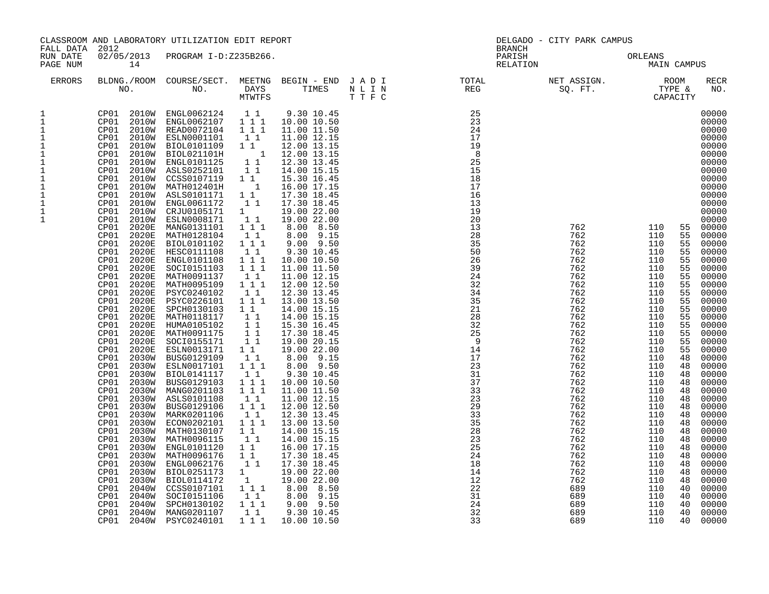CLASSROOM AND LABORATORY UTILIZATION EDIT REPORT
FALL DATA 2012
RUN DATE 02/05/2013 PROGRAM I-D:Z235B266.
PAGE NUM 14

DELGADO - CITY PARK CAMPUS
BRANCH
PARISH ORLEANS
RELATION MAIN CAMPUS

| ERRORS | BLDNG./ROOM NO. | COURSE/SECT. NO. | MEETNG DAYS MTWTFS | BEGIN - END TIMES | J A D I N L I N T T F C | TOTAL REG | NET ASSIGN. SQ. FT. | ROOM TYPE & CAPACITY | | RECR NO. |
|---|---|---|---|---|---|---|---|---|---|---|
| 1 | CP01 2010W | ENGL0062124 | 1 1 | 9.30 10.45 | | 25 | | | | 00000 |
| 1 | CP01 2010W | ENGL0062107 | 1 1 1 | 10.00 10.50 | | 23 | | | | 00000 |
| 1 | CP01 2010W | READ0072104 | 1 1 1 | 11.00 11.50 | | 24 | | | | 00000 |
| 1 | CP01 2010W | ESLN0001101 | 1 1 | 11.00 12.15 | | 17 | | | | 00000 |
| 1 | CP01 2010W | BIOL0101109 | 1 1 | 12.00 13.15 | | 19 | | | | 00000 |
| 1 | CP01 2010W | BIOL021101H | 1 | 12.00 13.15 | | 8 | | | | 00000 |
| 1 | CP01 2010W | ENGL0101125 | 1 1 | 12.30 13.45 | | 25 | | | | 00000 |
| 1 | CP01 2010W | ASLS0252101 | 1 1 | 14.00 15.15 | | 15 | | | | 00000 |
| 1 | CP01 2010W | CCSS0107119 | 1 1 | 15.30 16.45 | | 18 | | | | 00000 |
| 1 | CP01 2010W | MATH012401H | 1 | 16.00 17.15 | | 17 | | | | 00000 |
| 1 | CP01 2010W | ASLS0101171 | 1 1 | 17.30 18.45 | | 16 | | | | 00000 |
| 1 | CP01 2010W | ENGL0061172 | 1 1 | 17.30 18.45 | | 13 | | | | 00000 |
| 1 | CP01 2010W | CRJU0105171 | 1 | 19.00 22.00 | | 19 | | | | 00000 |
| 1 | CP01 2010W | ESLN0008171 | 1 1 | 19.00 22.00 | | 20 | | | | 00000 |
| | CP01 2020E | MANG0131101 | 1 1 1 | 8.00 8.50 | | 13 | 762 | 110 | 55 | 00000 |
| | CP01 2020E | MATH0128104 | 1 1 | 8.00 9.15 | | 28 | 762 | 110 | 55 | 00000 |
| | CP01 2020E | BIOL0101102 | 1 1 1 | 9.00 9.50 | | 35 | 762 | 110 | 55 | 00000 |
| | CP01 2020E | HESC0111108 | 1 1 | 9.30 10.45 | | 50 | 762 | 110 | 55 | 00000 |
| | CP01 2020E | ENGL0101108 | 1 1 1 | 10.00 10.50 | | 26 | 762 | 110 | 55 | 00000 |
| | CP01 2020E | SOCI0151103 | 1 1 1 | 11.00 11.50 | | 39 | 762 | 110 | 55 | 00000 |
| | CP01 2020E | MATH0091137 | 1 1 | 11.00 12.15 | | 24 | 762 | 110 | 55 | 00000 |
| | CP01 2020E | MATH0095109 | 1 1 1 | 12.00 12.50 | | 32 | 762 | 110 | 55 | 00000 |
| | CP01 2020E | PSYC0240102 | 1 1 | 12.30 13.45 | | 34 | 762 | 110 | 55 | 00000 |
| | CP01 2020E | PSYC0226101 | 1 1 1 | 13.00 13.50 | | 35 | 762 | 110 | 55 | 00000 |
| | CP01 2020E | SPCH0130103 | 1 1 | 14.00 15.15 | | 21 | 762 | 110 | 55 | 00000 |
| | CP01 2020E | MATH0118117 | 1 1 | 14.00 15.15 | | 28 | 762 | 110 | 55 | 00000 |
| | CP01 2020E | HUMA0105102 | 1 1 | 15.30 16.45 | | 32 | 762 | 110 | 55 | 00000 |
| | CP01 2020E | MATH0091175 | 1 1 | 17.30 18.45 | | 25 | 762 | 110 | 55 | 00000 |
| | CP01 2020E | SOCI0155171 | 1 1 | 19.00 20.15 | | 9 | 762 | 110 | 55 | 00000 |
| | CP01 2020E | ESLN0013171 | 1 1 | 19.00 22.00 | | 14 | 762 | 110 | 55 | 00000 |
| | CP01 2030W | BUSG0129109 | 1 1 | 8.00 9.15 | | 17 | 762 | 110 | 48 | 00000 |
| | CP01 2030W | ESLN0017101 | 1 1 1 | 8.00 9.50 | | 23 | 762 | 110 | 48 | 00000 |
| | CP01 2030W | BIOL0141117 | 1 1 | 9.30 10.45 | | 31 | 762 | 110 | 48 | 00000 |
| | CP01 2030W | BUSG0129103 | 1 1 1 | 10.00 10.50 | | 37 | 762 | 110 | 48 | 00000 |
| | CP01 2030W | MANG0201103 | 1 1 1 | 11.00 11.50 | | 33 | 762 | 110 | 48 | 00000 |
| | CP01 2030W | ASLS0101108 | 1 1 | 11.00 12.15 | | 23 | 762 | 110 | 48 | 00000 |
| | CP01 2030W | BUSG0129106 | 1 1 1 | 12.00 12.50 | | 29 | 762 | 110 | 48 | 00000 |
| | CP01 2030W | MARK0201106 | 1 1 | 12.30 13.45 | | 33 | 762 | 110 | 48 | 00000 |
| | CP01 2030W | ECON0202101 | 1 1 1 | 13.00 13.50 | | 35 | 762 | 110 | 48 | 00000 |
| | CP01 2030W | MATH0130107 | 1 1 | 14.00 15.15 | | 28 | 762 | 110 | 48 | 00000 |
| | CP01 2030W | MATH0096115 | 1 1 | 14.00 15.15 | | 23 | 762 | 110 | 48 | 00000 |
| | CP01 2030W | ENGL0101120 | 1 1 | 16.00 17.15 | | 25 | 762 | 110 | 48 | 00000 |
| | CP01 2030W | MATH0096176 | 1 1 | 17.30 18.45 | | 24 | 762 | 110 | 48 | 00000 |
| | CP01 2030W | ENGL0062176 | 1 1 | 17.30 18.45 | | 18 | 762 | 110 | 48 | 00000 |
| | CP01 2030W | BIOL0251173 | 1 | 19.00 22.00 | | 14 | 762 | 110 | 48 | 00000 |
| | CP01 2030W | BIOL0114172 | 1 | 19.00 22.00 | | 12 | 762 | 110 | 48 | 00000 |
| | CP01 2040W | CCSS0107101 | 1 1 1 | 8.00 8.50 | | 22 | 689 | 110 | 40 | 00000 |
| | CP01 2040W | SOCI0151106 | 1 1 | 8.00 9.15 | | 31 | 689 | 110 | 40 | 00000 |
| | CP01 2040W | SPCH0130102 | 1 1 1 | 9.00 9.50 | | 24 | 689 | 110 | 40 | 00000 |
| | CP01 2040W | MANG0201107 | 1 1 | 9.30 10.45 | | 32 | 689 | 110 | 40 | 00000 |
| | CP01 2040W | PSYC0240101 | 1 1 1 | 10.00 10.50 | | 33 | 689 | 110 | 40 | 00000 |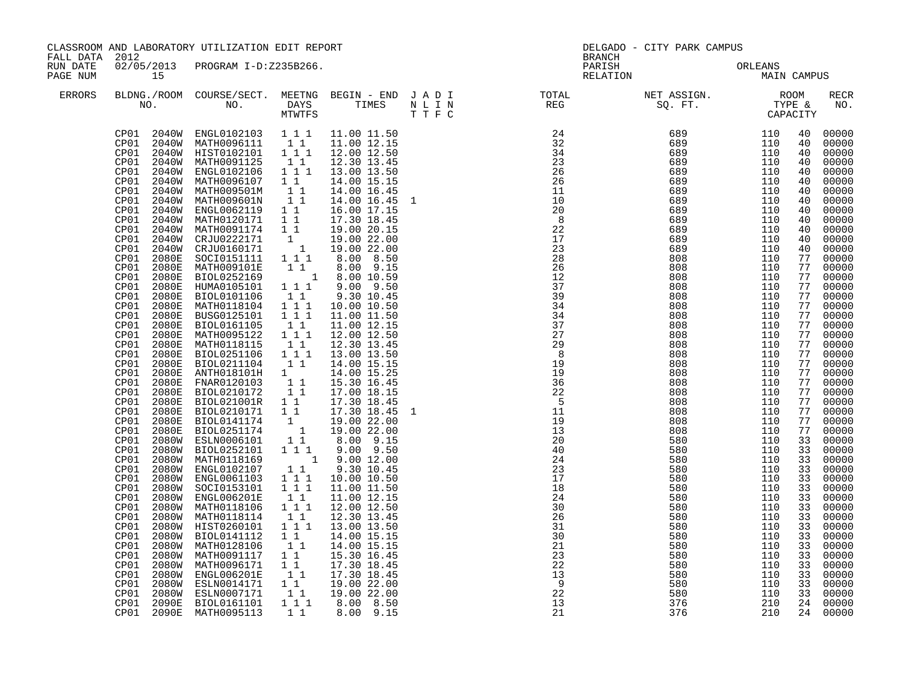CLASSROOM AND LABORATORY UTILIZATION EDIT REPORT
FALL DATA 2012
RUN DATE 02/05/2013 PROGRAM I-D:Z235B266.
PAGE NUM 15

DELGADO - CITY PARK CAMPUS
BRANCH
PARISH ORLEANS
RELATION MAIN CAMPUS

| ERRORS | BLDNG./ROOM NO. | | COURSE/SECT. NO. | MEETNG DAYS MTWTFS | BEGIN - END TIMES | | J A D I N L I N T T F C | TOTAL REG | NET ASSIGN. SQ. FT. | ROOM TYPE & CAPACITY | | RECR NO. |
|---|---|---|---|---|---|---|---|---|---|---|---|---|
| | CP01 | 2040W | ENGL0102103 | 1 1 1 | 11.00 | 11.50 | | 24 | 689 | 110 | 40 | 00000 |
| | CP01 | 2040W | MATH0096111 | 1 1 | 11.00 | 12.15 | | 32 | 689 | 110 | 40 | 00000 |
| | CP01 | 2040W | HIST0102101 | 1 1 1 | 12.00 | 12.50 | | 34 | 689 | 110 | 40 | 00000 |
| | CP01 | 2040W | MATH0091125 | 1 1 | 12.30 | 13.45 | | 23 | 689 | 110 | 40 | 00000 |
| | CP01 | 2040W | ENGL0102106 | 1 1 1 | 13.00 | 13.50 | | 26 | 689 | 110 | 40 | 00000 |
| | CP01 | 2040W | MATH0096107 | 1 1 | 14.00 | 15.15 | | 26 | 689 | 110 | 40 | 00000 |
| | CP01 | 2040W | MATH009501M | 1 1 | 14.00 | 16.45 | | 11 | 689 | 110 | 40 | 00000 |
| | CP01 | 2040W | MATH009601N | 1 1 | 14.00 | 16.45 | 1 | 10 | 689 | 110 | 40 | 00000 |
| | CP01 | 2040W | ENGL0062119 | 1 1 | 16.00 | 17.15 | | 20 | 689 | 110 | 40 | 00000 |
| | CP01 | 2040W | MATH0120171 | 1 1 | 17.30 | 18.45 | | 8 | 689 | 110 | 40 | 00000 |
| | CP01 | 2040W | MATH0091174 | 1 1 | 19.00 | 20.15 | | 22 | 689 | 110 | 40 | 00000 |
| | CP01 | 2040W | CRJU0222171 | 1 | 19.00 | 22.00 | | 17 | 689 | 110 | 40 | 00000 |
| | CP01 | 2040W | CRJU0160171 | 1 | 19.00 | 22.00 | | 23 | 689 | 110 | 40 | 00000 |
| | CP01 | 2080E | SOCI0151111 | 1 1 1 | 8.00 | 8.50 | | 28 | 808 | 110 | 77 | 00000 |
| | CP01 | 2080E | MATH009101E | 1 1 | 8.00 | 9.15 | | 26 | 808 | 110 | 77 | 00000 |
| | CP01 | 2080E | BIOL0252169 | 1 | 8.00 | 10.59 | | 12 | 808 | 110 | 77 | 00000 |
| | CP01 | 2080E | HUMA0105101 | 1 1 1 | 9.00 | 9.50 | | 37 | 808 | 110 | 77 | 00000 |
| | CP01 | 2080E | BIOL0101106 | 1 1 | 9.30 | 10.45 | | 39 | 808 | 110 | 77 | 00000 |
| | CP01 | 2080E | MATH0118104 | 1 1 1 | 10.00 | 10.50 | | 34 | 808 | 110 | 77 | 00000 |
| | CP01 | 2080E | BUSG0125101 | 1 1 1 | 11.00 | 11.50 | | 34 | 808 | 110 | 77 | 00000 |
| | CP01 | 2080E | BIOL0161105 | 1 1 | 11.00 | 12.15 | | 37 | 808 | 110 | 77 | 00000 |
| | CP01 | 2080E | MATH0095122 | 1 1 1 | 12.00 | 12.50 | | 27 | 808 | 110 | 77 | 00000 |
| | CP01 | 2080E | MATH0118115 | 1 1 | 12.30 | 13.45 | | 29 | 808 | 110 | 77 | 00000 |
| | CP01 | 2080E | BIOL0251106 | 1 1 1 | 13.00 | 13.50 | | 8 | 808 | 110 | 77 | 00000 |
| | CP01 | 2080E | BIOL0211104 | 1 1 | 14.00 | 15.15 | | 19 | 808 | 110 | 77 | 00000 |
| | CP01 | 2080E | ANTH018101H | 1 | 14.00 | 15.25 | | 19 | 808 | 110 | 77 | 00000 |
| | CP01 | 2080E | FNAR0120103 | 1 1 | 15.30 | 16.45 | | 36 | 808 | 110 | 77 | 00000 |
| | CP01 | 2080E | BIOL0210172 | 1 1 | 17.00 | 18.15 | | 22 | 808 | 110 | 77 | 00000 |
| | CP01 | 2080E | BIOL021001R | 1 1 | 17.30 | 18.45 | | 5 | 808 | 110 | 77 | 00000 |
| | CP01 | 2080E | BIOL0210171 | 1 1 | 17.30 | 18.45 | 1 | 11 | 808 | 110 | 77 | 00000 |
| | CP01 | 2080E | BIOL0141174 | 1 | 19.00 | 22.00 | | 19 | 808 | 110 | 77 | 00000 |
| | CP01 | 2080E | BIOL0251174 | 1 | 19.00 | 22.00 | | 13 | 808 | 110 | 77 | 00000 |
| | CP01 | 2080W | ESLN0006101 | 1 1 | 8.00 | 9.15 | | 20 | 580 | 110 | 33 | 00000 |
| | CP01 | 2080W | BIOL0252101 | 1 1 1 | 9.00 | 9.50 | | 40 | 580 | 110 | 33 | 00000 |
| | CP01 | 2080W | MATH0118169 | 1 | 9.00 | 12.00 | | 24 | 580 | 110 | 33 | 00000 |
| | CP01 | 2080W | ENGL0102107 | 1 1 | 9.30 | 10.45 | | 23 | 580 | 110 | 33 | 00000 |
| | CP01 | 2080W | ENGL0061103 | 1 1 1 | 10.00 | 10.50 | | 17 | 580 | 110 | 33 | 00000 |
| | CP01 | 2080W | SOCI0153101 | 1 1 1 | 11.00 | 11.50 | | 18 | 580 | 110 | 33 | 00000 |
| | CP01 | 2080W | ENGL006201E | 1 1 | 11.00 | 12.15 | | 24 | 580 | 110 | 33 | 00000 |
| | CP01 | 2080W | MATH0118106 | 1 1 1 | 12.00 | 12.50 | | 30 | 580 | 110 | 33 | 00000 |
| | CP01 | 2080W | MATH0118114 | 1 1 | 12.30 | 13.45 | | 26 | 580 | 110 | 33 | 00000 |
| | CP01 | 2080W | HIST0260101 | 1 1 1 | 13.00 | 13.50 | | 31 | 580 | 110 | 33 | 00000 |
| | CP01 | 2080W | BIOL0141112 | 1 1 | 14.00 | 15.15 | | 30 | 580 | 110 | 33 | 00000 |
| | CP01 | 2080W | MATH0128106 | 1 1 | 14.00 | 15.15 | | 21 | 580 | 110 | 33 | 00000 |
| | CP01 | 2080W | MATH0091117 | 1 1 | 15.30 | 16.45 | | 23 | 580 | 110 | 33 | 00000 |
| | CP01 | 2080W | MATH0096171 | 1 1 | 17.30 | 18.45 | | 22 | 580 | 110 | 33 | 00000 |
| | CP01 | 2080W | ENGL006201E | 1 1 | 17.30 | 18.45 | | 13 | 580 | 110 | 33 | 00000 |
| | CP01 | 2080W | ESLN0014171 | 1 1 | 19.00 | 22.00 | | 9 | 580 | 110 | 33 | 00000 |
| | CP01 | 2080W | ESLN0007171 | 1 1 | 19.00 | 22.00 | | 22 | 580 | 110 | 33 | 00000 |
| | CP01 | 2090E | BIOL0161101 | 1 1 1 | 8.00 | 8.50 | | 13 | 376 | 210 | 24 | 00000 |
| | CP01 | 2090E | MATH0095113 | 1 1 | 8.00 | 9.15 | | 21 | 376 | 210 | 24 | 00000 |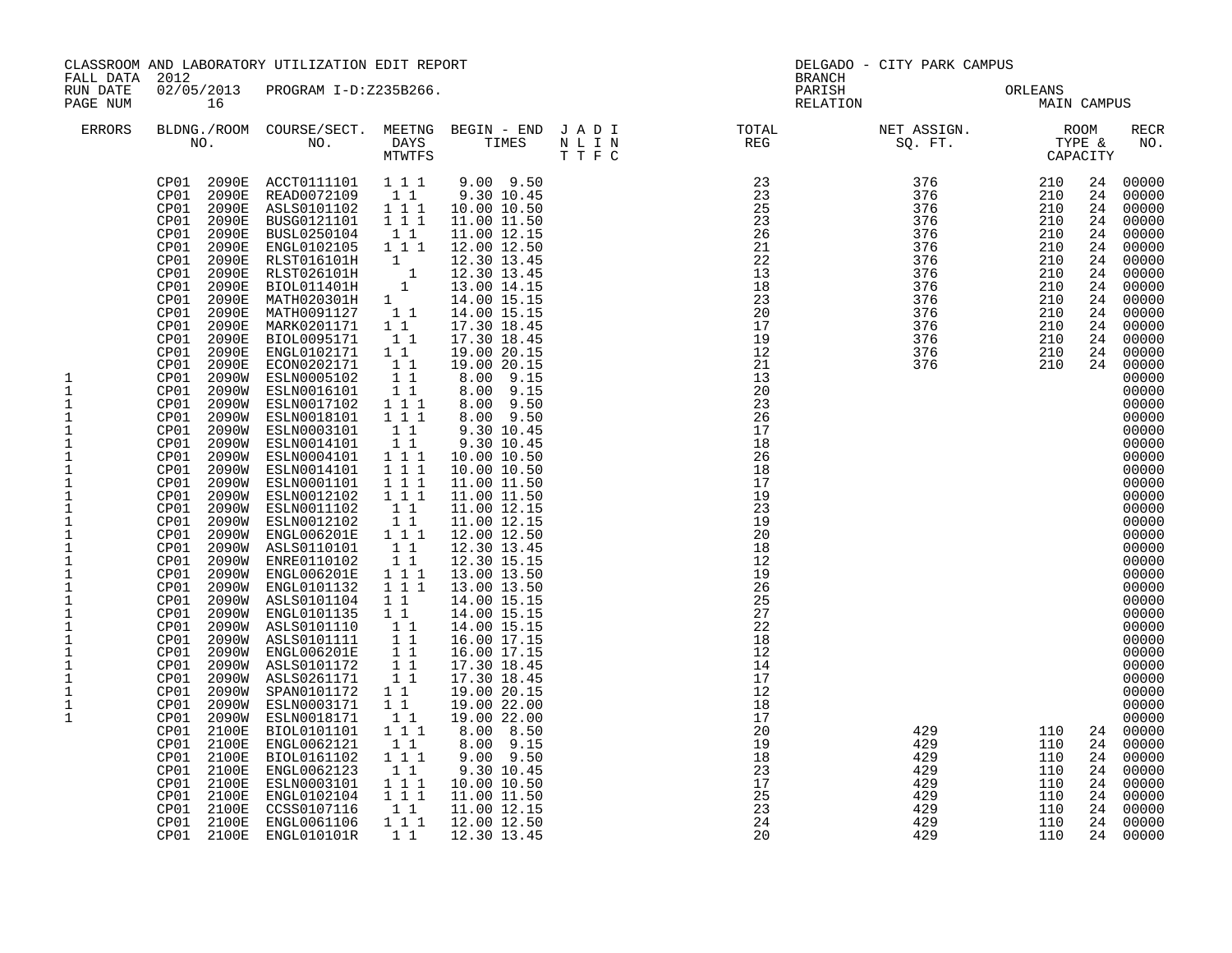CLASSROOM AND LABORATORY UTILIZATION EDIT REPORT
FALL DATA 2012
RUN DATE 02/05/2013 PROGRAM I-D:Z235B266.
PAGE NUM 16

DELGADO - CITY PARK CAMPUS
BRANCH
PARISH ORLEANS
RELATION MAIN CAMPUS

| ERRORS | BLDNG./ROOM NO. | | COURSE/SECT. NO. | MEETNG DAYS MTWTFS | BEGIN - END TIMES | | J A D I N L I N T T F C | TOTAL REG | NET ASSIGN. SQ. FT. | ROOM TYPE & CAPACITY | | RECR NO. |
|---|---|---|---|---|---|---|---|---|---|---|---|---|
| | CP01 | 2090E | ACCT0111101 | 1 1 1 | 9.00 | 9.50 | | 23 | 376 | 210 | 24 | 00000 |
| | CP01 | 2090E | READ0072109 | 1 1 | 9.30 | 10.45 | | 23 | 376 | 210 | 24 | 00000 |
| | CP01 | 2090E | ASLS0101102 | 1 1 1 | 10.00 | 10.50 | | 25 | 376 | 210 | 24 | 00000 |
| | CP01 | 2090E | BUSG0121101 | 1 1 1 | 11.00 | 11.50 | | 23 | 376 | 210 | 24 | 00000 |
| | CP01 | 2090E | BUSL0250104 | 1 1 | 11.00 | 12.15 | | 26 | 376 | 210 | 24 | 00000 |
| | CP01 | 2090E | ENGL0102105 | 1 1 1 | 12.00 | 12.50 | | 21 | 376 | 210 | 24 | 00000 |
| | CP01 | 2090E | RLST016101H | 1 | 12.30 | 13.45 | | 22 | 376 | 210 | 24 | 00000 |
| | CP01 | 2090E | RLST026101H | 1 | 12.30 | 13.45 | | 13 | 376 | 210 | 24 | 00000 |
| | CP01 | 2090E | BIOL011401H | 1 | 13.00 | 14.15 | | 18 | 376 | 210 | 24 | 00000 |
| | CP01 | 2090E | MATH020301H | 1 | 14.00 | 15.15 | | 23 | 376 | 210 | 24 | 00000 |
| | CP01 | 2090E | MATH0091127 | 1 1 | 14.00 | 15.15 | | 20 | 376 | 210 | 24 | 00000 |
| | CP01 | 2090E | MARK0201171 | 1 1 | 17.30 | 18.45 | | 17 | 376 | 210 | 24 | 00000 |
| | CP01 | 2090E | BIOL0095171 | 1 1 | 17.30 | 18.45 | | 19 | 376 | 210 | 24 | 00000 |
| | CP01 | 2090E | ENGL0102171 | 1 1 | 19.00 | 20.15 | | 12 | 376 | 210 | 24 | 00000 |
| | CP01 | 2090E | ECON0202171 | 1 1 | 19.00 | 20.15 | | 21 | 376 | 210 | 24 | 00000 |
| 1 | CP01 | 2090W | ESLN0005102 | 1 1 | 8.00 | 9.15 | | 13 | | | | 00000 |
| 1 | CP01 | 2090W | ESLN0016101 | 1 1 | 8.00 | 9.15 | | 20 | | | | 00000 |
| 1 | CP01 | 2090W | ESLN0017102 | 1 1 1 | 8.00 | 9.50 | | 23 | | | | 00000 |
| 1 | CP01 | 2090W | ESLN0018101 | 1 1 1 | 8.00 | 9.50 | | 26 | | | | 00000 |
| 1 | CP01 | 2090W | ESLN0003101 | 1 1 | 9.30 | 10.45 | | 17 | | | | 00000 |
| 1 | CP01 | 2090W | ESLN0014101 | 1 1 | 9.30 | 10.45 | | 18 | | | | 00000 |
| 1 | CP01 | 2090W | ESLN0004101 | 1 1 1 | 10.00 | 10.50 | | 26 | | | | 00000 |
| 1 | CP01 | 2090W | ESLN0014101 | 1 1 1 | 10.00 | 10.50 | | 18 | | | | 00000 |
| 1 | CP01 | 2090W | ESLN0001101 | 1 1 1 | 11.00 | 11.50 | | 17 | | | | 00000 |
| 1 | CP01 | 2090W | ESLN0012102 | 1 1 1 | 11.00 | 11.50 | | 19 | | | | 00000 |
| 1 | CP01 | 2090W | ESLN0011102 | 1 1 | 11.00 | 12.15 | | 23 | | | | 00000 |
| 1 | CP01 | 2090W | ESLN0012102 | 1 1 | 11.00 | 12.15 | | 19 | | | | 00000 |
| 1 | CP01 | 2090W | ENGL006201E | 1 1 1 | 12.00 | 12.50 | | 20 | | | | 00000 |
| 1 | CP01 | 2090W | ASLS0110101 | 1 1 | 12.30 | 13.45 | | 18 | | | | 00000 |
| 1 | CP01 | 2090W | ENRE0110102 | 1 1 | 12.30 | 15.15 | | 12 | | | | 00000 |
| 1 | CP01 | 2090W | ENGL006201E | 1 1 1 | 13.00 | 13.50 | | 19 | | | | 00000 |
| 1 | CP01 | 2090W | ENGL0101132 | 1 1 1 | 13.00 | 13.50 | | 26 | | | | 00000 |
| 1 | CP01 | 2090W | ASLS0101104 | 1 1 | 14.00 | 15.15 | | 25 | | | | 00000 |
| 1 | CP01 | 2090W | ENGL0101135 | 1 1 | 14.00 | 15.15 | | 27 | | | | 00000 |
| 1 | CP01 | 2090W | ASLS0101110 | 1 1 | 14.00 | 15.15 | | 22 | | | | 00000 |
| 1 | CP01 | 2090W | ASLS0101111 | 1 1 | 16.00 | 17.15 | | 18 | | | | 00000 |
| 1 | CP01 | 2090W | ENGL006201E | 1 1 | 16.00 | 17.15 | | 12 | | | | 00000 |
| 1 | CP01 | 2090W | ASLS0101172 | 1 1 | 17.30 | 18.45 | | 14 | | | | 00000 |
| 1 | CP01 | 2090W | ASLS0261171 | 1 1 | 17.30 | 18.45 | | 17 | | | | 00000 |
| 1 | CP01 | 2090W | SPAN0101172 | 1 1 | 19.00 | 20.15 | | 12 | | | | 00000 |
| 1 | CP01 | 2090W | ESLN0003171 | 1 1 | 19.00 | 22.00 | | 18 | | | | 00000 |
| 1 | CP01 | 2090W | ESLN0018171 | 1 1 | 19.00 | 22.00 | | 17 | | | | 00000 |
| | CP01 | 2100E | BIOL0101101 | 1 1 1 | 8.00 | 8.50 | | 20 | 429 | 110 | 24 | 00000 |
| | CP01 | 2100E | ENGL0062121 | 1 1 | 8.00 | 9.15 | | 19 | 429 | 110 | 24 | 00000 |
| | CP01 | 2100E | BIOL0161102 | 1 1 1 | 9.00 | 9.50 | | 18 | 429 | 110 | 24 | 00000 |
| | CP01 | 2100E | ENGL0062123 | 1 1 | 9.30 | 10.45 | | 23 | 429 | 110 | 24 | 00000 |
| | CP01 | 2100E | ESLN0003101 | 1 1 1 | 10.00 | 10.50 | | 17 | 429 | 110 | 24 | 00000 |
| | CP01 | 2100E | ENGL0102104 | 1 1 1 | 11.00 | 11.50 | | 25 | 429 | 110 | 24 | 00000 |
| | CP01 | 2100E | CCSS0107116 | 1 1 | 11.00 | 12.15 | | 23 | 429 | 110 | 24 | 00000 |
| | CP01 | 2100E | ENGL0061106 | 1 1 1 | 12.00 | 12.50 | | 24 | 429 | 110 | 24 | 00000 |
| | CP01 | 2100E | ENGL010101R | 1 1 | 12.30 | 13.45 | | 20 | 429 | 110 | 24 | 00000 |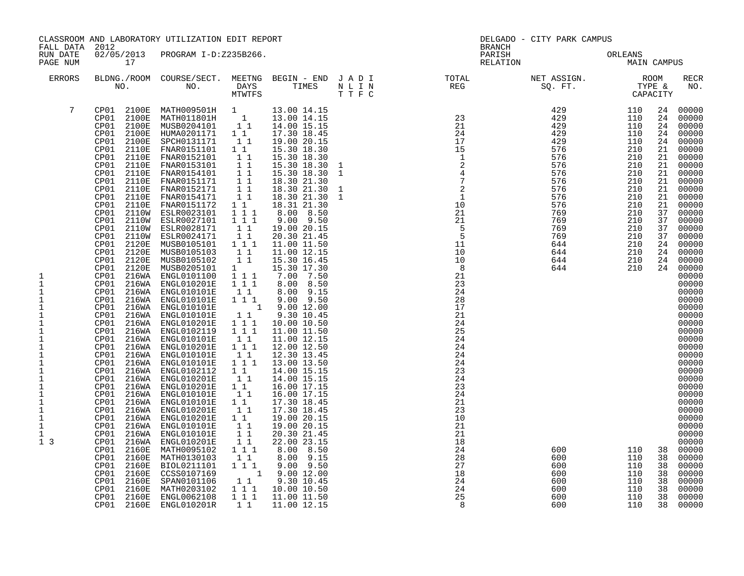CLASSROOM AND LABORATORY UTILIZATION EDIT REPORT
FALL DATA 2012
RUN DATE 02/05/2013 PROGRAM I-D:Z235B266.

DELGADO - CITY PARK CAMPUS
BRANCH
PARISH ORLEANS
RELATION MAIN CAMPUS

| ERRORS | BLDNG./ROOM NO. | COURSE/SECT. NO. | MEETNG DAYS MTWTFS | BEGIN - END TIMES | J A D I N L I N T T F C | TOTAL REG | NET ASSIGN. SQ. FT. | ROOM TYPE & CAPACITY | | RECR NO. |
|---|---|---|---|---|---|---|---|---|---|---|
| 7 | CP01 2100E | MATH009501H | 1 | 13.00 14.15 | | | 429 | 110 | 24 | 00000 |
| | CP01 2100E | MATH011801H | 1 | 13.00 14.15 | | 23 | 429 | 110 | 24 | 00000 |
| | CP01 2100E | MUSB0204101 | 1 1 | 14.00 15.15 | | 21 | 429 | 110 | 24 | 00000 |
| | CP01 2100E | HUMA0201171 | 1 1 | 17.30 18.45 | | 24 | 429 | 110 | 24 | 00000 |
| | CP01 2100E | SPCH0131171 | 1 1 | 19.00 20.15 | | 17 | 429 | 110 | 24 | 00000 |
| | CP01 2110E | FNAR0151101 | 1 1 | 15.30 18.30 | | 15 | 576 | 210 | 21 | 00000 |
| | CP01 2110E | FNAR0152101 | 1 1 | 15.30 18.30 | | 1 | 576 | 210 | 21 | 00000 |
| | CP01 2110E | FNAR0153101 | 1 1 | 15.30 18.30 | 1 | 2 | 576 | 210 | 21 | 00000 |
| | CP01 2110E | FNAR0154101 | 1 1 | 15.30 18.30 | 1 | 4 | 576 | 210 | 21 | 00000 |
| | CP01 2110E | FNAR0151171 | 1 1 | 18.30 21.30 | | 7 | 576 | 210 | 21 | 00000 |
| | CP01 2110E | FNAR0152171 | 1 1 | 18.30 21.30 | 1 | 2 | 576 | 210 | 21 | 00000 |
| | CP01 2110E | FNAR0154171 | 1 1 | 18.30 21.30 | 1 | 1 | 576 | 210 | 21 | 00000 |
| | CP01 2110E | FNAR0151172 | 1 1 | 18.31 21.30 | | 10 | 576 | 210 | 21 | 00000 |
| | CP01 2110W | ESLR0023101 | 1 1 1 | 8.00 8.50 | | 21 | 769 | 210 | 37 | 00000 |
| | CP01 2110W | ESLR0027101 | 1 1 1 | 9.00 9.50 | | 21 | 769 | 210 | 37 | 00000 |
| | CP01 2110W | ESLR0028171 | 1 1 | 19.00 20.15 | | 5 | 769 | 210 | 37 | 00000 |
| | CP01 2110W | ESLR0024171 | 1 1 | 20.30 21.45 | | 5 | 769 | 210 | 37 | 00000 |
| | CP01 2120E | MUSB0105101 | 1 1 1 | 11.00 11.50 | | 11 | 644 | 210 | 24 | 00000 |
| | CP01 2120E | MUSB0105103 | 1 1 | 11.00 12.15 | | 10 | 644 | 210 | 24 | 00000 |
| | CP01 2120E | MUSB0105102 | 1 1 | 15.30 16.45 | | 10 | 644 | 210 | 24 | 00000 |
| | CP01 2120E | MUSB0205101 | 1 | 15.30 17.30 | | 8 | 644 | 210 | 24 | 00000 |
| 1 | CP01 216WA | ENGL0101100 | 1 1 1 | 7.00 7.50 | | 21 | | | | 00000 |
| 1 | CP01 216WA | ENGL010201E | 1 1 1 | 8.00 8.50 | | 23 | | | | 00000 |
| 1 | CP01 216WA | ENGL010101E | 1 1 | 8.00 9.15 | | 24 | | | | 00000 |
| 1 | CP01 216WA | ENGL010101E | 1 1 1 | 9.00 9.50 | | 28 | | | | 00000 |
| 1 | CP01 216WA | ENGL010101E | 1 | 9.00 12.00 | | 17 | | | | 00000 |
| 1 | CP01 216WA | ENGL010101E | 1 1 | 9.30 10.45 | | 21 | | | | 00000 |
| 1 | CP01 216WA | ENGL010201E | 1 1 1 | 10.00 10.50 | | 24 | | | | 00000 |
| 1 | CP01 216WA | ENGL0102119 | 1 1 1 | 11.00 11.50 | | 25 | | | | 00000 |
| 1 | CP01 216WA | ENGL010101E | 1 1 | 11.00 12.15 | | 24 | | | | 00000 |
| 1 | CP01 216WA | ENGL010201E | 1 1 1 | 12.00 12.50 | | 24 | | | | 00000 |
| 1 | CP01 216WA | ENGL010101E | 1 1 | 12.30 13.45 | | 24 | | | | 00000 |
| 1 | CP01 216WA | ENGL010101E | 1 1 1 | 13.00 13.50 | | 24 | | | | 00000 |
| 1 | CP01 216WA | ENGL0102112 | 1 1 | 14.00 15.15 | | 23 | | | | 00000 |
| 1 | CP01 216WA | ENGL010201E | 1 1 | 14.00 15.15 | | 24 | | | | 00000 |
| 1 | CP01 216WA | ENGL010201E | 1 1 | 16.00 17.15 | | 23 | | | | 00000 |
| 1 | CP01 216WA | ENGL010101E | 1 1 | 16.00 17.15 | | 24 | | | | 00000 |
| 1 | CP01 216WA | ENGL010101E | 1 1 | 17.30 18.45 | | 21 | | | | 00000 |
| 1 | CP01 216WA | ENGL010201E | 1 1 | 17.30 18.45 | | 23 | | | | 00000 |
| 1 | CP01 216WA | ENGL010201E | 1 1 | 19.00 20.15 | | 10 | | | | 00000 |
| 1 | CP01 216WA | ENGL010101E | 1 1 | 19.00 20.15 | | 21 | | | | 00000 |
| 1 | CP01 216WA | ENGL010101E | 1 1 | 20.30 21.45 | | 21 | | | | 00000 |
| 1 3 | CP01 216WA | ENGL010201E | 1 1 | 22.00 23.15 | | 18 | | | | 00000 |
| | CP01 2160E | MATH0095102 | 1 1 1 | 8.00 8.50 | | 24 | 600 | 110 | 38 | 00000 |
| | CP01 2160E | MATH0130103 | 1 1 | 8.00 9.15 | | 28 | 600 | 110 | 38 | 00000 |
| | CP01 2160E | BIOL0211101 | 1 1 1 | 9.00 9.50 | | 27 | 600 | 110 | 38 | 00000 |
| | CP01 2160E | CCSS0107169 | 1 | 9.00 12.00 | | 18 | 600 | 110 | 38 | 00000 |
| | CP01 2160E | SPAN0101106 | 1 1 | 9.30 10.45 | | 24 | 600 | 110 | 38 | 00000 |
| | CP01 2160E | MATH0203102 | 1 1 1 | 10.00 10.50 | | 24 | 600 | 110 | 38 | 00000 |
| | CP01 2160E | ENGL0062108 | 1 1 1 | 11.00 11.50 | | 25 | 600 | 110 | 38 | 00000 |
| | CP01 2160E | ENGL010201R | 1 1 | 11.00 12.15 | | 8 | 600 | 110 | 38 | 00000 |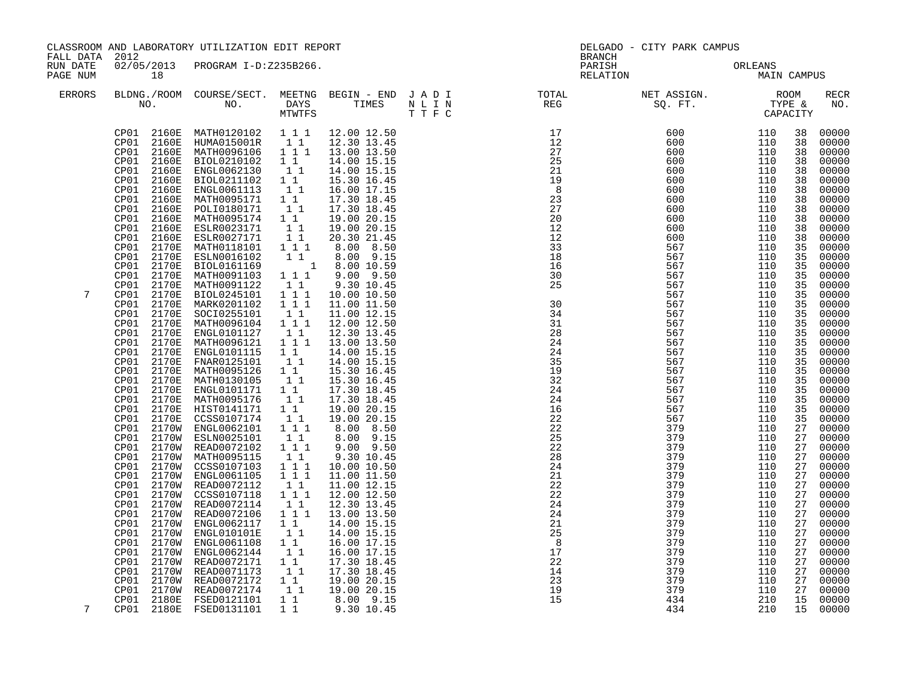CLASSROOM AND LABORATORY UTILIZATION EDIT REPORT
FALL DATA 2012
RUN DATE 02/05/2013 PROGRAM I-D:Z235B266.
PAGE NUM 18

DELGADO - CITY PARK CAMPUS
BRANCH
PARISH ORLEANS
RELATION MAIN CAMPUS

| ERRORS | BLDNG./ROOM NO. | COURSE/SECT. NO. | MEETNG DAYS MTWTFS | BEGIN - END TIMES | J A D I N L I N T T F C | TOTAL REG | NET ASSIGN. SQ. FT. | ROOM TYPE & CAPACITY | | RECR NO. |
|---|---|---|---|---|---|---|---|---|---|---|
| | CP01 2160E | MATH0120102 | 1 1 1 | 12.00 12.50 | | 17 | 600 | 110 | 38 | 00000 |
| | CP01 2160E | HUMA015001R | 1 1 | 12.30 13.45 | | 12 | 600 | 110 | 38 | 00000 |
| | CP01 2160E | MATH0096106 | 1 1 1 | 13.00 13.50 | | 27 | 600 | 110 | 38 | 00000 |
| | CP01 2160E | BIOL0210102 | 1 1 | 14.00 15.15 | | 25 | 600 | 110 | 38 | 00000 |
| | CP01 2160E | ENGL0062130 | 1 1 | 14.00 15.15 | | 21 | 600 | 110 | 38 | 00000 |
| | CP01 2160E | BIOL0211102 | 1 1 | 15.30 16.45 | | 19 | 600 | 110 | 38 | 00000 |
| | CP01 2160E | ENGL0061113 | 1 1 | 16.00 17.15 | | 8 | 600 | 110 | 38 | 00000 |
| | CP01 2160E | MATH0095171 | 1 1 | 17.30 18.45 | | 23 | 600 | 110 | 38 | 00000 |
| | CP01 2160E | POLI0180171 | 1 1 | 17.30 18.45 | | 27 | 600 | 110 | 38 | 00000 |
| | CP01 2160E | MATH0095174 | 1 1 | 19.00 20.15 | | 20 | 600 | 110 | 38 | 00000 |
| | CP01 2160E | ESLR0023171 | 1 1 | 19.00 20.15 | | 12 | 600 | 110 | 38 | 00000 |
| | CP01 2160E | ESLR0027171 | 1 1 | 20.30 21.45 | | 12 | 600 | 110 | 38 | 00000 |
| | CP01 2170E | MATH0118101 | 1 1 1 | 8.00 8.50 | | 33 | 567 | 110 | 35 | 00000 |
| | CP01 2170E | ESLN0016102 | 1 1 | 8.00 9.15 | | 18 | 567 | 110 | 35 | 00000 |
| | CP01 2170E | BIOL0161169 | 1 | 8.00 10.59 | | 16 | 567 | 110 | 35 | 00000 |
| | CP01 2170E | MATH0091103 | 1 1 1 | 9.00 9.50 | | 30 | 567 | 110 | 35 | 00000 |
| | CP01 2170E | MATH0091122 | 1 1 | 9.30 10.45 | | 25 | 567 | 110 | 35 | 00000 |
| 7 | CP01 2170E | BIOL0245101 | 1 1 1 | 10.00 10.50 | | | 567 | 110 | 35 | 00000 |
| | CP01 2170E | MARK0201102 | 1 1 1 | 11.00 11.50 | | 30 | 567 | 110 | 35 | 00000 |
| | CP01 2170E | SOCI0255101 | 1 1 | 11.00 12.15 | | 34 | 567 | 110 | 35 | 00000 |
| | CP01 2170E | MATH0096104 | 1 1 1 | 12.00 12.50 | | 31 | 567 | 110 | 35 | 00000 |
| | CP01 2170E | ENGL0101127 | 1 1 | 12.30 13.45 | | 28 | 567 | 110 | 35 | 00000 |
| | CP01 2170E | MATH0096121 | 1 1 1 | 13.00 13.50 | | 24 | 567 | 110 | 35 | 00000 |
| | CP01 2170E | ENGL0101115 | 1 1 | 14.00 15.15 | | 24 | 567 | 110 | 35 | 00000 |
| | CP01 2170E | FNAR0125101 | 1 1 | 14.00 15.15 | | 35 | 567 | 110 | 35 | 00000 |
| | CP01 2170E | MATH0095126 | 1 1 | 15.30 16.45 | | 19 | 567 | 110 | 35 | 00000 |
| | CP01 2170E | MATH0130105 | 1 1 | 15.30 16.45 | | 32 | 567 | 110 | 35 | 00000 |
| | CP01 2170E | ENGL0101171 | 1 1 | 17.30 18.45 | | 24 | 567 | 110 | 35 | 00000 |
| | CP01 2170E | MATH0095176 | 1 1 | 17.30 18.45 | | 24 | 567 | 110 | 35 | 00000 |
| | CP01 2170E | HIST0141171 | 1 1 | 19.00 20.15 | | 16 | 567 | 110 | 35 | 00000 |
| | CP01 2170E | CCSS0107174 | 1 1 | 19.00 20.15 | | 22 | 567 | 110 | 35 | 00000 |
| | CP01 2170W | ENGL0062101 | 1 1 1 | 8.00 8.50 | | 22 | 379 | 110 | 27 | 00000 |
| | CP01 2170W | ESLN0025101 | 1 1 | 8.00 9.15 | | 25 | 379 | 110 | 27 | 00000 |
| | CP01 2170W | READ0072102 | 1 1 1 | 9.00 9.50 | | 22 | 379 | 110 | 27 | 00000 |
| | CP01 2170W | MATH0095115 | 1 1 | 9.30 10.45 | | 28 | 379 | 110 | 27 | 00000 |
| | CP01 2170W | CCSS0107103 | 1 1 1 | 10.00 10.50 | | 24 | 379 | 110 | 27 | 00000 |
| | CP01 2170W | ENGL0061105 | 1 1 1 | 11.00 11.50 | | 21 | 379 | 110 | 27 | 00000 |
| | CP01 2170W | READ0072112 | 1 1 | 11.00 12.15 | | 22 | 379 | 110 | 27 | 00000 |
| | CP01 2170W | CCSS0107118 | 1 1 1 | 12.00 12.50 | | 22 | 379 | 110 | 27 | 00000 |
| | CP01 2170W | READ0072114 | 1 1 | 12.30 13.45 | | 24 | 379 | 110 | 27 | 00000 |
| | CP01 2170W | READ0072106 | 1 1 1 | 13.00 13.50 | | 24 | 379 | 110 | 27 | 00000 |
| | CP01 2170W | ENGL0062117 | 1 1 | 14.00 15.15 | | 21 | 379 | 110 | 27 | 00000 |
| | CP01 2170W | ENGL010101E | 1 1 | 14.00 15.15 | | 25 | 379 | 110 | 27 | 00000 |
| | CP01 2170W | ENGL0061108 | 1 1 | 16.00 17.15 | | 8 | 379 | 110 | 27 | 00000 |
| | CP01 2170W | ENGL0062144 | 1 1 | 16.00 17.15 | | 17 | 379 | 110 | 27 | 00000 |
| | CP01 2170W | READ0072171 | 1 1 | 17.30 18.45 | | 22 | 379 | 110 | 27 | 00000 |
| | CP01 2170W | READ0071173 | 1 1 | 17.30 18.45 | | 14 | 379 | 110 | 27 | 00000 |
| | CP01 2170W | READ0072172 | 1 1 | 19.00 20.15 | | 23 | 379 | 110 | 27 | 00000 |
| | CP01 2170W | READ0072174 | 1 1 | 19.00 20.15 | | 19 | 379 | 110 | 27 | 00000 |
| | CP01 2180E | FSED0121101 | 1 1 | 8.00 9.15 | | 15 | 434 | 210 | 15 | 00000 |
| 7 | CP01 2180E | FSED0131101 | 1 1 | 9.30 10.45 | | | 434 | 210 | 15 | 00000 |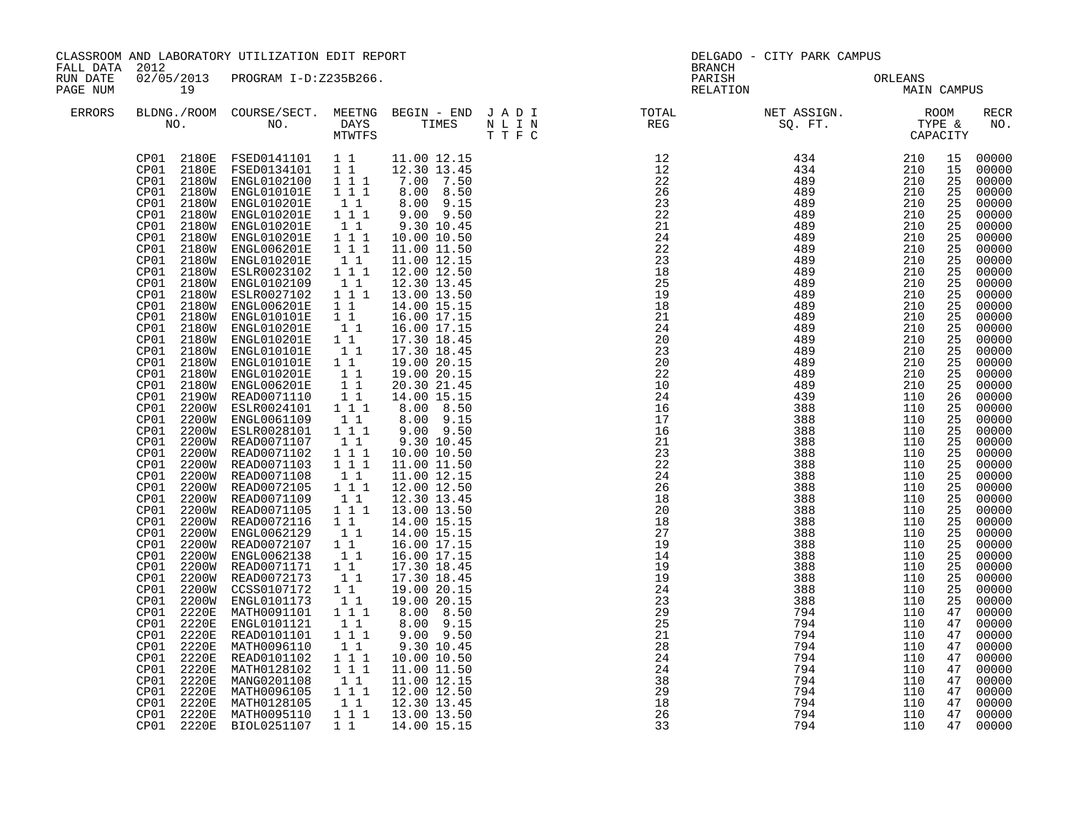CLASSROOM AND LABORATORY UTILIZATION EDIT REPORT
FALL DATA 2012
RUN DATE 02/05/2013 PROGRAM I-D:Z235B266.
PAGE NUM 19

DELGADO - CITY PARK CAMPUS
BRANCH
PARISH ORLEANS
RELATION MAIN CAMPUS

| ERRORS | BLDNG./ROOM NO. | COURSE/SECT. NO. | MEETNG DAYS MTWTFS | BEGIN - END TIMES | J A D I N L I N T T F C | TOTAL REG | NET ASSIGN. SQ. FT. | ROOM TYPE & CAPACITY | | RECR NO. |
|---|---|---|---|---|---|---|---|---|---|---|
| | CP01 2180E | FSED0141101 | 1 1 | 11.00 12.15 | | 12 | 434 | 210 | 15 | 00000 |
| | CP01 2180E | FSED0134101 | 1 1 | 12.30 13.45 | | 12 | 434 | 210 | 15 | 00000 |
| | CP01 2180W | ENGL0102100 | 1 1 1 | 7.00 7.50 | | 22 | 489 | 210 | 25 | 00000 |
| | CP01 2180W | ENGL010101E | 1 1 1 | 8.00 8.50 | | 26 | 489 | 210 | 25 | 00000 |
| | CP01 2180W | ENGL010201E | 1 1 | 8.00 9.15 | | 23 | 489 | 210 | 25 | 00000 |
| | CP01 2180W | ENGL010201E | 1 1 1 | 9.00 9.50 | | 22 | 489 | 210 | 25 | 00000 |
| | CP01 2180W | ENGL010201E | 1 1 | 9.30 10.45 | | 21 | 489 | 210 | 25 | 00000 |
| | CP01 2180W | ENGL010201E | 1 1 1 | 10.00 10.50 | | 24 | 489 | 210 | 25 | 00000 |
| | CP01 2180W | ENGL006201E | 1 1 1 | 11.00 11.50 | | 22 | 489 | 210 | 25 | 00000 |
| | CP01 2180W | ENGL010201E | 1 1 | 11.00 12.15 | | 23 | 489 | 210 | 25 | 00000 |
| | CP01 2180W | ESLR0023102 | 1 1 1 | 12.00 12.50 | | 18 | 489 | 210 | 25 | 00000 |
| | CP01 2180W | ENGL0102109 | 1 1 | 12.30 13.45 | | 25 | 489 | 210 | 25 | 00000 |
| | CP01 2180W | ESLR0027102 | 1 1 1 | 13.00 13.50 | | 19 | 489 | 210 | 25 | 00000 |
| | CP01 2180W | ENGL006201E | 1 1 | 14.00 15.15 | | 18 | 489 | 210 | 25 | 00000 |
| | CP01 2180W | ENGL010101E | 1 1 | 16.00 17.15 | | 21 | 489 | 210 | 25 | 00000 |
| | CP01 2180W | ENGL010201E | 1 1 | 16.00 17.15 | | 24 | 489 | 210 | 25 | 00000 |
| | CP01 2180W | ENGL010201E | 1 1 | 17.30 18.45 | | 20 | 489 | 210 | 25 | 00000 |
| | CP01 2180W | ENGL010101E | 1 1 | 17.30 18.45 | | 23 | 489 | 210 | 25 | 00000 |
| | CP01 2180W | ENGL010101E | 1 1 | 19.00 20.15 | | 20 | 489 | 210 | 25 | 00000 |
| | CP01 2180W | ENGL010201E | 1 1 | 19.00 20.15 | | 22 | 489 | 210 | 25 | 00000 |
| | CP01 2180W | ENGL006201E | 1 1 | 20.30 21.45 | | 10 | 489 | 210 | 25 | 00000 |
| | CP01 2190W | READ0071110 | 1 1 | 14.00 15.15 | | 24 | 439 | 110 | 26 | 00000 |
| | CP01 2200W | ESLR0024101 | 1 1 1 | 8.00 8.50 | | 16 | 388 | 110 | 25 | 00000 |
| | CP01 2200W | ENGL0061109 | 1 1 | 8.00 9.15 | | 17 | 388 | 110 | 25 | 00000 |
| | CP01 2200W | ESLR0028101 | 1 1 1 | 9.00 9.50 | | 16 | 388 | 110 | 25 | 00000 |
| | CP01 2200W | READ0071107 | 1 1 | 9.30 10.45 | | 21 | 388 | 110 | 25 | 00000 |
| | CP01 2200W | READ0071102 | 1 1 1 | 10.00 10.50 | | 23 | 388 | 110 | 25 | 00000 |
| | CP01 2200W | READ0071103 | 1 1 1 | 11.00 11.50 | | 22 | 388 | 110 | 25 | 00000 |
| | CP01 2200W | READ0071108 | 1 1 | 11.00 12.15 | | 24 | 388 | 110 | 25 | 00000 |
| | CP01 2200W | READ0072105 | 1 1 1 | 12.00 12.50 | | 26 | 388 | 110 | 25 | 00000 |
| | CP01 2200W | READ0071109 | 1 1 | 12.30 13.45 | | 18 | 388 | 110 | 25 | 00000 |
| | CP01 2200W | READ0071105 | 1 1 1 | 13.00 13.50 | | 20 | 388 | 110 | 25 | 00000 |
| | CP01 2200W | READ0072116 | 1 1 | 14.00 15.15 | | 18 | 388 | 110 | 25 | 00000 |
| | CP01 2200W | ENGL0062129 | 1 1 | 14.00 15.15 | | 27 | 388 | 110 | 25 | 00000 |
| | CP01 2200W | READ0072107 | 1 1 | 16.00 17.15 | | 19 | 388 | 110 | 25 | 00000 |
| | CP01 2200W | ENGL0062138 | 1 1 | 16.00 17.15 | | 14 | 388 | 110 | 25 | 00000 |
| | CP01 2200W | READ0071171 | 1 1 | 17.30 18.45 | | 19 | 388 | 110 | 25 | 00000 |
| | CP01 2200W | READ0072173 | 1 1 | 17.30 18.45 | | 19 | 388 | 110 | 25 | 00000 |
| | CP01 2200W | CCSS0107172 | 1 1 | 19.00 20.15 | | 24 | 388 | 110 | 25 | 00000 |
| | CP01 2200W | ENGL0101173 | 1 1 | 19.00 20.15 | | 23 | 388 | 110 | 25 | 00000 |
| | CP01 2220E | MATH0091101 | 1 1 1 | 8.00 8.50 | | 29 | 794 | 110 | 47 | 00000 |
| | CP01 2220E | ENGL0101121 | 1 1 | 8.00 9.15 | | 25 | 794 | 110 | 47 | 00000 |
| | CP01 2220E | READ0101101 | 1 1 1 | 9.00 9.50 | | 21 | 794 | 110 | 47 | 00000 |
| | CP01 2220E | MATH0096110 | 1 1 | 9.30 10.45 | | 28 | 794 | 110 | 47 | 00000 |
| | CP01 2220E | READ0101102 | 1 1 1 | 10.00 10.50 | | 24 | 794 | 110 | 47 | 00000 |
| | CP01 2220E | MATH0128102 | 1 1 1 | 11.00 11.50 | | 24 | 794 | 110 | 47 | 00000 |
| | CP01 2220E | MANG0201108 | 1 1 | 11.00 12.15 | | 38 | 794 | 110 | 47 | 00000 |
| | CP01 2220E | MATH0096105 | 1 1 1 | 12.00 12.50 | | 29 | 794 | 110 | 47 | 00000 |
| | CP01 2220E | MATH0128105 | 1 1 | 12.30 13.45 | | 18 | 794 | 110 | 47 | 00000 |
| | CP01 2220E | MATH0095110 | 1 1 1 | 13.00 13.50 | | 26 | 794 | 110 | 47 | 00000 |
| | CP01 2220E | BIOL0251107 | 1 1 | 14.00 15.15 | | 33 | 794 | 110 | 47 | 00000 |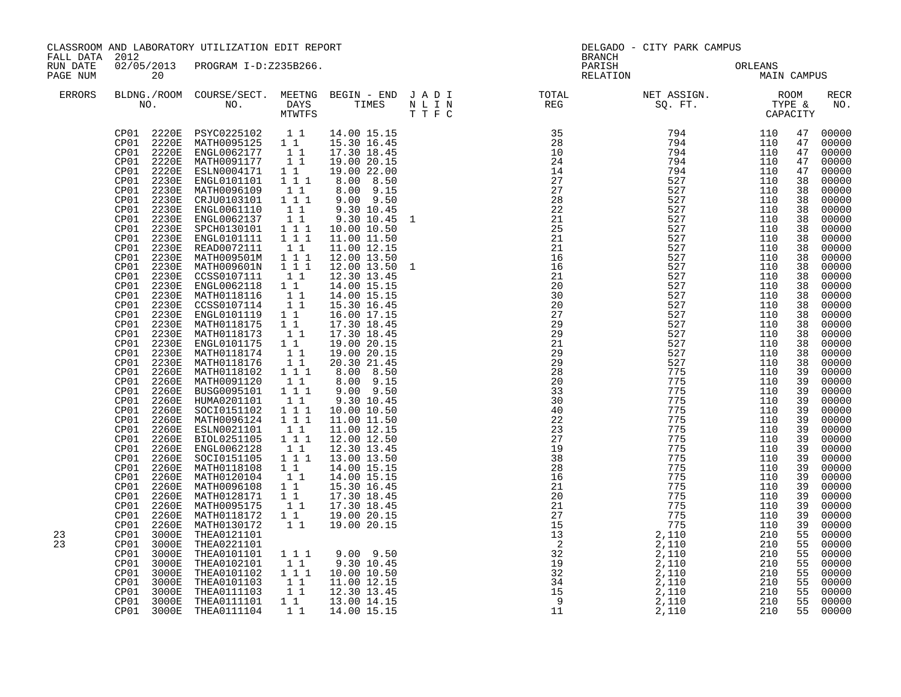CLASSROOM AND LABORATORY UTILIZATION EDIT REPORT

FALL DATA 2012
RUN DATE 02/05/2013 PROGRAM I-D:Z235B266.
PAGE NUM 20

DELGADO - CITY PARK CAMPUS
BRANCH
PARISH ORLEANS
RELATION MAIN CAMPUS

| ERRORS | BLDNG./ROOM NO. | | COURSE/SECT. NO. | MEETNG DAYS MTWTFS | BEGIN - END TIMES | | J A D I N L I N T T F C | TOTAL REG | NET ASSIGN. SQ. FT. | ROOM TYPE & CAPACITY | | RECR NO. |
|---|---|---|---|---|---|---|---|---|---|---|---|---|
| | CP01 | 2220E | PSYC0225102 | 1 1 | 14.00 | 15.15 | | 35 | 794 | 110 | 47 | 00000 |
| | CP01 | 2220E | MATH0095125 | 1 1 | 15.30 | 16.45 | | 28 | 794 | 110 | 47 | 00000 |
| | CP01 | 2220E | ENGL0062177 | 1 1 | 17.30 | 18.45 | | 10 | 794 | 110 | 47 | 00000 |
| | CP01 | 2220E | MATH0091177 | 1 1 | 19.00 | 20.15 | | 24 | 794 | 110 | 47 | 00000 |
| | CP01 | 2220E | ESLN0004171 | 1 1 | 19.00 | 22.00 | | 14 | 794 | 110 | 47 | 00000 |
| | CP01 | 2230E | ENGL0101101 | 1 1 1 | 8.00 | 8.50 | | 27 | 527 | 110 | 38 | 00000 |
| | CP01 | 2230E | MATH0096109 | 1 1 | 8.00 | 9.15 | | 27 | 527 | 110 | 38 | 00000 |
| | CP01 | 2230E | CRJU0103101 | 1 1 1 | 9.00 | 9.50 | | 28 | 527 | 110 | 38 | 00000 |
| | CP01 | 2230E | ENGL0061110 | 1 1 | 9.30 | 10.45 | | 22 | 527 | 110 | 38 | 00000 |
| | CP01 | 2230E | ENGL0062137 | 1 1 | 9.30 | 10.45 | 1 | 21 | 527 | 110 | 38 | 00000 |
| | CP01 | 2230E | SPCH0130101 | 1 1 1 | 10.00 | 10.50 | | 25 | 527 | 110 | 38 | 00000 |
| | CP01 | 2230E | ENGL0101111 | 1 1 1 | 11.00 | 11.50 | | 21 | 527 | 110 | 38 | 00000 |
| | CP01 | 2230E | READ0072111 | 1 1 | 11.00 | 12.15 | | 21 | 527 | 110 | 38 | 00000 |
| | CP01 | 2230E | MATH009501M | 1 1 1 | 12.00 | 13.50 | | 16 | 527 | 110 | 38 | 00000 |
| | CP01 | 2230E | MATH009601N | 1 1 1 | 12.00 | 13.50 | 1 | 16 | 527 | 110 | 38 | 00000 |
| | CP01 | 2230E | CCSS0107111 | 1 1 | 12.30 | 13.45 | | 21 | 527 | 110 | 38 | 00000 |
| | CP01 | 2230E | ENGL0062118 | 1 1 | 14.00 | 15.15 | | 20 | 527 | 110 | 38 | 00000 |
| | CP01 | 2230E | MATH0118116 | 1 1 | 14.00 | 15.15 | | 30 | 527 | 110 | 38 | 00000 |
| | CP01 | 2230E | CCSS0107114 | 1 1 | 15.30 | 16.45 | | 20 | 527 | 110 | 38 | 00000 |
| | CP01 | 2230E | ENGL0101119 | 1 1 | 16.00 | 17.15 | | 27 | 527 | 110 | 38 | 00000 |
| | CP01 | 2230E | MATH0118175 | 1 1 | 17.30 | 18.45 | | 29 | 527 | 110 | 38 | 00000 |
| | CP01 | 2230E | MATH0118173 | 1 1 | 17.30 | 18.45 | | 29 | 527 | 110 | 38 | 00000 |
| | CP01 | 2230E | ENGL0101175 | 1 1 | 19.00 | 20.15 | | 21 | 527 | 110 | 38 | 00000 |
| | CP01 | 2230E | MATH0118174 | 1 1 | 19.00 | 20.15 | | 29 | 527 | 110 | 38 | 00000 |
| | CP01 | 2230E | MATH0118176 | 1 1 | 20.30 | 21.45 | | 29 | 527 | 110 | 38 | 00000 |
| | CP01 | 2260E | MATH0118102 | 1 1 1 | 8.00 | 8.50 | | 28 | 775 | 110 | 39 | 00000 |
| | CP01 | 2260E | MATH0091120 | 1 1 | 8.00 | 9.15 | | 20 | 775 | 110 | 39 | 00000 |
| | CP01 | 2260E | BUSG0095101 | 1 1 1 | 9.00 | 9.50 | | 33 | 775 | 110 | 39 | 00000 |
| | CP01 | 2260E | HUMA0201101 | 1 1 | 9.30 | 10.45 | | 30 | 775 | 110 | 39 | 00000 |
| | CP01 | 2260E | SOCI0151102 | 1 1 1 | 10.00 | 10.50 | | 40 | 775 | 110 | 39 | 00000 |
| | CP01 | 2260E | MATH0096124 | 1 1 1 | 11.00 | 11.50 | | 22 | 775 | 110 | 39 | 00000 |
| | CP01 | 2260E | ESLN0021101 | 1 1 | 11.00 | 12.15 | | 23 | 775 | 110 | 39 | 00000 |
| | CP01 | 2260E | BIOL0251105 | 1 1 1 | 12.00 | 12.50 | | 27 | 775 | 110 | 39 | 00000 |
| | CP01 | 2260E | ENGL0062128 | 1 1 | 12.30 | 13.45 | | 19 | 775 | 110 | 39 | 00000 |
| | CP01 | 2260E | SOCI0151105 | 1 1 1 | 13.00 | 13.50 | | 38 | 775 | 110 | 39 | 00000 |
| | CP01 | 2260E | MATH0118108 | 1 1 | 14.00 | 15.15 | | 28 | 775 | 110 | 39 | 00000 |
| | CP01 | 2260E | MATH0120104 | 1 1 | 14.00 | 15.15 | | 16 | 775 | 110 | 39 | 00000 |
| | CP01 | 2260E | MATH0096108 | 1 1 | 15.30 | 16.45 | | 21 | 775 | 110 | 39 | 00000 |
| | CP01 | 2260E | MATH0128171 | 1 1 | 17.30 | 18.45 | | 20 | 775 | 110 | 39 | 00000 |
| | CP01 | 2260E | MATH0095175 | 1 1 | 17.30 | 18.45 | | 21 | 775 | 110 | 39 | 00000 |
| | CP01 | 2260E | MATH0118172 | 1 1 | 19.00 | 20.15 | | 27 | 775 | 110 | 39 | 00000 |
| | CP01 | 2260E | MATH0130172 | 1 1 | 19.00 | 20.15 | | 15 | 775 | 110 | 39 | 00000 |
| 23 | CP01 | 3000E | THEA0121101 | | | | | 13 | 2,110 | 210 | 55 | 00000 |
| 23 | CP01 | 3000E | THEA0221101 | | | | | 2 | 2,110 | 210 | 55 | 00000 |
| | CP01 | 3000E | THEA0101101 | 1 1 1 | 9.00 | 9.50 | | 32 | 2,110 | 210 | 55 | 00000 |
| | CP01 | 3000E | THEA0102101 | 1 1 | 9.30 | 10.45 | | 19 | 2,110 | 210 | 55 | 00000 |
| | CP01 | 3000E | THEA0101102 | 1 1 1 | 10.00 | 10.50 | | 32 | 2,110 | 210 | 55 | 00000 |
| | CP01 | 3000E | THEA0101103 | 1 1 | 11.00 | 12.15 | | 34 | 2,110 | 210 | 55 | 00000 |
| | CP01 | 3000E | THEA0111103 | 1 1 | 12.30 | 13.45 | | 15 | 2,110 | 210 | 55 | 00000 |
| | CP01 | 3000E | THEA0111101 | 1 1 | 13.00 | 14.15 | | 9 | 2,110 | 210 | 55 | 00000 |
| | CP01 | 3000E | THEA0111104 | 1 1 | 14.00 | 15.15 | | 11 | 2,110 | 210 | 55 | 00000 |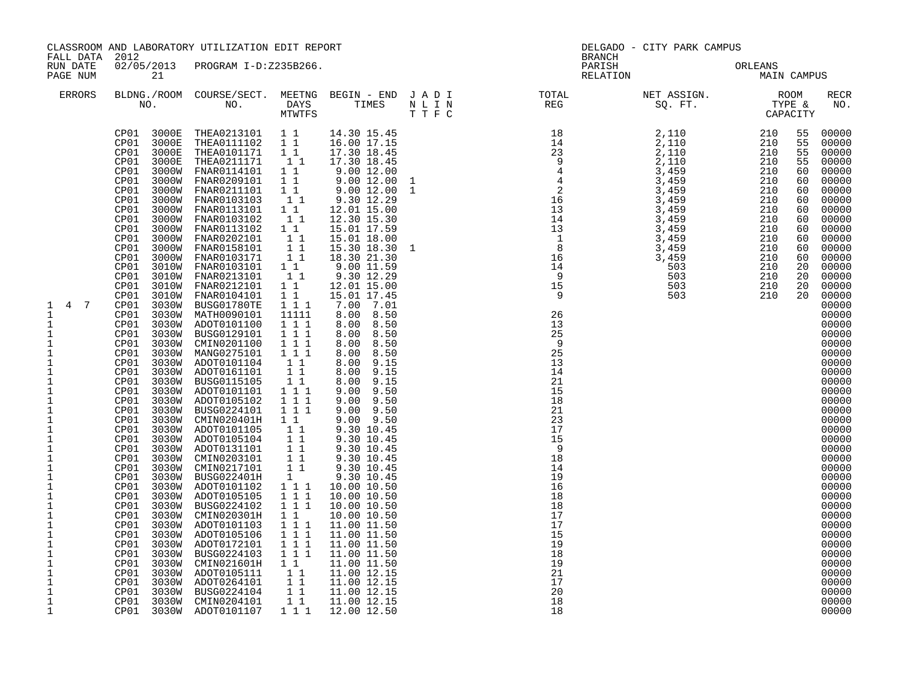CLASSROOM AND LABORATORY UTILIZATION EDIT REPORT
FALL DATA 2012
RUN DATE 02/05/2013 PROGRAM I-D:Z235B266.
PAGE NUM 21

DELGADO - CITY PARK CAMPUS
BRANCH
PARISH ORLEANS
RELATION MAIN CAMPUS

| ERRORS | BLDNG./ROOM NO. | | COURSE/SECT. NO. | MEETNG DAYS MTWTFS | BEGIN - END TIMES | | J A D I N L I N T T F C | TOTAL REG | NET ASSIGN. SQ. FT. | ROOM TYPE & CAPACITY | | RECR NO. |
|---|---|---|---|---|---|---|---|---|---|---|---|---|
| | CP01 | 3000E | THEA0213101 | 1 1 | 14.30 | 15.45 | | 18 | 2,110 | 210 | 55 | 00000 |
| | CP01 | 3000E | THEA0111102 | 1 1 | 16.00 | 17.15 | | 14 | 2,110 | 210 | 55 | 00000 |
| | CP01 | 3000E | THEA0101171 | 1 1 | 17.30 | 18.45 | | 23 | 2,110 | 210 | 55 | 00000 |
| | CP01 | 3000E | THEA0211171 | 1 1 | 17.30 | 18.45 | | 9 | 2,110 | 210 | 55 | 00000 |
| | CP01 | 3000W | FNAR0114101 | 1 1 | 9.00 | 12.00 | | 4 | 3,459 | 210 | 60 | 00000 |
| | CP01 | 3000W | FNAR0209101 | 1 1 | 9.00 | 12.00 | 1 | 4 | 3,459 | 210 | 60 | 00000 |
| | CP01 | 3000W | FNAR0211101 | 1 1 | 9.00 | 12.00 | 1 | 2 | 3,459 | 210 | 60 | 00000 |
| | CP01 | 3000W | FNAR0103103 | 1 1 | 9.30 | 12.29 | | 16 | 3,459 | 210 | 60 | 00000 |
| | CP01 | 3000W | FNAR0113101 | 1 1 | 12.01 | 15.00 | | 13 | 3,459 | 210 | 60 | 00000 |
| | CP01 | 3000W | FNAR0103102 | 1 1 | 12.30 | 15.30 | | 14 | 3,459 | 210 | 60 | 00000 |
| | CP01 | 3000W | FNAR0113102 | 1 1 | 15.01 | 17.59 | | 13 | 3,459 | 210 | 60 | 00000 |
| | CP01 | 3000W | FNAR0202101 | 1 1 | 15.01 | 18.00 | | 1 | 3,459 | 210 | 60 | 00000 |
| | CP01 | 3000W | FNAR0158101 | 1 1 | 15.30 | 18.30 | 1 | 8 | 3,459 | 210 | 60 | 00000 |
| | CP01 | 3000W | FNAR0103171 | 1 1 | 18.30 | 21.30 | | 16 | 3,459 | 210 | 60 | 00000 |
| | CP01 | 3010W | FNAR0103101 | 1 1 | 9.00 | 11.59 | | 14 | 503 | 210 | 20 | 00000 |
| | CP01 | 3010W | FNAR0213101 | 1 1 | 9.30 | 12.29 | | 9 | 503 | 210 | 20 | 00000 |
| | CP01 | 3010W | FNAR0212101 | 1 1 | 12.01 | 15.00 | | 15 | 503 | 210 | 20 | 00000 |
| | CP01 | 3010W | FNAR0104101 | 1 1 | 15.01 | 17.45 | | 9 | 503 | 210 | 20 | 00000 |
| 1 4 7 | CP01 | 3030W | BUSG01780TE | 1 1 1 | 7.00 | 7.01 | | | | | | 00000 |
| 1 | CP01 | 3030W | MATH0090101 | 11111 | 8.00 | 8.50 | | 26 | | | | 00000 |
| 1 | CP01 | 3030W | ADOT0101100 | 1 1 1 | 8.00 | 8.50 | | 13 | | | | 00000 |
| 1 | CP01 | 3030W | BUSG0129101 | 1 1 1 | 8.00 | 8.50 | | 25 | | | | 00000 |
| 1 | CP01 | 3030W | CMIN0201100 | 1 1 1 | 8.00 | 8.50 | | 9 | | | | 00000 |
| 1 | CP01 | 3030W | MANG0275101 | 1 1 1 | 8.00 | 8.50 | | 25 | | | | 00000 |
| 1 | CP01 | 3030W | ADOT0101104 | 1 1 | 8.00 | 9.15 | | 13 | | | | 00000 |
| 1 | CP01 | 3030W | ADOT0161101 | 1 1 | 8.00 | 9.15 | | 14 | | | | 00000 |
| 1 | CP01 | 3030W | BUSG0115105 | 1 1 | 8.00 | 9.15 | | 21 | | | | 00000 |
| 1 | CP01 | 3030W | ADOT0101101 | 1 1 1 | 9.00 | 9.50 | | 15 | | | | 00000 |
| 1 | CP01 | 3030W | ADOT0105102 | 1 1 1 | 9.00 | 9.50 | | 18 | | | | 00000 |
| 1 | CP01 | 3030W | BUSG0224101 | 1 1 1 | 9.00 | 9.50 | | 21 | | | | 00000 |
| 1 | CP01 | 3030W | CMIN020401H | 1 1 | 9.00 | 9.50 | | 23 | | | | 00000 |
| 1 | CP01 | 3030W | ADOT0101105 | 1 1 | 9.30 | 10.45 | | 17 | | | | 00000 |
| 1 | CP01 | 3030W | ADOT0105104 | 1 1 | 9.30 | 10.45 | | 15 | | | | 00000 |
| 1 | CP01 | 3030W | ADOT0131101 | 1 1 | 9.30 | 10.45 | | 9 | | | | 00000 |
| 1 | CP01 | 3030W | CMIN0203101 | 1 1 | 9.30 | 10.45 | | 18 | | | | 00000 |
| 1 | CP01 | 3030W | CMIN0217101 | 1 1 | 9.30 | 10.45 | | 14 | | | | 00000 |
| 1 | CP01 | 3030W | BUSG022401H | 1 | 9.30 | 10.45 | | 19 | | | | 00000 |
| 1 | CP01 | 3030W | ADOT0101102 | 1 1 1 | 10.00 | 10.50 | | 16 | | | | 00000 |
| 1 | CP01 | 3030W | ADOT0105105 | 1 1 1 | 10.00 | 10.50 | | 18 | | | | 00000 |
| 1 | CP01 | 3030W | BUSG0224102 | 1 1 1 | 10.00 | 10.50 | | 18 | | | | 00000 |
| 1 | CP01 | 3030W | CMIN020301H | 1 1 | 10.00 | 10.50 | | 17 | | | | 00000 |
| 1 | CP01 | 3030W | ADOT0101103 | 1 1 1 | 11.00 | 11.50 | | 17 | | | | 00000 |
| 1 | CP01 | 3030W | ADOT0105106 | 1 1 1 | 11.00 | 11.50 | | 15 | | | | 00000 |
| 1 | CP01 | 3030W | ADOT0172101 | 1 1 1 | 11.00 | 11.50 | | 19 | | | | 00000 |
| 1 | CP01 | 3030W | BUSG0224103 | 1 1 1 | 11.00 | 11.50 | | 18 | | | | 00000 |
| 1 | CP01 | 3030W | CMIN021601H | 1 1 | 11.00 | 11.50 | | 19 | | | | 00000 |
| 1 | CP01 | 3030W | ADOT0105111 | 1 1 | 11.00 | 12.15 | | 21 | | | | 00000 |
| 1 | CP01 | 3030W | ADOT0264101 | 1 1 | 11.00 | 12.15 | | 17 | | | | 00000 |
| 1 | CP01 | 3030W | BUSG0224104 | 1 1 | 11.00 | 12.15 | | 20 | | | | 00000 |
| 1 | CP01 | 3030W | CMIN0204101 | 1 1 | 11.00 | 12.15 | | 18 | | | | 00000 |
| 1 | CP01 | 3030W | ADOT0101107 | 1 1 1 | 12.00 | 12.50 | | 18 | | | | 00000 |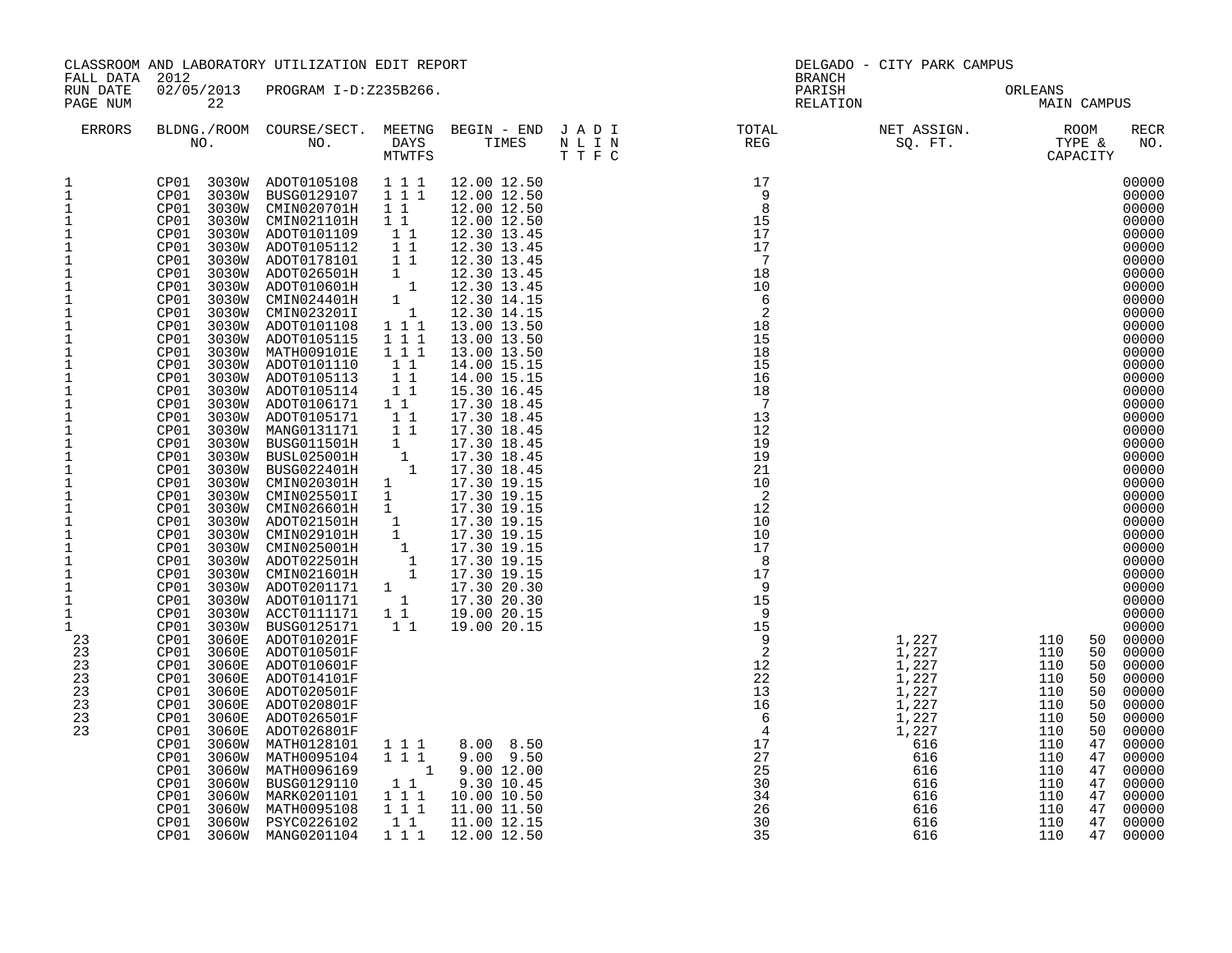CLASSROOM AND LABORATORY UTILIZATION EDIT REPORT
FALL DATA 2012
RUN DATE 02/05/2013 PROGRAM I-D:Z235B266.

DELGADO - CITY PARK CAMPUS
BRANCH
PARISH ORLEANS
RELATION MAIN CAMPUS

| ERRORS | BLDNG./ROOM NO. | | COURSE/SECT. NO. | MEETNG DAYS MTWTFS | BEGIN - END TIMES | | J A D I N L I N T T F C | TOTAL REG | NET ASSIGN. SQ. FT. | ROOM TYPE & CAPACITY | | RECR NO. |
|---|---|---|---|---|---|---|---|---|---|---|---|---|
| 1 | CP01 | 3030W | ADOT0105108 | 1 1 1 | 12.00 | 12.50 | | 17 | | | | 00000 |
| 1 | CP01 | 3030W | BUSG0129107 | 1 1 1 | 12.00 | 12.50 | | 9 | | | | 00000 |
| 1 | CP01 | 3030W | CMIN020701H | 1 1 | 12.00 | 12.50 | | 8 | | | | 00000 |
| 1 | CP01 | 3030W | CMIN021101H | 1 1 | 12.00 | 12.50 | | 15 | | | | 00000 |
| 1 | CP01 | 3030W | ADOT0101109 | 1 1 | 12.30 | 13.45 | | 17 | | | | 00000 |
| 1 | CP01 | 3030W | ADOT0105112 | 1 1 | 12.30 | 13.45 | | 17 | | | | 00000 |
| 1 | CP01 | 3030W | ADOT0178101 | 1 1 | 12.30 | 13.45 | | 7 | | | | 00000 |
| 1 | CP01 | 3030W | ADOT026501H | 1 | 12.30 | 13.45 | | 18 | | | | 00000 |
| 1 | CP01 | 3030W | ADOT010601H | 1 | 12.30 | 13.45 | | 10 | | | | 00000 |
| 1 | CP01 | 3030W | CMIN024401H | 1 | 12.30 | 14.15 | | 6 | | | | 00000 |
| 1 | CP01 | 3030W | CMIN023201I | 1 | 12.30 | 14.15 | | 2 | | | | 00000 |
| 1 | CP01 | 3030W | ADOT0101108 | 1 1 1 | 13.00 | 13.50 | | 18 | | | | 00000 |
| 1 | CP01 | 3030W | ADOT0105115 | 1 1 1 | 13.00 | 13.50 | | 15 | | | | 00000 |
| 1 | CP01 | 3030W | MATH009101E | 1 1 1 | 13.00 | 13.50 | | 18 | | | | 00000 |
| 1 | CP01 | 3030W | ADOT0101110 | 1 1 | 14.00 | 15.15 | | 15 | | | | 00000 |
| 1 | CP01 | 3030W | ADOT0105113 | 1 1 | 14.00 | 15.15 | | 16 | | | | 00000 |
| 1 | CP01 | 3030W | ADOT0105114 | 1 1 | 15.30 | 16.45 | | 18 | | | | 00000 |
| 1 | CP01 | 3030W | ADOT0106171 | 1 1 | 17.30 | 18.45 | | 7 | | | | 00000 |
| 1 | CP01 | 3030W | ADOT0105171 | 1 1 | 17.30 | 18.45 | | 13 | | | | 00000 |
| 1 | CP01 | 3030W | MANG0131171 | 1 1 | 17.30 | 18.45 | | 12 | | | | 00000 |
| 1 | CP01 | 3030W | BUSG011501H | 1 | 17.30 | 18.45 | | 19 | | | | 00000 |
| 1 | CP01 | 3030W | BUSL025001H | 1 | 17.30 | 18.45 | | 19 | | | | 00000 |
| 1 | CP01 | 3030W | BUSG022401H | 1 | 17.30 | 18.45 | | 21 | | | | 00000 |
| 1 | CP01 | 3030W | CMIN020301H | 1 | 17.30 | 19.15 | | 10 | | | | 00000 |
| 1 | CP01 | 3030W | CMIN025501I | 1 | 17.30 | 19.15 | | 2 | | | | 00000 |
| 1 | CP01 | 3030W | CMIN026601H | 1 | 17.30 | 19.15 | | 12 | | | | 00000 |
| 1 | CP01 | 3030W | ADOT021501H | 1 | 17.30 | 19.15 | | 10 | | | | 00000 |
| 1 | CP01 | 3030W | CMIN029101H | 1 | 17.30 | 19.15 | | 10 | | | | 00000 |
| 1 | CP01 | 3030W | CMIN025001H | 1 | 17.30 | 19.15 | | 17 | | | | 00000 |
| 1 | CP01 | 3030W | ADOT022501H | 1 | 17.30 | 19.15 | | 8 | | | | 00000 |
| 1 | CP01 | 3030W | CMIN021601H | 1 | 17.30 | 19.15 | | 17 | | | | 00000 |
| 1 | CP01 | 3030W | ADOT0201171 | 1 | 17.30 | 20.30 | | 9 | | | | 00000 |
| 1 | CP01 | 3030W | ADOT0101171 | 1 | 17.30 | 20.30 | | 15 | | | | 00000 |
| 1 | CP01 | 3030W | ACCT0111171 | 1 1 | 19.00 | 20.15 | | 9 | | | | 00000 |
| 1 | CP01 | 3030W | BUSG0125171 | 1 1 | 19.00 | 20.15 | | 15 | | | | 00000 |
| 23 | CP01 | 3060E | ADOT010201F | | | | | 9 | 1,227 | 110 | 50 | 00000 |
| 23 | CP01 | 3060E | ADOT010501F | | | | | 2 | 1,227 | 110 | 50 | 00000 |
| 23 | CP01 | 3060E | ADOT010601F | | | | | 12 | 1,227 | 110 | 50 | 00000 |
| 23 | CP01 | 3060E | ADOT014101F | | | | | 22 | 1,227 | 110 | 50 | 00000 |
| 23 | CP01 | 3060E | ADOT020501F | | | | | 13 | 1,227 | 110 | 50 | 00000 |
| 23 | CP01 | 3060E | ADOT020801F | | | | | 16 | 1,227 | 110 | 50 | 00000 |
| 23 | CP01 | 3060E | ADOT026501F | | | | | 6 | 1,227 | 110 | 50 | 00000 |
| 23 | CP01 | 3060E | ADOT026801F | | | | | 4 | 1,227 | 110 | 50 | 00000 |
| | CP01 | 3060W | MATH0128101 | 1 1 1 | 8.00 | 8.50 | | 17 | 616 | 110 | 47 | 00000 |
| | CP01 | 3060W | MATH0095104 | 1 1 1 | 9.00 | 9.50 | | 27 | 616 | 110 | 47 | 00000 |
| | CP01 | 3060W | MATH0096169 | 1 | 9.00 | 12.00 | | 25 | 616 | 110 | 47 | 00000 |
| | CP01 | 3060W | BUSG0129110 | 1 1 | 9.30 | 10.45 | | 30 | 616 | 110 | 47 | 00000 |
| | CP01 | 3060W | MARK0201101 | 1 1 1 | 10.00 | 10.50 | | 34 | 616 | 110 | 47 | 00000 |
| | CP01 | 3060W | MATH0095108 | 1 1 1 | 11.00 | 11.50 | | 26 | 616 | 110 | 47 | 00000 |
| | CP01 | 3060W | PSYC0226102 | 1 1 | 11.00 | 12.15 | | 30 | 616 | 110 | 47 | 00000 |
| | CP01 | 3060W | MANG0201104 | 1 1 1 | 12.00 | 12.50 | | 35 | 616 | 110 | 47 | 00000 |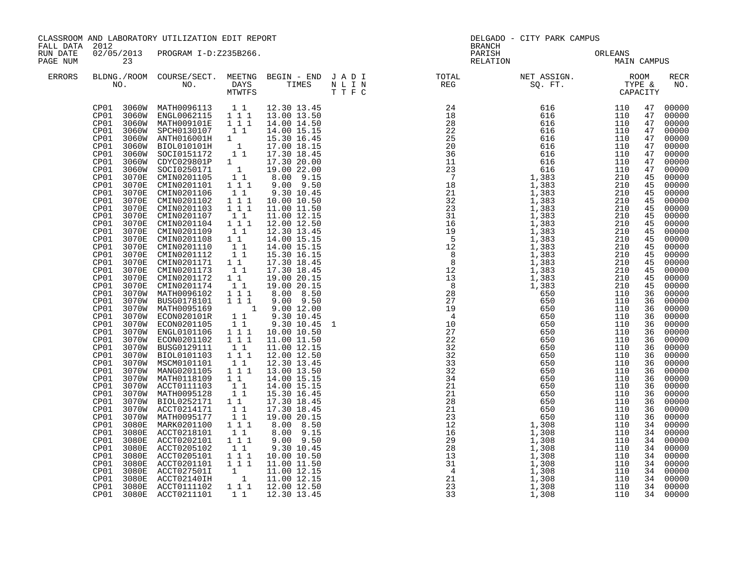CLASSROOM AND LABORATORY UTILIZATION EDIT REPORT

FALL DATA 2012
RUN DATE 02/05/2013 PROGRAM I-D:Z235B266.

DELGADO - CITY PARK CAMPUS
BRANCH
PARISH ORLEANS
RELATION MAIN CAMPUS

| ERRORS | BLDNG./ROOM NO. | COURSE/SECT. NO. | MEETNG DAYS MTWTFS | BEGIN - END TIMES | J A D I N L I N T T F C | TOTAL REG | NET ASSIGN. SQ. FT. | ROOM TYPE & CAPACITY | | RECR NO. |
|---|---|---|---|---|---|---|---|---|---|---|
| | CP01 3060W | MATH0096113 | 1 1 | 12.30 13.45 | | 24 | 616 | 110 | 47 | 00000 |
| | CP01 3060W | ENGL0062115 | 1 1 1 | 13.00 13.50 | | 18 | 616 | 110 | 47 | 00000 |
| | CP01 3060W | MATH009101E | 1 1 1 | 14.00 14.50 | | 28 | 616 | 110 | 47 | 00000 |
| | CP01 3060W | SPCH0130107 | 1 1 | 14.00 15.15 | | 22 | 616 | 110 | 47 | 00000 |
| | CP01 3060W | ANTH016001H | 1 | 15.30 16.45 | | 25 | 616 | 110 | 47 | 00000 |
| | CP01 3060W | BIOL010101H | 1 | 17.00 18.15 | | 20 | 616 | 110 | 47 | 00000 |
| | CP01 3060W | SOCI0151172 | 1 1 | 17.30 18.45 | | 36 | 616 | 110 | 47 | 00000 |
| | CP01 3060W | CDYC029801P | 1 | 17.30 20.00 | | 11 | 616 | 110 | 47 | 00000 |
| | CP01 3060W | SOCI0250171 | 1 | 19.00 22.00 | | 23 | 616 | 110 | 47 | 00000 |
| | CP01 3070E | CMIN0201105 | 1 1 | 8.00 9.15 | | 7 | 1,383 | 210 | 45 | 00000 |
| | CP01 3070E | CMIN0201101 | 1 1 1 | 9.00 9.50 | | 18 | 1,383 | 210 | 45 | 00000 |
| | CP01 3070E | CMIN0201106 | 1 1 | 9.30 10.45 | | 21 | 1,383 | 210 | 45 | 00000 |
| | CP01 3070E | CMIN0201102 | 1 1 1 | 10.00 10.50 | | 32 | 1,383 | 210 | 45 | 00000 |
| | CP01 3070E | CMIN0201103 | 1 1 1 | 11.00 11.50 | | 23 | 1,383 | 210 | 45 | 00000 |
| | CP01 3070E | CMIN0201107 | 1 1 | 11.00 12.15 | | 31 | 1,383 | 210 | 45 | 00000 |
| | CP01 3070E | CMIN0201104 | 1 1 1 | 12.00 12.50 | | 16 | 1,383 | 210 | 45 | 00000 |
| | CP01 3070E | CMIN0201109 | 1 1 | 12.30 13.45 | | 19 | 1,383 | 210 | 45 | 00000 |
| | CP01 3070E | CMIN0201108 | 1 1 | 14.00 15.15 | | 5 | 1,383 | 210 | 45 | 00000 |
| | CP01 3070E | CMIN0201110 | 1 1 | 14.00 15.15 | | 12 | 1,383 | 210 | 45 | 00000 |
| | CP01 3070E | CMIN0201112 | 1 1 | 15.30 16.15 | | 8 | 1,383 | 210 | 45 | 00000 |
| | CP01 3070E | CMIN0201171 | 1 1 | 17.30 18.45 | | 8 | 1,383 | 210 | 45 | 00000 |
| | CP01 3070E | CMIN0201173 | 1 1 | 17.30 18.45 | | 12 | 1,383 | 210 | 45 | 00000 |
| | CP01 3070E | CMIN0201172 | 1 1 | 19.00 20.15 | | 13 | 1,383 | 210 | 45 | 00000 |
| | CP01 3070E | CMIN0201174 | 1 1 | 19.00 20.15 | | 8 | 1,383 | 210 | 45 | 00000 |
| | CP01 3070W | MATH0096102 | 1 1 1 | 8.00 8.50 | | 28 | 650 | 110 | 36 | 00000 |
| | CP01 3070W | BUSG0178101 | 1 1 1 | 9.00 9.50 | | 27 | 650 | 110 | 36 | 00000 |
| | CP01 3070W | MATH0095169 | 1 | 9.00 12.00 | | 19 | 650 | 110 | 36 | 00000 |
| | CP01 3070W | ECON020101R | 1 1 | 9.30 10.45 | | 4 | 650 | 110 | 36 | 00000 |
| | CP01 3070W | ECON0201105 | 1 1 | 9.30 10.45 | 1 | 10 | 650 | 110 | 36 | 00000 |
| | CP01 3070W | ENGL0101106 | 1 1 1 | 10.00 10.50 | | 27 | 650 | 110 | 36 | 00000 |
| | CP01 3070W | ECON0201102 | 1 1 1 | 11.00 11.50 | | 22 | 650 | 110 | 36 | 00000 |
| | CP01 3070W | BUSG0129111 | 1 1 | 11.00 12.15 | | 32 | 650 | 110 | 36 | 00000 |
| | CP01 3070W | BIOL0101103 | 1 1 1 | 12.00 12.50 | | 32 | 650 | 110 | 36 | 00000 |
| | CP01 3070W | MSCM0101101 | 1 1 | 12.30 13.45 | | 33 | 650 | 110 | 36 | 00000 |
| | CP01 3070W | MANG0201105 | 1 1 1 | 13.00 13.50 | | 32 | 650 | 110 | 36 | 00000 |
| | CP01 3070W | MATH0118109 | 1 1 | 14.00 15.15 | | 34 | 650 | 110 | 36 | 00000 |
| | CP01 3070W | ACCT0111103 | 1 1 | 14.00 15.15 | | 21 | 650 | 110 | 36 | 00000 |
| | CP01 3070W | MATH0095128 | 1 1 | 15.30 16.45 | | 21 | 650 | 110 | 36 | 00000 |
| | CP01 3070W | BIOL0252171 | 1 1 | 17.30 18.45 | | 28 | 650 | 110 | 36 | 00000 |
| | CP01 3070W | ACCT0214171 | 1 1 | 17.30 18.45 | | 21 | 650 | 110 | 36 | 00000 |
| | CP01 3070W | MATH0095177 | 1 1 | 19.00 20.15 | | 23 | 650 | 110 | 36 | 00000 |
| | CP01 3080E | MARK0201100 | 1 1 1 | 8.00 8.50 | | 12 | 1,308 | 110 | 34 | 00000 |
| | CP01 3080E | ACCT0218101 | 1 1 | 8.00 9.15 | | 16 | 1,308 | 110 | 34 | 00000 |
| | CP01 3080E | ACCT0202101 | 1 1 1 | 9.00 9.50 | | 29 | 1,308 | 110 | 34 | 00000 |
| | CP01 3080E | ACCT0205102 | 1 1 | 9.30 10.45 | | 28 | 1,308 | 110 | 34 | 00000 |
| | CP01 3080E | ACCT0205101 | 1 1 1 | 10.00 10.50 | | 13 | 1,308 | 110 | 34 | 00000 |
| | CP01 3080E | ACCT0201101 | 1 1 1 | 11.00 11.50 | | 31 | 1,308 | 110 | 34 | 00000 |
| | CP01 3080E | ACCT027501I | 1 | 11.00 12.15 | | 4 | 1,308 | 110 | 34 | 00000 |
| | CP01 3080E | ACCT02140IH | 1 | 11.00 12.15 | | 21 | 1,308 | 110 | 34 | 00000 |
| | CP01 3080E | ACCT0111102 | 1 1 1 | 12.00 12.50 | | 23 | 1,308 | 110 | 34 | 00000 |
| | CP01 3080E | ACCT0211101 | 1 1 | 12.30 13.45 | | 33 | 1,308 | 110 | 34 | 00000 |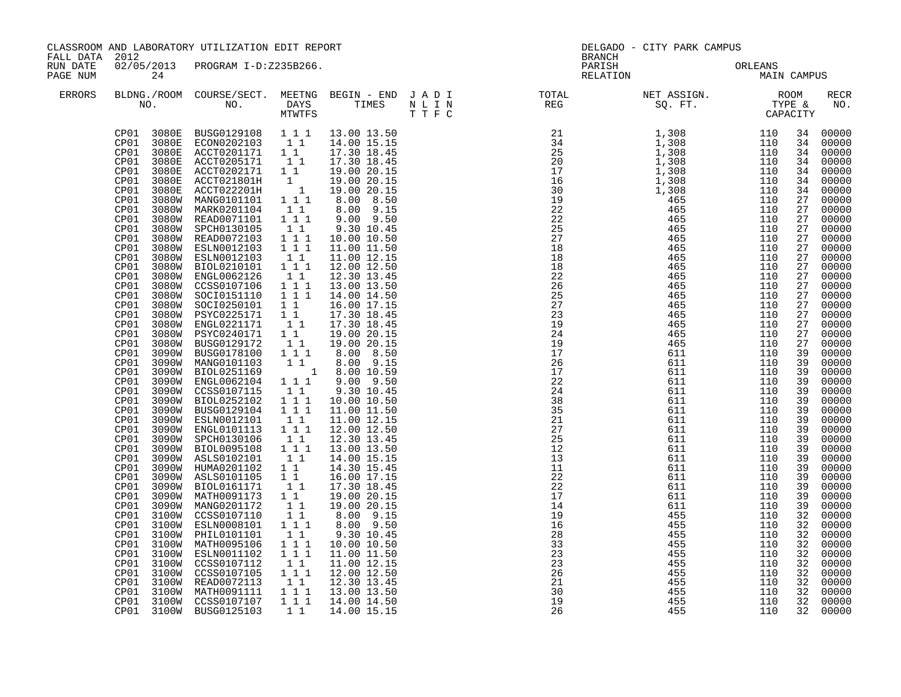CLASSROOM AND LABORATORY UTILIZATION EDIT REPORT
FALL DATA 2012
RUN DATE 02/05/2013 PROGRAM I-D:Z235B266.

DELGADO - CITY PARK CAMPUS
BRANCH
PARISH ORLEANS
RELATION MAIN CAMPUS

| ERRORS | BLDNG./ROOM NO. | COURSE/SECT. NO. | MEETNG DAYS MTWTFS | BEGIN - END TIMES | J A D I N L I N T T F C | TOTAL REG | NET ASSIGN. SQ. FT. | ROOM TYPE & CAPACITY | | RECR NO. |
|---|---|---|---|---|---|---|---|---|---|---|
| | CP01 3080E | BUSG0129108 | 1 1 1 | 13.00 13.50 | | 21 | 1,308 | 110 | 34 | 00000 |
| | CP01 3080E | ECON0202103 | 1 1 | 14.00 15.15 | | 34 | 1,308 | 110 | 34 | 00000 |
| | CP01 3080E | ACCT0201171 | 1 1 | 17.30 18.45 | | 25 | 1,308 | 110 | 34 | 00000 |
| | CP01 3080E | ACCT0205171 | 1 1 | 17.30 18.45 | | 20 | 1,308 | 110 | 34 | 00000 |
| | CP01 3080E | ACCT0202171 | 1 1 | 19.00 20.15 | | 17 | 1,308 | 110 | 34 | 00000 |
| | CP01 3080E | ACCT021801H | 1 | 19.00 20.15 | | 16 | 1,308 | 110 | 34 | 00000 |
| | CP01 3080E | ACCT022201H | 1 | 19.00 20.15 | | 30 | 1,308 | 110 | 34 | 00000 |
| | CP01 3080W | MANG0101101 | 1 1 1 | 8.00 8.50 | | 19 | 465 | 110 | 27 | 00000 |
| | CP01 3080W | MARK0201104 | 1 1 | 8.00 9.15 | | 22 | 465 | 110 | 27 | 00000 |
| | CP01 3080W | READ0071101 | 1 1 1 | 9.00 9.50 | | 22 | 465 | 110 | 27 | 00000 |
| | CP01 3080W | SPCH0130105 | 1 1 | 9.30 10.45 | | 25 | 465 | 110 | 27 | 00000 |
| | CP01 3080W | READ0072103 | 1 1 1 | 10.00 10.50 | | 27 | 465 | 110 | 27 | 00000 |
| | CP01 3080W | ESLN0012103 | 1 1 1 | 11.00 11.50 | | 18 | 465 | 110 | 27 | 00000 |
| | CP01 3080W | ESLN0012103 | 1 1 | 11.00 12.15 | | 18 | 465 | 110 | 27 | 00000 |
| | CP01 3080W | BIOL0210101 | 1 1 1 | 12.00 12.50 | | 18 | 465 | 110 | 27 | 00000 |
| | CP01 3080W | ENGL0062126 | 1 1 | 12.30 13.45 | | 22 | 465 | 110 | 27 | 00000 |
| | CP01 3080W | CCSS0107106 | 1 1 1 | 13.00 13.50 | | 26 | 465 | 110 | 27 | 00000 |
| | CP01 3080W | SOCI0151110 | 1 1 1 | 14.00 14.50 | | 25 | 465 | 110 | 27 | 00000 |
| | CP01 3080W | SOCI0250101 | 1 1 | 16.00 17.15 | | 27 | 465 | 110 | 27 | 00000 |
| | CP01 3080W | PSYC0225171 | 1 1 | 17.30 18.45 | | 23 | 465 | 110 | 27 | 00000 |
| | CP01 3080W | ENGL0221171 | 1 1 | 17.30 18.45 | | 19 | 465 | 110 | 27 | 00000 |
| | CP01 3080W | PSYC0240171 | 1 1 | 19.00 20.15 | | 24 | 465 | 110 | 27 | 00000 |
| | CP01 3080W | BUSG0129172 | 1 1 | 19.00 20.15 | | 19 | 465 | 110 | 27 | 00000 |
| | CP01 3090W | BUSG0178100 | 1 1 1 | 8.00 8.50 | | 17 | 611 | 110 | 39 | 00000 |
| | CP01 3090W | MANG0101103 | 1 1 | 8.00 9.15 | | 26 | 611 | 110 | 39 | 00000 |
| | CP01 3090W | BIOL0251169 | 1 | 8.00 10.59 | | 17 | 611 | 110 | 39 | 00000 |
| | CP01 3090W | ENGL0062104 | 1 1 1 | 9.00 9.50 | | 22 | 611 | 110 | 39 | 00000 |
| | CP01 3090W | CCSS0107115 | 1 1 | 9.30 10.45 | | 24 | 611 | 110 | 39 | 00000 |
| | CP01 3090W | BIOL0252102 | 1 1 1 | 10.00 10.50 | | 38 | 611 | 110 | 39 | 00000 |
| | CP01 3090W | BUSG0129104 | 1 1 1 | 11.00 11.50 | | 35 | 611 | 110 | 39 | 00000 |
| | CP01 3090W | ESLN0012101 | 1 1 | 11.00 12.15 | | 21 | 611 | 110 | 39 | 00000 |
| | CP01 3090W | ENGL0101113 | 1 1 1 | 12.00 12.50 | | 27 | 611 | 110 | 39 | 00000 |
| | CP01 3090W | SPCH0130106 | 1 1 | 12.30 13.45 | | 25 | 611 | 110 | 39 | 00000 |
| | CP01 3090W | BIOL0095108 | 1 1 1 | 13.00 13.50 | | 12 | 611 | 110 | 39 | 00000 |
| | CP01 3090W | ASLS0102101 | 1 1 | 14.00 15.15 | | 13 | 611 | 110 | 39 | 00000 |
| | CP01 3090W | HUMA0201102 | 1 1 | 14.30 15.45 | | 11 | 611 | 110 | 39 | 00000 |
| | CP01 3090W | ASLS0101105 | 1 1 | 16.00 17.15 | | 22 | 611 | 110 | 39 | 00000 |
| | CP01 3090W | BIOL0161171 | 1 1 | 17.30 18.45 | | 22 | 611 | 110 | 39 | 00000 |
| | CP01 3090W | MATH0091173 | 1 1 | 19.00 20.15 | | 17 | 611 | 110 | 39 | 00000 |
| | CP01 3090W | MANG0201172 | 1 1 | 19.00 20.15 | | 14 | 611 | 110 | 39 | 00000 |
| | CP01 3100W | CCSS0107110 | 1 1 | 8.00 9.15 | | 19 | 455 | 110 | 32 | 00000 |
| | CP01 3100W | ESLN0008101 | 1 1 1 | 8.00 9.50 | | 16 | 455 | 110 | 32 | 00000 |
| | CP01 3100W | PHIL0101101 | 1 1 | 9.30 10.45 | | 28 | 455 | 110 | 32 | 00000 |
| | CP01 3100W | MATH0095106 | 1 1 1 | 10.00 10.50 | | 33 | 455 | 110 | 32 | 00000 |
| | CP01 3100W | ESLN0011102 | 1 1 1 | 11.00 11.50 | | 23 | 455 | 110 | 32 | 00000 |
| | CP01 3100W | CCSS0107112 | 1 1 | 11.00 12.15 | | 23 | 455 | 110 | 32 | 00000 |
| | CP01 3100W | CCSS0107105 | 1 1 1 | 12.00 12.50 | | 26 | 455 | 110 | 32 | 00000 |
| | CP01 3100W | READ0072113 | 1 1 | 12.30 13.45 | | 21 | 455 | 110 | 32 | 00000 |
| | CP01 3100W | MATH0091111 | 1 1 1 | 13.00 13.50 | | 30 | 455 | 110 | 32 | 00000 |
| | CP01 3100W | CCSS0107107 | 1 1 1 | 14.00 14.50 | | 19 | 455 | 110 | 32 | 00000 |
| | CP01 3100W | BUSG0125103 | 1 1 | 14.00 15.15 | | 26 | 455 | 110 | 32 | 00000 |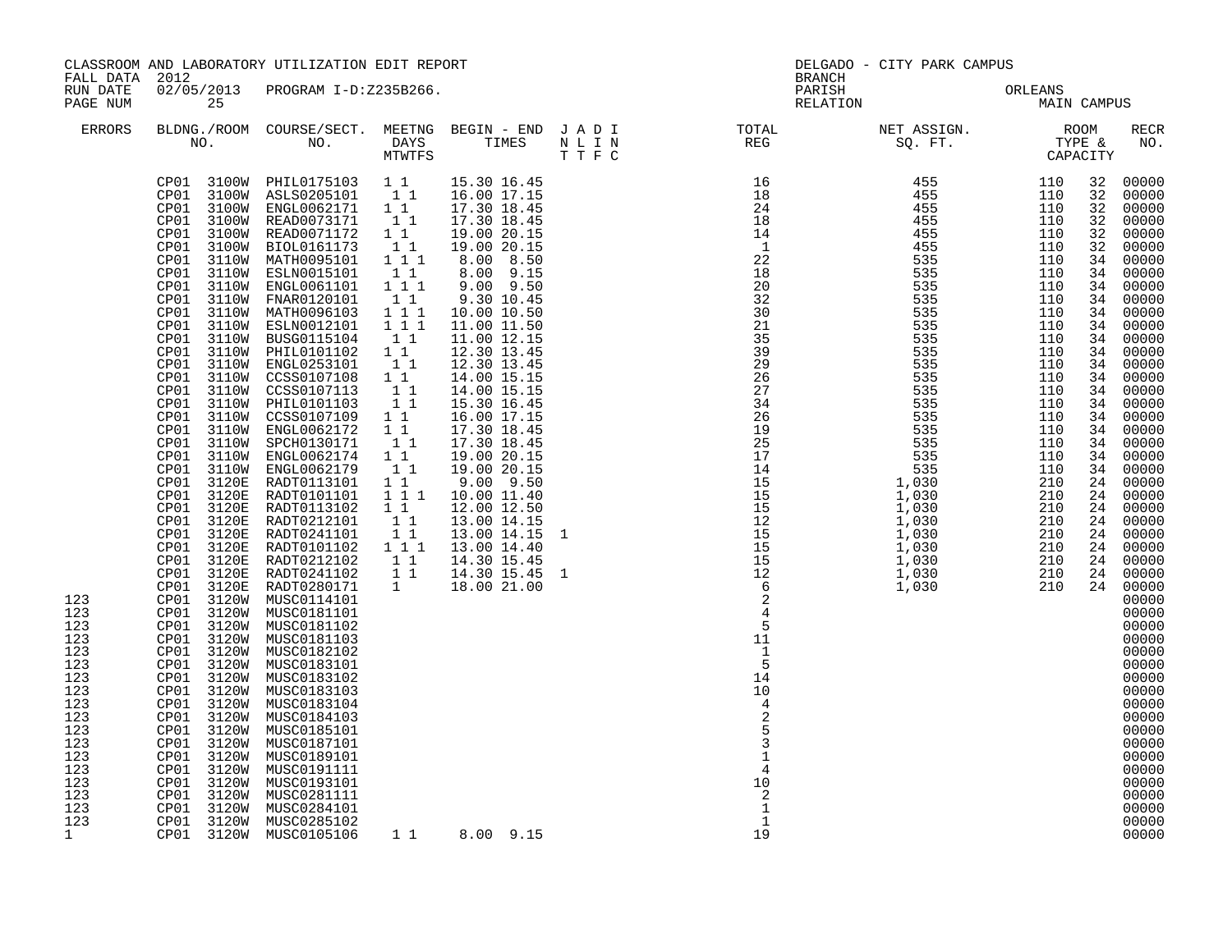CLASSROOM AND LABORATORY UTILIZATION EDIT REPORT
FALL DATA 2012
RUN DATE 02/05/2013 PROGRAM I-D:Z235B266.

DELGADO - CITY PARK CAMPUS
BRANCH
PARISH ORLEANS
RELATION MAIN CAMPUS

| ERRORS | BLDNG./ROOM NO. | COURSE/SECT. NO. | MEETNG DAYS MTWTFS | BEGIN - END TIMES | J A D I N L I N T T F C | TOTAL REG | NET ASSIGN. SQ. FT. | ROOM TYPE & CAPACITY | | RECR NO. |
|---|---|---|---|---|---|---|---|---|---|---|
| | CP01 3100W | PHIL0175103 | 1 1 | 15.30 16.45 | | 16 | 455 | 110 | 32 | 00000 |
| | CP01 3100W | ASLS0205101 | 1 1 | 16.00 17.15 | | 18 | 455 | 110 | 32 | 00000 |
| | CP01 3100W | ENGL0062171 | 1 1 | 17.30 18.45 | | 24 | 455 | 110 | 32 | 00000 |
| | CP01 3100W | READ0073171 | 1 1 | 17.30 18.45 | | 18 | 455 | 110 | 32 | 00000 |
| | CP01 3100W | READ0071172 | 1 1 | 19.00 20.15 | | 14 | 455 | 110 | 32 | 00000 |
| | CP01 3100W | BIOL0161173 | 1 1 | 19.00 20.15 | | 1 | 455 | 110 | 32 | 00000 |
| | CP01 3110W | MATH0095101 | 1 1 1 | 8.00 8.50 | | 22 | 535 | 110 | 34 | 00000 |
| | CP01 3110W | ESLN0015101 | 1 1 | 8.00 9.15 | | 18 | 535 | 110 | 34 | 00000 |
| | CP01 3110W | ENGL0061101 | 1 1 1 | 9.00 9.50 | | 20 | 535 | 110 | 34 | 00000 |
| | CP01 3110W | FNAR0120101 | 1 1 | 9.30 10.45 | | 32 | 535 | 110 | 34 | 00000 |
| | CP01 3110W | MATH0096103 | 1 1 1 | 10.00 10.50 | | 30 | 535 | 110 | 34 | 00000 |
| | CP01 3110W | ESLN0012101 | 1 1 1 | 11.00 11.50 | | 21 | 535 | 110 | 34 | 00000 |
| | CP01 3110W | BUSG0115104 | 1 1 | 11.00 12.15 | | 35 | 535 | 110 | 34 | 00000 |
| | CP01 3110W | PHIL0101102 | 1 1 | 12.30 13.45 | | 39 | 535 | 110 | 34 | 00000 |
| | CP01 3110W | ENGL0253101 | 1 1 | 12.30 13.45 | | 29 | 535 | 110 | 34 | 00000 |
| | CP01 3110W | CCSS0107108 | 1 1 | 14.00 15.15 | | 26 | 535 | 110 | 34 | 00000 |
| | CP01 3110W | CCSS0107113 | 1 1 | 14.00 15.15 | | 27 | 535 | 110 | 34 | 00000 |
| | CP01 3110W | PHIL0101103 | 1 1 | 15.30 16.45 | | 34 | 535 | 110 | 34 | 00000 |
| | CP01 3110W | CCSS0107109 | 1 1 | 16.00 17.15 | | 26 | 535 | 110 | 34 | 00000 |
| | CP01 3110W | ENGL0062172 | 1 1 | 17.30 18.45 | | 19 | 535 | 110 | 34 | 00000 |
| | CP01 3110W | SPCH0130171 | 1 1 | 17.30 18.45 | | 25 | 535 | 110 | 34 | 00000 |
| | CP01 3110W | ENGL0062174 | 1 1 | 19.00 20.15 | | 17 | 535 | 110 | 34 | 00000 |
| | CP01 3110W | ENGL0062179 | 1 1 | 19.00 20.15 | | 14 | 535 | 110 | 34 | 00000 |
| | CP01 3120E | RADT0113101 | 1 1 | 9.00 9.50 | | 15 | 1,030 | 210 | 24 | 00000 |
| | CP01 3120E | RADT0101101 | 1 1 1 | 10.00 11.40 | | 15 | 1,030 | 210 | 24 | 00000 |
| | CP01 3120E | RADT0113102 | 1 1 | 12.00 12.50 | | 15 | 1,030 | 210 | 24 | 00000 |
| | CP01 3120E | RADT0212101 | 1 1 | 13.00 14.15 | | 12 | 1,030 | 210 | 24 | 00000 |
| | CP01 3120E | RADT0241101 | 1 1 | 13.00 14.15 | 1 | 15 | 1,030 | 210 | 24 | 00000 |
| | CP01 3120E | RADT0101102 | 1 1 1 | 13.00 14.40 | | 15 | 1,030 | 210 | 24 | 00000 |
| | CP01 3120E | RADT0212102 | 1 1 | 14.30 15.45 | | 15 | 1,030 | 210 | 24 | 00000 |
| | CP01 3120E | RADT0241102 | 1 1 | 14.30 15.45 | 1 | 12 | 1,030 | 210 | 24 | 00000 |
| | CP01 3120E | RADT0280171 | 1 | 18.00 21.00 | | 6 | 1,030 | 210 | 24 | 00000 |
| 123 | CP01 3120W | MUSC0114101 | | | | 2 | | | | 00000 |
| 123 | CP01 3120W | MUSC0181101 | | | | 4 | | | | 00000 |
| 123 | CP01 3120W | MUSC0181102 | | | | 5 | | | | 00000 |
| 123 | CP01 3120W | MUSC0181103 | | | | 11 | | | | 00000 |
| 123 | CP01 3120W | MUSC0182102 | | | | 1 | | | | 00000 |
| 123 | CP01 3120W | MUSC0183101 | | | | 5 | | | | 00000 |
| 123 | CP01 3120W | MUSC0183102 | | | | 14 | | | | 00000 |
| 123 | CP01 3120W | MUSC0183103 | | | | 10 | | | | 00000 |
| 123 | CP01 3120W | MUSC0183104 | | | | 4 | | | | 00000 |
| 123 | CP01 3120W | MUSC0184103 | | | | 2 | | | | 00000 |
| 123 | CP01 3120W | MUSC0185101 | | | | 5 | | | | 00000 |
| 123 | CP01 3120W | MUSC0187101 | | | | 3 | | | | 00000 |
| 123 | CP01 3120W | MUSC0189101 | | | | 1 | | | | 00000 |
| 123 | CP01 3120W | MUSC0191111 | | | | 4 | | | | 00000 |
| 123 | CP01 3120W | MUSC0193101 | | | | 10 | | | | 00000 |
| 123 | CP01 3120W | MUSC0281111 | | | | 2 | | | | 00000 |
| 123 | CP01 3120W | MUSC0284101 | | | | 1 | | | | 00000 |
| 123 | CP01 3120W | MUSC0285102 | | | | 1 | | | | 00000 |
| 1 | CP01 3120W | MUSC0105106 | 1 1 | 8.00 9.15 | | 19 | | | | 00000 |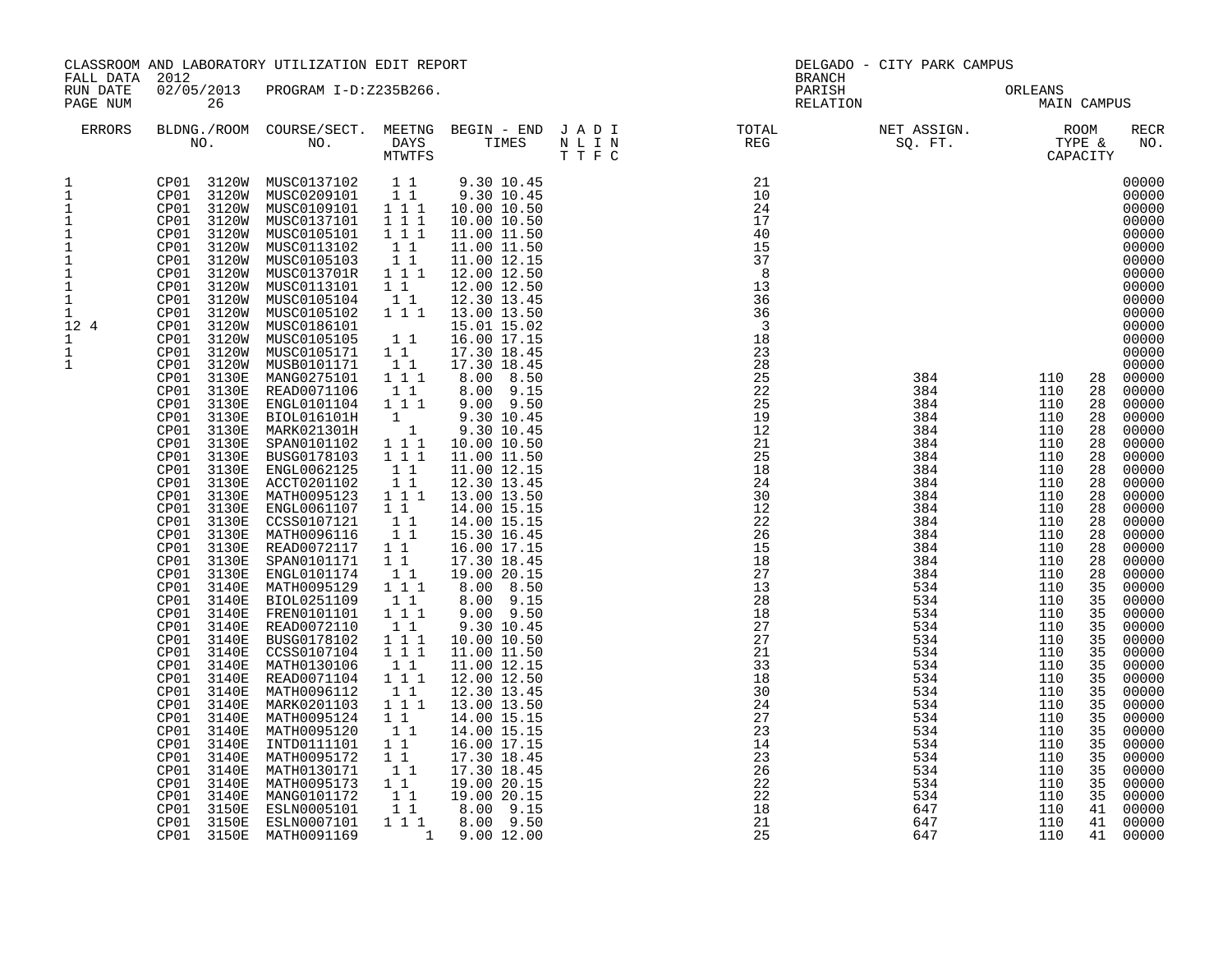CLASSROOM AND LABORATORY UTILIZATION EDIT REPORT
FALL DATA 2012
RUN DATE 02/05/2013 PROGRAM I-D:Z235B266.
PAGE NUM 26

DELGADO - CITY PARK CAMPUS
BRANCH
PARISH ORLEANS
RELATION MAIN CAMPUS

| ERRORS | BLDNG./ROOM NO. | COURSE/SECT. NO. | MEETNG DAYS MTWTFS | BEGIN - END TIMES | J A D I N L I N T T F C | TOTAL REG | NET ASSIGN. SQ. FT. | ROOM TYPE & CAPACITY | | RECR NO. |
|---|---|---|---|---|---|---|---|---|---|---|
| 1 | CP01 3120W | MUSC0137102 | 1 1 | 9.30 10.45 | | 21 | | | | 00000 |
| 1 | CP01 3120W | MUSC0209101 | 1 1 | 9.30 10.45 | | 10 | | | | 00000 |
| 1 | CP01 3120W | MUSC0109101 | 1 1 1 | 10.00 10.50 | | 24 | | | | 00000 |
| 1 | CP01 3120W | MUSC0137101 | 1 1 1 | 10.00 10.50 | | 17 | | | | 00000 |
| 1 | CP01 3120W | MUSC0105101 | 1 1 1 | 11.00 11.50 | | 40 | | | | 00000 |
| 1 | CP01 3120W | MUSC0113102 | 1 1 | 11.00 11.50 | | 15 | | | | 00000 |
| 1 | CP01 3120W | MUSC0105103 | 1 1 | 11.00 12.15 | | 37 | | | | 00000 |
| 1 | CP01 3120W | MUSC013701R | 1 1 1 | 12.00 12.50 | | 8 | | | | 00000 |
| 1 | CP01 3120W | MUSC0113101 | 1 1 | 12.00 12.50 | | 13 | | | | 00000 |
| 1 | CP01 3120W | MUSC0105104 | 1 1 | 12.30 13.45 | | 36 | | | | 00000 |
| 1 | CP01 3120W | MUSC0105102 | 1 1 1 | 13.00 13.50 | | 36 | | | | 00000 |
| 12 4 | CP01 3120W | MUSC0186101 | | 15.01 15.02 | | 3 | | | | 00000 |
| 1 | CP01 3120W | MUSC0105105 | 1 1 | 16.00 17.15 | | 18 | | | | 00000 |
| 1 | CP01 3120W | MUSC0105171 | 1 1 | 17.30 18.45 | | 23 | | | | 00000 |
| 1 | CP01 3120W | MUSB0101171 | 1 1 | 17.30 18.45 | | 28 | | | | 00000 |
| | CP01 3130E | MANG0275101 | 1 1 1 | 8.00 8.50 | | 25 | 384 | 110 | 28 | 00000 |
| | CP01 3130E | READ0071106 | 1 1 | 8.00 9.15 | | 22 | 384 | 110 | 28 | 00000 |
| | CP01 3130E | ENGL0101104 | 1 1 1 | 9.00 9.50 | | 25 | 384 | 110 | 28 | 00000 |
| | CP01 3130E | BIOL016101H | 1 | 9.30 10.45 | | 19 | 384 | 110 | 28 | 00000 |
| | CP01 3130E | MARK021301H | 1 | 9.30 10.45 | | 12 | 384 | 110 | 28 | 00000 |
| | CP01 3130E | SPAN0101102 | 1 1 1 | 10.00 10.50 | | 21 | 384 | 110 | 28 | 00000 |
| | CP01 3130E | BUSG0178103 | 1 1 1 | 11.00 11.50 | | 25 | 384 | 110 | 28 | 00000 |
| | CP01 3130E | ENGL0062125 | 1 1 | 11.00 12.15 | | 18 | 384 | 110 | 28 | 00000 |
| | CP01 3130E | ACCT0201102 | 1 1 | 12.30 13.45 | | 24 | 384 | 110 | 28 | 00000 |
| | CP01 3130E | MATH0095123 | 1 1 1 | 13.00 13.50 | | 30 | 384 | 110 | 28 | 00000 |
| | CP01 3130E | ENGL0061107 | 1 1 | 14.00 15.15 | | 12 | 384 | 110 | 28 | 00000 |
| | CP01 3130E | CCSS0107121 | 1 1 | 14.00 15.15 | | 22 | 384 | 110 | 28 | 00000 |
| | CP01 3130E | MATH0096116 | 1 1 | 15.30 16.45 | | 26 | 384 | 110 | 28 | 00000 |
| | CP01 3130E | READ0072117 | 1 1 | 16.00 17.15 | | 15 | 384 | 110 | 28 | 00000 |
| | CP01 3130E | SPAN0101171 | 1 1 | 17.30 18.45 | | 18 | 384 | 110 | 28 | 00000 |
| | CP01 3130E | ENGL0101174 | 1 1 | 19.00 20.15 | | 27 | 384 | 110 | 28 | 00000 |
| | CP01 3140E | MATH0095129 | 1 1 1 | 8.00 8.50 | | 13 | 534 | 110 | 35 | 00000 |
| | CP01 3140E | BIOL0251109 | 1 1 | 8.00 9.15 | | 28 | 534 | 110 | 35 | 00000 |
| | CP01 3140E | FREN0101101 | 1 1 1 | 9.00 9.50 | | 18 | 534 | 110 | 35 | 00000 |
| | CP01 3140E | READ0072110 | 1 1 | 9.30 10.45 | | 27 | 534 | 110 | 35 | 00000 |
| | CP01 3140E | BUSG0178102 | 1 1 1 | 10.00 10.50 | | 27 | 534 | 110 | 35 | 00000 |
| | CP01 3140E | CCSS0107104 | 1 1 1 | 11.00 11.50 | | 21 | 534 | 110 | 35 | 00000 |
| | CP01 3140E | MATH0130106 | 1 1 | 11.00 12.15 | | 33 | 534 | 110 | 35 | 00000 |
| | CP01 3140E | READ0071104 | 1 1 1 | 12.00 12.50 | | 18 | 534 | 110 | 35 | 00000 |
| | CP01 3140E | MATH0096112 | 1 1 | 12.30 13.45 | | 30 | 534 | 110 | 35 | 00000 |
| | CP01 3140E | MARK0201103 | 1 1 1 | 13.00 13.50 | | 24 | 534 | 110 | 35 | 00000 |
| | CP01 3140E | MATH0095124 | 1 1 | 14.00 15.15 | | 27 | 534 | 110 | 35 | 00000 |
| | CP01 3140E | MATH0095120 | 1 1 | 14.00 15.15 | | 23 | 534 | 110 | 35 | 00000 |
| | CP01 3140E | INTD0111101 | 1 1 | 16.00 17.15 | | 14 | 534 | 110 | 35 | 00000 |
| | CP01 3140E | MATH0095172 | 1 1 | 17.30 18.45 | | 23 | 534 | 110 | 35 | 00000 |
| | CP01 3140E | MATH0130171 | 1 1 | 17.30 18.45 | | 26 | 534 | 110 | 35 | 00000 |
| | CP01 3140E | MATH0095173 | 1 1 | 19.00 20.15 | | 22 | 534 | 110 | 35 | 00000 |
| | CP01 3140E | MANG0101172 | 1 1 | 19.00 20.15 | | 22 | 534 | 110 | 35 | 00000 |
| | CP01 3150E | ESLN0005101 | 1 1 | 8.00 9.15 | | 18 | 647 | 110 | 41 | 00000 |
| | CP01 3150E | ESLN0007101 | 1 1 1 | 8.00 9.50 | | 21 | 647 | 110 | 41 | 00000 |
| | CP01 3150E | MATH0091169 | 1 | 9.00 12.00 | | 25 | 647 | 110 | 41 | 00000 |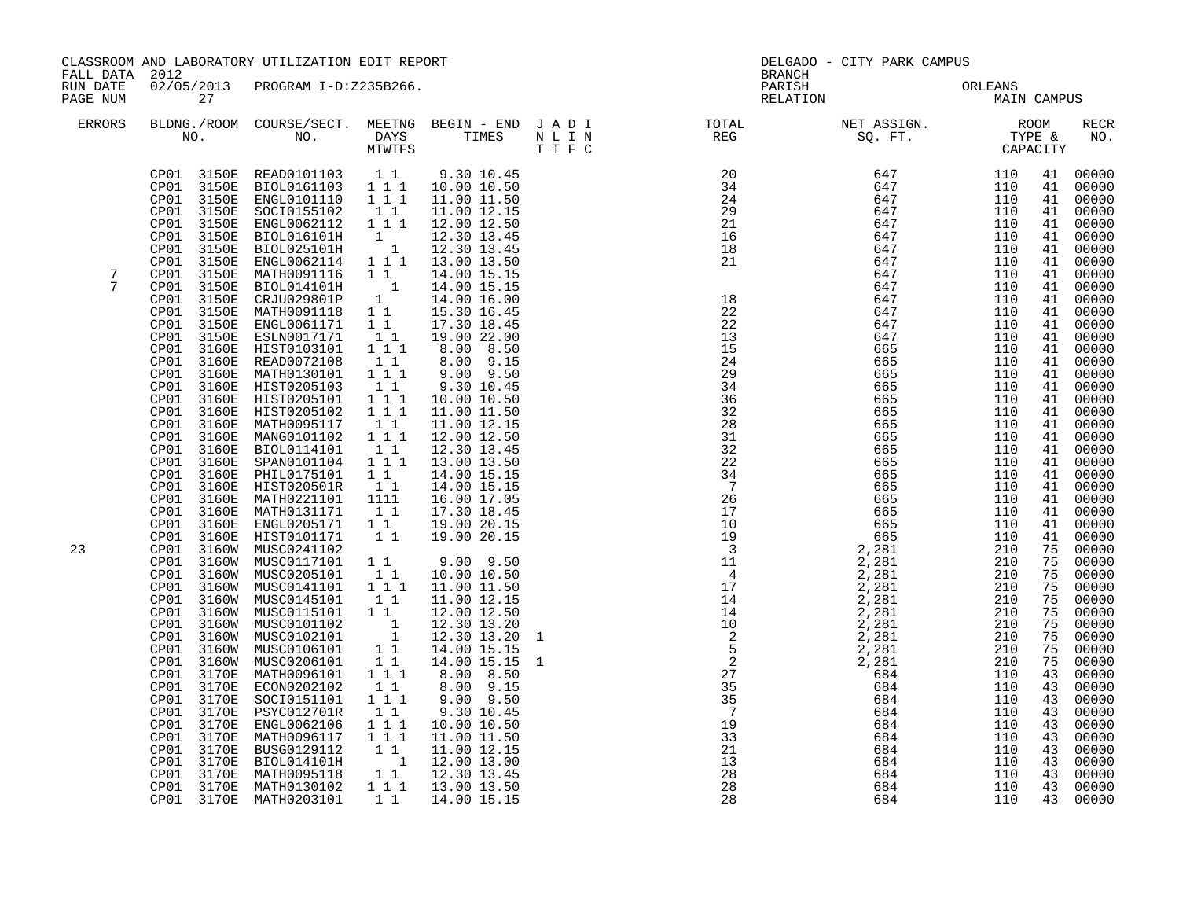CLASSROOM AND LABORATORY UTILIZATION EDIT REPORT
FALL DATA 2012
RUN DATE 02/05/2013 PROGRAM I-D:Z235B266.
PAGE NUM 27

DELGADO - CITY PARK CAMPUS
BRANCH
PARISH ORLEANS
RELATION MAIN CAMPUS

| ERRORS | BLDNG./ROOM NO. | COURSE/SECT. NO. | MEETNG DAYS MTWTFS | BEGIN - END TIMES | J A D I N L I N T T F C | TOTAL REG | NET ASSIGN. SQ. FT. | ROOM TYPE & CAPACITY | | RECR NO. |
|---|---|---|---|---|---|---|---|---|---|---|
| | CP01 3150E | READ0101103 | 1 1 | 9.30 10.45 | | 20 | 647 | 110 | 41 | 00000 |
| | CP01 3150E | BIOL0161103 | 1 1 1 | 10.00 10.50 | | 34 | 647 | 110 | 41 | 00000 |
| | CP01 3150E | ENGL0101110 | 1 1 1 | 11.00 11.50 | | 24 | 647 | 110 | 41 | 00000 |
| | CP01 3150E | SOCI0155102 | 1 1 | 11.00 12.15 | | 29 | 647 | 110 | 41 | 00000 |
| | CP01 3150E | ENGL0062112 | 1 1 1 | 12.00 12.50 | | 21 | 647 | 110 | 41 | 00000 |
| | CP01 3150E | BIOL016101H | 1 | 12.30 13.45 | | 16 | 647 | 110 | 41 | 00000 |
| | CP01 3150E | BIOL025101H | 1 | 12.30 13.45 | | 18 | 647 | 110 | 41 | 00000 |
| | CP01 3150E | ENGL0062114 | 1 1 1 | 13.00 13.50 | | 21 | 647 | 110 | 41 | 00000 |
| 7 | CP01 3150E | MATH0091116 | 1 1 | 14.00 15.15 | | | 647 | 110 | 41 | 00000 |
| 7 | CP01 3150E | BIOL014101H | 1 | 14.00 15.15 | | | 647 | 110 | 41 | 00000 |
| | CP01 3150E | CRJU029801P | 1 | 14.00 16.00 | | 18 | 647 | 110 | 41 | 00000 |
| | CP01 3150E | MATH0091118 | 1 1 | 15.30 16.45 | | 22 | 647 | 110 | 41 | 00000 |
| | CP01 3150E | ENGL0061171 | 1 1 | 17.30 18.45 | | 22 | 647 | 110 | 41 | 00000 |
| | CP01 3150E | ESLN0017171 | 1 1 | 19.00 22.00 | | 13 | 647 | 110 | 41 | 00000 |
| | CP01 3160E | HIST0103101 | 1 1 1 | 8.00 8.50 | | 15 | 665 | 110 | 41 | 00000 |
| | CP01 3160E | READ0072108 | 1 1 | 8.00 9.15 | | 24 | 665 | 110 | 41 | 00000 |
| | CP01 3160E | MATH0130101 | 1 1 1 | 9.00 9.50 | | 29 | 665 | 110 | 41 | 00000 |
| | CP01 3160E | HIST0205103 | 1 1 | 9.30 10.45 | | 34 | 665 | 110 | 41 | 00000 |
| | CP01 3160E | HIST0205101 | 1 1 1 | 10.00 10.50 | | 36 | 665 | 110 | 41 | 00000 |
| | CP01 3160E | HIST0205102 | 1 1 1 | 11.00 11.50 | | 32 | 665 | 110 | 41 | 00000 |
| | CP01 3160E | MATH0095117 | 1 1 | 11.00 12.15 | | 28 | 665 | 110 | 41 | 00000 |
| | CP01 3160E | MANG0101102 | 1 1 1 | 12.00 12.50 | | 31 | 665 | 110 | 41 | 00000 |
| | CP01 3160E | BIOL0114101 | 1 1 | 12.30 13.45 | | 32 | 665 | 110 | 41 | 00000 |
| | CP01 3160E | SPAN0101104 | 1 1 1 | 13.00 13.50 | | 22 | 665 | 110 | 41 | 00000 |
| | CP01 3160E | PHIL0175101 | 1 1 | 14.00 15.15 | | 34 | 665 | 110 | 41 | 00000 |
| | CP01 3160E | HIST020501R | 1 1 | 14.00 15.15 | | 7 | 665 | 110 | 41 | 00000 |
| | CP01 3160E | MATH0221101 | 1111 | 16.00 17.05 | | 26 | 665 | 110 | 41 | 00000 |
| | CP01 3160E | MATH0131171 | 1 1 | 17.30 18.45 | | 17 | 665 | 110 | 41 | 00000 |
| | CP01 3160E | ENGL0205171 | 1 1 | 19.00 20.15 | | 10 | 665 | 110 | 41 | 00000 |
| | CP01 3160E | HIST0101171 | 1 1 | 19.00 20.15 | | 19 | 665 | 110 | 41 | 00000 |
| 23 | CP01 3160W | MUSC0241102 | | | | 3 | 2,281 | 210 | 75 | 00000 |
| | CP01 3160W | MUSC0117101 | 1 1 | 9.00 9.50 | | 11 | 2,281 | 210 | 75 | 00000 |
| | CP01 3160W | MUSC0205101 | 1 1 | 10.00 10.50 | | 4 | 2,281 | 210 | 75 | 00000 |
| | CP01 3160W | MUSC0141101 | 1 1 1 | 11.00 11.50 | | 17 | 2,281 | 210 | 75 | 00000 |
| | CP01 3160W | MUSC0145101 | 1 1 | 11.00 12.15 | | 14 | 2,281 | 210 | 75 | 00000 |
| | CP01 3160W | MUSC0115101 | 1 1 | 12.00 12.50 | | 14 | 2,281 | 210 | 75 | 00000 |
| | CP01 3160W | MUSC0101102 | 1 | 12.30 13.20 | | 10 | 2,281 | 210 | 75 | 00000 |
| | CP01 3160W | MUSC0102101 | 1 | 12.30 13.20 | 1 | 2 | 2,281 | 210 | 75 | 00000 |
| | CP01 3160W | MUSC0106101 | 1 1 | 14.00 15.15 | | 5 | 2,281 | 210 | 75 | 00000 |
| | CP01 3160W | MUSC0206101 | 1 1 | 14.00 15.15 | 1 | 2 | 2,281 | 210 | 75 | 00000 |
| | CP01 3170E | MATH0096101 | 1 1 1 | 8.00 8.50 | | 27 | 684 | 110 | 43 | 00000 |
| | CP01 3170E | ECON0202102 | 1 1 | 8.00 9.15 | | 35 | 684 | 110 | 43 | 00000 |
| | CP01 3170E | SOCI0151101 | 1 1 1 | 9.00 9.50 | | 35 | 684 | 110 | 43 | 00000 |
| | CP01 3170E | PSYC012701R | 1 1 | 9.30 10.45 | | 7 | 684 | 110 | 43 | 00000 |
| | CP01 3170E | ENGL0062106 | 1 1 1 | 10.00 10.50 | | 19 | 684 | 110 | 43 | 00000 |
| | CP01 3170E | MATH0096117 | 1 1 1 | 11.00 11.50 | | 33 | 684 | 110 | 43 | 00000 |
| | CP01 3170E | BUSG0129112 | 1 1 | 11.00 12.15 | | 21 | 684 | 110 | 43 | 00000 |
| | CP01 3170E | BIOL014101H | 1 | 12.00 13.00 | | 13 | 684 | 110 | 43 | 00000 |
| | CP01 3170E | MATH0095118 | 1 1 | 12.30 13.45 | | 28 | 684 | 110 | 43 | 00000 |
| | CP01 3170E | MATH0130102 | 1 1 1 | 13.00 13.50 | | 28 | 684 | 110 | 43 | 00000 |
| | CP01 3170E | MATH0203101 | 1 1 | 14.00 15.15 | | 28 | 684 | 110 | 43 | 00000 |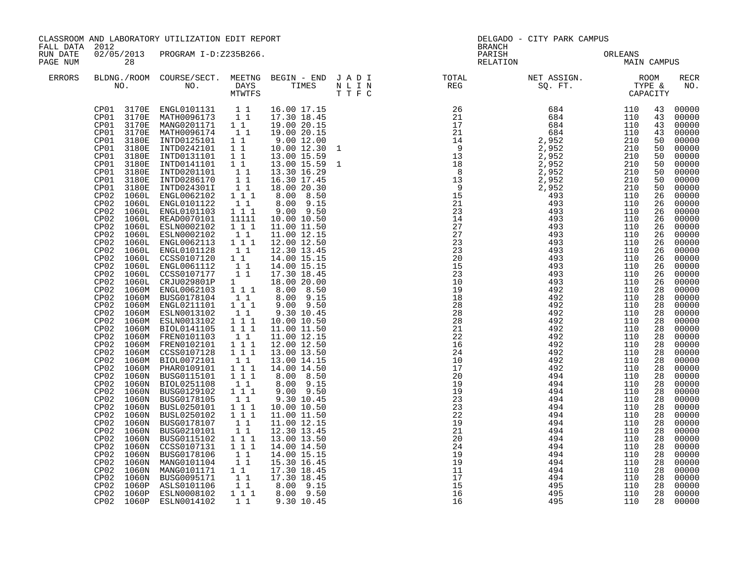CLASSROOM AND LABORATORY UTILIZATION EDIT REPORT
FALL DATA 2012
RUN DATE 02/05/2013 PROGRAM I-D:Z235B266.
PAGE NUM 28

DELGADO - CITY PARK CAMPUS
BRANCH
PARISH ORLEANS
RELATION MAIN CAMPUS

| ERRORS | BLDNG./ROOM NO. | COURSE/SECT. NO. | MEETNG DAYS MTWTFS | BEGIN - END TIMES | J A D I N L I N T T F C | TOTAL REG | NET ASSIGN. SQ. FT. | ROOM TYPE & CAPACITY | | RECR NO. |
|---|---|---|---|---|---|---|---|---|---|---|
| | CP01 3170E | ENGL0101131 | 1 1 | 16.00 17.15 | | 26 | 684 | 110 | 43 | 00000 |
| | CP01 3170E | MATH0096173 | 1 1 | 17.30 18.45 | | 21 | 684 | 110 | 43 | 00000 |
| | CP01 3170E | MANG0201171 | 1 1 | 19.00 20.15 | | 17 | 684 | 110 | 43 | 00000 |
| | CP01 3170E | MATH0096174 | 1 1 | 19.00 20.15 | | 21 | 684 | 110 | 43 | 00000 |
| | CP01 3180E | INTD0125101 | 1 1 | 9.00 12.00 | | 14 | 2,952 | 210 | 50 | 00000 |
| | CP01 3180E | INTD0242101 | 1 1 | 10.00 12.30 | 1 | 9 | 2,952 | 210 | 50 | 00000 |
| | CP01 3180E | INTD0131101 | 1 1 | 13.00 15.59 | | 13 | 2,952 | 210 | 50 | 00000 |
| | CP01 3180E | INTD0141101 | 1 1 | 13.00 15.59 | 1 | 18 | 2,952 | 210 | 50 | 00000 |
| | CP01 3180E | INTD0201101 | 1 1 | 13.30 16.29 | | 8 | 2,952 | 210 | 50 | 00000 |
| | CP01 3180E | INTD0286170 | 1 1 | 16.30 17.45 | | 13 | 2,952 | 210 | 50 | 00000 |
| | CP01 3180E | INTD024301I | 1 1 | 18.00 20.30 | | 9 | 2,952 | 210 | 50 | 00000 |
| | CP02 1060L | ENGL0062102 | 1 1 1 | 8.00 8.50 | | 15 | 493 | 110 | 26 | 00000 |
| | CP02 1060L | ENGL0101122 | 1 1 | 8.00 9.15 | | 21 | 493 | 110 | 26 | 00000 |
| | CP02 1060L | ENGL0101103 | 1 1 1 | 9.00 9.50 | | 23 | 493 | 110 | 26 | 00000 |
| | CP02 1060L | READ0070101 | 11111 | 10.00 10.50 | | 14 | 493 | 110 | 26 | 00000 |
| | CP02 1060L | ESLN0002102 | 1 1 1 | 11.00 11.50 | | 27 | 493 | 110 | 26 | 00000 |
| | CP02 1060L | ESLN0002102 | 1 1 | 11.00 12.15 | | 27 | 493 | 110 | 26 | 00000 |
| | CP02 1060L | ENGL0062113 | 1 1 1 | 12.00 12.50 | | 23 | 493 | 110 | 26 | 00000 |
| | CP02 1060L | ENGL0101128 | 1 1 | 12.30 13.45 | | 23 | 493 | 110 | 26 | 00000 |
| | CP02 1060L | CCSS0107120 | 1 1 | 14.00 15.15 | | 20 | 493 | 110 | 26 | 00000 |
| | CP02 1060L | ENGL0061112 | 1 1 | 14.00 15.15 | | 15 | 493 | 110 | 26 | 00000 |
| | CP02 1060L | CCSS0107177 | 1 1 | 17.30 18.45 | | 23 | 493 | 110 | 26 | 00000 |
| | CP02 1060L | CRJU029801P | 1 | 18.00 20.00 | | 10 | 493 | 110 | 26 | 00000 |
| | CP02 1060M | ENGL0062103 | 1 1 1 | 8.00 8.50 | | 19 | 492 | 110 | 28 | 00000 |
| | CP02 1060M | BUSG0178104 | 1 1 | 8.00 9.15 | | 18 | 492 | 110 | 28 | 00000 |
| | CP02 1060M | ENGL0211101 | 1 1 1 | 9.00 9.50 | | 28 | 492 | 110 | 28 | 00000 |
| | CP02 1060M | ESLN0013102 | 1 1 | 9.30 10.45 | | 28 | 492 | 110 | 28 | 00000 |
| | CP02 1060M | ESLN0013102 | 1 1 1 | 10.00 10.50 | | 28 | 492 | 110 | 28 | 00000 |
| | CP02 1060M | BIOL0141105 | 1 1 1 | 11.00 11.50 | | 21 | 492 | 110 | 28 | 00000 |
| | CP02 1060M | FREN0101103 | 1 1 | 11.00 12.15 | | 22 | 492 | 110 | 28 | 00000 |
| | CP02 1060M | FREN0102101 | 1 1 1 | 12.00 12.50 | | 16 | 492 | 110 | 28 | 00000 |
| | CP02 1060M | CCSS0107128 | 1 1 1 | 13.00 13.50 | | 24 | 492 | 110 | 28 | 00000 |
| | CP02 1060M | BIOL0072101 | 1 1 | 13.00 14.15 | | 10 | 492 | 110 | 28 | 00000 |
| | CP02 1060M | PHAR0109101 | 1 1 1 | 14.00 14.50 | | 17 | 492 | 110 | 28 | 00000 |
| | CP02 1060N | BUSG0115101 | 1 1 1 | 8.00 8.50 | | 20 | 494 | 110 | 28 | 00000 |
| | CP02 1060N | BIOL0251108 | 1 1 | 8.00 9.15 | | 19 | 494 | 110 | 28 | 00000 |
| | CP02 1060N | BUSG0129102 | 1 1 1 | 9.00 9.50 | | 19 | 494 | 110 | 28 | 00000 |
| | CP02 1060N | BUSG0178105 | 1 1 | 9.30 10.45 | | 23 | 494 | 110 | 28 | 00000 |
| | CP02 1060N | BUSL0250101 | 1 1 1 | 10.00 10.50 | | 23 | 494 | 110 | 28 | 00000 |
| | CP02 1060N | BUSL0250102 | 1 1 1 | 11.00 11.50 | | 22 | 494 | 110 | 28 | 00000 |
| | CP02 1060N | BUSG0178107 | 1 1 | 11.00 12.15 | | 19 | 494 | 110 | 28 | 00000 |
| | CP02 1060N | BUSG0210101 | 1 1 | 12.30 13.45 | | 21 | 494 | 110 | 28 | 00000 |
| | CP02 1060N | BUSG0115102 | 1 1 1 | 13.00 13.50 | | 20 | 494 | 110 | 28 | 00000 |
| | CP02 1060N | CCSS0107131 | 1 1 1 | 14.00 14.50 | | 24 | 494 | 110 | 28 | 00000 |
| | CP02 1060N | BUSG0178106 | 1 1 | 14.00 15.15 | | 19 | 494 | 110 | 28 | 00000 |
| | CP02 1060N | MANG0101104 | 1 1 | 15.30 16.45 | | 19 | 494 | 110 | 28 | 00000 |
| | CP02 1060N | MANG0101171 | 1 1 | 17.30 18.45 | | 11 | 494 | 110 | 28 | 00000 |
| | CP02 1060N | BUSG0095171 | 1 1 | 17.30 18.45 | | 17 | 494 | 110 | 28 | 00000 |
| | CP02 1060P | ASLS0101106 | 1 1 | 8.00 9.15 | | 15 | 495 | 110 | 28 | 00000 |
| | CP02 1060P | ESLN0008102 | 1 1 1 | 8.00 9.50 | | 16 | 495 | 110 | 28 | 00000 |
| | CP02 1060P | ESLN0014102 | 1 1 | 9.30 10.45 | | 16 | 495 | 110 | 28 | 00000 |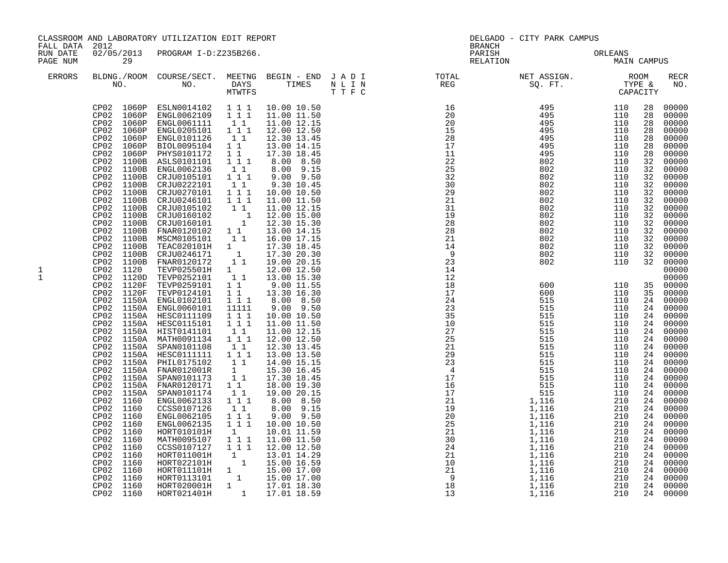CLASSROOM AND LABORATORY UTILIZATION EDIT REPORT
FALL DATA 2012
RUN DATE 02/05/2013 PROGRAM I-D:Z235B266.
PAGE NUM 29

DELGADO - CITY PARK CAMPUS
BRANCH
PARISH ORLEANS
RELATION MAIN CAMPUS

| ERRORS | BLDNG./ROOM NO. | | COURSE/SECT. NO. | MEETNG DAYS MTWTFS | BEGIN - END TIMES | | J A D I N L I N T T F C | TOTAL REG | NET ASSIGN. SQ. FT. | ROOM TYPE & CAPACITY | | RECR NO. |
|---|---|---|---|---|---|---|---|---|---|---|---|---|
| | CP02 | 1060P | ESLN0014102 | 1 1 1 | 10.00 | 10.50 | | 16 | 495 | 110 | 28 | 00000 |
| | CP02 | 1060P | ENGL0062109 | 1 1 1 | 11.00 | 11.50 | | 20 | 495 | 110 | 28 | 00000 |
| | CP02 | 1060P | ENGL0061111 | 1 1 | 11.00 | 12.15 | | 20 | 495 | 110 | 28 | 00000 |
| | CP02 | 1060P | ENGL0205101 | 1 1 1 | 12.00 | 12.50 | | 15 | 495 | 110 | 28 | 00000 |
| | CP02 | 1060P | ENGL0101126 | 1 1 | 12.30 | 13.45 | | 28 | 495 | 110 | 28 | 00000 |
| | CP02 | 1060P | BIOL0095104 | 1 1 | 13.00 | 14.15 | | 17 | 495 | 110 | 28 | 00000 |
| | CP02 | 1060P | PHYS0101172 | 1 1 | 17.30 | 18.45 | | 11 | 495 | 110 | 28 | 00000 |
| | CP02 | 1100B | ASLS0101101 | 1 1 1 | 8.00 | 8.50 | | 22 | 802 | 110 | 32 | 00000 |
| | CP02 | 1100B | ENGL0062136 | 1 1 | 8.00 | 9.15 | | 25 | 802 | 110 | 32 | 00000 |
| | CP02 | 1100B | CRJU0105101 | 1 1 1 | 9.00 | 9.50 | | 32 | 802 | 110 | 32 | 00000 |
| | CP02 | 1100B | CRJU0222101 | 1 1 | 9.30 | 10.45 | | 30 | 802 | 110 | 32 | 00000 |
| | CP02 | 1100B | CRJU0270101 | 1 1 1 | 10.00 | 10.50 | | 29 | 802 | 110 | 32 | 00000 |
| | CP02 | 1100B | CRJU0246101 | 1 1 1 | 11.00 | 11.50 | | 21 | 802 | 110 | 32 | 00000 |
| | CP02 | 1100B | CRJU0105102 | 1 1 | 11.00 | 12.15 | | 31 | 802 | 110 | 32 | 00000 |
| | CP02 | 1100B | CRJU0160102 | 1 | 12.00 | 15.00 | | 19 | 802 | 110 | 32 | 00000 |
| | CP02 | 1100B | CRJU0160101 | 1 | 12.30 | 15.30 | | 28 | 802 | 110 | 32 | 00000 |
| | CP02 | 1100B | FNAR0120102 | 1 1 | 13.00 | 14.15 | | 28 | 802 | 110 | 32 | 00000 |
| | CP02 | 1100B | MSCM0105101 | 1 1 | 16.00 | 17.15 | | 21 | 802 | 110 | 32 | 00000 |
| | CP02 | 1100B | TEAC020101H | 1 | 17.30 | 18.45 | | 14 | 802 | 110 | 32 | 00000 |
| | CP02 | 1100B | CRJU0246171 | 1 | 17.30 | 20.30 | | 9 | 802 | 110 | 32 | 00000 |
| | CP02 | 1100B | FNAR0120172 | 1 1 | 19.00 | 20.15 | | 23 | 802 | 110 | 32 | 00000 |
| 1 | CP02 | 1120 | TEVP025501H | 1 | 12.00 | 12.50 | | 14 | | | | 00000 |
| 1 | CP02 | 1120D | TEVP0252101 | 1 1 | 13.00 | 15.30 | | 12 | | | | 00000 |
| | CP02 | 1120F | TEVP0259101 | 1 1 | 9.00 | 11.55 | | 18 | 600 | 110 | 35 | 00000 |
| | CP02 | 1120F | TEVP0124101 | 1 1 | 13.30 | 16.30 | | 17 | 600 | 110 | 35 | 00000 |
| | CP02 | 1150A | ENGL0102101 | 1 1 1 | 8.00 | 8.50 | | 24 | 515 | 110 | 24 | 00000 |
| | CP02 | 1150A | ENGL0060101 | 11111 | 9.00 | 9.50 | | 23 | 515 | 110 | 24 | 00000 |
| | CP02 | 1150A | HESC0111109 | 1 1 1 | 10.00 | 10.50 | | 35 | 515 | 110 | 24 | 00000 |
| | CP02 | 1150A | HESC0115101 | 1 1 1 | 11.00 | 11.50 | | 10 | 515 | 110 | 24 | 00000 |
| | CP02 | 1150A | HIST0141101 | 1 1 | 11.00 | 12.15 | | 27 | 515 | 110 | 24 | 00000 |
| | CP02 | 1150A | MATH0091134 | 1 1 1 | 12.00 | 12.50 | | 25 | 515 | 110 | 24 | 00000 |
| | CP02 | 1150A | SPAN0101108 | 1 1 | 12.30 | 13.45 | | 21 | 515 | 110 | 24 | 00000 |
| | CP02 | 1150A | HESC0111111 | 1 1 1 | 13.00 | 13.50 | | 29 | 515 | 110 | 24 | 00000 |
| | CP02 | 1150A | PHIL0175102 | 1 1 | 14.00 | 15.15 | | 23 | 515 | 110 | 24 | 00000 |
| | CP02 | 1150A | FNAR012001R | 1 | 15.30 | 16.45 | | 4 | 515 | 110 | 24 | 00000 |
| | CP02 | 1150A | SPAN0101173 | 1 1 | 17.30 | 18.45 | | 17 | 515 | 110 | 24 | 00000 |
| | CP02 | 1150A | FNAR0120171 | 1 1 | 18.00 | 19.30 | | 16 | 515 | 110 | 24 | 00000 |
| | CP02 | 1150A | SPAN0101174 | 1 1 | 19.00 | 20.15 | | 17 | 515 | 110 | 24 | 00000 |
| | CP02 | 1160 | ENGL0062133 | 1 1 1 | 8.00 | 8.50 | | 21 | 1,116 | 210 | 24 | 00000 |
| | CP02 | 1160 | CCSS0107126 | 1 1 | 8.00 | 9.15 | | 19 | 1,116 | 210 | 24 | 00000 |
| | CP02 | 1160 | ENGL0062105 | 1 1 1 | 9.00 | 9.50 | | 20 | 1,116 | 210 | 24 | 00000 |
| | CP02 | 1160 | ENGL0062135 | 1 1 1 | 10.00 | 10.50 | | 25 | 1,116 | 210 | 24 | 00000 |
| | CP02 | 1160 | HORT010101H | 1 | 10.01 | 11.59 | | 21 | 1,116 | 210 | 24 | 00000 |
| | CP02 | 1160 | MATH0095107 | 1 1 1 | 11.00 | 11.50 | | 30 | 1,116 | 210 | 24 | 00000 |
| | CP02 | 1160 | CCSS0107127 | 1 1 1 | 12.00 | 12.50 | | 24 | 1,116 | 210 | 24 | 00000 |
| | CP02 | 1160 | HORT011001H | 1 | 13.01 | 14.29 | | 21 | 1,116 | 210 | 24 | 00000 |
| | CP02 | 1160 | HORT022101H | 1 | 15.00 | 16.59 | | 10 | 1,116 | 210 | 24 | 00000 |
| | CP02 | 1160 | HORT011101H | 1 | 15.00 | 17.00 | | 21 | 1,116 | 210 | 24 | 00000 |
| | CP02 | 1160 | HORT0113101 | 1 | 15.00 | 17.00 | | 9 | 1,116 | 210 | 24 | 00000 |
| | CP02 | 1160 | HORT020001H | 1 | 17.01 | 18.30 | | 18 | 1,116 | 210 | 24 | 00000 |
| | CP02 | 1160 | HORT021401H | 1 | 17.01 | 18.59 | | 13 | 1,116 | 210 | 24 | 00000 |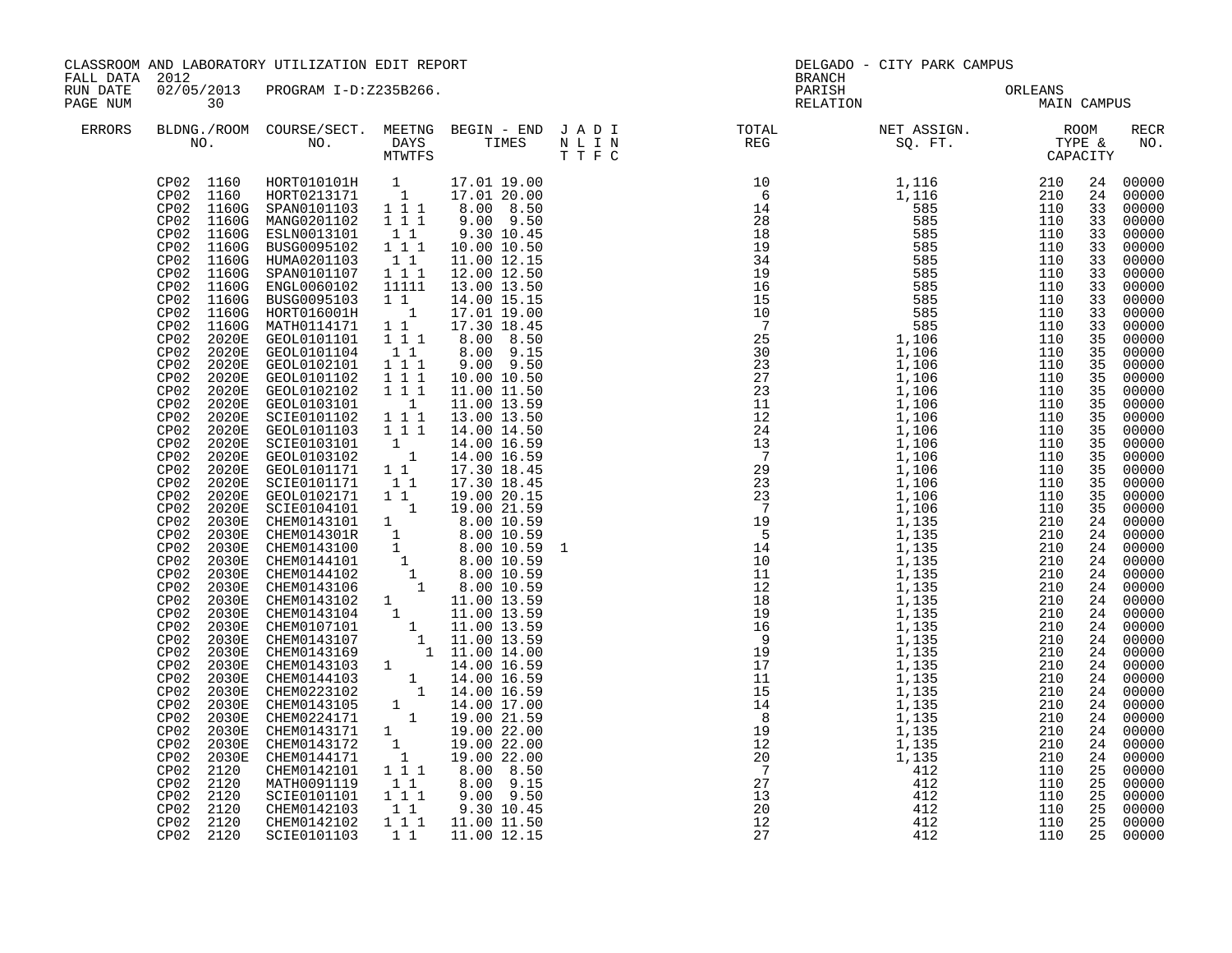CLASSROOM AND LABORATORY UTILIZATION EDIT REPORT
FALL DATA 2012
RUN DATE 02/05/2013 PROGRAM I-D:Z235B266.
PAGE NUM 30

DELGADO - CITY PARK CAMPUS
BRANCH
PARISH ORLEANS
RELATION MAIN CAMPUS

| ERRORS | BLDNG./ROOM NO. | | COURSE/SECT. NO. | MEETNG DAYS MTWTFS | BEGIN - END TIMES | J A D I N L I N T T F C | TOTAL REG | NET ASSIGN. SQ. FT. | ROOM TYPE & | CAPACITY | RECR NO. |
|---|---|---|---|---|---|---|---|---|---|---|---|
| | CP02 | 1160 | HORT010101H | 1 | 17.01 19.00 | | 10 | 1,116 | 210 | 24 | 00000 |
| | CP02 | 1160 | HORT0213171 | 1 | 17.01 20.00 | | 6 | 1,116 | 210 | 24 | 00000 |
| | CP02 | 1160G | SPAN0101103 | 1 1 1 | 8.00 8.50 | | 14 | 585 | 110 | 33 | 00000 |
| | CP02 | 1160G | MANG0201102 | 1 1 1 | 9.00 9.50 | | 28 | 585 | 110 | 33 | 00000 |
| | CP02 | 1160G | ESLN0013101 | 1 1 | 9.30 10.45 | | 18 | 585 | 110 | 33 | 00000 |
| | CP02 | 1160G | BUSG0095102 | 1 1 1 | 10.00 10.50 | | 19 | 585 | 110 | 33 | 00000 |
| | CP02 | 1160G | HUMA0201103 | 1 1 | 11.00 12.15 | | 34 | 585 | 110 | 33 | 00000 |
| | CP02 | 1160G | SPAN0101107 | 1 1 1 | 12.00 12.50 | | 19 | 585 | 110 | 33 | 00000 |
| | CP02 | 1160G | ENGL0060102 | 11111 | 13.00 13.50 | | 16 | 585 | 110 | 33 | 00000 |
| | CP02 | 1160G | BUSG0095103 | 1 1 | 14.00 15.15 | | 15 | 585 | 110 | 33 | 00000 |
| | CP02 | 1160G | HORT016001H | 1 | 17.01 19.00 | | 10 | 585 | 110 | 33 | 00000 |
| | CP02 | 1160G | MATH0114171 | 1 1 | 17.30 18.45 | | 7 | 585 | 110 | 33 | 00000 |
| | CP02 | 2020E | GEOL0101101 | 1 1 1 | 8.00 8.50 | | 25 | 1,106 | 110 | 35 | 00000 |
| | CP02 | 2020E | GEOL0101104 | 1 1 | 8.00 9.15 | | 30 | 1,106 | 110 | 35 | 00000 |
| | CP02 | 2020E | GEOL0102101 | 1 1 1 | 9.00 9.50 | | 23 | 1,106 | 110 | 35 | 00000 |
| | CP02 | 2020E | GEOL0101102 | 1 1 1 | 10.00 10.50 | | 27 | 1,106 | 110 | 35 | 00000 |
| | CP02 | 2020E | GEOL0102102 | 1 1 1 | 11.00 11.50 | | 23 | 1,106 | 110 | 35 | 00000 |
| | CP02 | 2020E | GEOL0103101 | 1 | 11.00 13.59 | | 11 | 1,106 | 110 | 35 | 00000 |
| | CP02 | 2020E | SCIE0101102 | 1 1 1 | 13.00 13.50 | | 12 | 1,106 | 110 | 35 | 00000 |
| | CP02 | 2020E | GEOL0101103 | 1 1 1 | 14.00 14.50 | | 24 | 1,106 | 110 | 35 | 00000 |
| | CP02 | 2020E | SCIE0103101 | 1 | 14.00 16.59 | | 13 | 1,106 | 110 | 35 | 00000 |
| | CP02 | 2020E | GEOL0103102 | 1 | 14.00 16.59 | | 7 | 1,106 | 110 | 35 | 00000 |
| | CP02 | 2020E | GEOL0101171 | 1 1 | 17.30 18.45 | | 29 | 1,106 | 110 | 35 | 00000 |
| | CP02 | 2020E | SCIE0101171 | 1 1 | 17.30 18.45 | | 23 | 1,106 | 110 | 35 | 00000 |
| | CP02 | 2020E | GEOL0102171 | 1 1 | 19.00 20.15 | | 23 | 1,106 | 110 | 35 | 00000 |
| | CP02 | 2020E | SCIE0104101 | 1 | 19.00 21.59 | | 7 | 1,106 | 110 | 35 | 00000 |
| | CP02 | 2030E | CHEM0143101 | 1 | 8.00 10.59 | | 19 | 1,135 | 210 | 24 | 00000 |
| | CP02 | 2030E | CHEM014301R | 1 | 8.00 10.59 | | 5 | 1,135 | 210 | 24 | 00000 |
| | CP02 | 2030E | CHEM0143100 | 1 | 8.00 10.59 | 1 | 14 | 1,135 | 210 | 24 | 00000 |
| | CP02 | 2030E | CHEM0144101 | 1 | 8.00 10.59 | | 10 | 1,135 | 210 | 24 | 00000 |
| | CP02 | 2030E | CHEM0144102 | 1 | 8.00 10.59 | | 11 | 1,135 | 210 | 24 | 00000 |
| | CP02 | 2030E | CHEM0143106 | 1 | 8.00 10.59 | | 12 | 1,135 | 210 | 24 | 00000 |
| | CP02 | 2030E | CHEM0143102 | 1 | 11.00 13.59 | | 18 | 1,135 | 210 | 24 | 00000 |
| | CP02 | 2030E | CHEM0143104 | 1 | 11.00 13.59 | | 19 | 1,135 | 210 | 24 | 00000 |
| | CP02 | 2030E | CHEM0107101 | 1 | 11.00 13.59 | | 16 | 1,135 | 210 | 24 | 00000 |
| | CP02 | 2030E | CHEM0143107 | 1 | 11.00 13.59 | | 9 | 1,135 | 210 | 24 | 00000 |
| | CP02 | 2030E | CHEM0143169 | 1 | 11.00 14.00 | | 19 | 1,135 | 210 | 24 | 00000 |
| | CP02 | 2030E | CHEM0143103 | 1 | 14.00 16.59 | | 17 | 1,135 | 210 | 24 | 00000 |
| | CP02 | 2030E | CHEM0144103 | 1 | 14.00 16.59 | | 11 | 1,135 | 210 | 24 | 00000 |
| | CP02 | 2030E | CHEM0223102 | 1 | 14.00 16.59 | | 15 | 1,135 | 210 | 24 | 00000 |
| | CP02 | 2030E | CHEM0143105 | 1 | 14.00 17.00 | | 14 | 1,135 | 210 | 24 | 00000 |
| | CP02 | 2030E | CHEM0224171 | 1 | 19.00 21.59 | | 8 | 1,135 | 210 | 24 | 00000 |
| | CP02 | 2030E | CHEM0143171 | 1 | 19.00 22.00 | | 19 | 1,135 | 210 | 24 | 00000 |
| | CP02 | 2030E | CHEM0143172 | 1 | 19.00 22.00 | | 12 | 1,135 | 210 | 24 | 00000 |
| | CP02 | 2030E | CHEM0144171 | 1 | 19.00 22.00 | | 20 | 1,135 | 210 | 24 | 00000 |
| | CP02 | 2120 | CHEM0142101 | 1 1 1 | 8.00 8.50 | | 7 | 412 | 110 | 25 | 00000 |
| | CP02 | 2120 | MATH0091119 | 1 1 | 8.00 9.15 | | 27 | 412 | 110 | 25 | 00000 |
| | CP02 | 2120 | SCIE0101101 | 1 1 1 | 9.00 9.50 | | 13 | 412 | 110 | 25 | 00000 |
| | CP02 | 2120 | CHEM0142103 | 1 1 | 9.30 10.45 | | 20 | 412 | 110 | 25 | 00000 |
| | CP02 | 2120 | CHEM0142102 | 1 1 1 | 11.00 11.50 | | 12 | 412 | 110 | 25 | 00000 |
| | CP02 | 2120 | SCIE0101103 | 1 1 | 11.00 12.15 | | 27 | 412 | 110 | 25 | 00000 |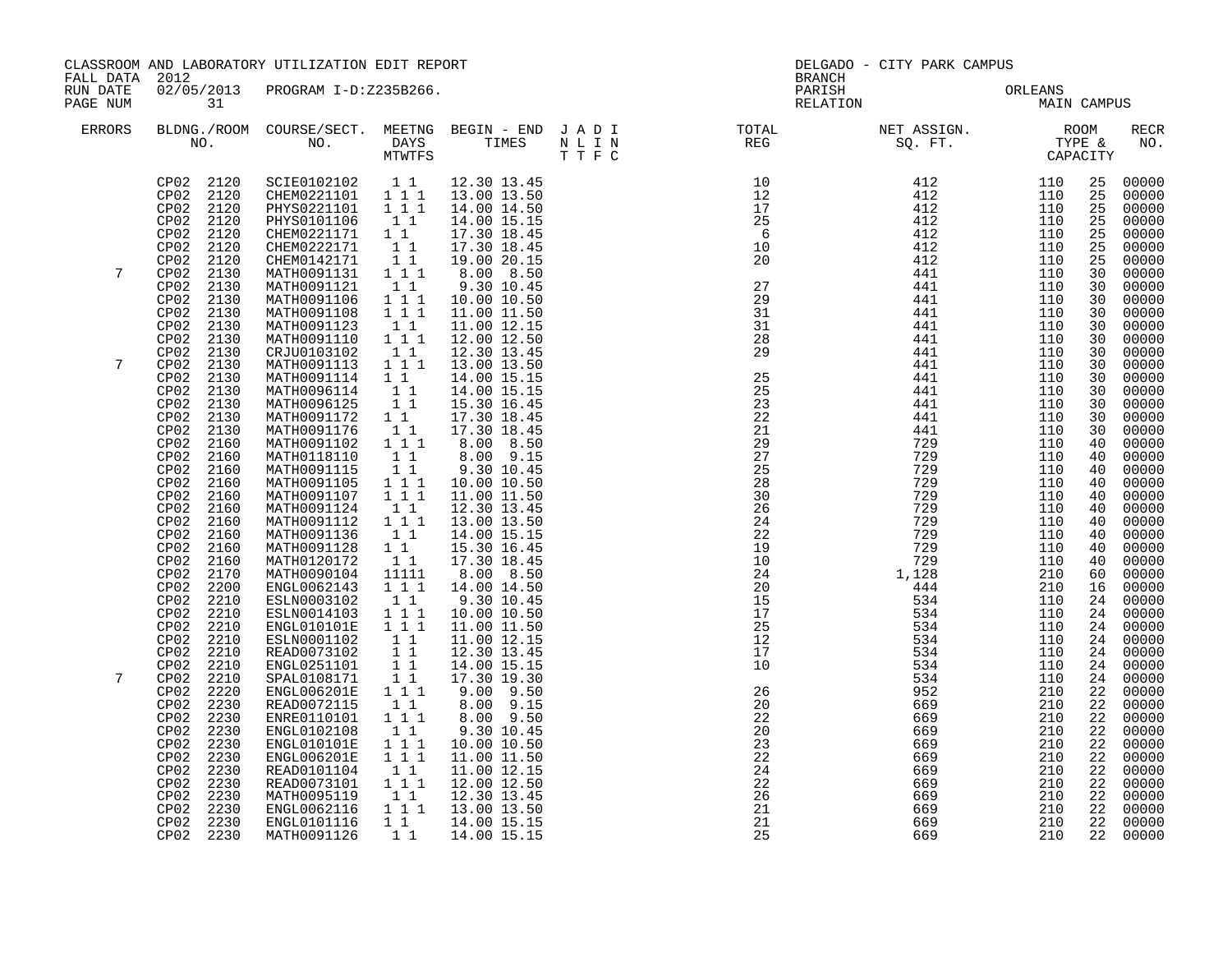CLASSROOM AND LABORATORY UTILIZATION EDIT REPORT
FALL DATA 2012
RUN DATE 02/05/2013 PROGRAM I-D:Z235B266.

DELGADO - CITY PARK CAMPUS
BRANCH
PARISH ORLEANS
RELATION MAIN CAMPUS

| ERRORS | BLDNG./ROOM NO. | COURSE/SECT. NO. | MEETNG DAYS MTWTFS | BEGIN - END TIMES | J A D I N L I N T T F C | TOTAL REG | NET ASSIGN. SQ. FT. | ROOM TYPE & CAPACITY | | RECR NO. |
|---|---|---|---|---|---|---|---|---|---|---|
| | CP02 2120 | SCIE0102102 | 1 1 | 12.30 13.45 | | 10 | 412 | 110 | 25 | 00000 |
| | CP02 2120 | CHEM0221101 | 1 1 1 | 13.00 13.50 | | 12 | 412 | 110 | 25 | 00000 |
| | CP02 2120 | PHYS0221101 | 1 1 1 | 14.00 14.50 | | 17 | 412 | 110 | 25 | 00000 |
| | CP02 2120 | PHYS0101106 | 1 1 | 14.00 15.15 | | 25 | 412 | 110 | 25 | 00000 |
| | CP02 2120 | CHEM0221171 | 1 1 | 17.30 18.45 | | 6 | 412 | 110 | 25 | 00000 |
| | CP02 2120 | CHEM0222171 | 1 1 | 17.30 18.45 | | 10 | 412 | 110 | 25 | 00000 |
| | CP02 2120 | CHEM0142171 | 1 1 | 19.00 20.15 | | 20 | 412 | 110 | 25 | 00000 |
| 7 | CP02 2130 | MATH0091131 | 1 1 1 | 8.00 8.50 | | | 441 | 110 | 30 | 00000 |
| | CP02 2130 | MATH0091121 | 1 1 | 9.30 10.45 | | 27 | 441 | 110 | 30 | 00000 |
| | CP02 2130 | MATH0091106 | 1 1 1 | 10.00 10.50 | | 29 | 441 | 110 | 30 | 00000 |
| | CP02 2130 | MATH0091108 | 1 1 1 | 11.00 11.50 | | 31 | 441 | 110 | 30 | 00000 |
| | CP02 2130 | MATH0091123 | 1 1 | 11.00 12.15 | | 31 | 441 | 110 | 30 | 00000 |
| | CP02 2130 | MATH0091110 | 1 1 1 | 12.00 12.50 | | 28 | 441 | 110 | 30 | 00000 |
| | CP02 2130 | CRJU0103102 | 1 1 | 12.30 13.45 | | 29 | 441 | 110 | 30 | 00000 |
| 7 | CP02 2130 | MATH0091113 | 1 1 1 | 13.00 13.50 | | | 441 | 110 | 30 | 00000 |
| | CP02 2130 | MATH0091114 | 1 1 | 14.00 15.15 | | 25 | 441 | 110 | 30 | 00000 |
| | CP02 2130 | MATH0096114 | 1 1 | 14.00 15.15 | | 25 | 441 | 110 | 30 | 00000 |
| | CP02 2130 | MATH0096125 | 1 1 | 15.30 16.45 | | 23 | 441 | 110 | 30 | 00000 |
| | CP02 2130 | MATH0091172 | 1 1 | 17.30 18.45 | | 22 | 441 | 110 | 30 | 00000 |
| | CP02 2130 | MATH0091176 | 1 1 | 17.30 18.45 | | 21 | 441 | 110 | 30 | 00000 |
| | CP02 2160 | MATH0091102 | 1 1 1 | 8.00 8.50 | | 29 | 729 | 110 | 40 | 00000 |
| | CP02 2160 | MATH0118110 | 1 1 | 8.00 9.15 | | 27 | 729 | 110 | 40 | 00000 |
| | CP02 2160 | MATH0091115 | 1 1 | 9.30 10.45 | | 25 | 729 | 110 | 40 | 00000 |
| | CP02 2160 | MATH0091105 | 1 1 1 | 10.00 10.50 | | 28 | 729 | 110 | 40 | 00000 |
| | CP02 2160 | MATH0091107 | 1 1 1 | 11.00 11.50 | | 30 | 729 | 110 | 40 | 00000 |
| | CP02 2160 | MATH0091124 | 1 1 | 12.30 13.45 | | 26 | 729 | 110 | 40 | 00000 |
| | CP02 2160 | MATH0091112 | 1 1 1 | 13.00 13.50 | | 24 | 729 | 110 | 40 | 00000 |
| | CP02 2160 | MATH0091136 | 1 1 | 14.00 15.15 | | 22 | 729 | 110 | 40 | 00000 |
| | CP02 2160 | MATH0091128 | 1 1 | 15.30 16.45 | | 19 | 729 | 110 | 40 | 00000 |
| | CP02 2160 | MATH0120172 | 1 1 | 17.30 18.45 | | 10 | 729 | 110 | 40 | 00000 |
| | CP02 2170 | MATH0090104 | 11111 | 8.00 8.50 | | 24 | 1,128 | 210 | 60 | 00000 |
| | CP02 2200 | ENGL0062143 | 1 1 1 | 14.00 14.50 | | 20 | 444 | 210 | 16 | 00000 |
| | CP02 2210 | ESLN0003102 | 1 1 | 9.30 10.45 | | 15 | 534 | 110 | 24 | 00000 |
| | CP02 2210 | ESLN0014103 | 1 1 1 | 10.00 10.50 | | 17 | 534 | 110 | 24 | 00000 |
| | CP02 2210 | ENGL010101E | 1 1 1 | 11.00 11.50 | | 25 | 534 | 110 | 24 | 00000 |
| | CP02 2210 | ESLN0001102 | 1 1 | 11.00 12.15 | | 12 | 534 | 110 | 24 | 00000 |
| | CP02 2210 | READ0073102 | 1 1 | 12.30 13.45 | | 17 | 534 | 110 | 24 | 00000 |
| | CP02 2210 | ENGL0251101 | 1 1 | 14.00 15.15 | | 10 | 534 | 110 | 24 | 00000 |
| 7 | CP02 2210 | SPAL0108171 | 1 1 | 17.30 19.30 | | | 534 | 110 | 24 | 00000 |
| | CP02 2220 | ENGL006201E | 1 1 1 | 9.00 9.50 | | 26 | 952 | 210 | 22 | 00000 |
| | CP02 2230 | READ0072115 | 1 1 | 8.00 9.15 | | 20 | 669 | 210 | 22 | 00000 |
| | CP02 2230 | ENRE0110101 | 1 1 1 | 8.00 9.50 | | 22 | 669 | 210 | 22 | 00000 |
| | CP02 2230 | ENGL0102108 | 1 1 | 9.30 10.45 | | 20 | 669 | 210 | 22 | 00000 |
| | CP02 2230 | ENGL010101E | 1 1 1 | 10.00 10.50 | | 23 | 669 | 210 | 22 | 00000 |
| | CP02 2230 | ENGL006201E | 1 1 1 | 11.00 11.50 | | 22 | 669 | 210 | 22 | 00000 |
| | CP02 2230 | READ0101104 | 1 1 | 11.00 12.15 | | 24 | 669 | 210 | 22 | 00000 |
| | CP02 2230 | READ0073101 | 1 1 1 | 12.00 12.50 | | 22 | 669 | 210 | 22 | 00000 |
| | CP02 2230 | MATH0095119 | 1 1 | 12.30 13.45 | | 26 | 669 | 210 | 22 | 00000 |
| | CP02 2230 | ENGL0062116 | 1 1 1 | 13.00 13.50 | | 21 | 669 | 210 | 22 | 00000 |
| | CP02 2230 | ENGL0101116 | 1 1 | 14.00 15.15 | | 21 | 669 | 210 | 22 | 00000 |
| | CP02 2230 | MATH0091126 | 1 1 | 14.00 15.15 | | 25 | 669 | 210 | 22 | 00000 |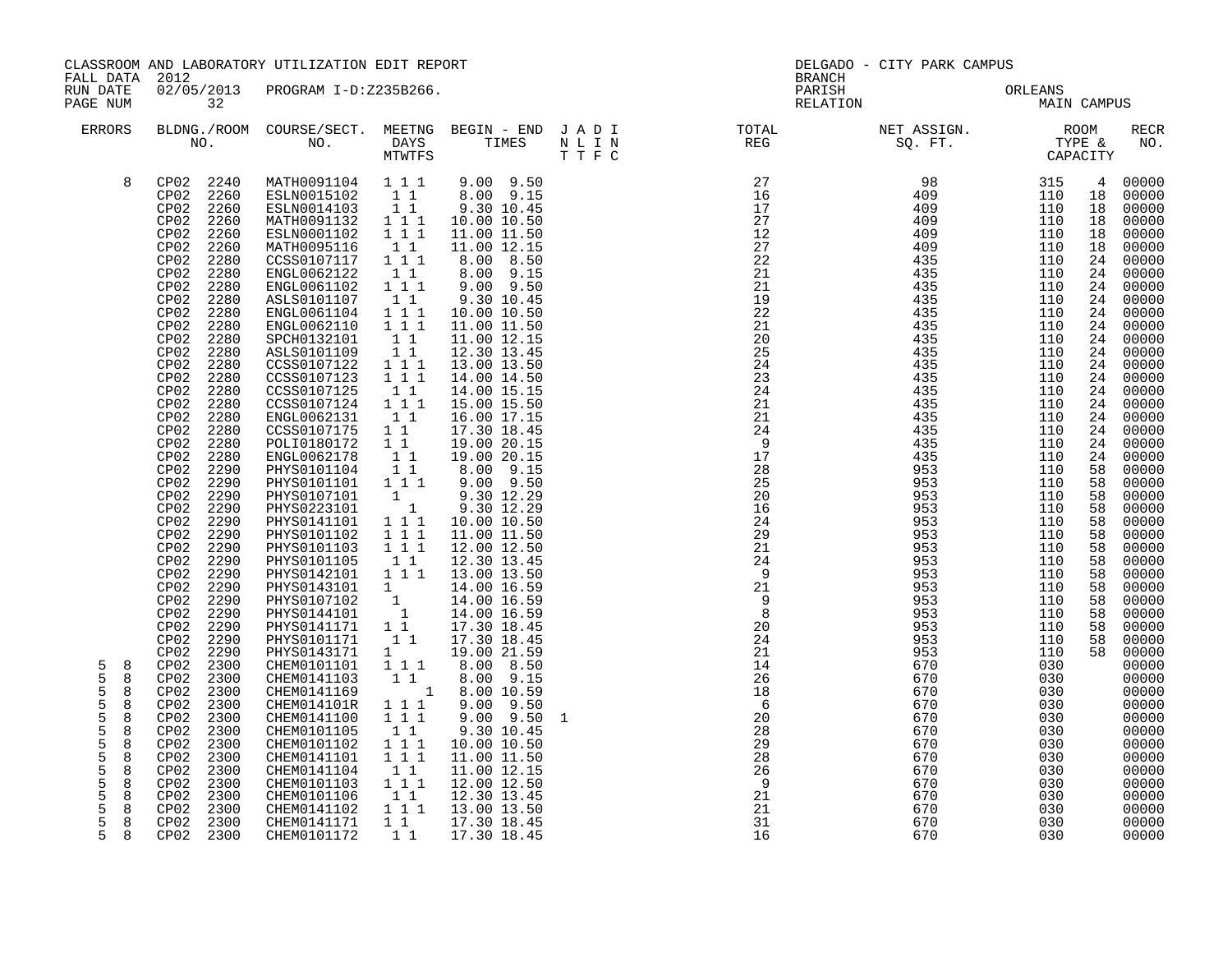CLASSROOM AND LABORATORY UTILIZATION EDIT REPORT
FALL DATA 2012
RUN DATE 02/05/2013 PROGRAM I-D:Z235B266.

DELGADO - CITY PARK CAMPUS
BRANCH
PARISH ORLEANS
RELATION MAIN CAMPUS

| ERRORS | BLDNG./ROOM NO. | COURSE/SECT. NO. | MEETNG DAYS MTWTFS | BEGIN - END TIMES | J A D I N L I N T T F C | TOTAL REG | NET ASSIGN. SQ. FT. | ROOM TYPE & CAPACITY | | RECR NO. |
|---|---|---|---|---|---|---|---|---|---|---|
| 8 | CP02 2240 | MATH0091104 | 1 1 1 | 9.00 9.50 | | 27 | 98 | 315 | 4 | 00000 |
| | CP02 2260 | ESLN0015102 | 1 1 | 8.00 9.15 | | 16 | 409 | 110 | 18 | 00000 |
| | CP02 2260 | ESLN0014103 | 1 1 | 9.30 10.45 | | 17 | 409 | 110 | 18 | 00000 |
| | CP02 2260 | MATH0091132 | 1 1 1 | 10.00 10.50 | | 27 | 409 | 110 | 18 | 00000 |
| | CP02 2260 | ESLN0001102 | 1 1 1 | 11.00 11.50 | | 12 | 409 | 110 | 18 | 00000 |
| | CP02 2260 | MATH0095116 | 1 1 | 11.00 12.15 | | 27 | 409 | 110 | 18 | 00000 |
| | CP02 2280 | CCSS0107117 | 1 1 1 | 8.00 8.50 | | 22 | 435 | 110 | 24 | 00000 |
| | CP02 2280 | ENGL0062122 | 1 1 | 8.00 9.15 | | 21 | 435 | 110 | 24 | 00000 |
| | CP02 2280 | ENGL0061102 | 1 1 1 | 9.00 9.50 | | 21 | 435 | 110 | 24 | 00000 |
| | CP02 2280 | ASLS0101107 | 1 1 | 9.30 10.45 | | 19 | 435 | 110 | 24 | 00000 |
| | CP02 2280 | ENGL0061104 | 1 1 1 | 10.00 10.50 | | 22 | 435 | 110 | 24 | 00000 |
| | CP02 2280 | ENGL0062110 | 1 1 1 | 11.00 11.50 | | 21 | 435 | 110 | 24 | 00000 |
| | CP02 2280 | SPCH0132101 | 1 1 | 11.00 12.15 | | 20 | 435 | 110 | 24 | 00000 |
| | CP02 2280 | ASLS0101109 | 1 1 | 12.30 13.45 | | 25 | 435 | 110 | 24 | 00000 |
| | CP02 2280 | CCSS0107122 | 1 1 1 | 13.00 13.50 | | 24 | 435 | 110 | 24 | 00000 |
| | CP02 2280 | CCSS0107123 | 1 1 1 | 14.00 14.50 | | 23 | 435 | 110 | 24 | 00000 |
| | CP02 2280 | CCSS0107125 | 1 1 | 14.00 15.15 | | 24 | 435 | 110 | 24 | 00000 |
| | CP02 2280 | CCSS0107124 | 1 1 1 | 15.00 15.50 | | 21 | 435 | 110 | 24 | 00000 |
| | CP02 2280 | ENGL0062131 | 1 1 | 16.00 17.15 | | 21 | 435 | 110 | 24 | 00000 |
| | CP02 2280 | CCSS0107175 | 1 1 | 17.30 18.45 | | 24 | 435 | 110 | 24 | 00000 |
| | CP02 2280 | POLI0180172 | 1 1 | 19.00 20.15 | | 9 | 435 | 110 | 24 | 00000 |
| | CP02 2280 | ENGL0062178 | 1 1 | 19.00 20.15 | | 17 | 435 | 110 | 24 | 00000 |
| | CP02 2290 | PHYS0101104 | 1 1 | 8.00 9.15 | | 28 | 953 | 110 | 58 | 00000 |
| | CP02 2290 | PHYS0101101 | 1 1 1 | 9.00 9.50 | | 25 | 953 | 110 | 58 | 00000 |
| | CP02 2290 | PHYS0107101 | 1 | 9.30 12.29 | | 20 | 953 | 110 | 58 | 00000 |
| | CP02 2290 | PHYS0223101 | 1 | 9.30 12.29 | | 16 | 953 | 110 | 58 | 00000 |
| | CP02 2290 | PHYS0141101 | 1 1 1 | 10.00 10.50 | | 24 | 953 | 110 | 58 | 00000 |
| | CP02 2290 | PHYS0101102 | 1 1 1 | 11.00 11.50 | | 29 | 953 | 110 | 58 | 00000 |
| | CP02 2290 | PHYS0101103 | 1 1 1 | 12.00 12.50 | | 21 | 953 | 110 | 58 | 00000 |
| | CP02 2290 | PHYS0101105 | 1 1 | 12.30 13.45 | | 24 | 953 | 110 | 58 | 00000 |
| | CP02 2290 | PHYS0142101 | 1 1 1 | 13.00 13.50 | | 9 | 953 | 110 | 58 | 00000 |
| | CP02 2290 | PHYS0143101 | 1 | 14.00 16.59 | | 21 | 953 | 110 | 58 | 00000 |
| | CP02 2290 | PHYS0107102 | 1 | 14.00 16.59 | | 9 | 953 | 110 | 58 | 00000 |
| | CP02 2290 | PHYS0144101 | 1 | 14.00 16.59 | | 8 | 953 | 110 | 58 | 00000 |
| | CP02 2290 | PHYS0141171 | 1 1 | 17.30 18.45 | | 20 | 953 | 110 | 58 | 00000 |
| | CP02 2290 | PHYS0101171 | 1 1 | 17.30 18.45 | | 24 | 953 | 110 | 58 | 00000 |
| | CP02 2290 | PHYS0143171 | 1 | 19.00 21.59 | | 21 | 953 | 110 | 58 | 00000 |
| 5 8 | CP02 2300 | CHEM0101101 | 1 1 1 | 8.00 8.50 | | 14 | 670 | 030 | | 00000 |
| 5 8 | CP02 2300 | CHEM0141103 | 1 1 | 8.00 9.15 | | 26 | 670 | 030 | | 00000 |
| 5 8 | CP02 2300 | CHEM0141169 | 1 | 8.00 10.59 | | 18 | 670 | 030 | | 00000 |
| 5 8 | CP02 2300 | CHEM014101R | 1 1 1 | 9.00 9.50 | | 6 | 670 | 030 | | 00000 |
| 5 8 | CP02 2300 | CHEM0141100 | 1 1 1 | 9.00 9.50 | 1 | 20 | 670 | 030 | | 00000 |
| 5 8 | CP02 2300 | CHEM0101105 | 1 1 | 9.30 10.45 | | 28 | 670 | 030 | | 00000 |
| 5 8 | CP02 2300 | CHEM0101102 | 1 1 1 | 10.00 10.50 | | 29 | 670 | 030 | | 00000 |
| 5 8 | CP02 2300 | CHEM0141101 | 1 1 1 | 11.00 11.50 | | 28 | 670 | 030 | | 00000 |
| 5 8 | CP02 2300 | CHEM0141104 | 1 1 | 11.00 12.15 | | 26 | 670 | 030 | | 00000 |
| 5 8 | CP02 2300 | CHEM0101103 | 1 1 1 | 12.00 12.50 | | 9 | 670 | 030 | | 00000 |
| 5 8 | CP02 2300 | CHEM0101106 | 1 1 | 12.30 13.45 | | 21 | 670 | 030 | | 00000 |
| 5 8 | CP02 2300 | CHEM0141102 | 1 1 1 | 13.00 13.50 | | 21 | 670 | 030 | | 00000 |
| 5 8 | CP02 2300 | CHEM0141171 | 1 1 | 17.30 18.45 | | 31 | 670 | 030 | | 00000 |
| 5 8 | CP02 2300 | CHEM0101172 | 1 1 | 17.30 18.45 | | 16 | 670 | 030 | | 00000 |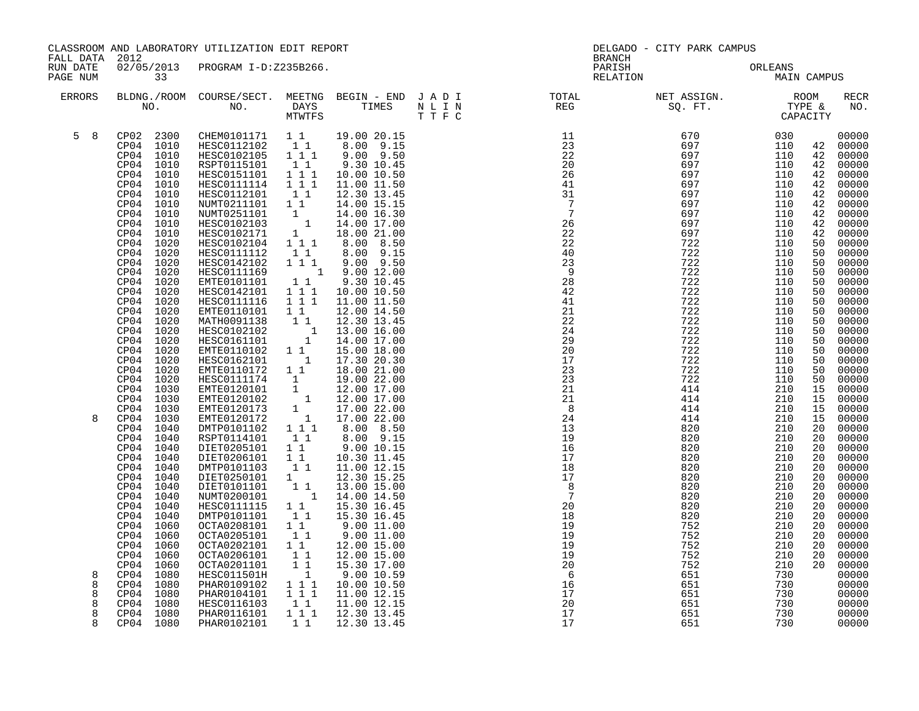CLASSROOM AND LABORATORY UTILIZATION EDIT REPORT
FALL DATA 2012
RUN DATE 02/05/2013 PROGRAM I-D:Z235B266.
PAGE NUM 33

DELGADO - CITY PARK CAMPUS
BRANCH
PARISH ORLEANS
RELATION MAIN CAMPUS

| ERRORS | BLDNG./ROOM NO. | COURSE/SECT. NO. | MEETNG DAYS MTWTFS | BEGIN - END TIMES | J A D I N L I N T T F C | TOTAL REG | NET ASSIGN. SQ. FT. | ROOM TYPE & | CAPACITY | RECR NO. |
|---|---|---|---|---|---|---|---|---|---|---|
| 5 8 | CP02 2300 | CHEM0101171 | 1 1 | 19.00 20.15 | | 11 | 670 | 030 | | 00000 |
| | CP04 1010 | HESC0112102 | 1 1 | 8.00 9.15 | | 23 | 697 | 110 | 42 | 00000 |
| | CP04 1010 | HESC0102105 | 1 1 1 | 9.00 9.50 | | 22 | 697 | 110 | 42 | 00000 |
| | CP04 1010 | RSPT0115101 | 1 1 | 9.30 10.45 | | 20 | 697 | 110 | 42 | 00000 |
| | CP04 1010 | HESC0151101 | 1 1 1 | 10.00 10.50 | | 26 | 697 | 110 | 42 | 00000 |
| | CP04 1010 | HESC0111114 | 1 1 1 | 11.00 11.50 | | 41 | 697 | 110 | 42 | 00000 |
| | CP04 1010 | HESC0112101 | 1 1 | 12.30 13.45 | | 31 | 697 | 110 | 42 | 00000 |
| | CP04 1010 | NUMT0211101 | 1 1 | 14.00 15.15 | | 7 | 697 | 110 | 42 | 00000 |
| | CP04 1010 | NUMT0251101 | 1 | 14.00 16.30 | | 7 | 697 | 110 | 42 | 00000 |
| | CP04 1010 | HESC0102103 | 1 | 14.00 17.00 | | 26 | 697 | 110 | 42 | 00000 |
| | CP04 1010 | HESC0102171 | 1 | 18.00 21.00 | | 22 | 697 | 110 | 42 | 00000 |
| | CP04 1020 | HESC0102104 | 1 1 1 | 8.00 8.50 | | 22 | 722 | 110 | 50 | 00000 |
| | CP04 1020 | HESC0111112 | 1 1 | 8.00 9.15 | | 40 | 722 | 110 | 50 | 00000 |
| | CP04 1020 | HESC0142102 | 1 1 1 | 9.00 9.50 | | 23 | 722 | 110 | 50 | 00000 |
| | CP04 1020 | HESC0111169 | 1 | 9.00 12.00 | | 9 | 722 | 110 | 50 | 00000 |
| | CP04 1020 | EMTE0101101 | 1 1 | 9.30 10.45 | | 28 | 722 | 110 | 50 | 00000 |
| | CP04 1020 | HESC0142101 | 1 1 1 | 10.00 10.50 | | 42 | 722 | 110 | 50 | 00000 |
| | CP04 1020 | HESC0111116 | 1 1 1 | 11.00 11.50 | | 41 | 722 | 110 | 50 | 00000 |
| | CP04 1020 | EMTE0110101 | 1 1 | 12.00 14.50 | | 21 | 722 | 110 | 50 | 00000 |
| | CP04 1020 | MATH0091138 | 1 1 | 12.30 13.45 | | 22 | 722 | 110 | 50 | 00000 |
| | CP04 1020 | HESC0102102 | 1 | 13.00 16.00 | | 24 | 722 | 110 | 50 | 00000 |
| | CP04 1020 | HESC0161101 | 1 | 14.00 17.00 | | 29 | 722 | 110 | 50 | 00000 |
| | CP04 1020 | EMTE0110102 | 1 1 | 15.00 18.00 | | 20 | 722 | 110 | 50 | 00000 |
| | CP04 1020 | HESC0162101 | 1 | 17.30 20.30 | | 17 | 722 | 110 | 50 | 00000 |
| | CP04 1020 | EMTE0110172 | 1 1 | 18.00 21.00 | | 23 | 722 | 110 | 50 | 00000 |
| | CP04 1020 | HESC0111174 | 1 | 19.00 22.00 | | 23 | 722 | 110 | 50 | 00000 |
| | CP04 1030 | EMTE0120101 | 1 | 12.00 17.00 | | 21 | 414 | 210 | 15 | 00000 |
| | CP04 1030 | EMTE0120102 | 1 | 12.00 17.00 | | 21 | 414 | 210 | 15 | 00000 |
| | CP04 1030 | EMTE0120173 | 1 | 17.00 22.00 | | 8 | 414 | 210 | 15 | 00000 |
| 8 | CP04 1030 | EMTE0120172 | 1 | 17.00 22.00 | | 24 | 414 | 210 | 15 | 00000 |
| | CP04 1040 | DMTP0101102 | 1 1 1 | 8.00 8.50 | | 13 | 820 | 210 | 20 | 00000 |
| | CP04 1040 | RSPT0114101 | 1 1 | 8.00 9.15 | | 19 | 820 | 210 | 20 | 00000 |
| | CP04 1040 | DIET0205101 | 1 1 | 9.00 10.15 | | 16 | 820 | 210 | 20 | 00000 |
| | CP04 1040 | DIET0206101 | 1 1 | 10.30 11.45 | | 17 | 820 | 210 | 20 | 00000 |
| | CP04 1040 | DMTP0101103 | 1 1 | 11.00 12.15 | | 18 | 820 | 210 | 20 | 00000 |
| | CP04 1040 | DIET0250101 | 1 | 12.30 15.25 | | 17 | 820 | 210 | 20 | 00000 |
| | CP04 1040 | DIET0101101 | 1 1 | 13.00 15.00 | | 8 | 820 | 210 | 20 | 00000 |
| | CP04 1040 | NUMT0200101 | 1 | 14.00 14.50 | | 7 | 820 | 210 | 20 | 00000 |
| | CP04 1040 | HESC0111115 | 1 1 | 15.30 16.45 | | 20 | 820 | 210 | 20 | 00000 |
| | CP04 1040 | DMTP0101101 | 1 1 | 15.30 16.45 | | 18 | 820 | 210 | 20 | 00000 |
| | CP04 1060 | OCTA0208101 | 1 1 | 9.00 11.00 | | 19 | 752 | 210 | 20 | 00000 |
| | CP04 1060 | OCTA0205101 | 1 1 | 9.00 11.00 | | 19 | 752 | 210 | 20 | 00000 |
| | CP04 1060 | OCTA0202101 | 1 1 | 12.00 15.00 | | 19 | 752 | 210 | 20 | 00000 |
| | CP04 1060 | OCTA0206101 | 1 1 | 12.00 15.00 | | 19 | 752 | 210 | 20 | 00000 |
| | CP04 1060 | OCTA0201101 | 1 1 | 15.30 17.00 | | 20 | 752 | 210 | 20 | 00000 |
| 8 | CP04 1080 | HESC011501H | 1 | 9.00 10.59 | | 6 | 651 | 730 | | 00000 |
| 8 | CP04 1080 | PHAR0109102 | 1 1 1 | 10.00 10.50 | | 16 | 651 | 730 | | 00000 |
| 8 | CP04 1080 | PHAR0104101 | 1 1 1 | 11.00 12.15 | | 17 | 651 | 730 | | 00000 |
| 8 | CP04 1080 | HESC0116103 | 1 1 | 11.00 12.15 | | 20 | 651 | 730 | | 00000 |
| 8 | CP04 1080 | PHAR0116101 | 1 1 1 | 12.30 13.45 | | 17 | 651 | 730 | | 00000 |
| 8 | CP04 1080 | PHAR0102101 | 1 1 | 12.30 13.45 | | 17 | 651 | 730 | | 00000 |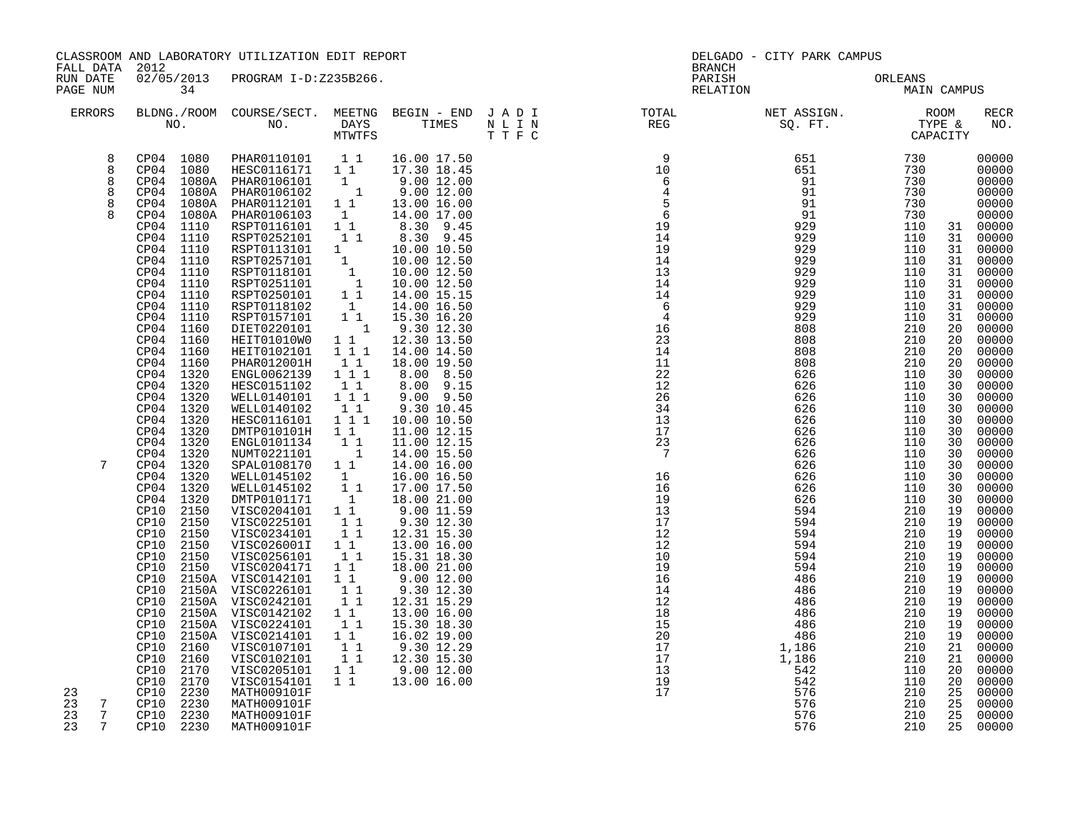CLASSROOM AND LABORATORY UTILIZATION EDIT REPORT
FALL DATA 2012
RUN DATE 02/05/2013 PROGRAM I-D:Z235B266.
PAGE NUM 34

DELGADO - CITY PARK CAMPUS
BRANCH
PARISH ORLEANS
RELATION MAIN CAMPUS

| ERRORS | BLDNG./ROOM NO. | COURSE/SECT. NO. | MEETNG DAYS MTWTFS | BEGIN - END TIMES | J A D I N L I N T T F C | TOTAL REG | NET ASSIGN. SQ. FT. | ROOM TYPE & CAPACITY | | RECR NO. |
|---|---|---|---|---|---|---|---|---|---|---|
| 8 | CP04 1080 | PHAR0110101 | 1 1 | 16.00 17.50 | | 9 | 651 | 730 | | 00000 |
| 8 | CP04 1080 | HESC0116171 | 1 1 | 17.30 18.45 | | 10 | 651 | 730 | | 00000 |
| 8 | CP04 1080A | PHAR0106101 | 1 | 9.00 12.00 | | 6 | 91 | 730 | | 00000 |
| 8 | CP04 1080A | PHAR0106102 | 1 | 9.00 12.00 | | 4 | 91 | 730 | | 00000 |
| 8 | CP04 1080A | PHAR0112101 | 1 1 | 13.00 16.00 | | 5 | 91 | 730 | | 00000 |
| 8 | CP04 1080A | PHAR0106103 | 1 | 14.00 17.00 | | 6 | 91 | 730 | | 00000 |
| | CP04 1110 | RSPT0116101 | 1 1 | 8.30 9.45 | | 19 | 929 | 110 | 31 | 00000 |
| | CP04 1110 | RSPT0252101 | 1 1 | 8.30 9.45 | | 14 | 929 | 110 | 31 | 00000 |
| | CP04 1110 | RSPT0113101 | 1 | 10.00 10.50 | | 19 | 929 | 110 | 31 | 00000 |
| | CP04 1110 | RSPT0257101 | 1 | 10.00 12.50 | | 14 | 929 | 110 | 31 | 00000 |
| | CP04 1110 | RSPT0118101 | 1 | 10.00 12.50 | | 13 | 929 | 110 | 31 | 00000 |
| | CP04 1110 | RSPT0251101 | 1 | 10.00 12.50 | | 14 | 929 | 110 | 31 | 00000 |
| | CP04 1110 | RSPT0250101 | 1 1 | 14.00 15.15 | | 14 | 929 | 110 | 31 | 00000 |
| | CP04 1110 | RSPT0118102 | 1 | 14.00 16.50 | | 6 | 929 | 110 | 31 | 00000 |
| | CP04 1110 | RSPT0157101 | 1 1 | 15.30 16.20 | | 4 | 929 | 110 | 31 | 00000 |
| | CP04 1160 | DIET0220101 | 1 | 9.30 12.30 | | 16 | 808 | 210 | 20 | 00000 |
| | CP04 1160 | HEIT01010W0 | 1 1 | 12.30 13.50 | | 23 | 808 | 210 | 20 | 00000 |
| | CP04 1160 | HEIT0102101 | 1 1 1 | 14.00 14.50 | | 14 | 808 | 210 | 20 | 00000 |
| | CP04 1160 | PHAR012001H | 1 1 | 18.00 19.50 | | 11 | 808 | 210 | 20 | 00000 |
| | CP04 1320 | ENGL0062139 | 1 1 1 | 8.00 8.50 | | 22 | 626 | 110 | 30 | 00000 |
| | CP04 1320 | HESC0151102 | 1 1 | 8.00 9.15 | | 12 | 626 | 110 | 30 | 00000 |
| | CP04 1320 | WELL0140101 | 1 1 1 | 9.00 9.50 | | 26 | 626 | 110 | 30 | 00000 |
| | CP04 1320 | WELL0140102 | 1 1 | 9.30 10.45 | | 34 | 626 | 110 | 30 | 00000 |
| | CP04 1320 | HESC0116101 | 1 1 1 | 10.00 10.50 | | 13 | 626 | 110 | 30 | 00000 |
| | CP04 1320 | DMTP010101H | 1 1 | 11.00 12.15 | | 17 | 626 | 110 | 30 | 00000 |
| | CP04 1320 | ENGL0101134 | 1 1 | 11.00 12.15 | | 23 | 626 | 110 | 30 | 00000 |
| | CP04 1320 | NUMT0221101 | 1 | 14.00 15.50 | | 7 | 626 | 110 | 30 | 00000 |
| 7 | CP04 1320 | SPAL0108170 | 1 1 | 14.00 16.00 | | | 626 | 110 | 30 | 00000 |
| | CP04 1320 | WELL0145102 | 1 | 16.00 16.50 | | 16 | 626 | 110 | 30 | 00000 |
| | CP04 1320 | WELL0145102 | 1 1 | 17.00 17.50 | | 16 | 626 | 110 | 30 | 00000 |
| | CP04 1320 | DMTP0101171 | 1 | 18.00 21.00 | | 19 | 626 | 110 | 30 | 00000 |
| | CP10 2150 | VISC0204101 | 1 1 | 9.00 11.59 | | 13 | 594 | 210 | 19 | 00000 |
| | CP10 2150 | VISC0225101 | 1 1 | 9.30 12.30 | | 17 | 594 | 210 | 19 | 00000 |
| | CP10 2150 | VISC0234101 | 1 1 | 12.31 15.30 | | 12 | 594 | 210 | 19 | 00000 |
| | CP10 2150 | VISC026001I | 1 1 | 13.00 16.00 | | 12 | 594 | 210 | 19 | 00000 |
| | CP10 2150 | VISC0256101 | 1 1 | 15.31 18.30 | | 10 | 594 | 210 | 19 | 00000 |
| | CP10 2150 | VISC0204171 | 1 1 | 18.00 21.00 | | 19 | 594 | 210 | 19 | 00000 |
| | CP10 2150A | VISC0142101 | 1 1 | 9.00 12.00 | | 16 | 486 | 210 | 19 | 00000 |
| | CP10 2150A | VISC0226101 | 1 1 | 9.30 12.30 | | 14 | 486 | 210 | 19 | 00000 |
| | CP10 2150A | VISC0242101 | 1 1 | 12.31 15.29 | | 12 | 486 | 210 | 19 | 00000 |
| | CP10 2150A | VISC0142102 | 1 1 | 13.00 16.00 | | 18 | 486 | 210 | 19 | 00000 |
| | CP10 2150A | VISC0224101 | 1 1 | 15.30 18.30 | | 15 | 486 | 210 | 19 | 00000 |
| | CP10 2150A | VISC0214101 | 1 1 | 16.02 19.00 | | 20 | 486 | 210 | 19 | 00000 |
| | CP10 2160 | VISC0107101 | 1 1 | 9.30 12.29 | | 17 | 1,186 | 210 | 21 | 00000 |
| | CP10 2160 | VISC0102101 | 1 1 | 12.30 15.30 | | 17 | 1,186 | 210 | 21 | 00000 |
| | CP10 2170 | VISC0205101 | 1 1 | 9.00 12.00 | | 13 | 542 | 110 | 20 | 00000 |
| | CP10 2170 | VISC0154101 | 1 1 | 13.00 16.00 | | 19 | 542 | 110 | 20 | 00000 |
| 23 | CP10 2230 | MATH009101F | | | | 17 | 576 | 210 | 25 | 00000 |
| 23 7 | CP10 2230 | MATH009101F | | | | | 576 | 210 | 25 | 00000 |
| 23 7 | CP10 2230 | MATH009101F | | | | | 576 | 210 | 25 | 00000 |
| 23 7 | CP10 2230 | MATH009101F | | | | | 576 | 210 | 25 | 00000 |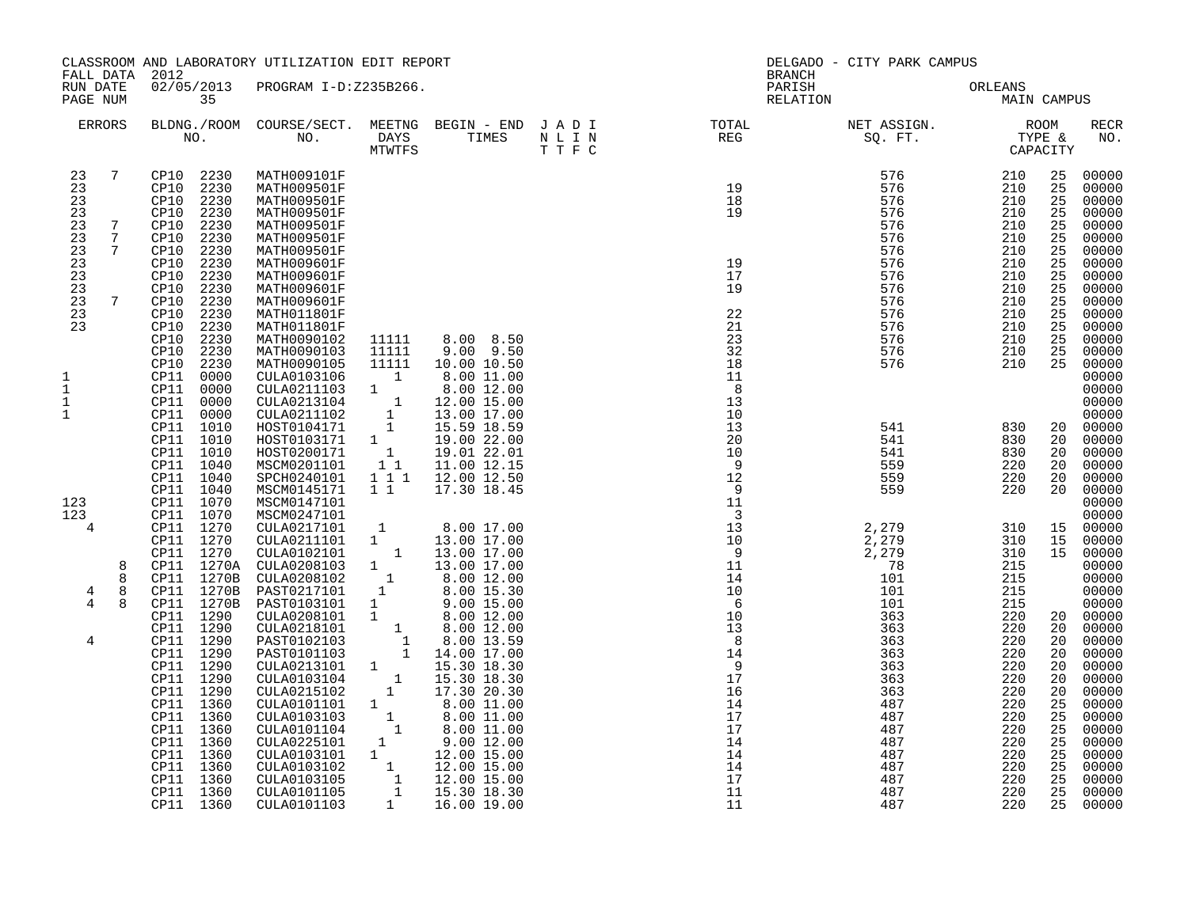CLASSROOM AND LABORATORY UTILIZATION EDIT REPORT
FALL DATA 2012
RUN DATE 02/05/2013 PROGRAM I-D:Z235B266.

DELGADO - CITY PARK CAMPUS
BRANCH
PARISH ORLEANS
RELATION MAIN CAMPUS

| ERRORS | | BLDNG./ROOM NO. | | COURSE/SECT. NO. | MEETNG DAYS MTWTFS | BEGIN - END TIMES | J A D I N L I N T T F C | TOTAL REG | NET ASSIGN. SQ. FT. | ROOM TYPE & CAPACITY | | RECR NO. |
|---|---|---|---|---|---|---|---|---|---|---|---|---|
| 23 | 7 | CP10 | 2230 | MATH009101F | | | | | 576 | 210 | 25 | 00000 |
| 23 | | CP10 | 2230 | MATH009501F | | | | 19 | 576 | 210 | 25 | 00000 |
| 23 | | CP10 | 2230 | MATH009501F | | | | 18 | 576 | 210 | 25 | 00000 |
| 23 | | CP10 | 2230 | MATH009501F | | | | 19 | 576 | 210 | 25 | 00000 |
| 23 | 7 | CP10 | 2230 | MATH009501F | | | | | 576 | 210 | 25 | 00000 |
| 23 | 7 | CP10 | 2230 | MATH009501F | | | | | 576 | 210 | 25 | 00000 |
| 23 | 7 | CP10 | 2230 | MATH009501F | | | | | 576 | 210 | 25 | 00000 |
| 23 | | CP10 | 2230 | MATH009601F | | | | 19 | 576 | 210 | 25 | 00000 |
| 23 | | CP10 | 2230 | MATH009601F | | | | 17 | 576 | 210 | 25 | 00000 |
| 23 | | CP10 | 2230 | MATH009601F | | | | 19 | 576 | 210 | 25 | 00000 |
| 23 | 7 | CP10 | 2230 | MATH009601F | | | | | 576 | 210 | 25 | 00000 |
| 23 | | CP10 | 2230 | MATH011801F | | | | 22 | 576 | 210 | 25 | 00000 |
| 23 | | CP10 | 2230 | MATH011801F | | | | 21 | 576 | 210 | 25 | 00000 |
| | | CP10 | 2230 | MATH0090102 | 11111 | 8.00 8.50 | | 23 | 576 | 210 | 25 | 00000 |
| | | CP10 | 2230 | MATH0090103 | 11111 | 9.00 9.50 | | 32 | 576 | 210 | 25 | 00000 |
| | | CP10 | 2230 | MATH0090105 | 11111 | 10.00 10.50 | | 18 | 576 | 210 | 25 | 00000 |
| 1 | | CP11 | 0000 | CULA0103106 | 1 | 8.00 11.00 | | 11 | | | | 00000 |
| 1 | | CP11 | 0000 | CULA0211103 | 1 | 8.00 12.00 | | 8 | | | | 00000 |
| 1 | | CP11 | 0000 | CULA0213104 | 1 | 12.00 15.00 | | 13 | | | | 00000 |
| 1 | | CP11 | 0000 | CULA0211102 | 1 | 13.00 17.00 | | 10 | | | | 00000 |
| | | CP11 | 1010 | HOST0104171 | 1 | 15.59 18.59 | | 13 | 541 | 830 | 20 | 00000 |
| | | CP11 | 1010 | HOST0103171 | 1 | 19.00 22.00 | | 20 | 541 | 830 | 20 | 00000 |
| | | CP11 | 1010 | HOST0200171 | 1 | 19.01 22.01 | | 10 | 541 | 830 | 20 | 00000 |
| | | CP11 | 1040 | MSCM0201101 | 1 1 | 11.00 12.15 | | 9 | 559 | 220 | 20 | 00000 |
| | | CP11 | 1040 | SPCH0240101 | 1 1 1 | 12.00 12.50 | | 12 | 559 | 220 | 20 | 00000 |
| | | CP11 | 1040 | MSCM0145171 | 1 1 | 17.30 18.45 | | 9 | 559 | 220 | 20 | 00000 |
| 123 | | CP11 | 1070 | MSCM0147101 | | | | 11 | | | | 00000 |
| 123 | | CP11 | 1070 | MSCM0247101 | | | | 3 | | | | 00000 |
| 4 | | CP11 | 1270 | CULA0217101 | 1 | 8.00 17.00 | | 13 | 2,279 | 310 | 15 | 00000 |
| | | CP11 | 1270 | CULA0211101 | 1 | 13.00 17.00 | | 10 | 2,279 | 310 | 15 | 00000 |
| | | CP11 | 1270 | CULA0102101 | 1 | 13.00 17.00 | | 9 | 2,279 | 310 | 15 | 00000 |
| | 8 | CP11 | 1270A | CULA0208103 | 1 | 13.00 17.00 | | 11 | 78 | 215 | | 00000 |
| | 8 | CP11 | 1270B | CULA0208102 | 1 | 8.00 12.00 | | 14 | 101 | 215 | | 00000 |
| 4 | 8 | CP11 | 1270B | PAST0217101 | 1 | 8.00 15.30 | | 10 | 101 | 215 | | 00000 |
| 4 | 8 | CP11 | 1270B | PAST0103101 | 1 | 9.00 15.00 | | 6 | 101 | 215 | | 00000 |
| | | CP11 | 1290 | CULA0208101 | 1 | 8.00 12.00 | | 10 | 363 | 220 | 20 | 00000 |
| | | CP11 | 1290 | CULA0218101 | 1 | 8.00 12.00 | | 13 | 363 | 220 | 20 | 00000 |
| 4 | | CP11 | 1290 | PAST0102103 | 1 | 8.00 13.59 | | 8 | 363 | 220 | 20 | 00000 |
| | | CP11 | 1290 | PAST0101103 | 1 | 14.00 17.00 | | 14 | 363 | 220 | 20 | 00000 |
| | | CP11 | 1290 | CULA0213101 | 1 | 15.30 18.30 | | 9 | 363 | 220 | 20 | 00000 |
| | | CP11 | 1290 | CULA0103104 | 1 | 15.30 18.30 | | 17 | 363 | 220 | 20 | 00000 |
| | | CP11 | 1290 | CULA0215102 | 1 | 17.30 20.30 | | 16 | 363 | 220 | 20 | 00000 |
| | | CP11 | 1360 | CULA0101101 | 1 | 8.00 11.00 | | 14 | 487 | 220 | 25 | 00000 |
| | | CP11 | 1360 | CULA0103103 | 1 | 8.00 11.00 | | 17 | 487 | 220 | 25 | 00000 |
| | | CP11 | 1360 | CULA0101104 | 1 | 8.00 11.00 | | 17 | 487 | 220 | 25 | 00000 |
| | | CP11 | 1360 | CULA0225101 | 1 | 9.00 12.00 | | 14 | 487 | 220 | 25 | 00000 |
| | | CP11 | 1360 | CULA0103101 | 1 | 12.00 15.00 | | 14 | 487 | 220 | 25 | 00000 |
| | | CP11 | 1360 | CULA0103102 | 1 | 12.00 15.00 | | 14 | 487 | 220 | 25 | 00000 |
| | | CP11 | 1360 | CULA0103105 | 1 | 12.00 15.00 | | 17 | 487 | 220 | 25 | 00000 |
| | | CP11 | 1360 | CULA0101105 | 1 | 15.30 18.30 | | 11 | 487 | 220 | 25 | 00000 |
| | | CP11 | 1360 | CULA0101103 | 1 | 16.00 19.00 | | 11 | 487 | 220 | 25 | 00000 |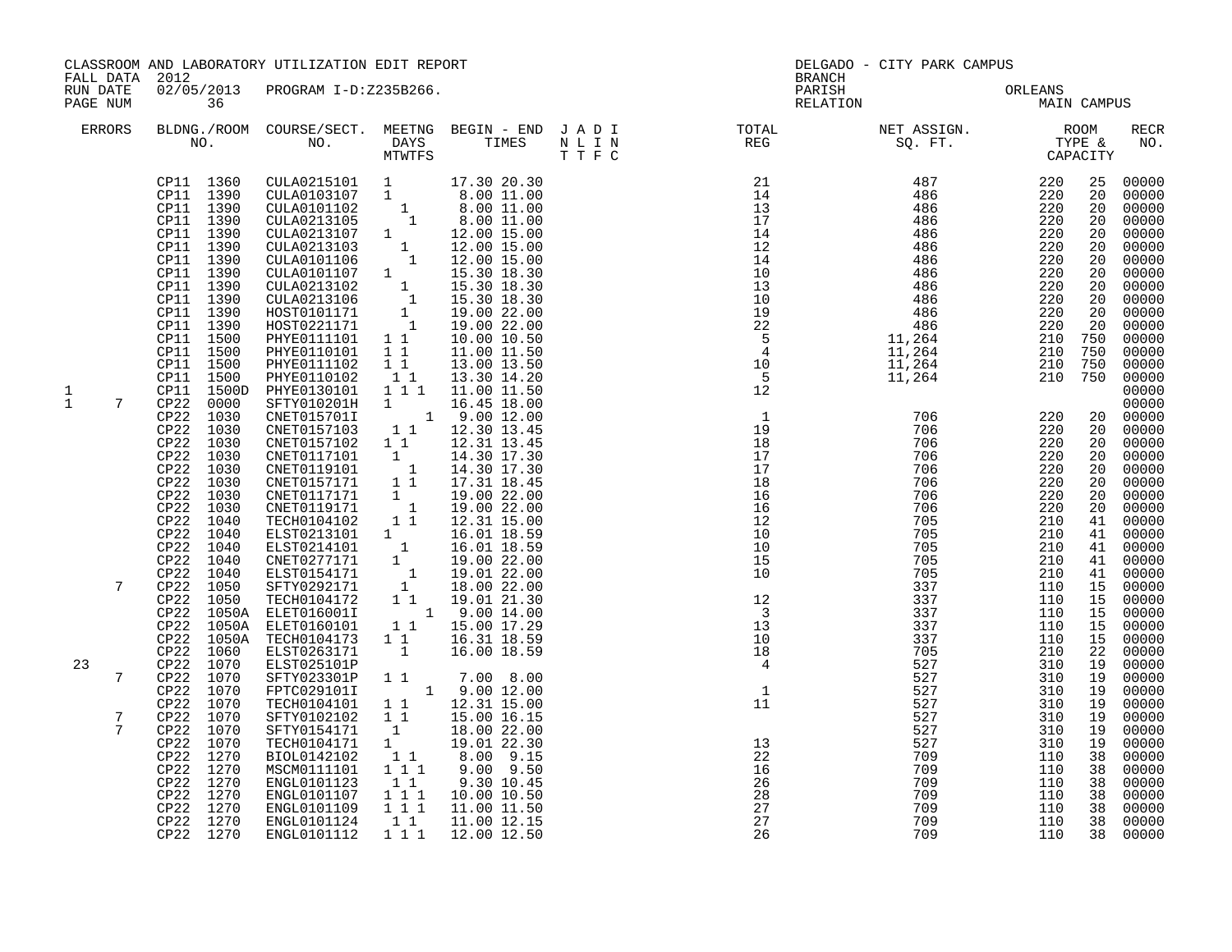CLASSROOM AND LABORATORY UTILIZATION EDIT REPORT
FALL DATA 2012
RUN DATE 02/05/2013 PROGRAM I-D:Z235B266.

DELGADO - CITY PARK CAMPUS
BRANCH
PARISH ORLEANS
RELATION MAIN CAMPUS

| ERRORS | | BLDNG./ROOM NO. | | COURSE/SECT. NO. | MEETNG DAYS MTWTFS | BEGIN - END TIMES | J A D I N L I N T T F C | TOTAL REG | NET ASSIGN. SQ. FT. | ROOM TYPE & | CAPACITY | RECR NO. |
|---|---|---|---|---|---|---|---|---|---|---|---|---|
| | | CP11 | 1360 | CULA0215101 | 1 | 17.30 20.30 | | 21 | 487 | 220 | 25 | 00000 |
| | | CP11 | 1390 | CULA0103107 | 1 | 8.00 11.00 | | 14 | 486 | 220 | 20 | 00000 |
| | | CP11 | 1390 | CULA0101102 | 1 | 8.00 11.00 | | 13 | 486 | 220 | 20 | 00000 |
| | | CP11 | 1390 | CULA0213105 | 1 | 8.00 11.00 | | 17 | 486 | 220 | 20 | 00000 |
| | | CP11 | 1390 | CULA0213107 | 1 | 12.00 15.00 | | 14 | 486 | 220 | 20 | 00000 |
| | | CP11 | 1390 | CULA0213103 | 1 | 12.00 15.00 | | 12 | 486 | 220 | 20 | 00000 |
| | | CP11 | 1390 | CULA0101106 | 1 | 12.00 15.00 | | 14 | 486 | 220 | 20 | 00000 |
| | | CP11 | 1390 | CULA0101107 | 1 | 15.30 18.30 | | 10 | 486 | 220 | 20 | 00000 |
| | | CP11 | 1390 | CULA0213102 | 1 | 15.30 18.30 | | 13 | 486 | 220 | 20 | 00000 |
| | | CP11 | 1390 | CULA0213106 | 1 | 15.30 18.30 | | 10 | 486 | 220 | 20 | 00000 |
| | | CP11 | 1390 | HOST0101171 | 1 | 19.00 22.00 | | 19 | 486 | 220 | 20 | 00000 |
| | | CP11 | 1390 | HOST0221171 | 1 | 19.00 22.00 | | 22 | 486 | 220 | 20 | 00000 |
| | | CP11 | 1500 | PHYE0111101 | 1 1 | 10.00 10.50 | | 5 | 11,264 | 210 | 750 | 00000 |
| | | CP11 | 1500 | PHYE0110101 | 1 1 | 11.00 11.50 | | 4 | 11,264 | 210 | 750 | 00000 |
| | | CP11 | 1500 | PHYE0111102 | 1 1 | 13.00 13.50 | | 10 | 11,264 | 210 | 750 | 00000 |
| | | CP11 | 1500 | PHYE0110102 | 1 1 | 13.30 14.20 | | 5 | 11,264 | 210 | 750 | 00000 |
| 1 | | CP11 | 1500D | PHYE0130101 | 1 1 1 | 11.00 11.50 | | 12 | | | | 00000 |
| 1 | 7 | CP22 | 0000 | SFTY010201H | 1 | 16.45 18.00 | | | | | | 00000 |
| | | CP22 | 1030 | CNET015701I | 1 | 9.00 12.00 | | 1 | 706 | 220 | 20 | 00000 |
| | | CP22 | 1030 | CNET0157103 | 1 1 | 12.30 13.45 | | 19 | 706 | 220 | 20 | 00000 |
| | | CP22 | 1030 | CNET0157102 | 1 1 | 12.31 13.45 | | 18 | 706 | 220 | 20 | 00000 |
| | | CP22 | 1030 | CNET0117101 | 1 | 14.30 17.30 | | 17 | 706 | 220 | 20 | 00000 |
| | | CP22 | 1030 | CNET0119101 | 1 | 14.30 17.30 | | 17 | 706 | 220 | 20 | 00000 |
| | | CP22 | 1030 | CNET0157171 | 1 1 | 17.31 18.45 | | 18 | 706 | 220 | 20 | 00000 |
| | | CP22 | 1030 | CNET0117171 | 1 | 19.00 22.00 | | 16 | 706 | 220 | 20 | 00000 |
| | | CP22 | 1030 | CNET0119171 | 1 | 19.00 22.00 | | 16 | 706 | 220 | 20 | 00000 |
| | | CP22 | 1040 | TECH0104102 | 1 1 | 12.31 15.00 | | 12 | 705 | 210 | 41 | 00000 |
| | | CP22 | 1040 | ELST0213101 | 1 | 16.01 18.59 | | 10 | 705 | 210 | 41 | 00000 |
| | | CP22 | 1040 | ELST0214101 | 1 | 16.01 18.59 | | 10 | 705 | 210 | 41 | 00000 |
| | | CP22 | 1040 | CNET0277171 | 1 | 19.00 22.00 | | 15 | 705 | 210 | 41 | 00000 |
| | | CP22 | 1040 | ELST0154171 | 1 | 19.01 22.00 | | 10 | 705 | 210 | 41 | 00000 |
| | 7 | CP22 | 1050 | SFTY0292171 | 1 | 18.00 22.00 | | | 337 | 110 | 15 | 00000 |
| | | CP22 | 1050 | TECH0104172 | 1 1 | 19.01 21.30 | | 12 | 337 | 110 | 15 | 00000 |
| | | CP22 | 1050A | ELET016001I | 1 | 9.00 14.00 | | 3 | 337 | 110 | 15 | 00000 |
| | | CP22 | 1050A | ELET0160101 | 1 1 | 15.00 17.29 | | 13 | 337 | 110 | 15 | 00000 |
| | | CP22 | 1050A | TECH0104173 | 1 1 | 16.31 18.59 | | 10 | 337 | 110 | 15 | 00000 |
| | | CP22 | 1060 | ELST0263171 | 1 | 16.00 18.59 | | 18 | 705 | 210 | 22 | 00000 |
| 23 | | CP22 | 1070 | ELST025101P | | | | 4 | 527 | 310 | 19 | 00000 |
| | 7 | CP22 | 1070 | SFTY023301P | 1 1 | 7.00 8.00 | | | 527 | 310 | 19 | 00000 |
| | | CP22 | 1070 | FPTC029101I | 1 | 9.00 12.00 | | 1 | 527 | 310 | 19 | 00000 |
| | | CP22 | 1070 | TECH0104101 | 1 1 | 12.31 15.00 | | 11 | 527 | 310 | 19 | 00000 |
| | 7 | CP22 | 1070 | SFTY0102102 | 1 1 | 15.00 16.15 | | | 527 | 310 | 19 | 00000 |
| | 7 | CP22 | 1070 | SFTY0154171 | 1 | 18.00 22.00 | | | 527 | 310 | 19 | 00000 |
| | | CP22 | 1070 | TECH0104171 | 1 | 19.01 22.30 | | 13 | 527 | 310 | 19 | 00000 |
| | | CP22 | 1270 | BIOL0142102 | 1 1 | 8.00 9.15 | | 22 | 709 | 110 | 38 | 00000 |
| | | CP22 | 1270 | MSCM0111101 | 1 1 1 | 9.00 9.50 | | 16 | 709 | 110 | 38 | 00000 |
| | | CP22 | 1270 | ENGL0101123 | 1 1 | 9.30 10.45 | | 26 | 709 | 110 | 38 | 00000 |
| | | CP22 | 1270 | ENGL0101107 | 1 1 1 | 10.00 10.50 | | 28 | 709 | 110 | 38 | 00000 |
| | | CP22 | 1270 | ENGL0101109 | 1 1 1 | 11.00 11.50 | | 27 | 709 | 110 | 38 | 00000 |
| | | CP22 | 1270 | ENGL0101124 | 1 1 | 11.00 12.15 | | 27 | 709 | 110 | 38 | 00000 |
| | | CP22 | 1270 | ENGL0101112 | 1 1 1 | 12.00 12.50 | | 26 | 709 | 110 | 38 | 00000 |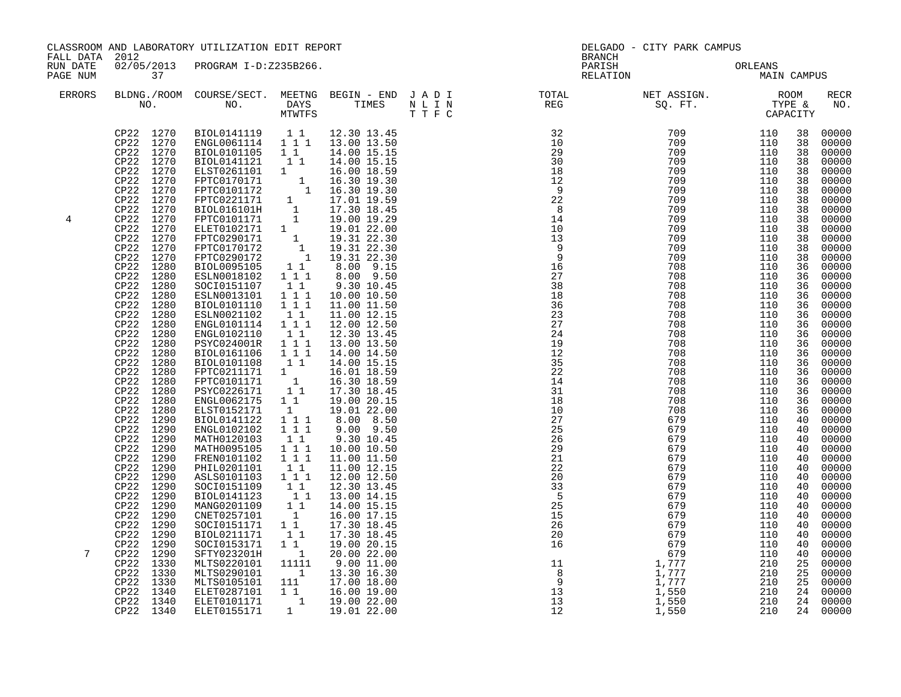CLASSROOM AND LABORATORY UTILIZATION EDIT REPORT
FALL DATA 2012
RUN DATE 02/05/2013 PROGRAM I-D:Z235B266.

DELGADO - CITY PARK CAMPUS
BRANCH
PARISH ORLEANS
RELATION MAIN CAMPUS

| ERRORS | BLDNG./ROOM NO. | COURSE/SECT. NO. | MEETNG DAYS MTWTFS | BEGIN - END TIMES | J A D I N L I N T T F C | TOTAL REG | NET ASSIGN. SQ. FT. | ROOM TYPE & | CAPACITY | RECR NO. |
|---|---|---|---|---|---|---|---|---|---|---|
| | CP22 1270 | BIOL0141119 | 1 1 | 12.30 13.45 | | 32 | 709 | 110 | 38 | 00000 |
| | CP22 1270 | ENGL0061114 | 1 1 1 | 13.00 13.50 | | 10 | 709 | 110 | 38 | 00000 |
| | CP22 1270 | BIOL0101105 | 1 1 | 14.00 15.15 | | 29 | 709 | 110 | 38 | 00000 |
| | CP22 1270 | BIOL0141121 | 1 1 | 14.00 15.15 | | 30 | 709 | 110 | 38 | 00000 |
| | CP22 1270 | ELST0261101 | 1 | 16.00 18.59 | | 18 | 709 | 110 | 38 | 00000 |
| | CP22 1270 | FPTC0170171 | 1 | 16.30 19.30 | | 12 | 709 | 110 | 38 | 00000 |
| | CP22 1270 | FPTC0101172 | 1 | 16.30 19.30 | | 9 | 709 | 110 | 38 | 00000 |
| | CP22 1270 | FPTC0221171 | 1 | 17.01 19.59 | | 22 | 709 | 110 | 38 | 00000 |
| | CP22 1270 | BIOL016101H | 1 | 17.30 18.45 | | 8 | 709 | 110 | 38 | 00000 |
| 4 | CP22 1270 | FPTC0101171 | 1 | 19.00 19.29 | | 14 | 709 | 110 | 38 | 00000 |
| | CP22 1270 | ELET0102171 | 1 | 19.01 22.00 | | 10 | 709 | 110 | 38 | 00000 |
| | CP22 1270 | FPTC0290171 | 1 | 19.31 22.30 | | 13 | 709 | 110 | 38 | 00000 |
| | CP22 1270 | FPTC0170172 | 1 | 19.31 22.30 | | 9 | 709 | 110 | 38 | 00000 |
| | CP22 1270 | FPTC0290172 | 1 | 19.31 22.30 | | 9 | 709 | 110 | 38 | 00000 |
| | CP22 1280 | BIOL0095105 | 1 1 | 8.00 9.15 | | 16 | 708 | 110 | 36 | 00000 |
| | CP22 1280 | ESLN0018102 | 1 1 1 | 8.00 9.50 | | 27 | 708 | 110 | 36 | 00000 |
| | CP22 1280 | SOCI0151107 | 1 1 | 9.30 10.45 | | 38 | 708 | 110 | 36 | 00000 |
| | CP22 1280 | ESLN0013101 | 1 1 1 | 10.00 10.50 | | 18 | 708 | 110 | 36 | 00000 |
| | CP22 1280 | BIOL0101110 | 1 1 1 | 11.00 11.50 | | 36 | 708 | 110 | 36 | 00000 |
| | CP22 1280 | ESLN0021102 | 1 1 | 11.00 12.15 | | 23 | 708 | 110 | 36 | 00000 |
| | CP22 1280 | ENGL0101114 | 1 1 1 | 12.00 12.50 | | 27 | 708 | 110 | 36 | 00000 |
| | CP22 1280 | ENGL0102110 | 1 1 | 12.30 13.45 | | 24 | 708 | 110 | 36 | 00000 |
| | CP22 1280 | PSYC024001R | 1 1 1 | 13.00 13.50 | | 19 | 708 | 110 | 36 | 00000 |
| | CP22 1280 | BIOL0161106 | 1 1 1 | 14.00 14.50 | | 12 | 708 | 110 | 36 | 00000 |
| | CP22 1280 | BIOL0101108 | 1 1 | 14.00 15.15 | | 35 | 708 | 110 | 36 | 00000 |
| | CP22 1280 | FPTC0211171 | 1 | 16.01 18.59 | | 22 | 708 | 110 | 36 | 00000 |
| | CP22 1280 | FPTC0101171 | 1 | 16.30 18.59 | | 14 | 708 | 110 | 36 | 00000 |
| | CP22 1280 | PSYC0226171 | 1 1 | 17.30 18.45 | | 31 | 708 | 110 | 36 | 00000 |
| | CP22 1280 | ENGL0062175 | 1 1 | 19.00 20.15 | | 18 | 708 | 110 | 36 | 00000 |
| | CP22 1280 | ELST0152171 | 1 | 19.01 22.00 | | 10 | 708 | 110 | 36 | 00000 |
| | CP22 1290 | BIOL0141122 | 1 1 1 | 8.00 8.50 | | 27 | 679 | 110 | 40 | 00000 |
| | CP22 1290 | ENGL0102102 | 1 1 1 | 9.00 9.50 | | 25 | 679 | 110 | 40 | 00000 |
| | CP22 1290 | MATH0120103 | 1 1 | 9.30 10.45 | | 26 | 679 | 110 | 40 | 00000 |
| | CP22 1290 | MATH0095105 | 1 1 1 | 10.00 10.50 | | 29 | 679 | 110 | 40 | 00000 |
| | CP22 1290 | FREN0101102 | 1 1 1 | 11.00 11.50 | | 21 | 679 | 110 | 40 | 00000 |
| | CP22 1290 | PHIL0201101 | 1 1 | 11.00 12.15 | | 22 | 679 | 110 | 40 | 00000 |
| | CP22 1290 | ASLS0101103 | 1 1 1 | 12.00 12.50 | | 20 | 679 | 110 | 40 | 00000 |
| | CP22 1290 | SOCI0151109 | 1 1 | 12.30 13.45 | | 33 | 679 | 110 | 40 | 00000 |
| | CP22 1290 | BIOL0141123 | 1 1 | 13.00 14.15 | | 5 | 679 | 110 | 40 | 00000 |
| | CP22 1290 | MANG0201109 | 1 1 | 14.00 15.15 | | 25 | 679 | 110 | 40 | 00000 |
| | CP22 1290 | CNET0257101 | 1 | 16.00 17.15 | | 15 | 679 | 110 | 40 | 00000 |
| | CP22 1290 | SOCI0151171 | 1 1 | 17.30 18.45 | | 26 | 679 | 110 | 40 | 00000 |
| | CP22 1290 | BIOL0211171 | 1 1 | 17.30 18.45 | | 20 | 679 | 110 | 40 | 00000 |
| | CP22 1290 | SOCI0153171 | 1 1 | 19.00 20.15 | | 16 | 679 | 110 | 40 | 00000 |
| 7 | CP22 1290 | SFTY023201H | 1 | 20.00 22.00 | | | 679 | 110 | 40 | 00000 |
| | CP22 1330 | MLTS0220101 | 11111 | 9.00 11.00 | | 11 | 1,777 | 210 | 25 | 00000 |
| | CP22 1330 | MLTS0290101 | 1 | 13.30 16.30 | | 8 | 1,777 | 210 | 25 | 00000 |
| | CP22 1330 | MLTS0105101 | 111 | 17.00 18.00 | | 9 | 1,777 | 210 | 25 | 00000 |
| | CP22 1340 | ELET0287101 | 1 1 | 16.00 19.00 | | 13 | 1,550 | 210 | 24 | 00000 |
| | CP22 1340 | ELET0101171 | 1 | 19.00 22.00 | | 13 | 1,550 | 210 | 24 | 00000 |
| | CP22 1340 | ELET0155171 | 1 | 19.01 22.00 | | 12 | 1,550 | 210 | 24 | 00000 |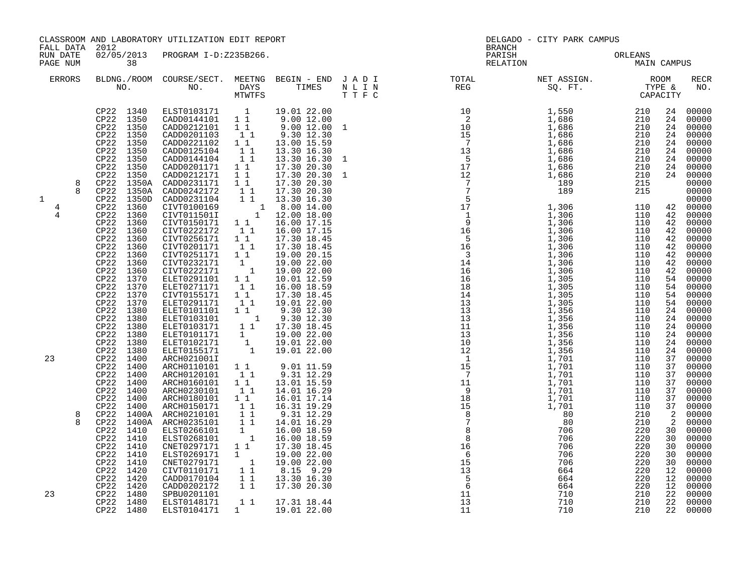CLASSROOM AND LABORATORY UTILIZATION EDIT REPORT
FALL DATA 2012
RUN DATE 02/05/2013 PROGRAM I-D:Z235B266.
PAGE NUM 38

DELGADO - CITY PARK CAMPUS
BRANCH
PARISH ORLEANS
RELATION MAIN CAMPUS

| ERRORS | BLDNG./ROOM NO. | COURSE/SECT. NO. | MEETNG DAYS MTWTFS | BEGIN - END TIMES | J A D I N L I N T T F C | TOTAL REG | NET ASSIGN. SQ. FT. | ROOM TYPE & CAPACITY | | RECR NO. |
|---|---|---|---|---|---|---|---|---|---|---|
| | CP22 1340 | ELST0103171 | 1 | 19.01 22.00 | | 10 | 1,550 | 210 | 24 | 00000 |
| | CP22 1350 | CADD0144101 | 1 1 | 9.00 12.00 | | 2 | 1,686 | 210 | 24 | 00000 |
| | CP22 1350 | CADD0212101 | 1 1 | 9.00 12.00 | 1 | 10 | 1,686 | 210 | 24 | 00000 |
| | CP22 1350 | CADD0201103 | 1 1 | 9.30 12.30 | | 15 | 1,686 | 210 | 24 | 00000 |
| | CP22 1350 | CADD0221102 | 1 1 | 13.00 15.59 | | 7 | 1,686 | 210 | 24 | 00000 |
| | CP22 1350 | CADD0125104 | 1 1 | 13.30 16.30 | | 13 | 1,686 | 210 | 24 | 00000 |
| | CP22 1350 | CADD0144104 | 1 1 | 13.30 16.30 | 1 | 5 | 1,686 | 210 | 24 | 00000 |
| | CP22 1350 | CADD0201171 | 1 1 | 17.30 20.30 | | 17 | 1,686 | 210 | 24 | 00000 |
| | CP22 1350 | CADD0212171 | 1 1 | 17.30 20.30 | 1 | 12 | 1,686 | 210 | 24 | 00000 |
| 8 | CP22 1350A | CADD0231171 | 1 1 | 17.30 20.30 | | 7 | 189 | 215 | | 00000 |
| 8 | CP22 1350A | CADD0242172 | 1 1 | 17.30 20.30 | | 7 | 189 | 215 | | 00000 |
| 1 | CP22 1350D | CADD0231104 | 1 1 | 13.30 16.30 | | 5 | | | | 00000 |
| 4 | CP22 1360 | CIVT0100169 | 1 | 8.00 14.00 | | 17 | 1,306 | 110 | 42 | 00000 |
| 4 | CP22 1360 | CIVT011501I | 1 | 12.00 18.00 | | 1 | 1,306 | 110 | 42 | 00000 |
| | CP22 1360 | CIVT0150171 | 1 1 | 16.00 17.15 | | 9 | 1,306 | 110 | 42 | 00000 |
| | CP22 1360 | CIVT0222172 | 1 1 | 16.00 17.15 | | 16 | 1,306 | 110 | 42 | 00000 |
| | CP22 1360 | CIVT0256171 | 1 1 | 17.30 18.45 | | 5 | 1,306 | 110 | 42 | 00000 |
| | CP22 1360 | CIVT0201171 | 1 1 | 17.30 18.45 | | 16 | 1,306 | 110 | 42 | 00000 |
| | CP22 1360 | CIVT0251171 | 1 1 | 19.00 20.15 | | 3 | 1,306 | 110 | 42 | 00000 |
| | CP22 1360 | CIVT0232171 | 1 | 19.00 22.00 | | 14 | 1,306 | 110 | 42 | 00000 |
| | CP22 1360 | CIVT0222171 | 1 | 19.00 22.00 | | 16 | 1,306 | 110 | 42 | 00000 |
| | CP22 1370 | ELET0291101 | 1 1 | 10.01 12.59 | | 16 | 1,305 | 110 | 54 | 00000 |
| | CP22 1370 | ELET0271171 | 1 1 | 16.00 18.59 | | 18 | 1,305 | 110 | 54 | 00000 |
| | CP22 1370 | CIVT0155171 | 1 1 | 17.30 18.45 | | 14 | 1,305 | 110 | 54 | 00000 |
| | CP22 1370 | ELET0291171 | 1 1 | 19.01 22.00 | | 13 | 1,305 | 110 | 54 | 00000 |
| | CP22 1380 | ELET0101101 | 1 1 | 9.30 12.30 | | 13 | 1,356 | 110 | 24 | 00000 |
| | CP22 1380 | ELET0103101 | 1 | 9.30 12.30 | | 13 | 1,356 | 110 | 24 | 00000 |
| | CP22 1380 | ELET0103171 | 1 1 | 17.30 18.45 | | 11 | 1,356 | 110 | 24 | 00000 |
| | CP22 1380 | ELET0101171 | 1 | 19.00 22.00 | | 13 | 1,356 | 110 | 24 | 00000 |
| | CP22 1380 | ELET0102171 | 1 | 19.01 22.00 | | 10 | 1,356 | 110 | 24 | 00000 |
| | CP22 1380 | ELET0155171 | 1 | 19.01 22.00 | | 12 | 1,356 | 110 | 24 | 00000 |
| 23 | CP22 1400 | ARCH021001I | | | | 1 | 1,701 | 110 | 37 | 00000 |
| | CP22 1400 | ARCH0110101 | 1 1 | 9.01 11.59 | | 15 | 1,701 | 110 | 37 | 00000 |
| | CP22 1400 | ARCH0120101 | 1 1 | 9.31 12.29 | | 7 | 1,701 | 110 | 37 | 00000 |
| | CP22 1400 | ARCH0160101 | 1 1 | 13.01 15.59 | | 11 | 1,701 | 110 | 37 | 00000 |
| | CP22 1400 | ARCH0230101 | 1 1 | 14.01 16.29 | | 9 | 1,701 | 110 | 37 | 00000 |
| | CP22 1400 | ARCH0180101 | 1 1 | 16.01 17.14 | | 18 | 1,701 | 110 | 37 | 00000 |
| | CP22 1400 | ARCH0150171 | 1 1 | 16.31 19.29 | | 15 | 1,701 | 110 | 37 | 00000 |
| 8 | CP22 1400A | ARCH0210101 | 1 1 | 9.31 12.29 | | 8 | 80 | 210 | 2 | 00000 |
| 8 | CP22 1400A | ARCH0235101 | 1 1 | 14.01 16.29 | | 7 | 80 | 210 | 2 | 00000 |
| | CP22 1410 | ELST0266101 | 1 | 16.00 18.59 | | 8 | 706 | 220 | 30 | 00000 |
| | CP22 1410 | ELST0268101 | 1 | 16.00 18.59 | | 8 | 706 | 220 | 30 | 00000 |
| | CP22 1410 | CNET0297171 | 1 1 | 17.30 18.45 | | 16 | 706 | 220 | 30 | 00000 |
| | CP22 1410 | ELST0269171 | 1 | 19.00 22.00 | | 6 | 706 | 220 | 30 | 00000 |
| | CP22 1410 | CNET0279171 | 1 | 19.00 22.00 | | 15 | 706 | 220 | 30 | 00000 |
| | CP22 1420 | CIVT0110171 | 1 1 | 8.15 9.29 | | 13 | 664 | 220 | 12 | 00000 |
| | CP22 1420 | CADD0170104 | 1 1 | 13.30 16.30 | | 5 | 664 | 220 | 12 | 00000 |
| | CP22 1420 | CADD0202172 | 1 1 | 17.30 20.30 | | 6 | 664 | 220 | 12 | 00000 |
| 23 | CP22 1480 | SPBU0201101 | | | | 11 | 710 | 210 | 22 | 00000 |
| | CP22 1480 | ELST0148171 | 1 1 | 17.31 18.44 | | 13 | 710 | 210 | 22 | 00000 |
| | CP22 1480 | ELST0104171 | 1 | 19.01 22.00 | | 11 | 710 | 210 | 22 | 00000 |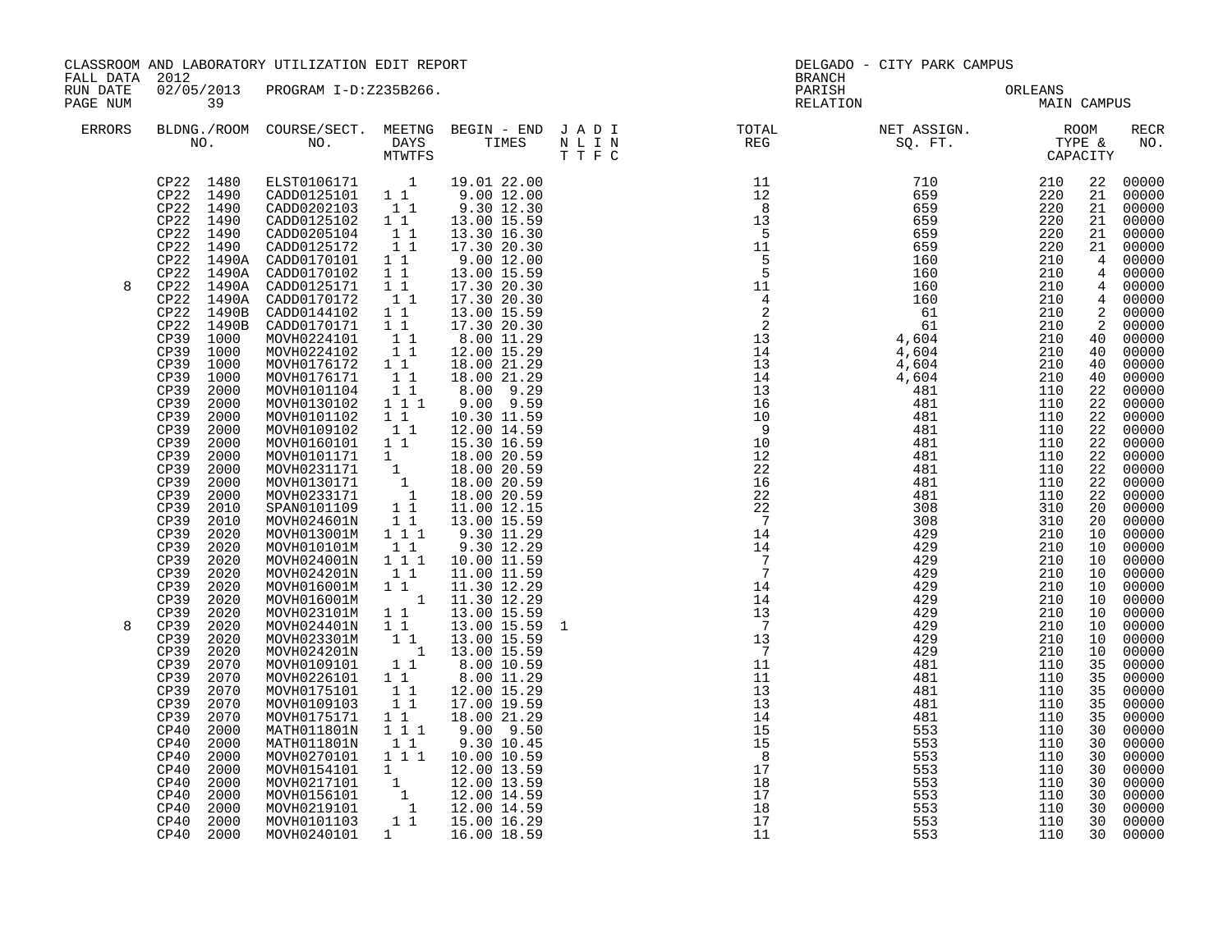CLASSROOM AND LABORATORY UTILIZATION EDIT REPORT
FALL DATA 2012
RUN DATE 02/05/2013 PROGRAM I-D:Z235B266.

DELGADO - CITY PARK CAMPUS
BRANCH
PARISH ORLEANS
RELATION MAIN CAMPUS

| ERRORS | BLDNG./ROOM NO. | COURSE/SECT. NO. | MEETNG DAYS MTWTFS | BEGIN - END TIMES | J A D I N L I N T T F C | TOTAL REG | NET ASSIGN. SQ. FT. | ROOM TYPE & CAPACITY | | RECR NO. |
|---|---|---|---|---|---|---|---|---|---|---|
| | CP22 1480 | ELST0106171 | 1 | 19.01 22.00 | | 11 | 710 | 210 | 22 | 00000 |
| | CP22 1490 | CADD0125101 | 1 1 | 9.00 12.00 | | 12 | 659 | 220 | 21 | 00000 |
| | CP22 1490 | CADD0202103 | 1 1 | 9.30 12.30 | | 8 | 659 | 220 | 21 | 00000 |
| | CP22 1490 | CADD0125102 | 1 1 | 13.00 15.59 | | 13 | 659 | 220 | 21 | 00000 |
| | CP22 1490 | CADD0205104 | 1 1 | 13.30 16.30 | | 5 | 659 | 220 | 21 | 00000 |
| | CP22 1490 | CADD0125172 | 1 1 | 17.30 20.30 | | 11 | 659 | 220 | 21 | 00000 |
| | CP22 1490A | CADD0170101 | 1 1 | 9.00 12.00 | | 5 | 160 | 210 | 4 | 00000 |
| | CP22 1490A | CADD0170102 | 1 1 | 13.00 15.59 | | 5 | 160 | 210 | 4 | 00000 |
| 8 | CP22 1490A | CADD0125171 | 1 1 | 17.30 20.30 | | 11 | 160 | 210 | 4 | 00000 |
| | CP22 1490A | CADD0170172 | 1 1 | 17.30 20.30 | | 4 | 160 | 210 | 4 | 00000 |
| | CP22 1490B | CADD0144102 | 1 1 | 13.00 15.59 | | 2 | 61 | 210 | 2 | 00000 |
| | CP22 1490B | CADD0170171 | 1 1 | 17.30 20.30 | | 2 | 61 | 210 | 2 | 00000 |
| | CP39 1000 | MOVH0224101 | 1 1 | 8.00 11.29 | | 13 | 4,604 | 210 | 40 | 00000 |
| | CP39 1000 | MOVH0224102 | 1 1 | 12.00 15.29 | | 14 | 4,604 | 210 | 40 | 00000 |
| | CP39 1000 | MOVH0176172 | 1 1 | 18.00 21.29 | | 13 | 4,604 | 210 | 40 | 00000 |
| | CP39 1000 | MOVH0176171 | 1 1 | 18.00 21.29 | | 14 | 4,604 | 210 | 40 | 00000 |
| | CP39 2000 | MOVH0101104 | 1 1 | 8.00 9.29 | | 13 | 481 | 110 | 22 | 00000 |
| | CP39 2000 | MOVH0130102 | 1 1 1 | 9.00 9.59 | | 16 | 481 | 110 | 22 | 00000 |
| | CP39 2000 | MOVH0101102 | 1 1 | 10.30 11.59 | | 10 | 481 | 110 | 22 | 00000 |
| | CP39 2000 | MOVH0109102 | 1 1 | 12.00 14.59 | | 9 | 481 | 110 | 22 | 00000 |
| | CP39 2000 | MOVH0160101 | 1 1 | 15.30 16.59 | | 10 | 481 | 110 | 22 | 00000 |
| | CP39 2000 | MOVH0101171 | 1 | 18.00 20.59 | | 12 | 481 | 110 | 22 | 00000 |
| | CP39 2000 | MOVH0231171 | 1 | 18.00 20.59 | | 22 | 481 | 110 | 22 | 00000 |
| | CP39 2000 | MOVH0130171 | 1 | 18.00 20.59 | | 16 | 481 | 110 | 22 | 00000 |
| | CP39 2000 | MOVH0233171 | 1 | 18.00 20.59 | | 22 | 481 | 110 | 22 | 00000 |
| | CP39 2010 | SPAN0101109 | 1 1 | 11.00 12.15 | | 22 | 308 | 310 | 20 | 00000 |
| | CP39 2010 | MOVH024601N | 1 1 | 13.00 15.59 | | 7 | 308 | 310 | 20 | 00000 |
| | CP39 2020 | MOVH013001M | 1 1 1 | 9.30 11.29 | | 14 | 429 | 210 | 10 | 00000 |
| | CP39 2020 | MOVH010101M | 1 1 | 9.30 12.29 | | 14 | 429 | 210 | 10 | 00000 |
| | CP39 2020 | MOVH024001N | 1 1 1 | 10.00 11.59 | | 7 | 429 | 210 | 10 | 00000 |
| | CP39 2020 | MOVH024201N | 1 1 | 11.00 11.59 | | 7 | 429 | 210 | 10 | 00000 |
| | CP39 2020 | MOVH016001M | 1 1 | 11.30 12.29 | | 14 | 429 | 210 | 10 | 00000 |
| | CP39 2020 | MOVH016001M | 1 | 11.30 12.29 | | 14 | 429 | 210 | 10 | 00000 |
| | CP39 2020 | MOVH023101M | 1 1 | 13.00 15.59 | | 13 | 429 | 210 | 10 | 00000 |
| 8 | CP39 2020 | MOVH024401N | 1 1 | 13.00 15.59 | 1 | 7 | 429 | 210 | 10 | 00000 |
| | CP39 2020 | MOVH023301M | 1 1 | 13.00 15.59 | | 13 | 429 | 210 | 10 | 00000 |
| | CP39 2020 | MOVH024201N | 1 | 13.00 15.59 | | 7 | 429 | 210 | 10 | 00000 |
| | CP39 2070 | MOVH0109101 | 1 1 | 8.00 10.59 | | 11 | 481 | 110 | 35 | 00000 |
| | CP39 2070 | MOVH0226101 | 1 1 | 8.00 11.29 | | 11 | 481 | 110 | 35 | 00000 |
| | CP39 2070 | MOVH0175101 | 1 1 | 12.00 15.29 | | 13 | 481 | 110 | 35 | 00000 |
| | CP39 2070 | MOVH0109103 | 1 1 | 17.00 19.59 | | 13 | 481 | 110 | 35 | 00000 |
| | CP39 2070 | MOVH0175171 | 1 1 | 18.00 21.29 | | 14 | 481 | 110 | 35 | 00000 |
| | CP40 2000 | MATH011801N | 1 1 1 | 9.00 9.50 | | 15 | 553 | 110 | 30 | 00000 |
| | CP40 2000 | MATH011801N | 1 1 | 9.30 10.45 | | 15 | 553 | 110 | 30 | 00000 |
| | CP40 2000 | MOVH0270101 | 1 1 1 | 10.00 10.59 | | 8 | 553 | 110 | 30 | 00000 |
| | CP40 2000 | MOVH0154101 | 1 | 12.00 13.59 | | 17 | 553 | 110 | 30 | 00000 |
| | CP40 2000 | MOVH0217101 | 1 | 12.00 13.59 | | 18 | 553 | 110 | 30 | 00000 |
| | CP40 2000 | MOVH0156101 | 1 | 12.00 14.59 | | 17 | 553 | 110 | 30 | 00000 |
| | CP40 2000 | MOVH0219101 | 1 | 12.00 14.59 | | 18 | 553 | 110 | 30 | 00000 |
| | CP40 2000 | MOVH0101103 | 1 1 | 15.00 16.29 | | 17 | 553 | 110 | 30 | 00000 |
| | CP40 2000 | MOVH0240101 | 1 | 16.00 18.59 | | 11 | 553 | 110 | 30 | 00000 |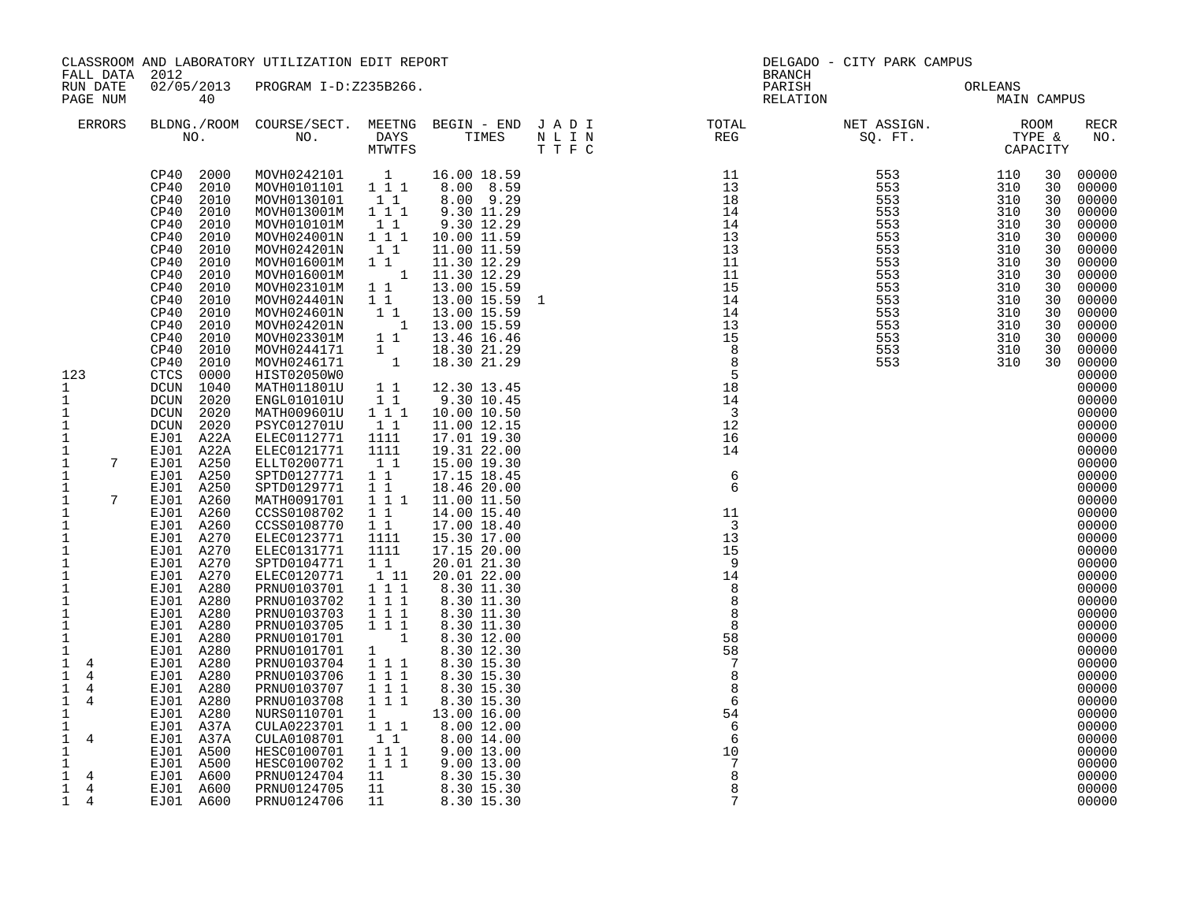CLASSROOM AND LABORATORY UTILIZATION EDIT REPORT
FALL DATA 2012
RUN DATE 02/05/2013 PROGRAM I-D:Z235B266.
PAGE NUM 40

DELGADO - CITY PARK CAMPUS
BRANCH
PARISH ORLEANS
RELATION MAIN CAMPUS

| ERRORS | BLDNG./ROOM NO. | COURSE/SECT. NO. | MEETNG DAYS MTWTFS | BEGIN - END TIMES | J A D I N L I N T T F C | TOTAL REG | NET ASSIGN. SQ. FT. | ROOM TYPE & CAPACITY | RECR NO. |
|---|---|---|---|---|---|---|---|---|---|
| | CP40 2000 | MOVH0242101 | 1 | 16.00 18.59 | | 11 | 553 | 110 30 | 00000 |
| | CP40 2010 | MOVH0101101 | 1 1 1 | 8.00 8.59 | | 13 | 553 | 310 30 | 00000 |
| | CP40 2010 | MOVH0130101 | 1 1 | 8.00 9.29 | | 18 | 553 | 310 30 | 00000 |
| | CP40 2010 | MOVH013001M | 1 1 1 | 9.30 11.29 | | 14 | 553 | 310 30 | 00000 |
| | CP40 2010 | MOVH010101M | 1 1 | 9.30 12.29 | | 14 | 553 | 310 30 | 00000 |
| | CP40 2010 | MOVH024001N | 1 1 1 | 10.00 11.59 | | 13 | 553 | 310 30 | 00000 |
| | CP40 2010 | MOVH024201N | 1 1 | 11.00 11.59 | | 13 | 553 | 310 30 | 00000 |
| | CP40 2010 | MOVH016001M | 1 1 | 11.30 12.29 | | 11 | 553 | 310 30 | 00000 |
| | CP40 2010 | MOVH016001M | 1 | 11.30 12.29 | | 11 | 553 | 310 30 | 00000 |
| | CP40 2010 | MOVH023101M | 1 1 | 13.00 15.59 | | 15 | 553 | 310 30 | 00000 |
| | CP40 2010 | MOVH024401N | 1 1 | 13.00 15.59 | 1 | 14 | 553 | 310 30 | 00000 |
| | CP40 2010 | MOVH024601N | 1 1 | 13.00 15.59 | | 14 | 553 | 310 30 | 00000 |
| | CP40 2010 | MOVH024201N | 1 | 13.00 15.59 | | 13 | 553 | 310 30 | 00000 |
| | CP40 2010 | MOVH023301M | 1 1 | 13.46 16.46 | | 15 | 553 | 310 30 | 00000 |
| | CP40 2010 | MOVH0244171 | 1 | 18.30 21.29 | | 8 | 553 | 310 30 | 00000 |
| | CP40 2010 | MOVH0246171 | 1 | 18.30 21.29 | | 8 | 553 | 310 30 | 00000 |
| 123 | CTCS 0000 | HIST02050W0 | | | | 5 | | | 00000 |
| 1 | DCUN 1040 | MATH011801U | 1 1 | 12.30 13.45 | | 18 | | | 00000 |
| 1 | DCUN 2020 | ENGL010101U | 1 1 | 9.30 10.45 | | 14 | | | 00000 |
| 1 | DCUN 2020 | MATH009601U | 1 1 1 | 10.00 10.50 | | 3 | | | 00000 |
| 1 | DCUN 2020 | PSYC012701U | 1 1 | 11.00 12.15 | | 12 | | | 00000 |
| 1 | EJ01 A22A | ELEC0112771 | 1111 | 17.01 19.30 | | 16 | | | 00000 |
| 1 | EJ01 A22A | ELEC0121771 | 1111 | 19.31 22.00 | | 14 | | | 00000 |
| 1 7 | EJ01 A250 | ELLT0200771 | 1 1 | 15.00 19.30 | | | | | 00000 |
| 1 | EJ01 A250 | SPTD0127771 | 1 1 | 17.15 18.45 | | 6 | | | 00000 |
| 1 | EJ01 A250 | SPTD0129771 | 1 1 | 18.46 20.00 | | 6 | | | 00000 |
| 1 7 | EJ01 A260 | MATH0091701 | 1 1 1 | 11.00 11.50 | | | | | 00000 |
| 1 | EJ01 A260 | CCSS0108702 | 1 1 | 14.00 15.40 | | 11 | | | 00000 |
| 1 | EJ01 A260 | CCSS0108770 | 1 1 | 17.00 18.40 | | 3 | | | 00000 |
| 1 | EJ01 A270 | ELEC0123771 | 1111 | 15.30 17.00 | | 13 | | | 00000 |
| 1 | EJ01 A270 | ELEC0131771 | 1111 | 17.15 20.00 | | 15 | | | 00000 |
| 1 | EJ01 A270 | SPTD0104771 | 1 1 | 20.01 21.30 | | 9 | | | 00000 |
| 1 | EJ01 A270 | ELEC0120771 | 1 11 | 20.01 22.00 | | 14 | | | 00000 |
| 1 | EJ01 A280 | PRNU0103701 | 1 1 1 | 8.30 11.30 | | 8 | | | 00000 |
| 1 | EJ01 A280 | PRNU0103702 | 1 1 1 | 8.30 11.30 | | 8 | | | 00000 |
| 1 | EJ01 A280 | PRNU0103703 | 1 1 1 | 8.30 11.30 | | 8 | | | 00000 |
| 1 | EJ01 A280 | PRNU0103705 | 1 1 1 | 8.30 11.30 | | 8 | | | 00000 |
| 1 | EJ01 A280 | PRNU0101701 | 1 | 8.30 12.00 | | 58 | | | 00000 |
| 1 | EJ01 A280 | PRNU0101701 | 1 | 8.30 12.30 | | 58 | | | 00000 |
| 1 4 | EJ01 A280 | PRNU0103704 | 1 1 1 | 8.30 15.30 | | 7 | | | 00000 |
| 1 4 | EJ01 A280 | PRNU0103706 | 1 1 1 | 8.30 15.30 | | 8 | | | 00000 |
| 1 4 | EJ01 A280 | PRNU0103707 | 1 1 1 | 8.30 15.30 | | 8 | | | 00000 |
| 1 4 | EJ01 A280 | PRNU0103708 | 1 1 1 | 8.30 15.30 | | 6 | | | 00000 |
| 1 | EJ01 A280 | NURS0110701 | 1 | 13.00 16.00 | | 54 | | | 00000 |
| 1 | EJ01 A37A | CULA0223701 | 1 1 1 | 8.00 12.00 | | 6 | | | 00000 |
| 1 4 | EJ01 A37A | CULA0108701 | 1 1 | 8.00 14.00 | | 6 | | | 00000 |
| 1 | EJ01 A500 | HESC0100701 | 1 1 1 | 9.00 13.00 | | 10 | | | 00000 |
| 1 | EJ01 A500 | HESC0100702 | 1 1 1 | 9.00 13.00 | | 7 | | | 00000 |
| 1 4 | EJ01 A600 | PRNU0124704 | 11 | 8.30 15.30 | | 8 | | | 00000 |
| 1 4 | EJ01 A600 | PRNU0124705 | 11 | 8.30 15.30 | | 8 | | | 00000 |
| 1 4 | EJ01 A600 | PRNU0124706 | 11 | 8.30 15.30 | | 7 | | | 00000 |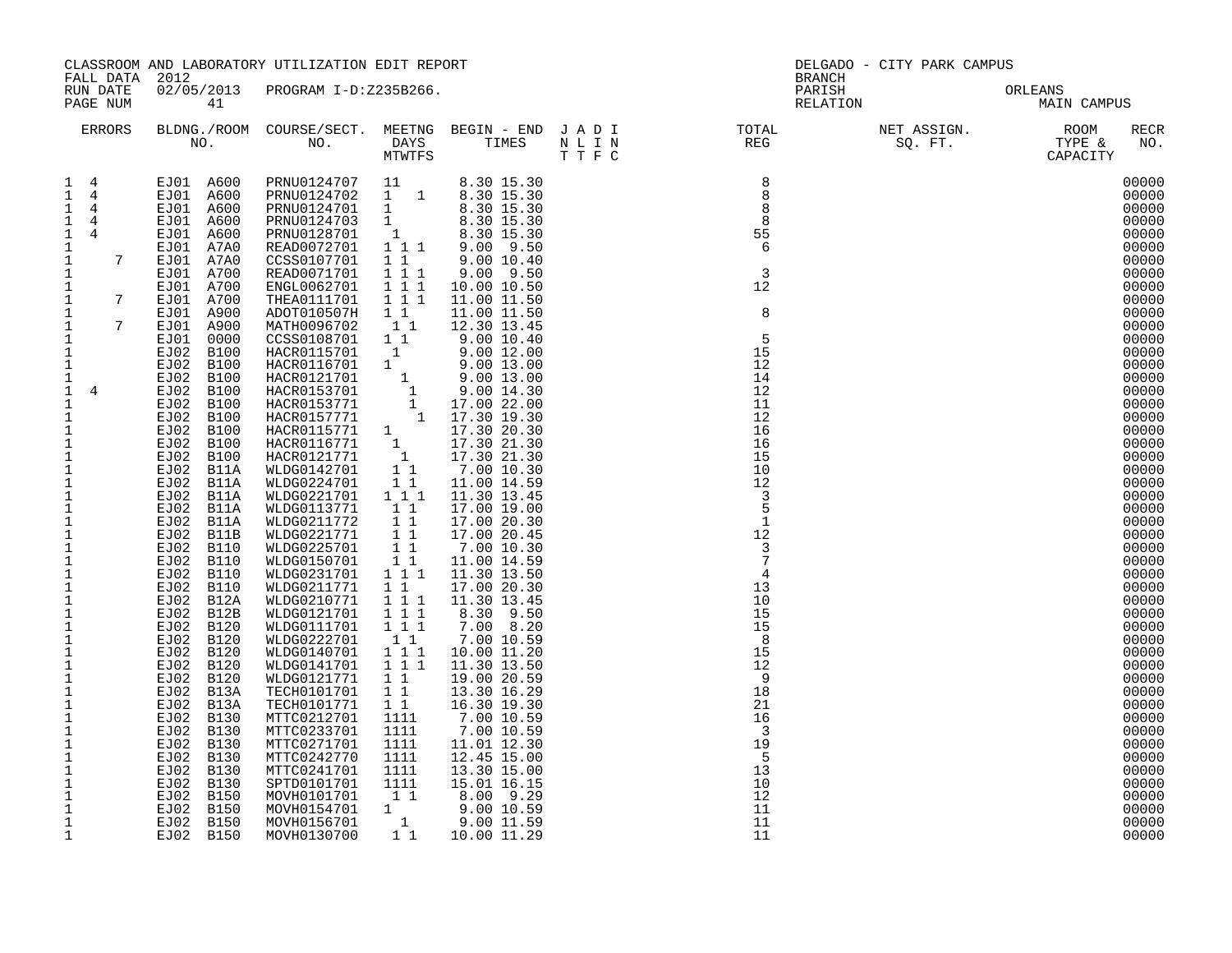CLASSROOM AND LABORATORY UTILIZATION EDIT REPORT
FALL DATA 2012
RUN DATE 02/05/2013 PROGRAM I-D:Z235B266.
PAGE NUM 41

DELGADO - CITY PARK CAMPUS
BRANCH
PARISH ORLEANS
RELATION MAIN CAMPUS

| ERRORS | BLDNG./ROOM NO. | COURSE/SECT. NO. | MEETNG DAYS MTWTFS | BEGIN - END TIMES | J A D I N L I N T T F C | TOTAL REG | NET ASSIGN. SQ. FT. | ROOM TYPE & CAPACITY | RECR NO. |
|---|---|---|---|---|---|---|---|---|---|
| 1 4 | EJ01 A600 | PRNU0124707 | 11 | 8.30 15.30 | | 8 | | | 00000 |
| 1 4 | EJ01 A600 | PRNU0124702 | 1 1 | 8.30 15.30 | | 8 | | | 00000 |
| 1 4 | EJ01 A600 | PRNU0124701 | 1 | 8.30 15.30 | | 8 | | | 00000 |
| 1 4 | EJ01 A600 | PRNU0124703 | 1 | 8.30 15.30 | | 8 | | | 00000 |
| 1 4 | EJ01 A600 | PRNU0128701 | 1 | 8.30 15.30 | | 55 | | | 00000 |
| 1 | EJ01 A7A0 | READ0072701 | 1 1 1 | 9.00 9.50 | | 6 | | | 00000 |
| 1 7 | EJ01 A7A0 | CCSS0107701 | 1 1 | 9.00 10.40 | | | | | 00000 |
| 1 | EJ01 A700 | READ0071701 | 1 1 1 | 9.00 9.50 | | 3 | | | 00000 |
| 1 | EJ01 A700 | ENGL0062701 | 1 1 1 | 10.00 10.50 | | 12 | | | 00000 |
| 1 7 | EJ01 A700 | THEA0111701 | 1 1 1 | 11.00 11.50 | | | | | 00000 |
| 1 | EJ01 A900 | ADOT010507H | 1 1 | 11.00 11.50 | | 8 | | | 00000 |
| 1 7 | EJ01 A900 | MATH0096702 | 1 1 | 12.30 13.45 | | | | | 00000 |
| 1 | EJ01 0000 | CCSS0108701 | 1 1 | 9.00 10.40 | | 5 | | | 00000 |
| 1 | EJ02 B100 | HACR0115701 | 1 | 9.00 12.00 | | 15 | | | 00000 |
| 1 | EJ02 B100 | HACR0116701 | 1 | 9.00 13.00 | | 12 | | | 00000 |
| 1 | EJ02 B100 | HACR0121701 | 1 | 9.00 13.00 | | 14 | | | 00000 |
| 1 4 | EJ02 B100 | HACR0153701 | 1 | 9.00 14.30 | | 12 | | | 00000 |
| 1 | EJ02 B100 | HACR0153771 | 1 | 17.00 22.00 | | 11 | | | 00000 |
| 1 | EJ02 B100 | HACR0157771 | 1 | 17.30 19.30 | | 12 | | | 00000 |
| 1 | EJ02 B100 | HACR0115771 | 1 | 17.30 20.30 | | 16 | | | 00000 |
| 1 | EJ02 B100 | HACR0116771 | 1 | 17.30 21.30 | | 16 | | | 00000 |
| 1 | EJ02 B100 | HACR0121771 | 1 | 17.30 21.30 | | 15 | | | 00000 |
| 1 | EJ02 B11A | WLDG0142701 | 1 1 | 7.00 10.30 | | 10 | | | 00000 |
| 1 | EJ02 B11A | WLDG0224701 | 1 1 | 11.00 14.59 | | 12 | | | 00000 |
| 1 | EJ02 B11A | WLDG0221701 | 1 1 1 | 11.30 13.45 | | 3 | | | 00000 |
| 1 | EJ02 B11A | WLDG0113771 | 1 1 | 17.00 19.00 | | 5 | | | 00000 |
| 1 | EJ02 B11A | WLDG0211772 | 1 1 | 17.00 20.30 | | 1 | | | 00000 |
| 1 | EJ02 B11B | WLDG0221771 | 1 1 | 17.00 20.45 | | 12 | | | 00000 |
| 1 | EJ02 B110 | WLDG0225701 | 1 1 | 7.00 10.30 | | 3 | | | 00000 |
| 1 | EJ02 B110 | WLDG0150701 | 1 1 | 11.00 14.59 | | 7 | | | 00000 |
| 1 | EJ02 B110 | WLDG0231701 | 1 1 1 | 11.30 13.50 | | 4 | | | 00000 |
| 1 | EJ02 B110 | WLDG0211771 | 1 1 | 17.00 20.30 | | 13 | | | 00000 |
| 1 | EJ02 B12A | WLDG0210771 | 1 1 1 | 11.30 13.45 | | 10 | | | 00000 |
| 1 | EJ02 B12B | WLDG0121701 | 1 1 1 | 8.30 9.50 | | 15 | | | 00000 |
| 1 | EJ02 B120 | WLDG0111701 | 1 1 1 | 7.00 8.20 | | 15 | | | 00000 |
| 1 | EJ02 B120 | WLDG0222701 | 1 1 | 7.00 10.59 | | 8 | | | 00000 |
| 1 | EJ02 B120 | WLDG0140701 | 1 1 1 | 10.00 11.20 | | 15 | | | 00000 |
| 1 | EJ02 B120 | WLDG0141701 | 1 1 1 | 11.30 13.50 | | 12 | | | 00000 |
| 1 | EJ02 B120 | WLDG0121771 | 1 1 | 19.00 20.59 | | 9 | | | 00000 |
| 1 | EJ02 B13A | TECH0101701 | 1 1 | 13.30 16.29 | | 18 | | | 00000 |
| 1 | EJ02 B13A | TECH0101771 | 1 1 | 16.30 19.30 | | 21 | | | 00000 |
| 1 | EJ02 B130 | MTTC0212701 | 1111 | 7.00 10.59 | | 16 | | | 00000 |
| 1 | EJ02 B130 | MTTC0233701 | 1111 | 7.00 10.59 | | 3 | | | 00000 |
| 1 | EJ02 B130 | MTTC0271701 | 1111 | 11.01 12.30 | | 19 | | | 00000 |
| 1 | EJ02 B130 | MTTC0242770 | 1111 | 12.45 15.00 | | 5 | | | 00000 |
| 1 | EJ02 B130 | MTTC0241701 | 1111 | 13.30 15.00 | | 13 | | | 00000 |
| 1 | EJ02 B130 | SPTD0101701 | 1111 | 15.01 16.15 | | 10 | | | 00000 |
| 1 | EJ02 B150 | MOVH0101701 | 1 1 | 8.00 9.29 | | 12 | | | 00000 |
| 1 | EJ02 B150 | MOVH0154701 | 1 | 9.00 10.59 | | 11 | | | 00000 |
| 1 | EJ02 B150 | MOVH0156701 | 1 | 9.00 11.59 | | 11 | | | 00000 |
| 1 | EJ02 B150 | MOVH0130700 | 1 1 | 10.00 11.29 | | 11 | | | 00000 |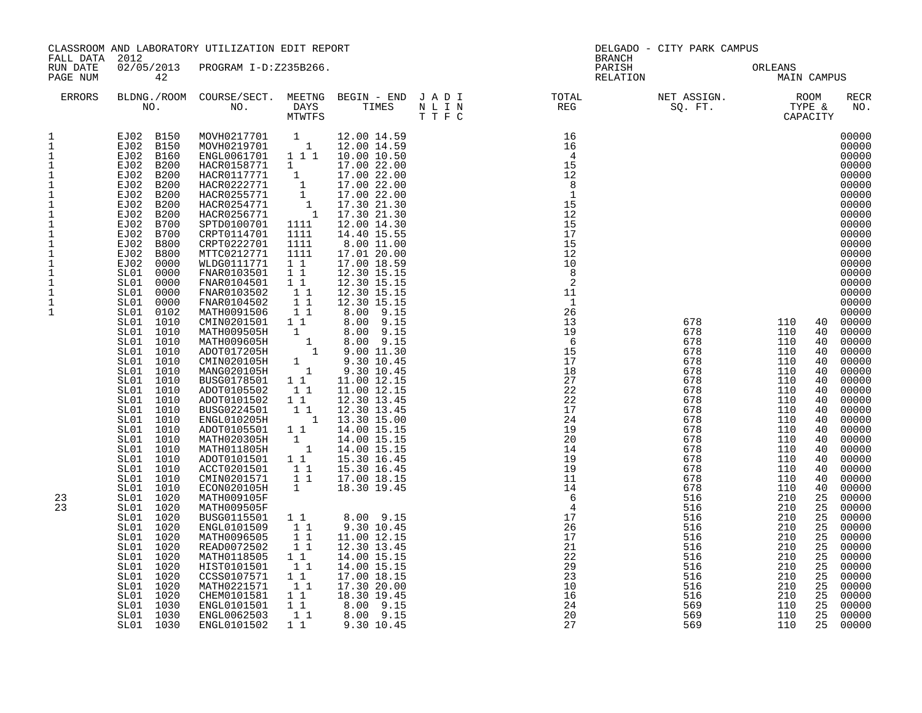CLASSROOM AND LABORATORY UTILIZATION EDIT REPORT
FALL DATA 2012
RUN DATE 02/05/2013 PROGRAM I-D:Z235B266.
PAGE NUM 42

DELGADO - CITY PARK CAMPUS
BRANCH
PARISH ORLEANS
RELATION MAIN CAMPUS

| ERRORS | BLDNG./ROOM NO. | COURSE/SECT. NO. | MEETNG DAYS MTWTFS | BEGIN - END TIMES | J A D I N L I N T T F C | TOTAL REG | NET ASSIGN. SQ. FT. | ROOM TYPE & CAPACITY | | RECR NO. |
|---|---|---|---|---|---|---|---|---|---|---|
| 1 | EJ02 B150 | MOVH0217701 | 1 | 12.00 14.59 | | 16 | | | | 00000 |
| 1 | EJ02 B150 | MOVH0219701 | 1 | 12.00 14.59 | | 16 | | | | 00000 |
| 1 | EJ02 B160 | ENGL0061701 | 1 1 1 | 10.00 10.50 | | 4 | | | | 00000 |
| 1 | EJ02 B200 | HACR0158771 | 1 | 17.00 22.00 | | 15 | | | | 00000 |
| 1 | EJ02 B200 | HACR0117771 | 1 | 17.00 22.00 | | 12 | | | | 00000 |
| 1 | EJ02 B200 | HACR0222771 | 1 | 17.00 22.00 | | 8 | | | | 00000 |
| 1 | EJ02 B200 | HACR0255771 | 1 | 17.00 22.00 | | 1 | | | | 00000 |
| 1 | EJ02 B200 | HACR0254771 | 1 | 17.30 21.30 | | 15 | | | | 00000 |
| 1 | EJ02 B200 | HACR0256771 | 1 | 17.30 21.30 | | 12 | | | | 00000 |
| 1 | EJ02 B700 | SPTD0100701 | 1111 | 12.00 14.30 | | 15 | | | | 00000 |
| 1 | EJ02 B700 | CRPT0114701 | 1111 | 14.40 15.55 | | 17 | | | | 00000 |
| 1 | EJ02 B800 | CRPT0222701 | 1111 | 8.00 11.00 | | 15 | | | | 00000 |
| 1 | EJ02 B800 | MTTC0212771 | 1111 | 17.01 20.00 | | 12 | | | | 00000 |
| 1 | EJ02 0000 | WLDG0111771 | 1 1 | 17.00 18.59 | | 10 | | | | 00000 |
| 1 | SL01 0000 | FNAR0103501 | 1 1 | 12.30 15.15 | | 8 | | | | 00000 |
| 1 | SL01 0000 | FNAR0104501 | 1 1 | 12.30 15.15 | | 2 | | | | 00000 |
| 1 | SL01 0000 | FNAR0103502 | 1 1 | 12.30 15.15 | | 11 | | | | 00000 |
| 1 | SL01 0000 | FNAR0104502 | 1 1 | 12.30 15.15 | | 1 | | | | 00000 |
| 1 | SL01 0102 | MATH0091506 | 1 1 | 8.00 9.15 | | 26 | | | | 00000 |
| | SL01 1010 | CMIN0201501 | 1 1 | 8.00 9.15 | | 13 | 678 | 110 | 40 | 00000 |
| | SL01 1010 | MATH009505H | 1 | 8.00 9.15 | | 19 | 678 | 110 | 40 | 00000 |
| | SL01 1010 | MATH009605H | 1 | 8.00 9.15 | | 6 | 678 | 110 | 40 | 00000 |
| | SL01 1010 | ADOT017205H | 1 | 9.00 11.30 | | 15 | 678 | 110 | 40 | 00000 |
| | SL01 1010 | CMIN020105H | 1 | 9.30 10.45 | | 17 | 678 | 110 | 40 | 00000 |
| | SL01 1010 | MANG020105H | 1 | 9.30 10.45 | | 18 | 678 | 110 | 40 | 00000 |
| | SL01 1010 | BUSG0178501 | 1 1 | 11.00 12.15 | | 27 | 678 | 110 | 40 | 00000 |
| | SL01 1010 | ADOT0105502 | 1 1 | 11.00 12.15 | | 22 | 678 | 110 | 40 | 00000 |
| | SL01 1010 | ADOT0101502 | 1 1 | 12.30 13.45 | | 22 | 678 | 110 | 40 | 00000 |
| | SL01 1010 | BUSG0224501 | 1 1 | 12.30 13.45 | | 17 | 678 | 110 | 40 | 00000 |
| | SL01 1010 | ENGL010205H | 1 | 13.30 15.00 | | 24 | 678 | 110 | 40 | 00000 |
| | SL01 1010 | ADOT0105501 | 1 1 | 14.00 15.15 | | 19 | 678 | 110 | 40 | 00000 |
| | SL01 1010 | MATH020305H | 1 | 14.00 15.15 | | 20 | 678 | 110 | 40 | 00000 |
| | SL01 1010 | MATH011805H | 1 | 14.00 15.15 | | 14 | 678 | 110 | 40 | 00000 |
| | SL01 1010 | ADOT0101501 | 1 1 | 15.30 16.45 | | 19 | 678 | 110 | 40 | 00000 |
| | SL01 1010 | ACCT0201501 | 1 1 | 15.30 16.45 | | 19 | 678 | 110 | 40 | 00000 |
| | SL01 1010 | CMIN0201571 | 1 1 | 17.00 18.15 | | 11 | 678 | 110 | 40 | 00000 |
| | SL01 1010 | ECON020105H | 1 | 18.30 19.45 | | 14 | 678 | 110 | 40 | 00000 |
| 23 | SL01 1020 | MATH009105F | | | | 6 | 516 | 210 | 25 | 00000 |
| 23 | SL01 1020 | MATH009505F | | | | 4 | 516 | 210 | 25 | 00000 |
| | SL01 1020 | BUSG0115501 | 1 1 | 8.00 9.15 | | 17 | 516 | 210 | 25 | 00000 |
| | SL01 1020 | ENGL0101509 | 1 1 | 9.30 10.45 | | 26 | 516 | 210 | 25 | 00000 |
| | SL01 1020 | MATH0096505 | 1 1 | 11.00 12.15 | | 17 | 516 | 210 | 25 | 00000 |
| | SL01 1020 | READ0072502 | 1 1 | 12.30 13.45 | | 21 | 516 | 210 | 25 | 00000 |
| | SL01 1020 | MATH0118505 | 1 1 | 14.00 15.15 | | 22 | 516 | 210 | 25 | 00000 |
| | SL01 1020 | HIST0101501 | 1 1 | 14.00 15.15 | | 29 | 516 | 210 | 25 | 00000 |
| | SL01 1020 | CCSS0107571 | 1 1 | 17.00 18.15 | | 23 | 516 | 210 | 25 | 00000 |
| | SL01 1020 | MATH0221571 | 1 1 | 17.30 20.00 | | 10 | 516 | 210 | 25 | 00000 |
| | SL01 1020 | CHEM0101581 | 1 1 | 18.30 19.45 | | 16 | 516 | 210 | 25 | 00000 |
| | SL01 1030 | ENGL0101501 | 1 1 | 8.00 9.15 | | 24 | 569 | 110 | 25 | 00000 |
| | SL01 1030 | ENGL0062503 | 1 1 | 8.00 9.15 | | 20 | 569 | 110 | 25 | 00000 |
| | SL01 1030 | ENGL0101502 | 1 1 | 9.30 10.45 | | 27 | 569 | 110 | 25 | 00000 |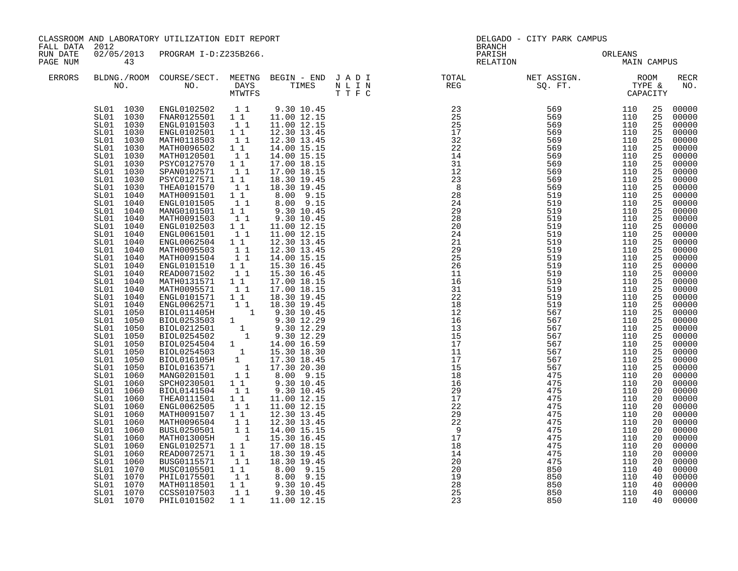CLASSROOM AND LABORATORY UTILIZATION EDIT REPORT
FALL DATA 2012
RUN DATE 02/05/2013 PROGRAM I-D:Z235B266.
PAGE NUM 43

DELGADO - CITY PARK CAMPUS
BRANCH
PARISH ORLEANS
RELATION MAIN CAMPUS

| ERRORS | BLDNG./ROOM NO. | COURSE/SECT. NO. | MEETNG DAYS MTWTFS | BEGIN - END TIMES | J A D I N L I N T T F C | TOTAL REG | NET ASSIGN. SQ. FT. | ROOM TYPE & CAPACITY | | RECR NO. |
|---|---|---|---|---|---|---|---|---|---|---|
| | SL01 1030 | ENGL0102502 | 1 1 | 9.30 10.45 | | 23 | 569 | 110 | 25 | 00000 |
| | SL01 1030 | FNAR0125501 | 1 1 | 11.00 12.15 | | 25 | 569 | 110 | 25 | 00000 |
| | SL01 1030 | ENGL0101503 | 1 1 | 11.00 12.15 | | 25 | 569 | 110 | 25 | 00000 |
| | SL01 1030 | ENGL0102501 | 1 1 | 12.30 13.45 | | 17 | 569 | 110 | 25 | 00000 |
| | SL01 1030 | MATH0118503 | 1 1 | 12.30 13.45 | | 32 | 569 | 110 | 25 | 00000 |
| | SL01 1030 | MATH0096502 | 1 1 | 14.00 15.15 | | 22 | 569 | 110 | 25 | 00000 |
| | SL01 1030 | MATH0120501 | 1 1 | 14.00 15.15 | | 14 | 569 | 110 | 25 | 00000 |
| | SL01 1030 | PSYC0127570 | 1 1 | 17.00 18.15 | | 31 | 569 | 110 | 25 | 00000 |
| | SL01 1030 | SPAN0102571 | 1 1 | 17.00 18.15 | | 12 | 569 | 110 | 25 | 00000 |
| | SL01 1030 | PSYC0127571 | 1 1 | 18.30 19.45 | | 23 | 569 | 110 | 25 | 00000 |
| | SL01 1030 | THEA0101570 | 1 1 | 18.30 19.45 | | 8 | 569 | 110 | 25 | 00000 |
| | SL01 1040 | MATH0091501 | 1 1 | 8.00 9.15 | | 28 | 519 | 110 | 25 | 00000 |
| | SL01 1040 | ENGL0101505 | 1 1 | 8.00 9.15 | | 24 | 519 | 110 | 25 | 00000 |
| | SL01 1040 | MANG0101501 | 1 1 | 9.30 10.45 | | 29 | 519 | 110 | 25 | 00000 |
| | SL01 1040 | MATH0091503 | 1 1 | 9.30 10.45 | | 28 | 519 | 110 | 25 | 00000 |
| | SL01 1040 | ENGL0102503 | 1 1 | 11.00 12.15 | | 20 | 519 | 110 | 25 | 00000 |
| | SL01 1040 | ENGL0061501 | 1 1 | 11.00 12.15 | | 24 | 519 | 110 | 25 | 00000 |
| | SL01 1040 | ENGL0062504 | 1 1 | 12.30 13.45 | | 21 | 519 | 110 | 25 | 00000 |
| | SL01 1040 | MATH0095503 | 1 1 | 12.30 13.45 | | 29 | 519 | 110 | 25 | 00000 |
| | SL01 1040 | MATH0091504 | 1 1 | 14.00 15.15 | | 25 | 519 | 110 | 25 | 00000 |
| | SL01 1040 | ENGL0101510 | 1 1 | 15.30 16.45 | | 26 | 519 | 110 | 25 | 00000 |
| | SL01 1040 | READ0071502 | 1 1 | 15.30 16.45 | | 11 | 519 | 110 | 25 | 00000 |
| | SL01 1040 | MATH0131571 | 1 1 | 17.00 18.15 | | 16 | 519 | 110 | 25 | 00000 |
| | SL01 1040 | MATH0095571 | 1 1 | 17.00 18.15 | | 31 | 519 | 110 | 25 | 00000 |
| | SL01 1040 | ENGL0101571 | 1 1 | 18.30 19.45 | | 22 | 519 | 110 | 25 | 00000 |
| | SL01 1040 | ENGL0062571 | 1 1 | 18.30 19.45 | | 18 | 519 | 110 | 25 | 00000 |
| | SL01 1050 | BIOL011405H | 1 | 9.30 10.45 | | 12 | 567 | 110 | 25 | 00000 |
| | SL01 1050 | BIOL0253503 | 1 | 9.30 12.29 | | 16 | 567 | 110 | 25 | 00000 |
| | SL01 1050 | BIOL0212501 | 1 | 9.30 12.29 | | 13 | 567 | 110 | 25 | 00000 |
| | SL01 1050 | BIOL0254502 | 1 | 9.30 12.29 | | 15 | 567 | 110 | 25 | 00000 |
| | SL01 1050 | BIOL0254504 | 1 | 14.00 16.59 | | 17 | 567 | 110 | 25 | 00000 |
| | SL01 1050 | BIOL0254503 | 1 | 15.30 18.30 | | 11 | 567 | 110 | 25 | 00000 |
| | SL01 1050 | BIOL016105H | 1 | 17.30 18.45 | | 17 | 567 | 110 | 25 | 00000 |
| | SL01 1050 | BIOL0163571 | 1 | 17.30 20.30 | | 15 | 567 | 110 | 25 | 00000 |
| | SL01 1060 | MANG0201501 | 1 1 | 8.00 9.15 | | 18 | 475 | 110 | 20 | 00000 |
| | SL01 1060 | SPCH0230501 | 1 1 | 9.30 10.45 | | 16 | 475 | 110 | 20 | 00000 |
| | SL01 1060 | BIOL0141504 | 1 1 | 9.30 10.45 | | 29 | 475 | 110 | 20 | 00000 |
| | SL01 1060 | THEA0111501 | 1 1 | 11.00 12.15 | | 17 | 475 | 110 | 20 | 00000 |
| | SL01 1060 | ENGL0062505 | 1 1 | 11.00 12.15 | | 22 | 475 | 110 | 20 | 00000 |
| | SL01 1060 | MATH0091507 | 1 1 | 12.30 13.45 | | 29 | 475 | 110 | 20 | 00000 |
| | SL01 1060 | MATH0096504 | 1 1 | 12.30 13.45 | | 22 | 475 | 110 | 20 | 00000 |
| | SL01 1060 | BUSL0250501 | 1 1 | 14.00 15.15 | | 9 | 475 | 110 | 20 | 00000 |
| | SL01 1060 | MATH013005H | 1 | 15.30 16.45 | | 17 | 475 | 110 | 20 | 00000 |
| | SL01 1060 | ENGL0102571 | 1 1 | 17.00 18.15 | | 18 | 475 | 110 | 20 | 00000 |
| | SL01 1060 | READ0072571 | 1 1 | 18.30 19.45 | | 14 | 475 | 110 | 20 | 00000 |
| | SL01 1060 | BUSG0115571 | 1 1 | 18.30 19.45 | | 20 | 475 | 110 | 20 | 00000 |
| | SL01 1070 | MUSC0105501 | 1 1 | 8.00 9.15 | | 20 | 850 | 110 | 40 | 00000 |
| | SL01 1070 | PHIL0175501 | 1 1 | 8.00 9.15 | | 19 | 850 | 110 | 40 | 00000 |
| | SL01 1070 | MATH0118501 | 1 1 | 9.30 10.45 | | 28 | 850 | 110 | 40 | 00000 |
| | SL01 1070 | CCSS0107503 | 1 1 | 9.30 10.45 | | 25 | 850 | 110 | 40 | 00000 |
| | SL01 1070 | PHIL0101502 | 1 1 | 11.00 12.15 | | 23 | 850 | 110 | 40 | 00000 |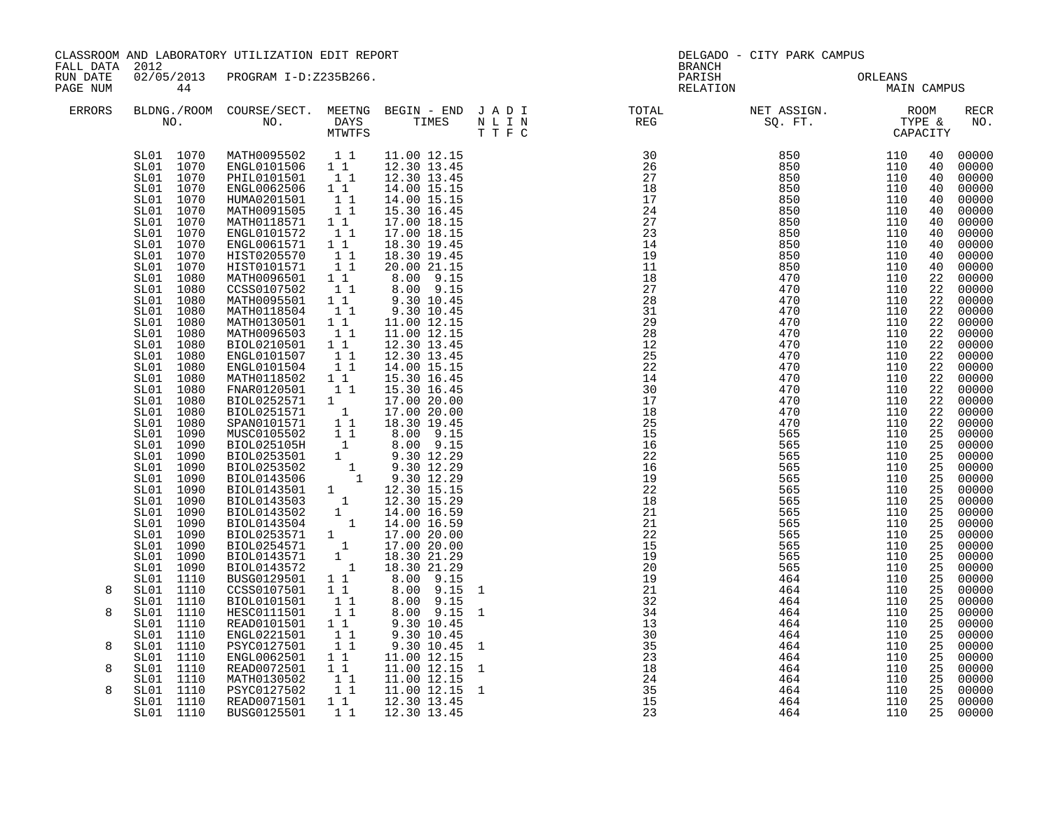CLASSROOM AND LABORATORY UTILIZATION EDIT REPORT
FALL DATA 2012
RUN DATE 02/05/2013 PROGRAM I-D:Z235B266.
PAGE NUM 44

DELGADO - CITY PARK CAMPUS
BRANCH
PARISH ORLEANS
RELATION MAIN CAMPUS

| ERRORS | BLDNG./ROOM NO. | COURSE/SECT. NO. | MEETNG DAYS MTWTFS | BEGIN - END TIMES | J A D I N L I N T T F C | TOTAL REG | NET ASSIGN. SQ. FT. | ROOM TYPE & CAPACITY | | RECR NO. |
|---|---|---|---|---|---|---|---|---|---|---|
| | SL01 1070 | MATH0095502 | 1 1 | 11.00 12.15 | | 30 | 850 | 110 | 40 | 00000 |
| | SL01 1070 | ENGL0101506 | 1 1 | 12.30 13.45 | | 26 | 850 | 110 | 40 | 00000 |
| | SL01 1070 | PHIL0101501 | 1 1 | 12.30 13.45 | | 27 | 850 | 110 | 40 | 00000 |
| | SL01 1070 | ENGL0062506 | 1 1 | 14.00 15.15 | | 18 | 850 | 110 | 40 | 00000 |
| | SL01 1070 | HUMA0201501 | 1 1 | 14.00 15.15 | | 17 | 850 | 110 | 40 | 00000 |
| | SL01 1070 | MATH0091505 | 1 1 | 15.30 16.45 | | 24 | 850 | 110 | 40 | 00000 |
| | SL01 1070 | MATH0118571 | 1 1 | 17.00 18.15 | | 27 | 850 | 110 | 40 | 00000 |
| | SL01 1070 | ENGL0101572 | 1 1 | 17.00 18.15 | | 23 | 850 | 110 | 40 | 00000 |
| | SL01 1070 | ENGL0061571 | 1 1 | 18.30 19.45 | | 14 | 850 | 110 | 40 | 00000 |
| | SL01 1070 | HIST0205570 | 1 1 | 18.30 19.45 | | 19 | 850 | 110 | 40 | 00000 |
| | SL01 1070 | HIST0101571 | 1 1 | 20.00 21.15 | | 11 | 850 | 110 | 40 | 00000 |
| | SL01 1080 | MATH0096501 | 1 1 | 8.00 9.15 | | 18 | 470 | 110 | 22 | 00000 |
| | SL01 1080 | CCSS0107502 | 1 1 | 8.00 9.15 | | 27 | 470 | 110 | 22 | 00000 |
| | SL01 1080 | MATH0095501 | 1 1 | 9.30 10.45 | | 28 | 470 | 110 | 22 | 00000 |
| | SL01 1080 | MATH0118504 | 1 1 | 9.30 10.45 | | 31 | 470 | 110 | 22 | 00000 |
| | SL01 1080 | MATH0130501 | 1 1 | 11.00 12.15 | | 29 | 470 | 110 | 22 | 00000 |
| | SL01 1080 | MATH0096503 | 1 1 | 11.00 12.15 | | 28 | 470 | 110 | 22 | 00000 |
| | SL01 1080 | BIOL0210501 | 1 1 | 12.30 13.45 | | 12 | 470 | 110 | 22 | 00000 |
| | SL01 1080 | ENGL0101507 | 1 1 | 12.30 13.45 | | 25 | 470 | 110 | 22 | 00000 |
| | SL01 1080 | ENGL0101504 | 1 1 | 14.00 15.15 | | 22 | 470 | 110 | 22 | 00000 |
| | SL01 1080 | MATH0118502 | 1 1 | 15.30 16.45 | | 14 | 470 | 110 | 22 | 00000 |
| | SL01 1080 | FNAR0120501 | 1 1 | 15.30 16.45 | | 30 | 470 | 110 | 22 | 00000 |
| | SL01 1080 | BIOL0252571 | 1 | 17.00 20.00 | | 17 | 470 | 110 | 22 | 00000 |
| | SL01 1080 | BIOL0251571 | 1 | 17.00 20.00 | | 18 | 470 | 110 | 22 | 00000 |
| | SL01 1080 | SPAN0101571 | 1 1 | 18.30 19.45 | | 25 | 470 | 110 | 22 | 00000 |
| | SL01 1090 | MUSC0105502 | 1 1 | 8.00 9.15 | | 15 | 565 | 110 | 25 | 00000 |
| | SL01 1090 | BIOL025105H | 1 | 8.00 9.15 | | 16 | 565 | 110 | 25 | 00000 |
| | SL01 1090 | BIOL0253501 | 1 | 9.30 12.29 | | 22 | 565 | 110 | 25 | 00000 |
| | SL01 1090 | BIOL0253502 | 1 | 9.30 12.29 | | 16 | 565 | 110 | 25 | 00000 |
| | SL01 1090 | BIOL0143506 | 1 | 9.30 12.29 | | 19 | 565 | 110 | 25 | 00000 |
| | SL01 1090 | BIOL0143501 | 1 | 12.30 15.15 | | 22 | 565 | 110 | 25 | 00000 |
| | SL01 1090 | BIOL0143503 | 1 | 12.30 15.29 | | 18 | 565 | 110 | 25 | 00000 |
| | SL01 1090 | BIOL0143502 | 1 | 14.00 16.59 | | 21 | 565 | 110 | 25 | 00000 |
| | SL01 1090 | BIOL0143504 | 1 | 14.00 16.59 | | 21 | 565 | 110 | 25 | 00000 |
| | SL01 1090 | BIOL0253571 | 1 | 17.00 20.00 | | 22 | 565 | 110 | 25 | 00000 |
| | SL01 1090 | BIOL0254571 | 1 | 17.00 20.00 | | 15 | 565 | 110 | 25 | 00000 |
| | SL01 1090 | BIOL0143571 | 1 | 18.30 21.29 | | 19 | 565 | 110 | 25 | 00000 |
| | SL01 1090 | BIOL0143572 | 1 | 18.30 21.29 | | 20 | 565 | 110 | 25 | 00000 |
| | SL01 1110 | BUSG0129501 | 1 1 | 8.00 9.15 | | 19 | 464 | 110 | 25 | 00000 |
| 8 | SL01 1110 | CCSS0107501 | 1 1 | 8.00 9.15 | 1 | 21 | 464 | 110 | 25 | 00000 |
| | SL01 1110 | BIOL0101501 | 1 1 | 8.00 9.15 | | 32 | 464 | 110 | 25 | 00000 |
| 8 | SL01 1110 | HESC0111501 | 1 1 | 8.00 9.15 | 1 | 34 | 464 | 110 | 25 | 00000 |
| | SL01 1110 | READ0101501 | 1 1 | 9.30 10.45 | | 13 | 464 | 110 | 25 | 00000 |
| | SL01 1110 | ENGL0221501 | 1 1 | 9.30 10.45 | | 30 | 464 | 110 | 25 | 00000 |
| 8 | SL01 1110 | PSYC0127501 | 1 1 | 9.30 10.45 | 1 | 35 | 464 | 110 | 25 | 00000 |
| | SL01 1110 | ENGL0062501 | 1 1 | 11.00 12.15 | | 23 | 464 | 110 | 25 | 00000 |
| 8 | SL01 1110 | READ0072501 | 1 1 | 11.00 12.15 | 1 | 18 | 464 | 110 | 25 | 00000 |
| | SL01 1110 | MATH0130502 | 1 1 | 11.00 12.15 | | 24 | 464 | 110 | 25 | 00000 |
| 8 | SL01 1110 | PSYC0127502 | 1 1 | 11.00 12.15 | 1 | 35 | 464 | 110 | 25 | 00000 |
| | SL01 1110 | READ0071501 | 1 1 | 12.30 13.45 | | 15 | 464 | 110 | 25 | 00000 |
| | SL01 1110 | BUSG0125501 | 1 1 | 12.30 13.45 | | 23 | 464 | 110 | 25 | 00000 |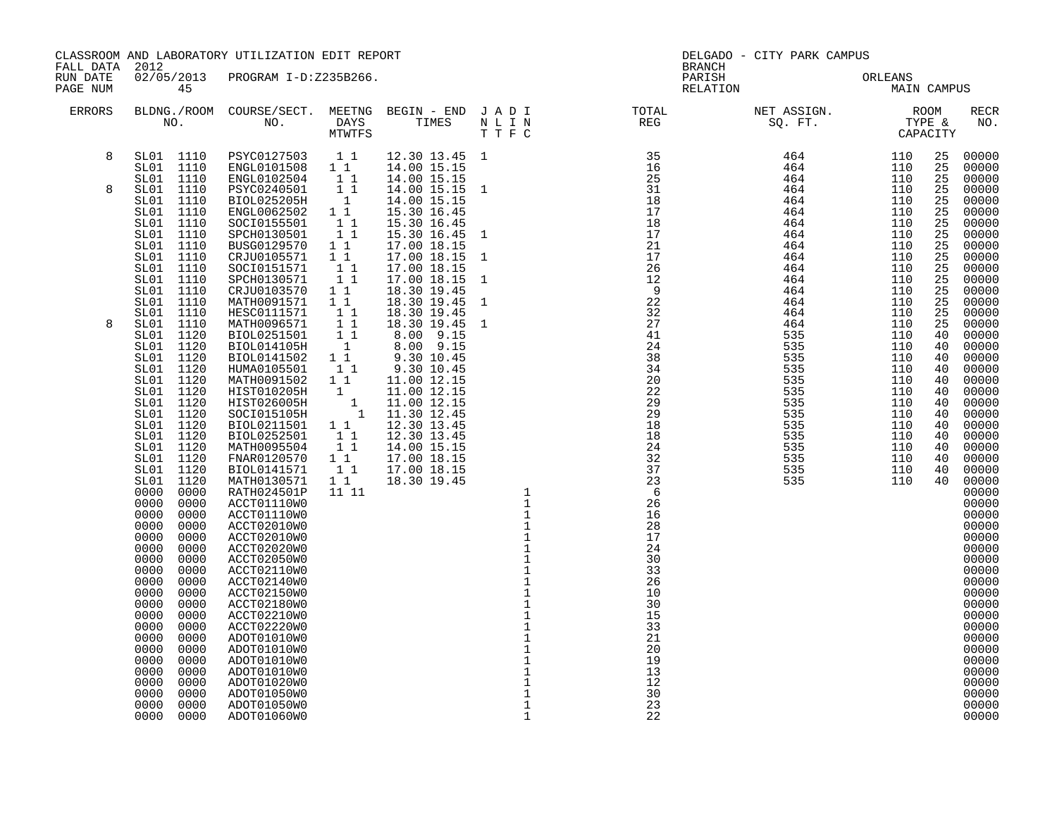CLASSROOM AND LABORATORY UTILIZATION EDIT REPORT
FALL DATA 2012
RUN DATE 02/05/2013 PROGRAM I-D:Z235B266.

DELGADO - CITY PARK CAMPUS
BRANCH
PARISH ORLEANS
RELATION MAIN CAMPUS

| ERRORS | BLDNG./ROOM NO. | COURSE/SECT. NO. | MEETNG DAYS MTWTFS | BEGIN - END TIMES | J N T | A L T | D I F | I N C | TOTAL REG | NET ASSIGN. SQ. FT. | ROOM TYPE & CAPACITY | RECR NO. |
|---|---|---|---|---|---|---|---|---|---|---|---|---|
| 8 | SL01 1110 | PSYC0127503 | 1 1 | 12.30 13.45 | 1 | | | | 35 | 464 | 110 25 | 00000 |
| | SL01 1110 | ENGL0101508 | 1 1 | 14.00 15.15 | | | | | 16 | 464 | 110 25 | 00000 |
| | SL01 1110 | ENGL0102504 | 1 1 | 14.00 15.15 | | | | | 25 | 464 | 110 25 | 00000 |
| 8 | SL01 1110 | PSYC0240501 | 1 1 | 14.00 15.15 | 1 | | | | 31 | 464 | 110 25 | 00000 |
| | SL01 1110 | BIOL025205H | 1 | 14.00 15.15 | | | | | 18 | 464 | 110 25 | 00000 |
| | SL01 1110 | ENGL0062502 | 1 1 | 15.30 16.45 | | | | | 17 | 464 | 110 25 | 00000 |
| | SL01 1110 | SOCI0155501 | 1 1 | 15.30 16.45 | | | | | 18 | 464 | 110 25 | 00000 |
| | SL01 1110 | SPCH0130501 | 1 1 | 15.30 16.45 | 1 | | | | 17 | 464 | 110 25 | 00000 |
| | SL01 1110 | BUSG0129570 | 1 1 | 17.00 18.15 | | | | | 21 | 464 | 110 25 | 00000 |
| | SL01 1110 | CRJU0105571 | 1 1 | 17.00 18.15 | 1 | | | | 17 | 464 | 110 25 | 00000 |
| | SL01 1110 | SOCI0151571 | 1 1 | 17.00 18.15 | | | | | 26 | 464 | 110 25 | 00000 |
| | SL01 1110 | SPCH0130571 | 1 1 | 17.00 18.15 | 1 | | | | 12 | 464 | 110 25 | 00000 |
| | SL01 1110 | CRJU0103570 | 1 1 | 18.30 19.45 | | | | | 9 | 464 | 110 25 | 00000 |
| | SL01 1110 | MATH0091571 | 1 1 | 18.30 19.45 | 1 | | | | 22 | 464 | 110 25 | 00000 |
| | SL01 1110 | HESC0111571 | 1 1 | 18.30 19.45 | | | | | 32 | 464 | 110 25 | 00000 |
| 8 | SL01 1110 | MATH0096571 | 1 1 | 18.30 19.45 | 1 | | | | 27 | 464 | 110 25 | 00000 |
| | SL01 1120 | BIOL0251501 | 1 1 | 8.00 9.15 | | | | | 41 | 535 | 110 40 | 00000 |
| | SL01 1120 | BIOL014105H | 1 | 8.00 9.15 | | | | | 24 | 535 | 110 40 | 00000 |
| | SL01 1120 | BIOL0141502 | 1 1 | 9.30 10.45 | | | | | 38 | 535 | 110 40 | 00000 |
| | SL01 1120 | HUMA0105501 | 1 1 | 9.30 10.45 | | | | | 34 | 535 | 110 40 | 00000 |
| | SL01 1120 | MATH0091502 | 1 1 | 11.00 12.15 | | | | | 20 | 535 | 110 40 | 00000 |
| | SL01 1120 | HIST010205H | 1 | 11.00 12.15 | | | | | 22 | 535 | 110 40 | 00000 |
| | SL01 1120 | HIST026005H | 1 | 11.00 12.15 | | | | | 29 | 535 | 110 40 | 00000 |
| | SL01 1120 | SOCI015105H | 1 | 11.30 12.45 | | | | | 29 | 535 | 110 40 | 00000 |
| | SL01 1120 | BIOL0211501 | 1 1 | 12.30 13.45 | | | | | 18 | 535 | 110 40 | 00000 |
| | SL01 1120 | BIOL0252501 | 1 1 | 12.30 13.45 | | | | | 18 | 535 | 110 40 | 00000 |
| | SL01 1120 | MATH0095504 | 1 1 | 14.00 15.15 | | | | | 24 | 535 | 110 40 | 00000 |
| | SL01 1120 | FNAR0120570 | 1 1 | 17.00 18.15 | | | | | 32 | 535 | 110 40 | 00000 |
| | SL01 1120 | BIOL0141571 | 1 1 | 17.00 18.15 | | | | | 37 | 535 | 110 40 | 00000 |
| | SL01 1120 | MATH0130571 | 1 1 | 18.30 19.45 | | | | | 23 | 535 | 110 40 | 00000 |
| | 0000 0000 | RATH024501P | 11 11 | | | | | 1 | 6 | | | 00000 |
| | 0000 0000 | ACCT01110W0 | | | | | | 1 | 26 | | | 00000 |
| | 0000 0000 | ACCT01110W0 | | | | | | 1 | 16 | | | 00000 |
| | 0000 0000 | ACCT02010W0 | | | | | | 1 | 28 | | | 00000 |
| | 0000 0000 | ACCT02010W0 | | | | | | 1 | 17 | | | 00000 |
| | 0000 0000 | ACCT02020W0 | | | | | | 1 | 24 | | | 00000 |
| | 0000 0000 | ACCT02050W0 | | | | | | 1 | 30 | | | 00000 |
| | 0000 0000 | ACCT02110W0 | | | | | | 1 | 33 | | | 00000 |
| | 0000 0000 | ACCT02140W0 | | | | | | 1 | 26 | | | 00000 |
| | 0000 0000 | ACCT02150W0 | | | | | | 1 | 10 | | | 00000 |
| | 0000 0000 | ACCT02180W0 | | | | | | 1 | 30 | | | 00000 |
| | 0000 0000 | ACCT02210W0 | | | | | | 1 | 15 | | | 00000 |
| | 0000 0000 | ACCT02220W0 | | | | | | 1 | 33 | | | 00000 |
| | 0000 0000 | ADOT01010W0 | | | | | | 1 | 21 | | | 00000 |
| | 0000 0000 | ADOT01010W0 | | | | | | 1 | 20 | | | 00000 |
| | 0000 0000 | ADOT01010W0 | | | | | | 1 | 19 | | | 00000 |
| | 0000 0000 | ADOT01010W0 | | | | | | 1 | 13 | | | 00000 |
| | 0000 0000 | ADOT01020W0 | | | | | | 1 | 12 | | | 00000 |
| | 0000 0000 | ADOT01050W0 | | | | | | 1 | 30 | | | 00000 |
| | 0000 0000 | ADOT01050W0 | | | | | | 1 | 23 | | | 00000 |
| | 0000 0000 | ADOT01060W0 | | | | | | 1 | 22 | | | 00000 |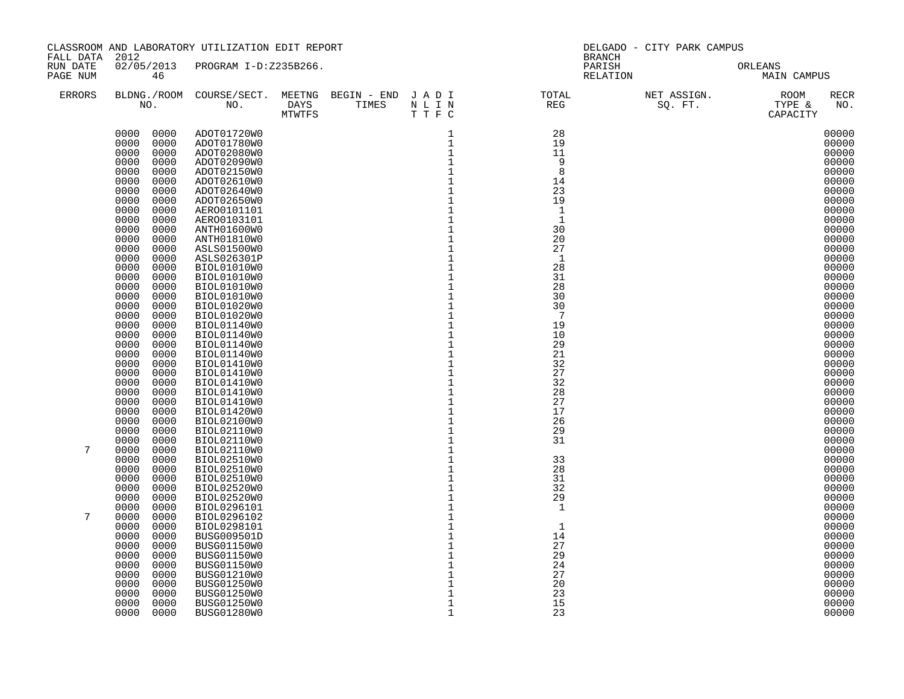CLASSROOM AND LABORATORY UTILIZATION EDIT REPORT
FALL DATA 2012
RUN DATE 02/05/2013 PROGRAM I-D:Z235B266.
PAGE NUM 46

DELGADO - CITY PARK CAMPUS
BRANCH
PARISH ORLEANS
RELATION MAIN CAMPUS

| ERRORS | BLDNG./ROOM NO. | COURSE/SECT. NO. | MEETNG DAYS MTWTFS | BEGIN - END TIMES | J A D I N L I N T T F C | TOTAL REG | NET ASSIGN. SQ. FT. | ROOM TYPE & CAPACITY | RECR NO. |
|---|---|---|---|---|---|---|---|---|---|
| | 0000 0000 | ADOT01720W0 | | | 1 | 28 | | | 00000 |
| | 0000 0000 | ADOT01780W0 | | | 1 | 19 | | | 00000 |
| | 0000 0000 | ADOT02080W0 | | | 1 | 11 | | | 00000 |
| | 0000 0000 | ADOT02090W0 | | | 1 | 9 | | | 00000 |
| | 0000 0000 | ADOT02150W0 | | | 1 | 8 | | | 00000 |
| | 0000 0000 | ADOT02610W0 | | | 1 | 14 | | | 00000 |
| | 0000 0000 | ADOT02640W0 | | | 1 | 23 | | | 00000 |
| | 0000 0000 | ADOT02650W0 | | | 1 | 19 | | | 00000 |
| | 0000 0000 | AERO0101101 | | | 1 | 1 | | | 00000 |
| | 0000 0000 | AERO0103101 | | | 1 | 1 | | | 00000 |
| | 0000 0000 | ANTH01600W0 | | | 1 | 30 | | | 00000 |
| | 0000 0000 | ANTH01810W0 | | | 1 | 20 | | | 00000 |
| | 0000 0000 | ASLS01500W0 | | | 1 | 27 | | | 00000 |
| | 0000 0000 | ASLS026301P | | | 1 | 1 | | | 00000 |
| | 0000 0000 | BIOL01010W0 | | | 1 | 28 | | | 00000 |
| | 0000 0000 | BIOL01010W0 | | | 1 | 31 | | | 00000 |
| | 0000 0000 | BIOL01010W0 | | | 1 | 28 | | | 00000 |
| | 0000 0000 | BIOL01010W0 | | | 1 | 30 | | | 00000 |
| | 0000 0000 | BIOL01020W0 | | | 1 | 30 | | | 00000 |
| | 0000 0000 | BIOL01020W0 | | | 1 | 7 | | | 00000 |
| | 0000 0000 | BIOL01140W0 | | | 1 | 19 | | | 00000 |
| | 0000 0000 | BIOL01140W0 | | | 1 | 10 | | | 00000 |
| | 0000 0000 | BIOL01140W0 | | | 1 | 29 | | | 00000 |
| | 0000 0000 | BIOL01140W0 | | | 1 | 21 | | | 00000 |
| | 0000 0000 | BIOL01410W0 | | | 1 | 32 | | | 00000 |
| | 0000 0000 | BIOL01410W0 | | | 1 | 27 | | | 00000 |
| | 0000 0000 | BIOL01410W0 | | | 1 | 32 | | | 00000 |
| | 0000 0000 | BIOL01410W0 | | | 1 | 28 | | | 00000 |
| | 0000 0000 | BIOL01410W0 | | | 1 | 27 | | | 00000 |
| | 0000 0000 | BIOL01420W0 | | | 1 | 17 | | | 00000 |
| | 0000 0000 | BIOL02100W0 | | | 1 | 26 | | | 00000 |
| | 0000 0000 | BIOL02110W0 | | | 1 | 29 | | | 00000 |
| | 0000 0000 | BIOL02110W0 | | | 1 | 31 | | | 00000 |
| 7 | 0000 0000 | BIOL02110W0 | | | 1 | | | | 00000 |
| | 0000 0000 | BIOL02510W0 | | | 1 | 33 | | | 00000 |
| | 0000 0000 | BIOL02510W0 | | | 1 | 28 | | | 00000 |
| | 0000 0000 | BIOL02510W0 | | | 1 | 31 | | | 00000 |
| | 0000 0000 | BIOL02520W0 | | | 1 | 32 | | | 00000 |
| | 0000 0000 | BIOL02520W0 | | | 1 | 29 | | | 00000 |
| | 0000 0000 | BIOL0296101 | | | 1 | 1 | | | 00000 |
| 7 | 0000 0000 | BIOL0296102 | | | 1 | | | | 00000 |
| | 0000 0000 | BIOL0298101 | | | 1 | 1 | | | 00000 |
| | 0000 0000 | BUSG009501D | | | 1 | 14 | | | 00000 |
| | 0000 0000 | BUSG01150W0 | | | 1 | 27 | | | 00000 |
| | 0000 0000 | BUSG01150W0 | | | 1 | 29 | | | 00000 |
| | 0000 0000 | BUSG01150W0 | | | 1 | 24 | | | 00000 |
| | 0000 0000 | BUSG01210W0 | | | 1 | 27 | | | 00000 |
| | 0000 0000 | BUSG01250W0 | | | 1 | 20 | | | 00000 |
| | 0000 0000 | BUSG01250W0 | | | 1 | 23 | | | 00000 |
| | 0000 0000 | BUSG01250W0 | | | 1 | 15 | | | 00000 |
| | 0000 0000 | BUSG01280W0 | | | 1 | 23 | | | 00000 |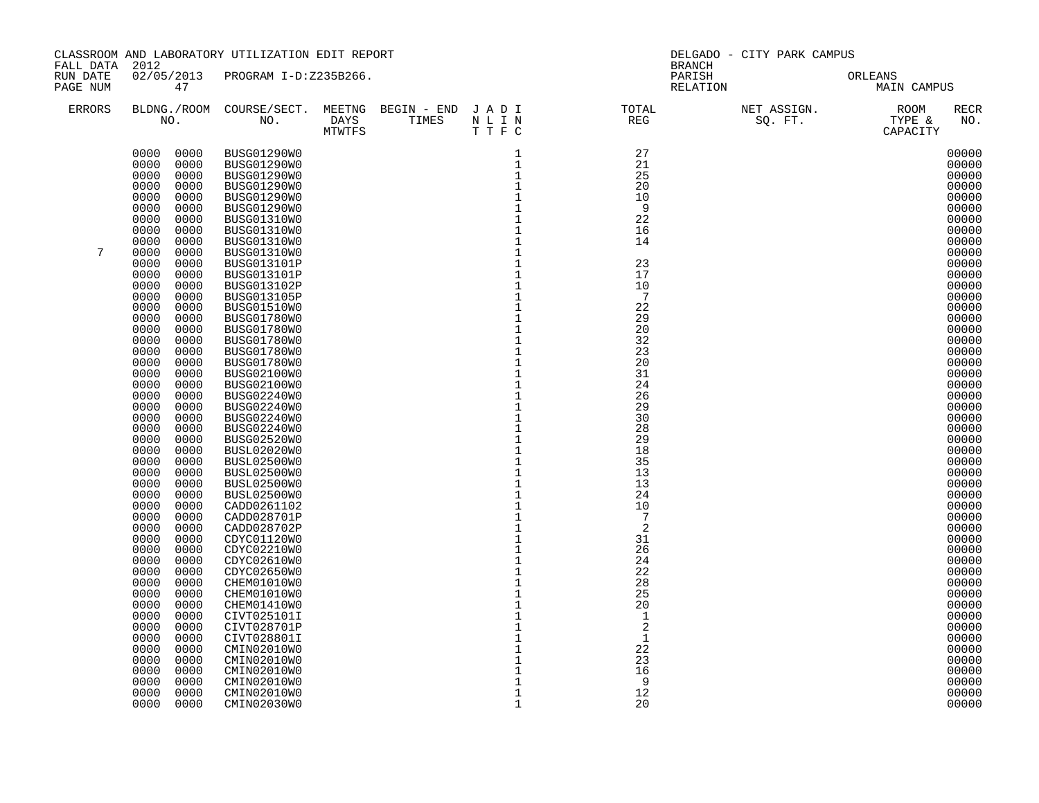CLASSROOM AND LABORATORY UTILIZATION EDIT REPORT
FALL DATA 2012
RUN DATE 02/05/2013 PROGRAM I-D:Z235B266.
PAGE NUM 47

DELGADO - CITY PARK CAMPUS
BRANCH
PARISH ORLEANS
RELATION MAIN CAMPUS

| ERRORS | BLDNG./ROOM NO. | COURSE/SECT. NO. | MEETNG DAYS MTWTFS | BEGIN - END TIMES | J A D I N L I N T T F C | TOTAL REG | NET ASSIGN. SQ. FT. | ROOM TYPE & CAPACITY | RECR NO. |
|---|---|---|---|---|---|---|---|---|---|
| | 0000 0000 | BUSG01290W0 | | | 1 | 27 | | | 00000 |
| | 0000 0000 | BUSG01290W0 | | | 1 | 21 | | | 00000 |
| | 0000 0000 | BUSG01290W0 | | | 1 | 25 | | | 00000 |
| | 0000 0000 | BUSG01290W0 | | | 1 | 20 | | | 00000 |
| | 0000 0000 | BUSG01290W0 | | | 1 | 10 | | | 00000 |
| | 0000 0000 | BUSG01290W0 | | | 1 | 9 | | | 00000 |
| | 0000 0000 | BUSG01290W0 | | | 1 | 22 | | | 00000 |
| | 0000 0000 | BUSG01310W0 | | | 1 | 16 | | | 00000 |
| | 0000 0000 | BUSG01310W0 | | | 1 | 14 | | | 00000 |
| 7 | 0000 0000 | BUSG01310W0 | | | 1 | | | | 00000 |
| | 0000 0000 | BUSG013101P | | | 1 | 23 | | | 00000 |
| | 0000 0000 | BUSG013101P | | | 1 | 17 | | | 00000 |
| | 0000 0000 | BUSG013102P | | | 1 | 10 | | | 00000 |
| | 0000 0000 | BUSG013105P | | | 1 | 7 | | | 00000 |
| | 0000 0000 | BUSG01510W0 | | | 1 | 22 | | | 00000 |
| | 0000 0000 | BUSG01780W0 | | | 1 | 29 | | | 00000 |
| | 0000 0000 | BUSG01780W0 | | | 1 | 20 | | | 00000 |
| | 0000 0000 | BUSG01780W0 | | | 1 | 32 | | | 00000 |
| | 0000 0000 | BUSG01780W0 | | | 1 | 23 | | | 00000 |
| | 0000 0000 | BUSG01780W0 | | | 1 | 20 | | | 00000 |
| | 0000 0000 | BUSG02100W0 | | | 1 | 31 | | | 00000 |
| | 0000 0000 | BUSG02100W0 | | | 1 | 24 | | | 00000 |
| | 0000 0000 | BUSG02240W0 | | | 1 | 26 | | | 00000 |
| | 0000 0000 | BUSG02240W0 | | | 1 | 29 | | | 00000 |
| | 0000 0000 | BUSG02240W0 | | | 1 | 30 | | | 00000 |
| | 0000 0000 | BUSG02240W0 | | | 1 | 28 | | | 00000 |
| | 0000 0000 | BUSG02520W0 | | | 1 | 29 | | | 00000 |
| | 0000 0000 | BUSL02020W0 | | | 1 | 18 | | | 00000 |
| | 0000 0000 | BUSL02500W0 | | | 1 | 35 | | | 00000 |
| | 0000 0000 | BUSL02500W0 | | | 1 | 13 | | | 00000 |
| | 0000 0000 | BUSL02500W0 | | | 1 | 13 | | | 00000 |
| | 0000 0000 | BUSL02500W0 | | | 1 | 24 | | | 00000 |
| | 0000 0000 | CADD0261102 | | | 1 | 10 | | | 00000 |
| | 0000 0000 | CADD028701P | | | 1 | 7 | | | 00000 |
| | 0000 0000 | CADD028702P | | | 1 | 2 | | | 00000 |
| | 0000 0000 | CDYC01120W0 | | | 1 | 31 | | | 00000 |
| | 0000 0000 | CDYC02210W0 | | | 1 | 26 | | | 00000 |
| | 0000 0000 | CDYC02610W0 | | | 1 | 24 | | | 00000 |
| | 0000 0000 | CDYC02650W0 | | | 1 | 22 | | | 00000 |
| | 0000 0000 | CHEM01010W0 | | | 1 | 28 | | | 00000 |
| | 0000 0000 | CHEM01010W0 | | | 1 | 25 | | | 00000 |
| | 0000 0000 | CHEM01410W0 | | | 1 | 20 | | | 00000 |
| | 0000 0000 | CIVT025101I | | | 1 | 1 | | | 00000 |
| | 0000 0000 | CIVT028701P | | | 1 | 2 | | | 00000 |
| | 0000 0000 | CIVT028801I | | | 1 | 1 | | | 00000 |
| | 0000 0000 | CMIN02010W0 | | | 1 | 22 | | | 00000 |
| | 0000 0000 | CMIN02010W0 | | | 1 | 23 | | | 00000 |
| | 0000 0000 | CMIN02010W0 | | | 1 | 16 | | | 00000 |
| | 0000 0000 | CMIN02010W0 | | | 1 | 9 | | | 00000 |
| | 0000 0000 | CMIN02010W0 | | | 1 | 12 | | | 00000 |
| | 0000 0000 | CMIN02030W0 | | | 1 | 20 | | | 00000 |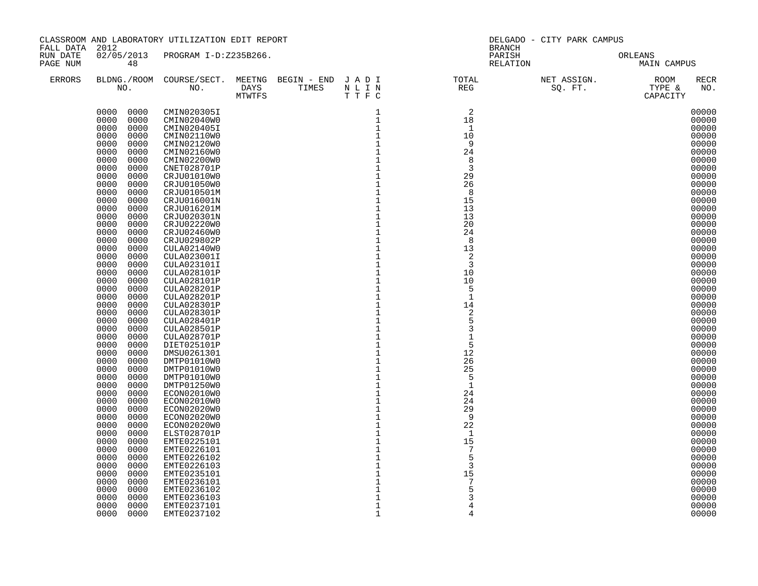CLASSROOM AND LABORATORY UTILIZATION EDIT REPORT
FALL DATA 2012
RUN DATE 02/05/2013 PROGRAM I-D:Z235B266.

DELGADO - CITY PARK CAMPUS
BRANCH
PARISH ORLEANS
RELATION MAIN CAMPUS

| ERRORS | BLDNG./ROOM NO. | | COURSE/SECT. NO. | MEETNG DAYS MTWTFS | BEGIN - END TIMES | J A D I N L I N T T F C | TOTAL REG | NET ASSIGN. SQ. FT. | ROOM TYPE & CAPACITY | RECR NO. |
|---|---|---|---|---|---|---|---|---|---|---|
| | 0000 | 0000 | CMIN020305I | | | 1 | 2 | | | 00000 |
| | 0000 | 0000 | CMIN02040W0 | | | 1 | 18 | | | 00000 |
| | 0000 | 0000 | CMIN020405I | | | 1 | 1 | | | 00000 |
| | 0000 | 0000 | CMIN02110W0 | | | 1 | 10 | | | 00000 |
| | 0000 | 0000 | CMIN02120W0 | | | 1 | 9 | | | 00000 |
| | 0000 | 0000 | CMIN02160W0 | | | 1 | 24 | | | 00000 |
| | 0000 | 0000 | CMIN02200W0 | | | 1 | 8 | | | 00000 |
| | 0000 | 0000 | CNET028701P | | | 1 | 3 | | | 00000 |
| | 0000 | 0000 | CRJU01010W0 | | | 1 | 29 | | | 00000 |
| | 0000 | 0000 | CRJU01050W0 | | | 1 | 26 | | | 00000 |
| | 0000 | 0000 | CRJU010501M | | | 1 | 8 | | | 00000 |
| | 0000 | 0000 | CRJU016001N | | | 1 | 15 | | | 00000 |
| | 0000 | 0000 | CRJU016201M | | | 1 | 13 | | | 00000 |
| | 0000 | 0000 | CRJU020301N | | | 1 | 13 | | | 00000 |
| | 0000 | 0000 | CRJU02220W0 | | | 1 | 20 | | | 00000 |
| | 0000 | 0000 | CRJU02460W0 | | | 1 | 24 | | | 00000 |
| | 0000 | 0000 | CRJU029802P | | | 1 | 8 | | | 00000 |
| | 0000 | 0000 | CULA02140W0 | | | 1 | 13 | | | 00000 |
| | 0000 | 0000 | CULA023001I | | | 1 | 2 | | | 00000 |
| | 0000 | 0000 | CULA023101I | | | 1 | 3 | | | 00000 |
| | 0000 | 0000 | CULA028101P | | | 1 | 10 | | | 00000 |
| | 0000 | 0000 | CULA028101P | | | 1 | 10 | | | 00000 |
| | 0000 | 0000 | CULA028201P | | | 1 | 5 | | | 00000 |
| | 0000 | 0000 | CULA028201P | | | 1 | 1 | | | 00000 |
| | 0000 | 0000 | CULA028301P | | | 1 | 14 | | | 00000 |
| | 0000 | 0000 | CULA028301P | | | 1 | 2 | | | 00000 |
| | 0000 | 0000 | CULA028401P | | | 1 | 5 | | | 00000 |
| | 0000 | 0000 | CULA028501P | | | 1 | 3 | | | 00000 |
| | 0000 | 0000 | CULA028701P | | | 1 | 1 | | | 00000 |
| | 0000 | 0000 | DIET025101P | | | 1 | 5 | | | 00000 |
| | 0000 | 0000 | DMSU0261301 | | | 1 | 12 | | | 00000 |
| | 0000 | 0000 | DMTP01010W0 | | | 1 | 26 | | | 00000 |
| | 0000 | 0000 | DMTP01010W0 | | | 1 | 25 | | | 00000 |
| | 0000 | 0000 | DMTP01010W0 | | | 1 | 5 | | | 00000 |
| | 0000 | 0000 | DMTP01250W0 | | | 1 | 1 | | | 00000 |
| | 0000 | 0000 | ECON02010W0 | | | 1 | 24 | | | 00000 |
| | 0000 | 0000 | ECON02010W0 | | | 1 | 24 | | | 00000 |
| | 0000 | 0000 | ECON02020W0 | | | 1 | 29 | | | 00000 |
| | 0000 | 0000 | ECON02020W0 | | | 1 | 9 | | | 00000 |
| | 0000 | 0000 | ECON02020W0 | | | 1 | 22 | | | 00000 |
| | 0000 | 0000 | ELST028701P | | | 1 | 1 | | | 00000 |
| | 0000 | 0000 | EMTE0225101 | | | 1 | 15 | | | 00000 |
| | 0000 | 0000 | EMTE0226101 | | | 1 | 7 | | | 00000 |
| | 0000 | 0000 | EMTE0226102 | | | 1 | 5 | | | 00000 |
| | 0000 | 0000 | EMTE0226103 | | | 1 | 3 | | | 00000 |
| | 0000 | 0000 | EMTE0235101 | | | 1 | 15 | | | 00000 |
| | 0000 | 0000 | EMTE0236101 | | | 1 | 7 | | | 00000 |
| | 0000 | 0000 | EMTE0236102 | | | 1 | 5 | | | 00000 |
| | 0000 | 0000 | EMTE0236103 | | | 1 | 3 | | | 00000 |
| | 0000 | 0000 | EMTE0237101 | | | 1 | 4 | | | 00000 |
| | 0000 | 0000 | EMTE0237102 | | | 1 | 4 | | | 00000 |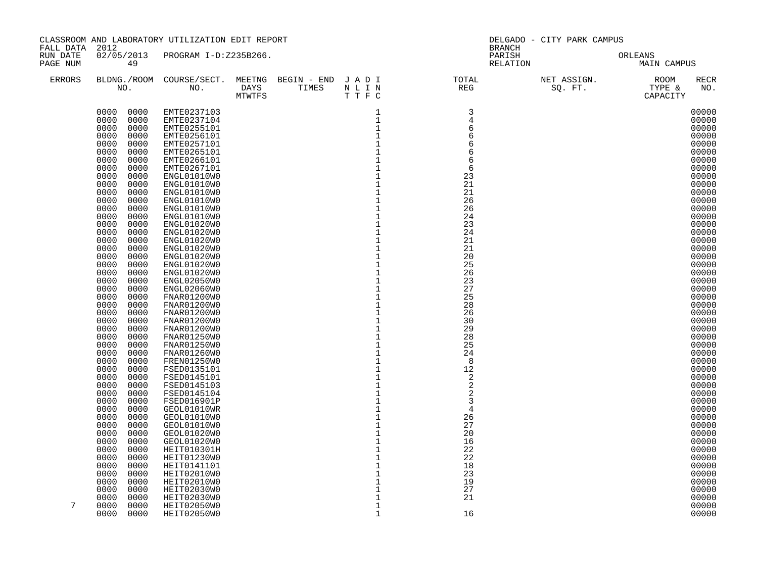CLASSROOM AND LABORATORY UTILIZATION EDIT REPORT
FALL DATA 2012
RUN DATE 02/05/2013 PROGRAM I-D:Z235B266.
PAGE NUM 49

DELGADO - CITY PARK CAMPUS
BRANCH
PARISH ORLEANS
RELATION MAIN CAMPUS

| ERRORS | BLDNG./ROOM NO. | COURSE/SECT. NO. | MEETNG DAYS MTWTFS | BEGIN - END TIMES | J A D I N L I N T T F C | TOTAL REG | NET ASSIGN. SQ. FT. | ROOM TYPE & CAPACITY | RECR NO. |
|---|---|---|---|---|---|---|---|---|---|
| | 0000 0000 | EMTE0237103 | | | 1 | 3 | | | 00000 |
| | 0000 0000 | EMTE0237104 | | | 1 | 4 | | | 00000 |
| | 0000 0000 | EMTE0255101 | | | 1 | 6 | | | 00000 |
| | 0000 0000 | EMTE0256101 | | | 1 | 6 | | | 00000 |
| | 0000 0000 | EMTE0257101 | | | 1 | 6 | | | 00000 |
| | 0000 0000 | EMTE0265101 | | | 1 | 6 | | | 00000 |
| | 0000 0000 | EMTE0266101 | | | 1 | 6 | | | 00000 |
| | 0000 0000 | EMTE0267101 | | | 1 | 6 | | | 00000 |
| | 0000 0000 | ENGL01010W0 | | | 1 | 23 | | | 00000 |
| | 0000 0000 | ENGL01010W0 | | | 1 | 21 | | | 00000 |
| | 0000 0000 | ENGL01010W0 | | | 1 | 21 | | | 00000 |
| | 0000 0000 | ENGL01010W0 | | | 1 | 26 | | | 00000 |
| | 0000 0000 | ENGL01010W0 | | | 1 | 26 | | | 00000 |
| | 0000 0000 | ENGL01010W0 | | | 1 | 24 | | | 00000 |
| | 0000 0000 | ENGL01020W0 | | | 1 | 23 | | | 00000 |
| | 0000 0000 | ENGL01020W0 | | | 1 | 24 | | | 00000 |
| | 0000 0000 | ENGL01020W0 | | | 1 | 21 | | | 00000 |
| | 0000 0000 | ENGL01020W0 | | | 1 | 21 | | | 00000 |
| | 0000 0000 | ENGL01020W0 | | | 1 | 20 | | | 00000 |
| | 0000 0000 | ENGL01020W0 | | | 1 | 25 | | | 00000 |
| | 0000 0000 | ENGL01020W0 | | | 1 | 26 | | | 00000 |
| | 0000 0000 | ENGL02050W0 | | | 1 | 23 | | | 00000 |
| | 0000 0000 | ENGL02060W0 | | | 1 | 27 | | | 00000 |
| | 0000 0000 | FNAR01200W0 | | | 1 | 25 | | | 00000 |
| | 0000 0000 | FNAR01200W0 | | | 1 | 28 | | | 00000 |
| | 0000 0000 | FNAR01200W0 | | | 1 | 26 | | | 00000 |
| | 0000 0000 | FNAR01200W0 | | | 1 | 30 | | | 00000 |
| | 0000 0000 | FNAR01200W0 | | | 1 | 29 | | | 00000 |
| | 0000 0000 | FNAR01250W0 | | | 1 | 28 | | | 00000 |
| | 0000 0000 | FNAR01250W0 | | | 1 | 25 | | | 00000 |
| | 0000 0000 | FNAR01260W0 | | | 1 | 24 | | | 00000 |
| | 0000 0000 | FREN01250W0 | | | 1 | 8 | | | 00000 |
| | 0000 0000 | FSED0135101 | | | 1 | 12 | | | 00000 |
| | 0000 0000 | FSED0145101 | | | 1 | 2 | | | 00000 |
| | 0000 0000 | FSED0145103 | | | 1 | 2 | | | 00000 |
| | 0000 0000 | FSED0145104 | | | 1 | 2 | | | 00000 |
| | 0000 0000 | FSED016901P | | | 1 | 3 | | | 00000 |
| | 0000 0000 | GEOL01010WR | | | 1 | 4 | | | 00000 |
| | 0000 0000 | GEOL01010W0 | | | 1 | 26 | | | 00000 |
| | 0000 0000 | GEOL01010W0 | | | 1 | 27 | | | 00000 |
| | 0000 0000 | GEOL01020W0 | | | 1 | 20 | | | 00000 |
| | 0000 0000 | GEOL01020W0 | | | 1 | 16 | | | 00000 |
| | 0000 0000 | HEIT010301H | | | 1 | 22 | | | 00000 |
| | 0000 0000 | HEIT01230W0 | | | 1 | 22 | | | 00000 |
| | 0000 0000 | HEIT0141101 | | | 1 | 18 | | | 00000 |
| | 0000 0000 | HEIT02010W0 | | | 1 | 23 | | | 00000 |
| | 0000 0000 | HEIT02010W0 | | | 1 | 19 | | | 00000 |
| | 0000 0000 | HEIT02030W0 | | | 1 | 27 | | | 00000 |
| | 0000 0000 | HEIT02030W0 | | | 1 | 21 | | | 00000 |
| 7 | 0000 0000 | HEIT02050W0 | | | 1 | | | | 00000 |
| | 0000 0000 | HEIT02050W0 | | | 1 | 16 | | | 00000 |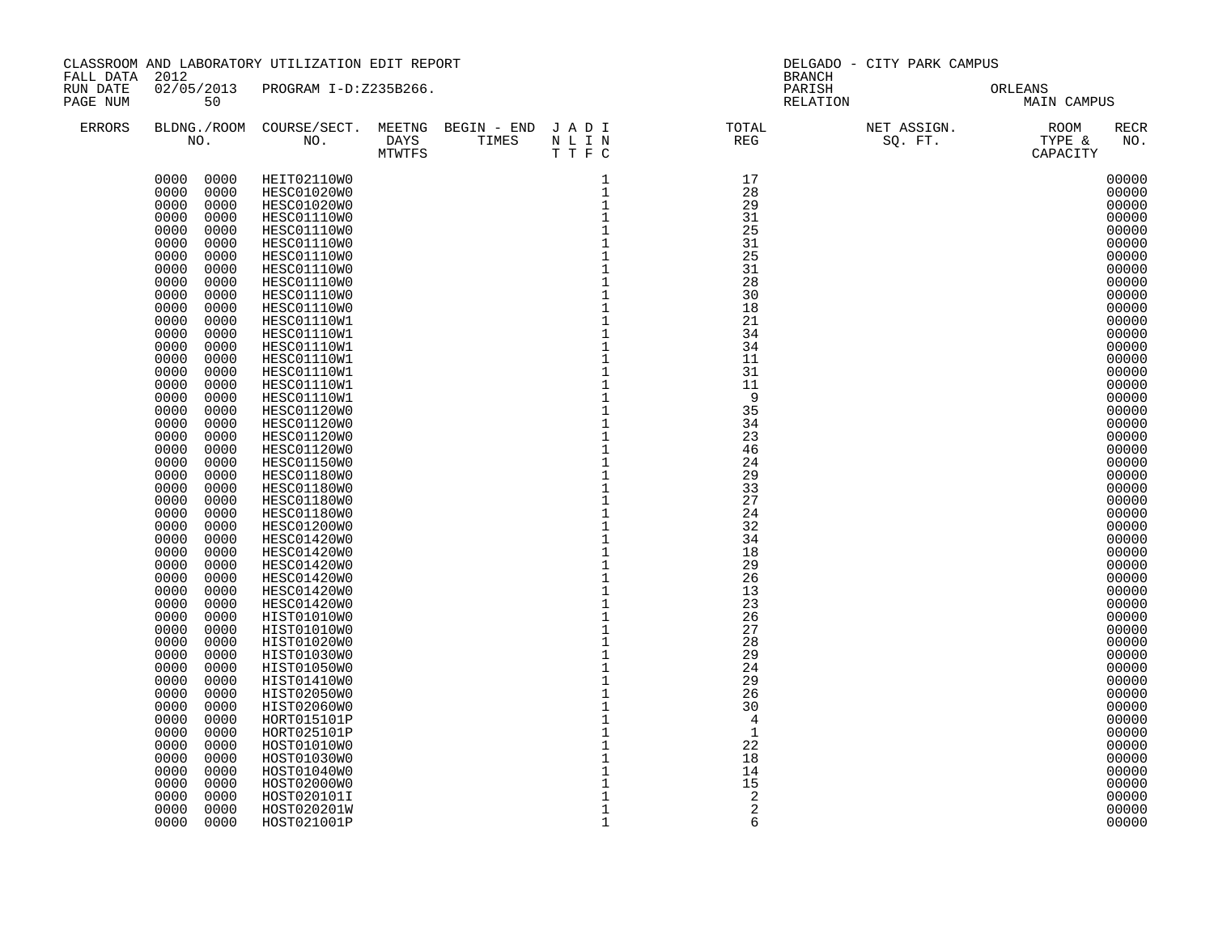CLASSROOM AND LABORATORY UTILIZATION EDIT REPORT
FALL DATA 2012
RUN DATE 02/05/2013 PROGRAM I-D:Z235B266.

DELGADO - CITY PARK CAMPUS
BRANCH
PARISH ORLEANS
RELATION MAIN CAMPUS

| ERRORS | BLDNG./ROOM NO. | COURSE/SECT. NO. | MEETNG DAYS MTWTFS | BEGIN - END TIMES | J A D I N L I N T T F C | TOTAL REG | NET ASSIGN. SQ. FT. | ROOM TYPE & CAPACITY | RECR NO. |
|---|---|---|---|---|---|---|---|---|---|
| | 0000 0000 | HEIT02110W0 | | | 1 | 17 | | | 00000 |
| | 0000 0000 | HESC01020W0 | | | 1 | 28 | | | 00000 |
| | 0000 0000 | HESC01020W0 | | | 1 | 29 | | | 00000 |
| | 0000 0000 | HESC01110W0 | | | 1 | 31 | | | 00000 |
| | 0000 0000 | HESC01110W0 | | | 1 | 25 | | | 00000 |
| | 0000 0000 | HESC01110W0 | | | 1 | 31 | | | 00000 |
| | 0000 0000 | HESC01110W0 | | | 1 | 25 | | | 00000 |
| | 0000 0000 | HESC01110W0 | | | 1 | 31 | | | 00000 |
| | 0000 0000 | HESC01110W0 | | | 1 | 28 | | | 00000 |
| | 0000 0000 | HESC01110W0 | | | 1 | 30 | | | 00000 |
| | 0000 0000 | HESC01110W0 | | | 1 | 18 | | | 00000 |
| | 0000 0000 | HESC01110W1 | | | 1 | 21 | | | 00000 |
| | 0000 0000 | HESC01110W1 | | | 1 | 34 | | | 00000 |
| | 0000 0000 | HESC01110W1 | | | 1 | 34 | | | 00000 |
| | 0000 0000 | HESC01110W1 | | | 1 | 11 | | | 00000 |
| | 0000 0000 | HESC01110W1 | | | 1 | 31 | | | 00000 |
| | 0000 0000 | HESC01110W1 | | | 1 | 11 | | | 00000 |
| | 0000 0000 | HESC01110W1 | | | 1 | 9 | | | 00000 |
| | 0000 0000 | HESC01120W0 | | | 1 | 35 | | | 00000 |
| | 0000 0000 | HESC01120W0 | | | 1 | 34 | | | 00000 |
| | 0000 0000 | HESC01120W0 | | | 1 | 23 | | | 00000 |
| | 0000 0000 | HESC01120W0 | | | 1 | 46 | | | 00000 |
| | 0000 0000 | HESC01150W0 | | | 1 | 24 | | | 00000 |
| | 0000 0000 | HESC01180W0 | | | 1 | 29 | | | 00000 |
| | 0000 0000 | HESC01180W0 | | | 1 | 33 | | | 00000 |
| | 0000 0000 | HESC01180W0 | | | 1 | 27 | | | 00000 |
| | 0000 0000 | HESC01180W0 | | | 1 | 24 | | | 00000 |
| | 0000 0000 | HESC01200W0 | | | 1 | 32 | | | 00000 |
| | 0000 0000 | HESC01420W0 | | | 1 | 34 | | | 00000 |
| | 0000 0000 | HESC01420W0 | | | 1 | 18 | | | 00000 |
| | 0000 0000 | HESC01420W0 | | | 1 | 29 | | | 00000 |
| | 0000 0000 | HESC01420W0 | | | 1 | 26 | | | 00000 |
| | 0000 0000 | HESC01420W0 | | | 1 | 13 | | | 00000 |
| | 0000 0000 | HESC01420W0 | | | 1 | 23 | | | 00000 |
| | 0000 0000 | HIST01010W0 | | | 1 | 26 | | | 00000 |
| | 0000 0000 | HIST01010W0 | | | 1 | 27 | | | 00000 |
| | 0000 0000 | HIST01020W0 | | | 1 | 28 | | | 00000 |
| | 0000 0000 | HIST01030W0 | | | 1 | 29 | | | 00000 |
| | 0000 0000 | HIST01050W0 | | | 1 | 24 | | | 00000 |
| | 0000 0000 | HIST01410W0 | | | 1 | 29 | | | 00000 |
| | 0000 0000 | HIST02050W0 | | | 1 | 26 | | | 00000 |
| | 0000 0000 | HIST02060W0 | | | 1 | 30 | | | 00000 |
| | 0000 0000 | HORT015101P | | | 1 | 4 | | | 00000 |
| | 0000 0000 | HORT025101P | | | 1 | 1 | | | 00000 |
| | 0000 0000 | HOST01010W0 | | | 1 | 22 | | | 00000 |
| | 0000 0000 | HOST01030W0 | | | 1 | 18 | | | 00000 |
| | 0000 0000 | HOST01040W0 | | | 1 | 14 | | | 00000 |
| | 0000 0000 | HOST02000W0 | | | 1 | 15 | | | 00000 |
| | 0000 0000 | HOST020101I | | | 1 | 2 | | | 00000 |
| | 0000 0000 | HOST020201W | | | 1 | 2 | | | 00000 |
| | 0000 0000 | HOST021001P | | | 1 | 6 | | | 00000 |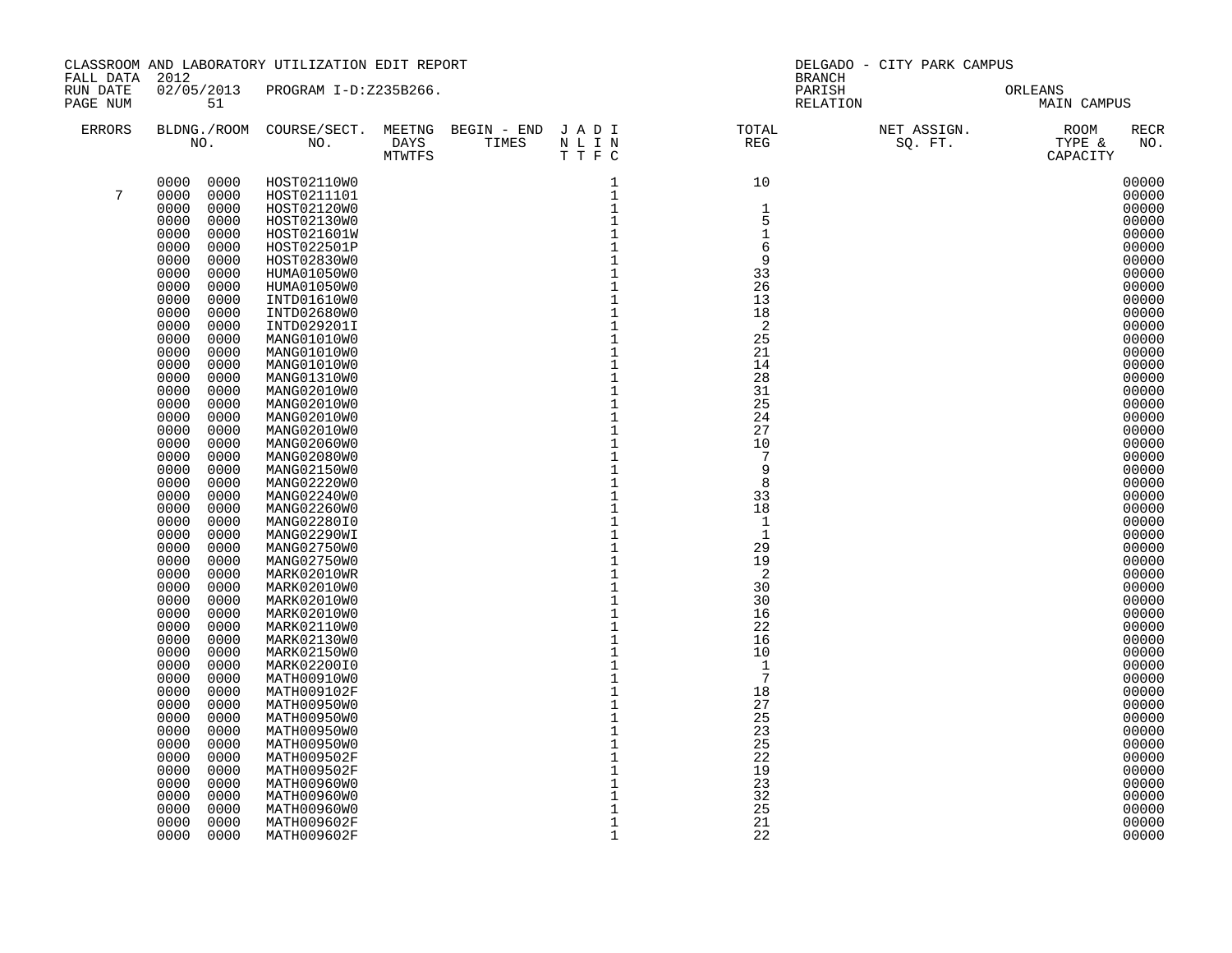CLASSROOM AND LABORATORY UTILIZATION EDIT REPORT
FALL DATA 2012
RUN DATE 02/05/2013 PROGRAM I-D:Z235B266.
PAGE NUM 51

DELGADO - CITY PARK CAMPUS
BRANCH
PARISH ORLEANS
RELATION MAIN CAMPUS

| ERRORS | BLDNG./ROOM NO. | COURSE/SECT. NO. | MEETNG DAYS MTWTFS | BEGIN - END TIMES | J A D I N L I N T T F C | TOTAL REG | NET ASSIGN. SQ. FT. | ROOM TYPE & CAPACITY | RECR NO. |
|---|---|---|---|---|---|---|---|---|---|
| | 0000 0000 | HOST02110W0 | | | 1 | 10 | | | 00000 |
| 7 | 0000 0000 | HOST0211101 | | | 1 | | | | 00000 |
| | 0000 0000 | HOST02120W0 | | | 1 | 1 | | | 00000 |
| | 0000 0000 | HOST02130W0 | | | 1 | 5 | | | 00000 |
| | 0000 0000 | HOST021601W | | | 1 | 1 | | | 00000 |
| | 0000 0000 | HOST022501P | | | 1 | 6 | | | 00000 |
| | 0000 0000 | HOST02830W0 | | | 1 | 9 | | | 00000 |
| | 0000 0000 | HUMA01050W0 | | | 1 | 33 | | | 00000 |
| | 0000 0000 | HUMA01050W0 | | | 1 | 26 | | | 00000 |
| | 0000 0000 | INTD01610W0 | | | 1 | 13 | | | 00000 |
| | 0000 0000 | INTD02680W0 | | | 1 | 18 | | | 00000 |
| | 0000 0000 | INTD029201I | | | 1 | 2 | | | 00000 |
| | 0000 0000 | MANG01010W0 | | | 1 | 25 | | | 00000 |
| | 0000 0000 | MANG01010W0 | | | 1 | 21 | | | 00000 |
| | 0000 0000 | MANG01010W0 | | | 1 | 14 | | | 00000 |
| | 0000 0000 | MANG01310W0 | | | 1 | 28 | | | 00000 |
| | 0000 0000 | MANG02010W0 | | | 1 | 31 | | | 00000 |
| | 0000 0000 | MANG02010W0 | | | 1 | 25 | | | 00000 |
| | 0000 0000 | MANG02010W0 | | | 1 | 24 | | | 00000 |
| | 0000 0000 | MANG02010W0 | | | 1 | 27 | | | 00000 |
| | 0000 0000 | MANG02060W0 | | | 1 | 10 | | | 00000 |
| | 0000 0000 | MANG02080W0 | | | 1 | 7 | | | 00000 |
| | 0000 0000 | MANG02150W0 | | | 1 | 9 | | | 00000 |
| | 0000 0000 | MANG02220W0 | | | 1 | 8 | | | 00000 |
| | 0000 0000 | MANG02240W0 | | | 1 | 33 | | | 00000 |
| | 0000 0000 | MANG02260W0 | | | 1 | 18 | | | 00000 |
| | 0000 0000 | MANG02280I0 | | | 1 | 1 | | | 00000 |
| | 0000 0000 | MANG02290WI | | | 1 | 1 | | | 00000 |
| | 0000 0000 | MANG02750W0 | | | 1 | 29 | | | 00000 |
| | 0000 0000 | MANG02750W0 | | | 1 | 19 | | | 00000 |
| | 0000 0000 | MARK02010WR | | | 1 | 2 | | | 00000 |
| | 0000 0000 | MARK02010W0 | | | 1 | 30 | | | 00000 |
| | 0000 0000 | MARK02010W0 | | | 1 | 30 | | | 00000 |
| | 0000 0000 | MARK02010W0 | | | 1 | 16 | | | 00000 |
| | 0000 0000 | MARK02110W0 | | | 1 | 22 | | | 00000 |
| | 0000 0000 | MARK02130W0 | | | 1 | 16 | | | 00000 |
| | 0000 0000 | MARK02150W0 | | | 1 | 10 | | | 00000 |
| | 0000 0000 | MARK02200I0 | | | 1 | 1 | | | 00000 |
| | 0000 0000 | MATH00910W0 | | | 1 | 7 | | | 00000 |
| | 0000 0000 | MATH009102F | | | 1 | 18 | | | 00000 |
| | 0000 0000 | MATH00950W0 | | | 1 | 27 | | | 00000 |
| | 0000 0000 | MATH00950W0 | | | 1 | 25 | | | 00000 |
| | 0000 0000 | MATH00950W0 | | | 1 | 23 | | | 00000 |
| | 0000 0000 | MATH00950W0 | | | 1 | 25 | | | 00000 |
| | 0000 0000 | MATH009502F | | | 1 | 22 | | | 00000 |
| | 0000 0000 | MATH009502F | | | 1 | 19 | | | 00000 |
| | 0000 0000 | MATH00960W0 | | | 1 | 23 | | | 00000 |
| | 0000 0000 | MATH00960W0 | | | 1 | 32 | | | 00000 |
| | 0000 0000 | MATH00960W0 | | | 1 | 25 | | | 00000 |
| | 0000 0000 | MATH009602F | | | 1 | 21 | | | 00000 |
| | 0000 0000 | MATH009602F | | | 1 | 22 | | | 00000 |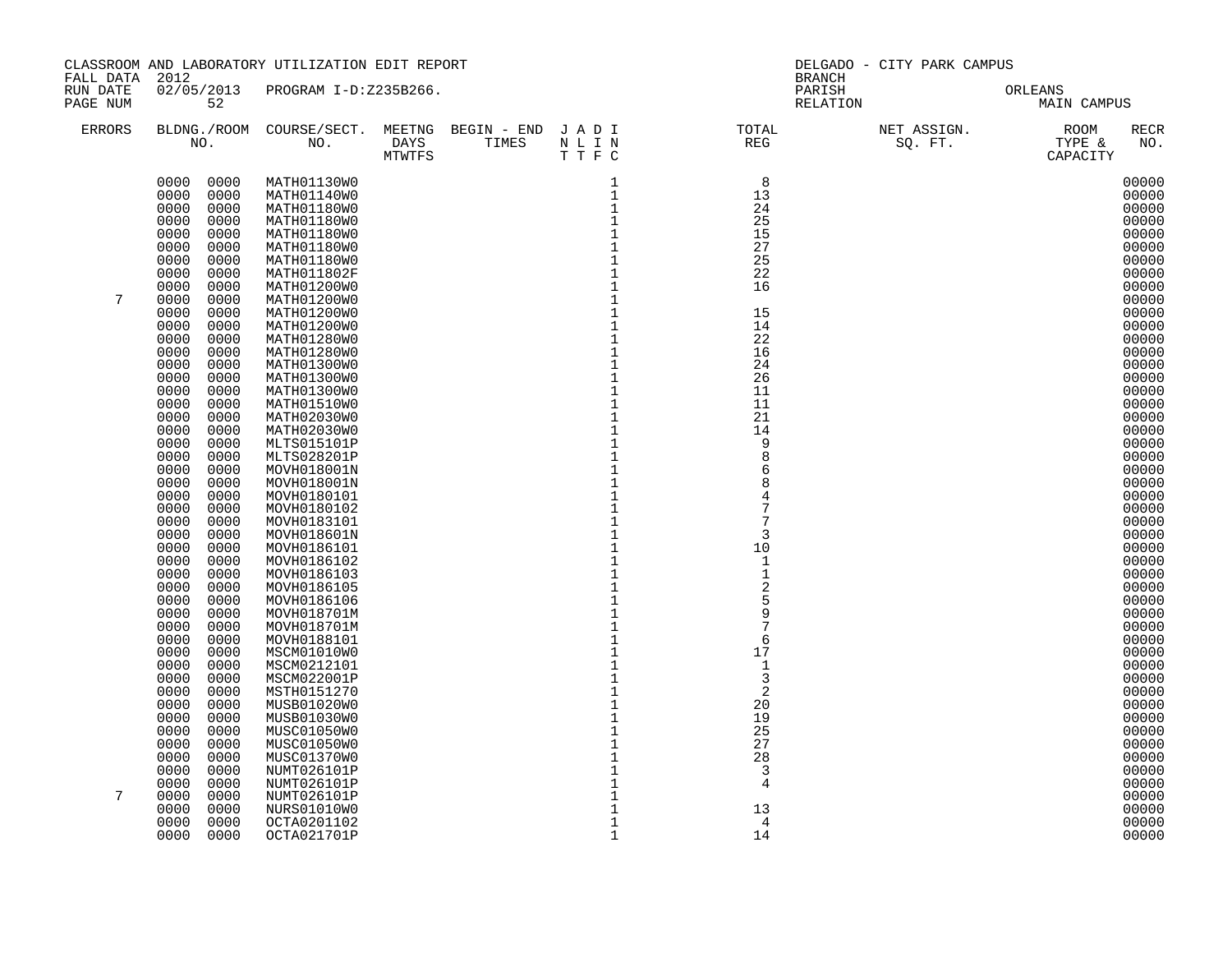CLASSROOM AND LABORATORY UTILIZATION EDIT REPORT
FALL DATA 2012
RUN DATE 02/05/2013 PROGRAM I-D:Z235B266.
PAGE NUM 52

DELGADO - CITY PARK CAMPUS
BRANCH
PARISH ORLEANS
RELATION MAIN CAMPUS

| ERRORS | BLDNG./ROOM NO. | COURSE/SECT. NO. | MEETNG DAYS MTWTFS | BEGIN - END TIMES | J A D I N L I N T T F C | TOTAL REG | NET ASSIGN. SQ. FT. | ROOM TYPE & CAPACITY | RECR NO. |
|---|---|---|---|---|---|---|---|---|---|
| | 0000 0000 | MATH01130W0 | | | 1 | 8 | | | 00000 |
| | 0000 0000 | MATH01140W0 | | | 1 | 13 | | | 00000 |
| | 0000 0000 | MATH01180W0 | | | 1 | 24 | | | 00000 |
| | 0000 0000 | MATH01180W0 | | | 1 | 25 | | | 00000 |
| | 0000 0000 | MATH01180W0 | | | 1 | 15 | | | 00000 |
| | 0000 0000 | MATH01180W0 | | | 1 | 27 | | | 00000 |
| | 0000 0000 | MATH01180W0 | | | 1 | 25 | | | 00000 |
| | 0000 0000 | MATH011802F | | | 1 | 22 | | | 00000 |
| | 0000 0000 | MATH01200W0 | | | 1 | 16 | | | 00000 |
| 7 | 0000 0000 | MATH01200W0 | | | 1 | | | | 00000 |
| | 0000 0000 | MATH01200W0 | | | 1 | 15 | | | 00000 |
| | 0000 0000 | MATH01200W0 | | | 1 | 14 | | | 00000 |
| | 0000 0000 | MATH01280W0 | | | 1 | 22 | | | 00000 |
| | 0000 0000 | MATH01280W0 | | | 1 | 16 | | | 00000 |
| | 0000 0000 | MATH01300W0 | | | 1 | 24 | | | 00000 |
| | 0000 0000 | MATH01300W0 | | | 1 | 26 | | | 00000 |
| | 0000 0000 | MATH01300W0 | | | 1 | 11 | | | 00000 |
| | 0000 0000 | MATH01510W0 | | | 1 | 11 | | | 00000 |
| | 0000 0000 | MATH02030W0 | | | 1 | 21 | | | 00000 |
| | 0000 0000 | MATH02030W0 | | | 1 | 14 | | | 00000 |
| | 0000 0000 | MLTS015101P | | | 1 | 9 | | | 00000 |
| | 0000 0000 | MLTS028201P | | | 1 | 8 | | | 00000 |
| | 0000 0000 | MOVH018001N | | | 1 | 6 | | | 00000 |
| | 0000 0000 | MOVH018001N | | | 1 | 8 | | | 00000 |
| | 0000 0000 | MOVH0180101 | | | 1 | 4 | | | 00000 |
| | 0000 0000 | MOVH0180102 | | | 1 | 7 | | | 00000 |
| | 0000 0000 | MOVH0183101 | | | 1 | 7 | | | 00000 |
| | 0000 0000 | MOVH018601N | | | 1 | 3 | | | 00000 |
| | 0000 0000 | MOVH0186101 | | | 1 | 10 | | | 00000 |
| | 0000 0000 | MOVH0186102 | | | 1 | 1 | | | 00000 |
| | 0000 0000 | MOVH0186103 | | | 1 | 1 | | | 00000 |
| | 0000 0000 | MOVH0186105 | | | 1 | 2 | | | 00000 |
| | 0000 0000 | MOVH0186106 | | | 1 | 5 | | | 00000 |
| | 0000 0000 | MOVH018701M | | | 1 | 9 | | | 00000 |
| | 0000 0000 | MOVH018701M | | | 1 | 7 | | | 00000 |
| | 0000 0000 | MOVH0188101 | | | 1 | 6 | | | 00000 |
| | 0000 0000 | MSCM01010W0 | | | 1 | 17 | | | 00000 |
| | 0000 0000 | MSCM0212101 | | | 1 | 1 | | | 00000 |
| | 0000 0000 | MSCM022001P | | | 1 | 3 | | | 00000 |
| | 0000 0000 | MSTH0151270 | | | 1 | 2 | | | 00000 |
| | 0000 0000 | MUSB01020W0 | | | 1 | 20 | | | 00000 |
| | 0000 0000 | MUSB01030W0 | | | 1 | 19 | | | 00000 |
| | 0000 0000 | MUSC01050W0 | | | 1 | 25 | | | 00000 |
| | 0000 0000 | MUSC01050W0 | | | 1 | 27 | | | 00000 |
| | 0000 0000 | MUSC01370W0 | | | 1 | 28 | | | 00000 |
| | 0000 0000 | NUMT026101P | | | 1 | 3 | | | 00000 |
| | 0000 0000 | NUMT026101P | | | 1 | 4 | | | 00000 |
| 7 | 0000 0000 | NUMT026101P | | | 1 | | | | 00000 |
| | 0000 0000 | NURS01010W0 | | | 1 | 13 | | | 00000 |
| | 0000 0000 | OCTA0201102 | | | 1 | 4 | | | 00000 |
| | 0000 0000 | OCTA021701P | | | 1 | 14 | | | 00000 |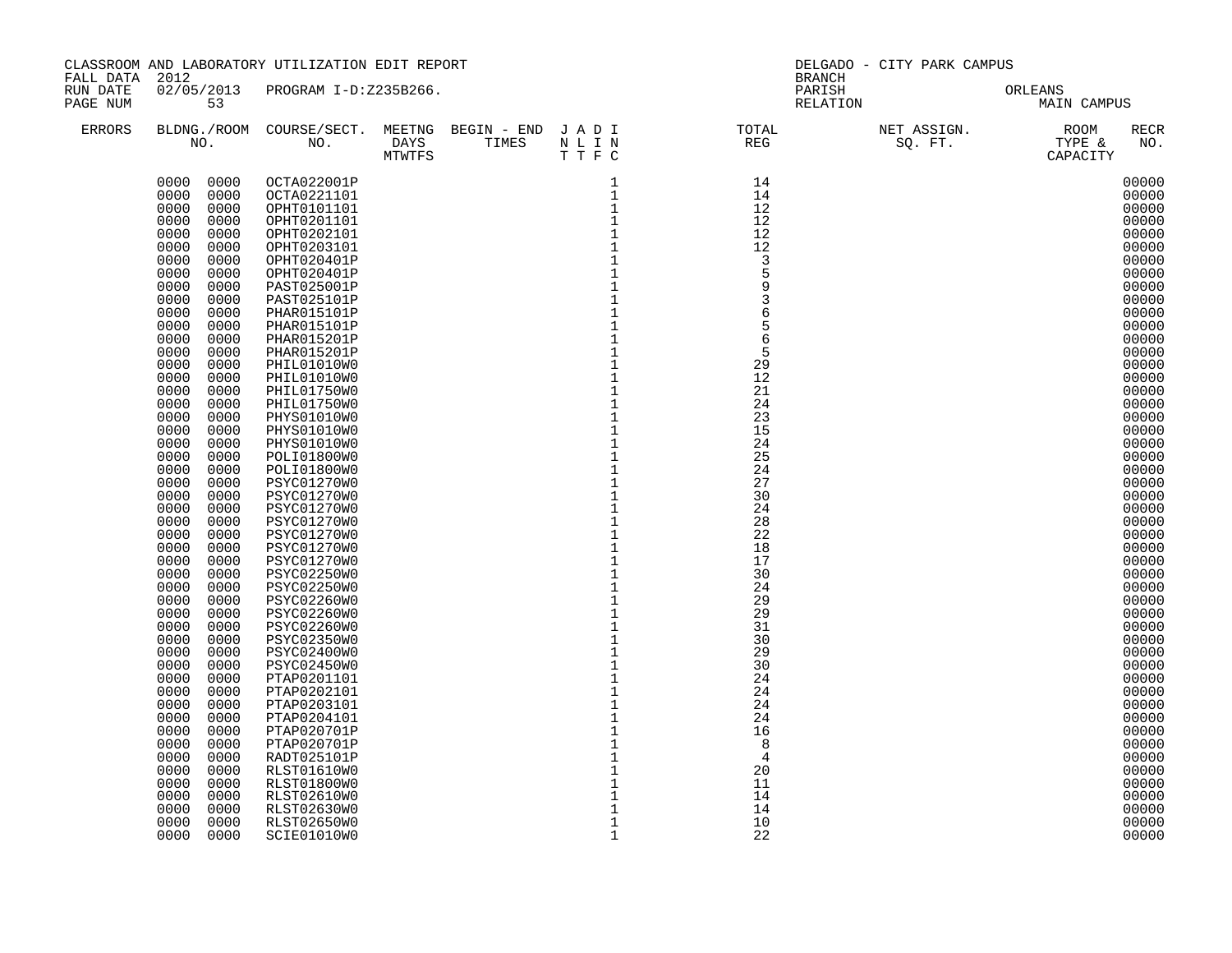CLASSROOM AND LABORATORY UTILIZATION EDIT REPORT
FALL DATA 2012
RUN DATE 02/05/2013 PROGRAM I-D:Z235B266.

DELGADO - CITY PARK CAMPUS
BRANCH
PARISH ORLEANS
RELATION MAIN CAMPUS

| ERRORS | BLDNG./ROOM NO. | COURSE/SECT. NO. | MEETNG DAYS MTWTFS | BEGIN - END TIMES | J A D I N L I N T T F C | TOTAL REG | NET ASSIGN. SQ. FT. | ROOM TYPE & CAPACITY | RECR NO. |
|---|---|---|---|---|---|---|---|---|---|
| | 0000 0000 | OCTA022001P | | | 1 | 14 | | | 00000 |
| | 0000 0000 | OCTA0221101 | | | 1 | 14 | | | 00000 |
| | 0000 0000 | OPHT0101101 | | | 1 | 12 | | | 00000 |
| | 0000 0000 | OPHT0201101 | | | 1 | 12 | | | 00000 |
| | 0000 0000 | OPHT0202101 | | | 1 | 12 | | | 00000 |
| | 0000 0000 | OPHT0203101 | | | 1 | 12 | | | 00000 |
| | 0000 0000 | OPHT020401P | | | 1 | 3 | | | 00000 |
| | 0000 0000 | OPHT020401P | | | 1 | 5 | | | 00000 |
| | 0000 0000 | PAST025001P | | | 1 | 9 | | | 00000 |
| | 0000 0000 | PAST025101P | | | 1 | 3 | | | 00000 |
| | 0000 0000 | PHAR015101P | | | 1 | 6 | | | 00000 |
| | 0000 0000 | PHAR015101P | | | 1 | 5 | | | 00000 |
| | 0000 0000 | PHAR015201P | | | 1 | 6 | | | 00000 |
| | 0000 0000 | PHAR015201P | | | 1 | 5 | | | 00000 |
| | 0000 0000 | PHIL01010W0 | | | 1 | 29 | | | 00000 |
| | 0000 0000 | PHIL01010W0 | | | 1 | 12 | | | 00000 |
| | 0000 0000 | PHIL01750W0 | | | 1 | 21 | | | 00000 |
| | 0000 0000 | PHIL01750W0 | | | 1 | 24 | | | 00000 |
| | 0000 0000 | PHYS01010W0 | | | 1 | 23 | | | 00000 |
| | 0000 0000 | PHYS01010W0 | | | 1 | 15 | | | 00000 |
| | 0000 0000 | PHYS01010W0 | | | 1 | 24 | | | 00000 |
| | 0000 0000 | POLI01800W0 | | | 1 | 25 | | | 00000 |
| | 0000 0000 | POLI01800W0 | | | 1 | 24 | | | 00000 |
| | 0000 0000 | PSYC01270W0 | | | 1 | 27 | | | 00000 |
| | 0000 0000 | PSYC01270W0 | | | 1 | 30 | | | 00000 |
| | 0000 0000 | PSYC01270W0 | | | 1 | 24 | | | 00000 |
| | 0000 0000 | PSYC01270W0 | | | 1 | 28 | | | 00000 |
| | 0000 0000 | PSYC01270W0 | | | 1 | 22 | | | 00000 |
| | 0000 0000 | PSYC01270W0 | | | 1 | 18 | | | 00000 |
| | 0000 0000 | PSYC01270W0 | | | 1 | 17 | | | 00000 |
| | 0000 0000 | PSYC02250W0 | | | 1 | 30 | | | 00000 |
| | 0000 0000 | PSYC02250W0 | | | 1 | 24 | | | 00000 |
| | 0000 0000 | PSYC02260W0 | | | 1 | 29 | | | 00000 |
| | 0000 0000 | PSYC02260W0 | | | 1 | 29 | | | 00000 |
| | 0000 0000 | PSYC02260W0 | | | 1 | 31 | | | 00000 |
| | 0000 0000 | PSYC02350W0 | | | 1 | 30 | | | 00000 |
| | 0000 0000 | PSYC02400W0 | | | 1 | 29 | | | 00000 |
| | 0000 0000 | PSYC02450W0 | | | 1 | 30 | | | 00000 |
| | 0000 0000 | PTAP0201101 | | | 1 | 24 | | | 00000 |
| | 0000 0000 | PTAP0202101 | | | 1 | 24 | | | 00000 |
| | 0000 0000 | PTAP0203101 | | | 1 | 24 | | | 00000 |
| | 0000 0000 | PTAP0204101 | | | 1 | 24 | | | 00000 |
| | 0000 0000 | PTAP020701P | | | 1 | 16 | | | 00000 |
| | 0000 0000 | PTAP020701P | | | 1 | 8 | | | 00000 |
| | 0000 0000 | RADT025101P | | | 1 | 4 | | | 00000 |
| | 0000 0000 | RLST01610W0 | | | 1 | 20 | | | 00000 |
| | 0000 0000 | RLST01800W0 | | | 1 | 11 | | | 00000 |
| | 0000 0000 | RLST02610W0 | | | 1 | 14 | | | 00000 |
| | 0000 0000 | RLST02630W0 | | | 1 | 14 | | | 00000 |
| | 0000 0000 | RLST02650W0 | | | 1 | 10 | | | 00000 |
| | 0000 0000 | SCIE01010W0 | | | 1 | 22 | | | 00000 |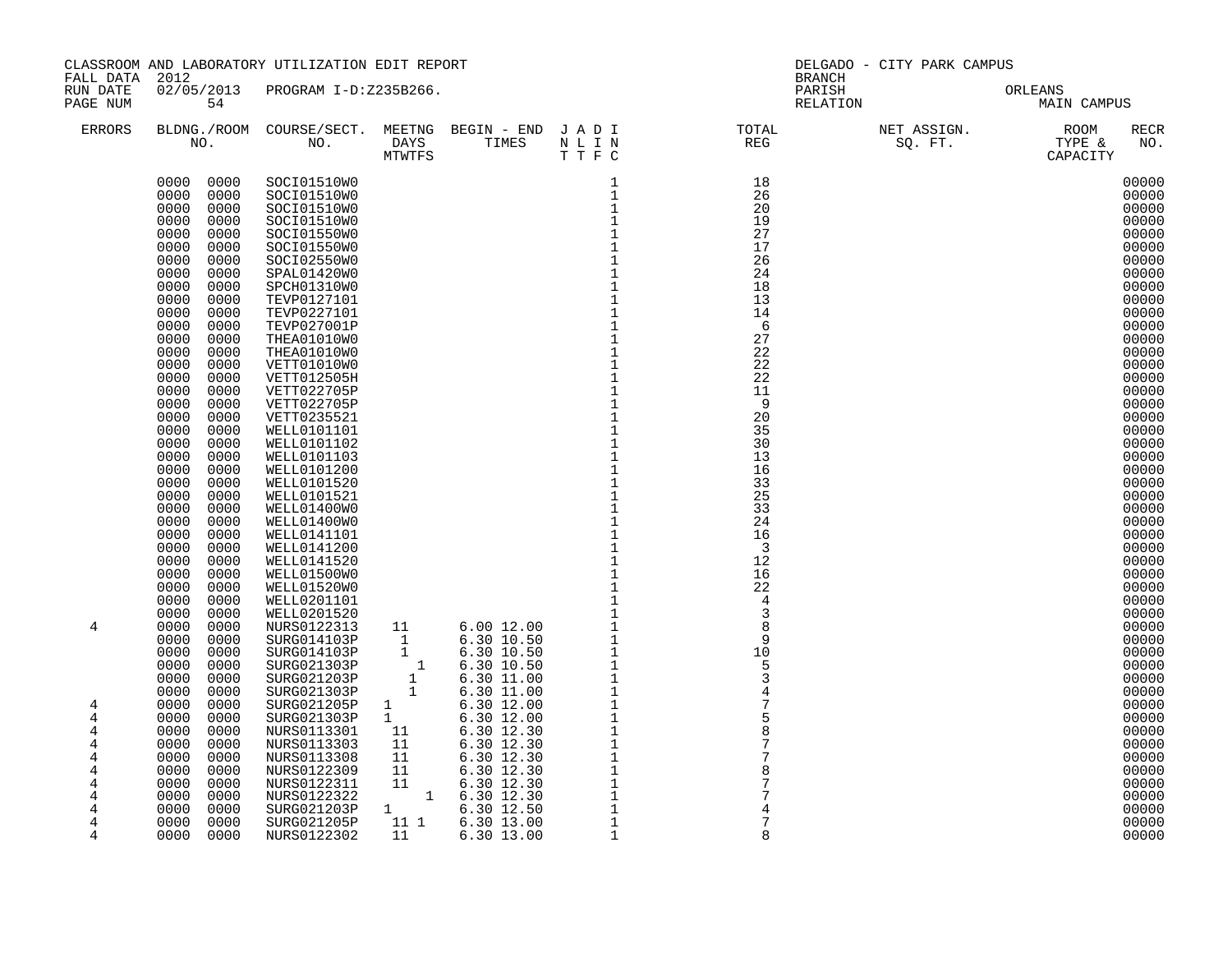CLASSROOM AND LABORATORY UTILIZATION EDIT REPORT

FALL DATA 2012

RUN DATE 02/05/2013 PROGRAM I-D:Z235B266.

DELGADO - CITY PARK CAMPUS

BRANCH

PARISH ORLEANS

RELATION MAIN CAMPUS

| ERRORS | BLDNG. NO. | ROOM NO. | COURSE/SECT. NO. | MEETNG DAYS MTWTFS | BEGIN TIME | END TIME | J A D I N L I N T T F C | TOTAL REG | NET ASSIGN. SQ. FT. | ROOM TYPE & CAPACITY | RECR NO. |
|---|---|---|---|---|---|---|---|---|---|---|---|
| | 0000 | 0000 | SOCI01510W0 | | | | 1 | 18 | | | 00000 |
| | 0000 | 0000 | SOCI01510W0 | | | | 1 | 26 | | | 00000 |
| | 0000 | 0000 | SOCI01510W0 | | | | 1 | 20 | | | 00000 |
| | 0000 | 0000 | SOCI01510W0 | | | | 1 | 19 | | | 00000 |
| | 0000 | 0000 | SOCI01550W0 | | | | 1 | 27 | | | 00000 |
| | 0000 | 0000 | SOCI01550W0 | | | | 1 | 17 | | | 00000 |
| | 0000 | 0000 | SOCI02550W0 | | | | 1 | 26 | | | 00000 |
| | 0000 | 0000 | SPAL01420W0 | | | | 1 | 24 | | | 00000 |
| | 0000 | 0000 | SPCH01310W0 | | | | 1 | 18 | | | 00000 |
| | 0000 | 0000 | TEVP0127101 | | | | 1 | 13 | | | 00000 |
| | 0000 | 0000 | TEVP0227101 | | | | 1 | 14 | | | 00000 |
| | 0000 | 0000 | TEVP027001P | | | | 1 | 6 | | | 00000 |
| | 0000 | 0000 | THEA01010W0 | | | | 1 | 27 | | | 00000 |
| | 0000 | 0000 | THEA01010W0 | | | | 1 | 22 | | | 00000 |
| | 0000 | 0000 | VETT01010W0 | | | | 1 | 22 | | | 00000 |
| | 0000 | 0000 | VETT012505H | | | | 1 | 22 | | | 00000 |
| | 0000 | 0000 | VETT022705P | | | | 1 | 11 | | | 00000 |
| | 0000 | 0000 | VETT022705P | | | | 1 | 9 | | | 00000 |
| | 0000 | 0000 | VETT0235521 | | | | 1 | 20 | | | 00000 |
| | 0000 | 0000 | WELL0101101 | | | | 1 | 35 | | | 00000 |
| | 0000 | 0000 | WELL0101102 | | | | 1 | 30 | | | 00000 |
| | 0000 | 0000 | WELL0101103 | | | | 1 | 13 | | | 00000 |
| | 0000 | 0000 | WELL0101200 | | | | 1 | 16 | | | 00000 |
| | 0000 | 0000 | WELL0101520 | | | | 1 | 33 | | | 00000 |
| | 0000 | 0000 | WELL0101521 | | | | 1 | 25 | | | 00000 |
| | 0000 | 0000 | WELL01400W0 | | | | 1 | 33 | | | 00000 |
| | 0000 | 0000 | WELL01400W0 | | | | 1 | 24 | | | 00000 |
| | 0000 | 0000 | WELL0141101 | | | | 1 | 16 | | | 00000 |
| | 0000 | 0000 | WELL0141200 | | | | 1 | 3 | | | 00000 |
| | 0000 | 0000 | WELL0141520 | | | | 1 | 12 | | | 00000 |
| | 0000 | 0000 | WELL01500W0 | | | | 1 | 16 | | | 00000 |
| | 0000 | 0000 | WELL01520W0 | | | | 1 | 22 | | | 00000 |
| | 0000 | 0000 | WELL0201101 | | | | 1 | 4 | | | 00000 |
| | 0000 | 0000 | WELL0201520 | | | | 1 | 3 | | | 00000 |
| 4 | 0000 | 0000 | NURS0122313 | 11 | 6.00 | 12.00 | 1 | 8 | | | 00000 |
| | 0000 | 0000 | SURG014103P | 1 | 6.30 | 10.50 | 1 | 9 | | | 00000 |
| | 0000 | 0000 | SURG014103P | 1 | 6.30 | 10.50 | 1 | 10 | | | 00000 |
| | 0000 | 0000 | SURG021303P | 1 | 6.30 | 10.50 | 1 | 5 | | | 00000 |
| | 0000 | 0000 | SURG021203P | 1 | 6.30 | 11.00 | 1 | 3 | | | 00000 |
| | 0000 | 0000 | SURG021303P | 1 | 6.30 | 11.00 | 1 | 4 | | | 00000 |
| 4 | 0000 | 0000 | SURG021205P | 1 | 6.30 | 12.00 | 1 | 7 | | | 00000 |
| 4 | 0000 | 0000 | SURG021303P | 1 | 6.30 | 12.00 | 1 | 5 | | | 00000 |
| 4 | 0000 | 0000 | NURS0113301 | 11 | 6.30 | 12.30 | 1 | 8 | | | 00000 |
| 4 | 0000 | 0000 | NURS0113303 | 11 | 6.30 | 12.30 | 1 | 7 | | | 00000 |
| 4 | 0000 | 0000 | NURS0113308 | 11 | 6.30 | 12.30 | 1 | 7 | | | 00000 |
| 4 | 0000 | 0000 | NURS0122309 | 11 | 6.30 | 12.30 | 1 | 8 | | | 00000 |
| 4 | 0000 | 0000 | NURS0122311 | 11 | 6.30 | 12.30 | 1 | 7 | | | 00000 |
| 4 | 0000 | 0000 | NURS0122322 | 1 | 6.30 | 12.30 | 1 | 7 | | | 00000 |
| 4 | 0000 | 0000 | SURG021203P | 1 | 6.30 | 12.50 | 1 | 4 | | | 00000 |
| 4 | 0000 | 0000 | SURG021205P | 11 1 | 6.30 | 13.00 | 1 | 7 | | | 00000 |
| 4 | 0000 | 0000 | NURS0122302 | 11 | 6.30 | 13.00 | 1 | 8 | | | 00000 |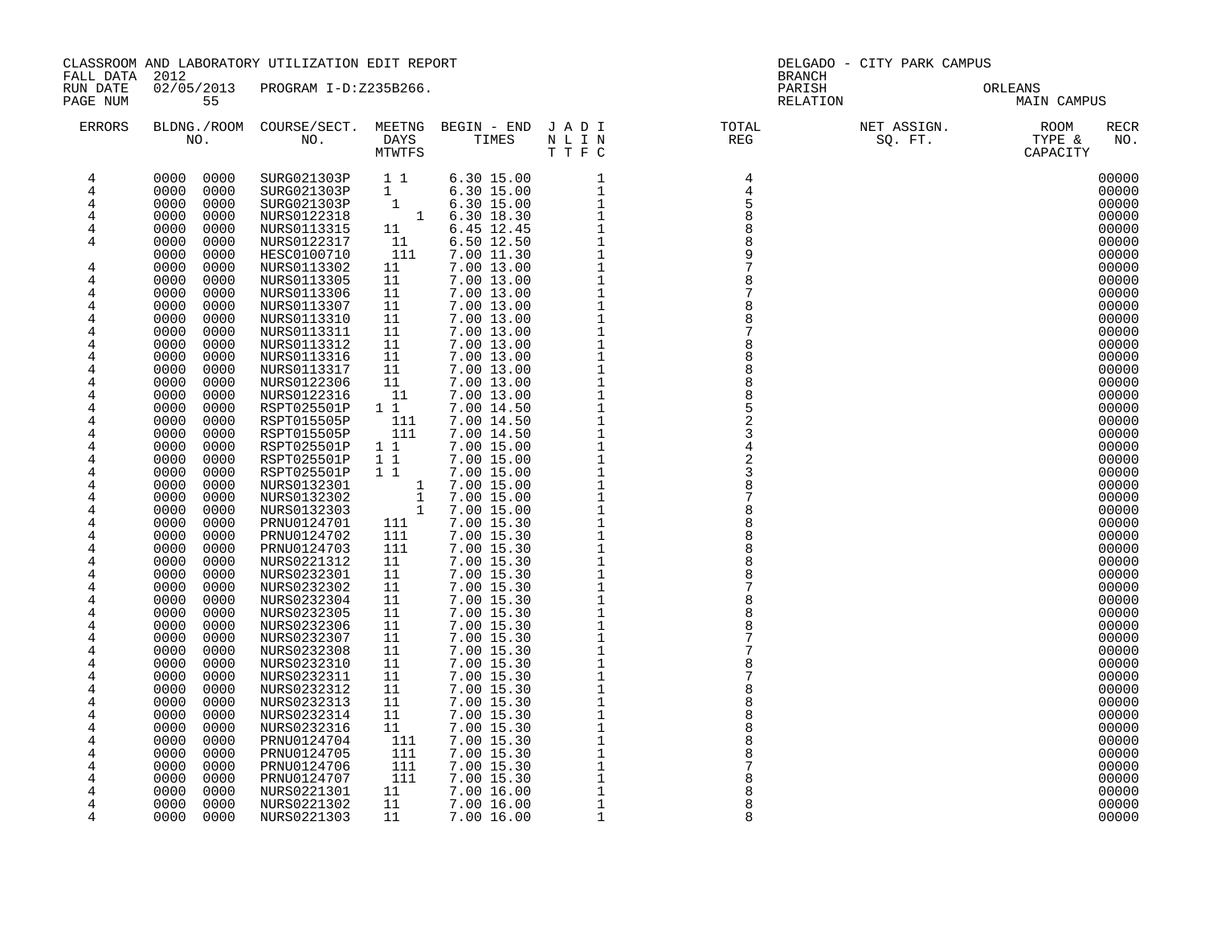CLASSROOM AND LABORATORY UTILIZATION EDIT REPORT
FALL DATA 2012
RUN DATE 02/05/2013 PROGRAM I-D:Z235B266.
PAGE NUM 55

DELGADO - CITY PARK CAMPUS
BRANCH
PARISH ORLEANS
RELATION MAIN CAMPUS

| ERRORS | BLDNG./ROOM NO. | COURSE/SECT. NO. | MEETNG DAYS MTWTFS | BEGIN - END TIMES | J A D I N L I N T T F C | TOTAL REG | NET ASSIGN. SQ. FT. | ROOM TYPE & CAPACITY | RECR NO. |
|---|---|---|---|---|---|---|---|---|---|
| 4 | 0000 0000 | SURG021303P | 1 1 | 6.30 15.00 | 1 | 4 | | | 00000 |
| 4 | 0000 0000 | SURG021303P | 1 | 6.30 15.00 | 1 | 4 | | | 00000 |
| 4 | 0000 0000 | SURG021303P | 1 | 6.30 15.00 | 1 | 5 | | | 00000 |
| 4 | 0000 0000 | NURS0122318 | 1 | 6.30 18.30 | 1 | 8 | | | 00000 |
| 4 | 0000 0000 | NURS0113315 | 11 | 6.45 12.45 | 1 | 8 | | | 00000 |
| 4 | 0000 0000 | NURS0122317 | 11 | 6.50 12.50 | 1 | 8 | | | 00000 |
| | 0000 0000 | HESC0100710 | 111 | 7.00 11.30 | 1 | 9 | | | 00000 |
| 4 | 0000 0000 | NURS0113302 | 11 | 7.00 13.00 | 1 | 7 | | | 00000 |
| 4 | 0000 0000 | NURS0113305 | 11 | 7.00 13.00 | 1 | 8 | | | 00000 |
| 4 | 0000 0000 | NURS0113306 | 11 | 7.00 13.00 | 1 | 7 | | | 00000 |
| 4 | 0000 0000 | NURS0113307 | 11 | 7.00 13.00 | 1 | 8 | | | 00000 |
| 4 | 0000 0000 | NURS0113310 | 11 | 7.00 13.00 | 1 | 8 | | | 00000 |
| 4 | 0000 0000 | NURS0113311 | 11 | 7.00 13.00 | 1 | 7 | | | 00000 |
| 4 | 0000 0000 | NURS0113312 | 11 | 7.00 13.00 | 1 | 8 | | | 00000 |
| 4 | 0000 0000 | NURS0113316 | 11 | 7.00 13.00 | 1 | 8 | | | 00000 |
| 4 | 0000 0000 | NURS0113317 | 11 | 7.00 13.00 | 1 | 8 | | | 00000 |
| 4 | 0000 0000 | NURS0122306 | 11 | 7.00 13.00 | 1 | 8 | | | 00000 |
| 4 | 0000 0000 | NURS0122316 | 11 | 7.00 13.00 | 1 | 8 | | | 00000 |
| 4 | 0000 0000 | RSPT025501P | 1 1 | 7.00 14.50 | 1 | 5 | | | 00000 |
| 4 | 0000 0000 | RSPT015505P | 111 | 7.00 14.50 | 1 | 2 | | | 00000 |
| 4 | 0000 0000 | RSPT015505P | 111 | 7.00 14.50 | 1 | 3 | | | 00000 |
| 4 | 0000 0000 | RSPT025501P | 1 1 | 7.00 15.00 | 1 | 4 | | | 00000 |
| 4 | 0000 0000 | RSPT025501P | 1 1 | 7.00 15.00 | 1 | 2 | | | 00000 |
| 4 | 0000 0000 | RSPT025501P | 1 1 | 7.00 15.00 | 1 | 3 | | | 00000 |
| 4 | 0000 0000 | NURS0132301 | 1 | 7.00 15.00 | 1 | 8 | | | 00000 |
| 4 | 0000 0000 | NURS0132302 | 1 | 7.00 15.00 | 1 | 7 | | | 00000 |
| 4 | 0000 0000 | NURS0132303 | 1 | 7.00 15.00 | 1 | 8 | | | 00000 |
| 4 | 0000 0000 | PRNU0124701 | 111 | 7.00 15.30 | 1 | 8 | | | 00000 |
| 4 | 0000 0000 | PRNU0124702 | 111 | 7.00 15.30 | 1 | 8 | | | 00000 |
| 4 | 0000 0000 | PRNU0124703 | 111 | 7.00 15.30 | 1 | 8 | | | 00000 |
| 4 | 0000 0000 | NURS0221312 | 11 | 7.00 15.30 | 1 | 8 | | | 00000 |
| 4 | 0000 0000 | NURS0232301 | 11 | 7.00 15.30 | 1 | 8 | | | 00000 |
| 4 | 0000 0000 | NURS0232302 | 11 | 7.00 15.30 | 1 | 7 | | | 00000 |
| 4 | 0000 0000 | NURS0232304 | 11 | 7.00 15.30 | 1 | 8 | | | 00000 |
| 4 | 0000 0000 | NURS0232305 | 11 | 7.00 15.30 | 1 | 8 | | | 00000 |
| 4 | 0000 0000 | NURS0232306 | 11 | 7.00 15.30 | 1 | 8 | | | 00000 |
| 4 | 0000 0000 | NURS0232307 | 11 | 7.00 15.30 | 1 | 7 | | | 00000 |
| 4 | 0000 0000 | NURS0232308 | 11 | 7.00 15.30 | 1 | 7 | | | 00000 |
| 4 | 0000 0000 | NURS0232310 | 11 | 7.00 15.30 | 1 | 8 | | | 00000 |
| 4 | 0000 0000 | NURS0232311 | 11 | 7.00 15.30 | 1 | 7 | | | 00000 |
| 4 | 0000 0000 | NURS0232312 | 11 | 7.00 15.30 | 1 | 8 | | | 00000 |
| 4 | 0000 0000 | NURS0232313 | 11 | 7.00 15.30 | 1 | 8 | | | 00000 |
| 4 | 0000 0000 | NURS0232314 | 11 | 7.00 15.30 | 1 | 8 | | | 00000 |
| 4 | 0000 0000 | NURS0232316 | 11 | 7.00 15.30 | 1 | 8 | | | 00000 |
| 4 | 0000 0000 | PRNU0124704 | 111 | 7.00 15.30 | 1 | 8 | | | 00000 |
| 4 | 0000 0000 | PRNU0124705 | 111 | 7.00 15.30 | 1 | 8 | | | 00000 |
| 4 | 0000 0000 | PRNU0124706 | 111 | 7.00 15.30 | 1 | 7 | | | 00000 |
| 4 | 0000 0000 | PRNU0124707 | 111 | 7.00 15.30 | 1 | 8 | | | 00000 |
| 4 | 0000 0000 | NURS0221301 | 11 | 7.00 16.00 | 1 | 8 | | | 00000 |
| 4 | 0000 0000 | NURS0221302 | 11 | 7.00 16.00 | 1 | 8 | | | 00000 |
| 4 | 0000 0000 | NURS0221303 | 11 | 7.00 16.00 | 1 | 8 | | | 00000 |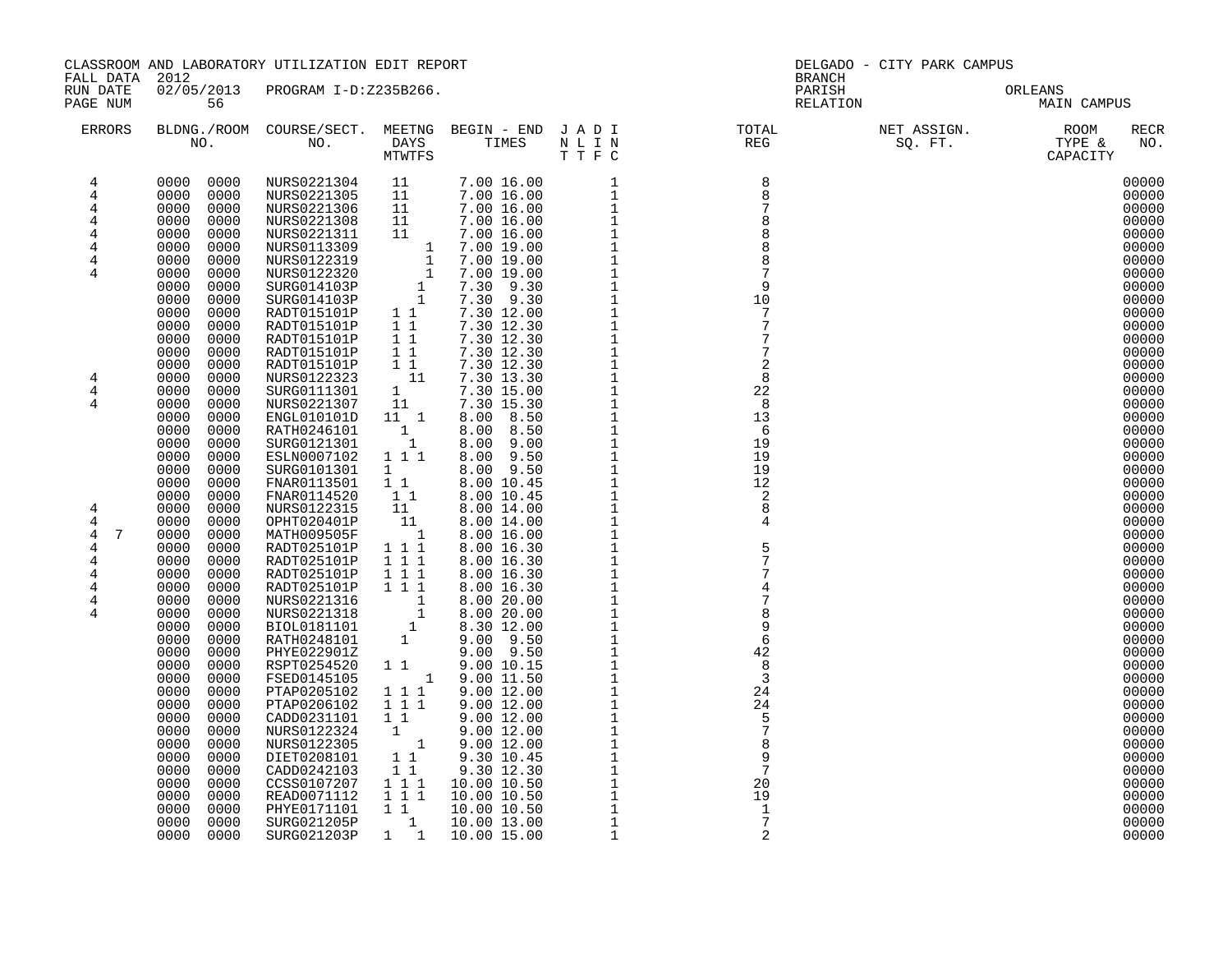CLASSROOM AND LABORATORY UTILIZATION EDIT REPORT
FALL DATA 2012
RUN DATE 02/05/2013 PROGRAM I-D:Z235B266.
PAGE NUM 56

DELGADO - CITY PARK CAMPUS
BRANCH
PARISH ORLEANS
RELATION MAIN CAMPUS

| ERRORS | BLDNG./ROOM NO. | COURSE/SECT. NO. | MEETNG DAYS MTWTFS | BEGIN - END TIMES | J A D I N L I N T T F C | TOTAL REG | NET ASSIGN. SQ. FT. | ROOM TYPE & CAPACITY | RECR NO. |
|---|---|---|---|---|---|---|---|---|---|
| 4 | 0000 0000 | NURS0221304 | 11 | 7.00 16.00 | 1 | 8 | | | 00000 |
| 4 | 0000 0000 | NURS0221305 | 11 | 7.00 16.00 | 1 | 8 | | | 00000 |
| 4 | 0000 0000 | NURS0221306 | 11 | 7.00 16.00 | 1 | 7 | | | 00000 |
| 4 | 0000 0000 | NURS0221308 | 11 | 7.00 16.00 | 1 | 8 | | | 00000 |
| 4 | 0000 0000 | NURS0221311 | 11 | 7.00 16.00 | 1 | 8 | | | 00000 |
| 4 | 0000 0000 | NURS0113309 | 1 | 7.00 19.00 | 1 | 8 | | | 00000 |
| 4 | 0000 0000 | NURS0122319 | 1 | 7.00 19.00 | 1 | 8 | | | 00000 |
| 4 | 0000 0000 | NURS0122320 | 1 | 7.00 19.00 | 1 | 7 | | | 00000 |
| | 0000 0000 | SURG014103P | 1 | 7.30 9.30 | 1 | 9 | | | 00000 |
| | 0000 0000 | SURG014103P | 1 | 7.30 9.30 | 1 | 10 | | | 00000 |
| | 0000 0000 | RADT015101P | 1 1 | 7.30 12.00 | 1 | 7 | | | 00000 |
| | 0000 0000 | RADT015101P | 1 1 | 7.30 12.30 | 1 | 7 | | | 00000 |
| | 0000 0000 | RADT015101P | 1 1 | 7.30 12.30 | 1 | 7 | | | 00000 |
| | 0000 0000 | RADT015101P | 1 1 | 7.30 12.30 | 1 | 7 | | | 00000 |
| | 0000 0000 | RADT015101P | 1 1 | 7.30 12.30 | 1 | 2 | | | 00000 |
| 4 | 0000 0000 | NURS0122323 | 11 | 7.30 13.30 | 1 | 8 | | | 00000 |
| 4 | 0000 0000 | SURG0111301 | 1 | 7.30 15.00 | 1 | 22 | | | 00000 |
| 4 | 0000 0000 | NURS0221307 | 11 | 7.30 15.30 | 1 | 8 | | | 00000 |
| | 0000 0000 | ENGL010101D | 11 1 | 8.00 8.50 | 1 | 13 | | | 00000 |
| | 0000 0000 | RATH0246101 | 1 | 8.00 8.50 | 1 | 6 | | | 00000 |
| | 0000 0000 | SURG0121301 | 1 | 8.00 9.00 | 1 | 19 | | | 00000 |
| | 0000 0000 | ESLN0007102 | 1 1 1 | 8.00 9.50 | 1 | 19 | | | 00000 |
| | 0000 0000 | SURG0101301 | 1 | 8.00 9.50 | 1 | 19 | | | 00000 |
| | 0000 0000 | FNAR0113501 | 1 1 | 8.00 10.45 | 1 | 12 | | | 00000 |
| | 0000 0000 | FNAR0114520 | 1 1 | 8.00 10.45 | 1 | 2 | | | 00000 |
| 4 | 0000 0000 | NURS0122315 | 11 | 8.00 14.00 | 1 | 8 | | | 00000 |
| 4 | 0000 0000 | OPHT020401P | 11 | 8.00 14.00 | 1 | 4 | | | 00000 |
| 4 7 | 0000 0000 | MATH009505F | 1 | 8.00 16.00 | 1 | | | | 00000 |
| 4 | 0000 0000 | RADT025101P | 1 1 1 | 8.00 16.30 | 1 | 5 | | | 00000 |
| 4 | 0000 0000 | RADT025101P | 1 1 1 | 8.00 16.30 | 1 | 7 | | | 00000 |
| 4 | 0000 0000 | RADT025101P | 1 1 1 | 8.00 16.30 | 1 | 7 | | | 00000 |
| 4 | 0000 0000 | RADT025101P | 1 1 1 | 8.00 16.30 | 1 | 4 | | | 00000 |
| 4 | 0000 0000 | NURS0221316 | 1 | 8.00 20.00 | 1 | 7 | | | 00000 |
| 4 | 0000 0000 | NURS0221318 | 1 | 8.00 20.00 | 1 | 8 | | | 00000 |
| | 0000 0000 | BIOL0181101 | 1 | 8.30 12.00 | 1 | 9 | | | 00000 |
| | 0000 0000 | RATH0248101 | 1 | 9.00 9.50 | 1 | 6 | | | 00000 |
| | 0000 0000 | PHYE022901Z | | 9.00 9.50 | 1 | 42 | | | 00000 |
| | 0000 0000 | RSPT0254520 | 1 1 | 9.00 10.15 | 1 | 8 | | | 00000 |
| | 0000 0000 | FSED0145105 | 1 | 9.00 11.50 | 1 | 3 | | | 00000 |
| | 0000 0000 | PTAP0205102 | 1 1 1 | 9.00 12.00 | 1 | 24 | | | 00000 |
| | 0000 0000 | PTAP0206102 | 1 1 1 | 9.00 12.00 | 1 | 24 | | | 00000 |
| | 0000 0000 | CADD0231101 | 1 1 | 9.00 12.00 | 1 | 5 | | | 00000 |
| | 0000 0000 | NURS0122324 | 1 | 9.00 12.00 | 1 | 7 | | | 00000 |
| | 0000 0000 | NURS0122305 | 1 | 9.00 12.00 | 1 | 8 | | | 00000 |
| | 0000 0000 | DIET0208101 | 1 1 | 9.30 10.45 | 1 | 9 | | | 00000 |
| | 0000 0000 | CADD0242103 | 1 1 | 9.30 12.30 | 1 | 7 | | | 00000 |
| | 0000 0000 | CCSS0107207 | 1 1 1 | 10.00 10.50 | 1 | 20 | | | 00000 |
| | 0000 0000 | READ0071112 | 1 1 1 | 10.00 10.50 | 1 | 19 | | | 00000 |
| | 0000 0000 | PHYE0171101 | 1 1 | 10.00 10.50 | 1 | 1 | | | 00000 |
| | 0000 0000 | SURG021205P | 1 | 10.00 13.00 | 1 | 7 | | | 00000 |
| | 0000 0000 | SURG021203P | 1 1 | 10.00 15.00 | 1 | 2 | | | 00000 |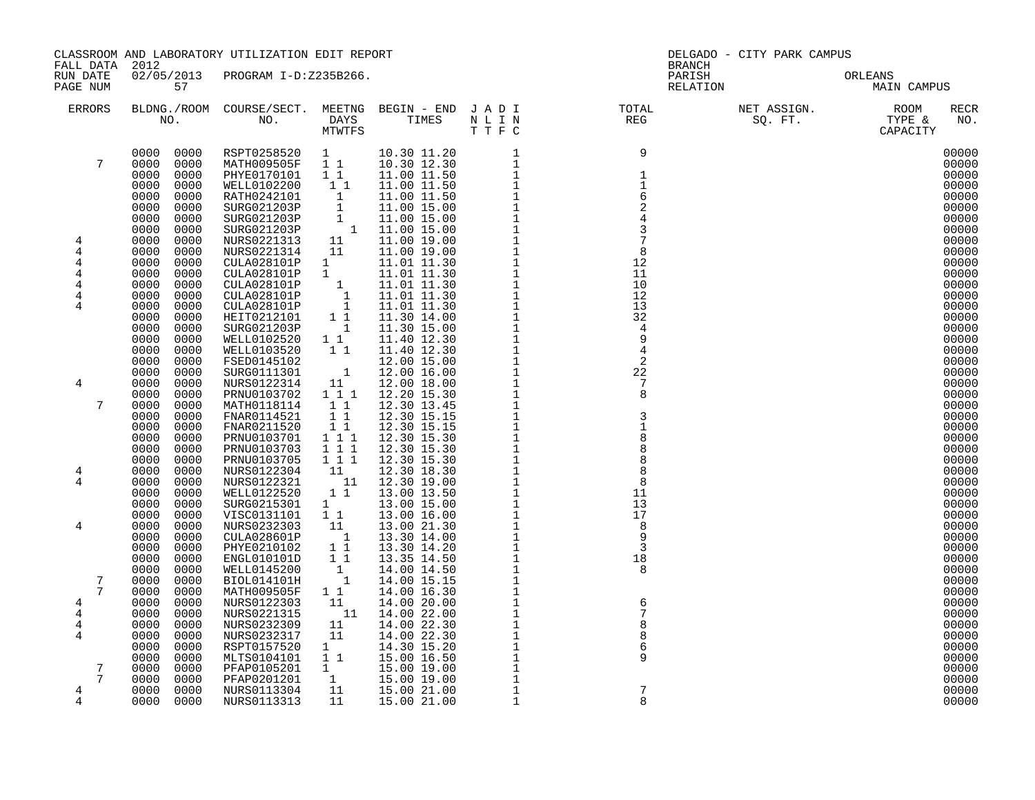CLASSROOM AND LABORATORY UTILIZATION EDIT REPORT
FALL DATA 2012
RUN DATE 02/05/2013 PROGRAM I-D:Z235B266.
PAGE NUM 57

DELGADO - CITY PARK CAMPUS
BRANCH
PARISH ORLEANS
RELATION MAIN CAMPUS

| ERRORS | BLDNG./ROOM NO. | COURSE/SECT. NO. | MEETNG DAYS MTWTFS | BEGIN - END TIMES | J A D I N L I N T T F C | TOTAL REG | NET ASSIGN. SQ. FT. | ROOM TYPE & CAPACITY | RECR NO. |
|---|---|---|---|---|---|---|---|---|---|
| | 0000 0000 | RSPT0258520 | 1 | 10.30 11.20 | 1 | 9 | | | 00000 |
| 7 | 0000 0000 | MATH009505F | 1 1 | 10.30 12.30 | 1 | | | | 00000 |
| | 0000 0000 | PHYE0170101 | 1 1 | 11.00 11.50 | 1 | 1 | | | 00000 |
| | 0000 0000 | WELL0102200 | 1 1 | 11.00 11.50 | 1 | 1 | | | 00000 |
| | 0000 0000 | RATH0242101 | 1 | 11.00 11.50 | 1 | 6 | | | 00000 |
| | 0000 0000 | SURG021203P | 1 | 11.00 15.00 | 1 | 2 | | | 00000 |
| | 0000 0000 | SURG021203P | 1 | 11.00 15.00 | 1 | 4 | | | 00000 |
| | 0000 0000 | SURG021203P | 1 | 11.00 15.00 | 1 | 3 | | | 00000 |
| 4 | 0000 0000 | NURS0221313 | 11 | 11.00 19.00 | 1 | 7 | | | 00000 |
| 4 | 0000 0000 | NURS0221314 | 11 | 11.00 19.00 | 1 | 8 | | | 00000 |
| 4 | 0000 0000 | CULA028101P | 1 | 11.01 11.30 | 1 | 12 | | | 00000 |
| 4 | 0000 0000 | CULA028101P | 1 | 11.01 11.30 | 1 | 11 | | | 00000 |
| 4 | 0000 0000 | CULA028101P | 1 | 11.01 11.30 | 1 | 10 | | | 00000 |
| 4 | 0000 0000 | CULA028101P | 1 | 11.01 11.30 | 1 | 12 | | | 00000 |
| 4 | 0000 0000 | CULA028101P | 1 | 11.01 11.30 | 1 | 13 | | | 00000 |
| | 0000 0000 | HEIT0212101 | 1 1 | 11.30 14.00 | 1 | 32 | | | 00000 |
| | 0000 0000 | SURG021203P | 1 | 11.30 15.00 | 1 | 4 | | | 00000 |
| | 0000 0000 | WELL0102520 | 1 1 | 11.40 12.30 | 1 | 9 | | | 00000 |
| | 0000 0000 | WELL0103520 | 1 1 | 11.40 12.30 | 1 | 4 | | | 00000 |
| | 0000 0000 | FSED0145102 | | 12.00 15.00 | 1 | 2 | | | 00000 |
| | 0000 0000 | SURG0111301 | 1 | 12.00 16.00 | 1 | 22 | | | 00000 |
| 4 | 0000 0000 | NURS0122314 | 11 | 12.00 18.00 | 1 | 7 | | | 00000 |
| | 0000 0000 | PRNU0103702 | 1 1 1 | 12.20 15.30 | 1 | 8 | | | 00000 |
| 7 | 0000 0000 | MATH0118114 | 1 1 | 12.30 13.45 | 1 | | | | 00000 |
| | 0000 0000 | FNAR0114521 | 1 1 | 12.30 15.15 | 1 | 3 | | | 00000 |
| | 0000 0000 | FNAR0211520 | 1 1 | 12.30 15.15 | 1 | 1 | | | 00000 |
| | 0000 0000 | PRNU0103701 | 1 1 1 | 12.30 15.30 | 1 | 8 | | | 00000 |
| | 0000 0000 | PRNU0103703 | 1 1 1 | 12.30 15.30 | 1 | 8 | | | 00000 |
| | 0000 0000 | PRNU0103705 | 1 1 1 | 12.30 15.30 | 1 | 8 | | | 00000 |
| 4 | 0000 0000 | NURS0122304 | 11 | 12.30 18.30 | 1 | 8 | | | 00000 |
| 4 | 0000 0000 | NURS0122321 | 11 | 12.30 19.00 | 1 | 8 | | | 00000 |
| | 0000 0000 | WELL0122520 | 1 1 | 13.00 13.50 | 1 | 11 | | | 00000 |
| | 0000 0000 | SURG0215301 | 1 | 13.00 15.00 | 1 | 13 | | | 00000 |
| | 0000 0000 | VISC0131101 | 1 1 | 13.00 16.00 | 1 | 17 | | | 00000 |
| 4 | 0000 0000 | NURS0232303 | 11 | 13.00 21.30 | 1 | 8 | | | 00000 |
| | 0000 0000 | CULA028601P | 1 | 13.30 14.00 | 1 | 9 | | | 00000 |
| | 0000 0000 | PHYE0210102 | 1 1 | 13.30 14.20 | 1 | 3 | | | 00000 |
| | 0000 0000 | ENGL010101D | 1 1 | 13.35 14.50 | 1 | 18 | | | 00000 |
| | 0000 0000 | WELL0145200 | 1 | 14.00 14.50 | 1 | 8 | | | 00000 |
| 7 | 0000 0000 | BIOL014101H | 1 | 14.00 15.15 | 1 | | | | 00000 |
| 7 | 0000 0000 | MATH009505F | 1 1 | 14.00 16.30 | 1 | | | | 00000 |
| 4 | 0000 0000 | NURS0122303 | 11 | 14.00 20.00 | 1 | 6 | | | 00000 |
| 4 | 0000 0000 | NURS0221315 | 11 | 14.00 22.00 | 1 | 7 | | | 00000 |
| 4 | 0000 0000 | NURS0232309 | 11 | 14.00 22.30 | 1 | 8 | | | 00000 |
| 4 | 0000 0000 | NURS0232317 | 11 | 14.00 22.30 | 1 | 8 | | | 00000 |
| | 0000 0000 | RSPT0157520 | 1 | 14.30 15.20 | 1 | 6 | | | 00000 |
| | 0000 0000 | MLTS0104101 | 1 1 | 15.00 16.50 | 1 | 9 | | | 00000 |
| 7 | 0000 0000 | PFAP0105201 | 1 | 15.00 19.00 | 1 | | | | 00000 |
| 7 | 0000 0000 | PFAP0201201 | 1 | 15.00 19.00 | 1 | | | | 00000 |
| 4 | 0000 0000 | NURS0113304 | 11 | 15.00 21.00 | 1 | 7 | | | 00000 |
| 4 | 0000 0000 | NURS0113313 | 11 | 15.00 21.00 | 1 | 8 | | | 00000 |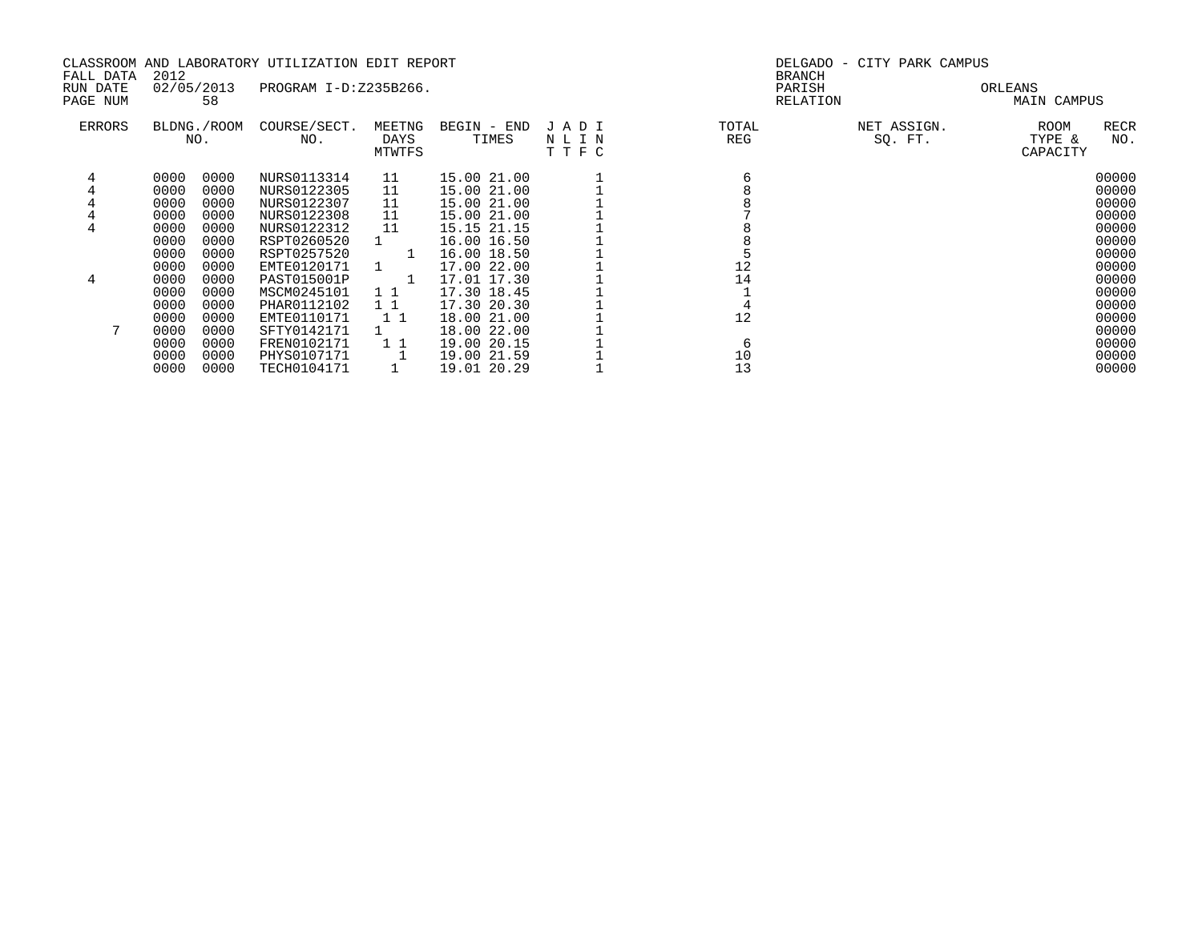CLASSROOM AND LABORATORY UTILIZATION EDIT REPORT
FALL DATA 2012
RUN DATE 02/05/2013 PROGRAM I-D:Z235B266.
PAGE NUM 58

DELGADO - CITY PARK CAMPUS
BRANCH
PARISH ORLEANS
RELATION MAIN CAMPUS

| ERRORS | BLDNG./ROOM NO. | COURSE/SECT. NO. | MEETNG DAYS MTWTFS | BEGIN - END TIMES | J A D I N L I N T T F C | TOTAL REG | NET ASSIGN. SQ. FT. | ROOM TYPE & CAPACITY | RECR NO. |
|---|---|---|---|---|---|---|---|---|---|
| 4 | 0000 0000 | NURS0113314 | 11 | 15.00 21.00 | 1 | 6 | | | 00000 |
| 4 | 0000 0000 | NURS0122305 | 11 | 15.00 21.00 | 1 | 8 | | | 00000 |
| 4 | 0000 0000 | NURS0122307 | 11 | 15.00 21.00 | 1 | 8 | | | 00000 |
| 4 | 0000 0000 | NURS0122308 | 11 | 15.00 21.00 | 1 | 7 | | | 00000 |
| 4 | 0000 0000 | NURS0122312 | 11 | 15.15 21.15 | 1 | 8 | | | 00000 |
| | 0000 0000 | RSPT0260520 | 1 | 16.00 16.50 | 1 | 8 | | | 00000 |
| | 0000 0000 | RSPT0257520 | 1 | 16.00 18.50 | 1 | 5 | | | 00000 |
| | 0000 0000 | EMTE0120171 | 1 | 17.00 22.00 | 1 | 12 | | | 00000 |
| 4 | 0000 0000 | PAST015001P | 1 | 17.01 17.30 | 1 | 14 | | | 00000 |
| | 0000 0000 | MSCM0245101 | 1 1 | 17.30 18.45 | 1 | 1 | | | 00000 |
| | 0000 0000 | PHAR0112102 | 1 1 | 17.30 20.30 | 1 | 4 | | | 00000 |
| | 0000 0000 | EMTE0110171 | 1 1 | 18.00 21.00 | 1 | 12 | | | 00000 |
| 7 | 0000 0000 | SFTY0142171 | 1 | 18.00 22.00 | 1 | | | | 00000 |
| | 0000 0000 | FREN0102171 | 1 1 | 19.00 20.15 | 1 | 6 | | | 00000 |
| | 0000 0000 | PHYS0107171 | 1 | 19.00 21.59 | 1 | 10 | | | 00000 |
| | 0000 0000 | TECH0104171 | 1 | 19.01 20.29 | 1 | 13 | | | 00000 |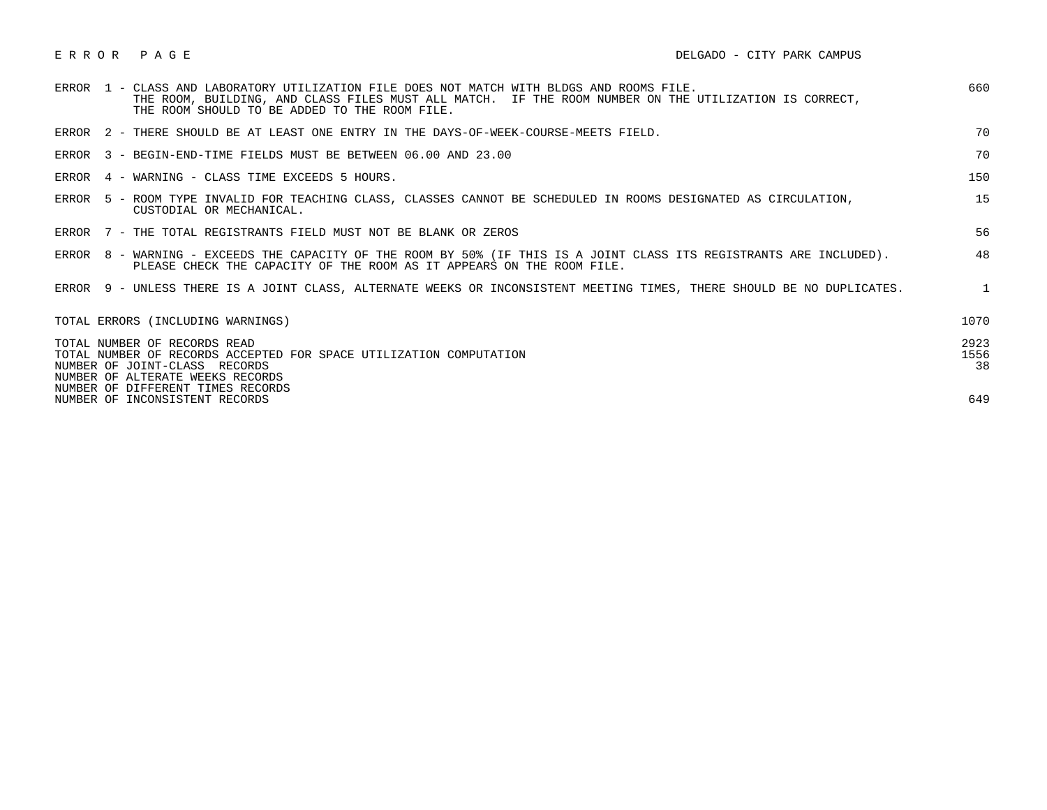# E R R O R   P A G E

DELGADO - CITY PARK CAMPUS

| Error | Description | Count |
|---|---|---|
| ERROR 1 | CLASS AND LABORATORY UTILIZATION FILE DOES NOT MATCH WITH BLDGS AND ROOMS FILE. THE ROOM, BUILDING, AND CLASS FILES MUST ALL MATCH. IF THE ROOM NUMBER ON THE UTILIZATION IS CORRECT, THE ROOM SHOULD TO BE ADDED TO THE ROOM FILE. | 660 |
| ERROR 2 | THERE SHOULD BE AT LEAST ONE ENTRY IN THE DAYS-OF-WEEK-COURSE-MEETS FIELD. | 70 |
| ERROR 3 | BEGIN-END-TIME FIELDS MUST BE BETWEEN 06.00 AND 23.00 | 70 |
| ERROR 4 | WARNING - CLASS TIME EXCEEDS 5 HOURS. | 150 |
| ERROR 5 | ROOM TYPE INVALID FOR TEACHING CLASS, CLASSES CANNOT BE SCHEDULED IN ROOMS DESIGNATED AS CIRCULATION, CUSTODIAL OR MECHANICAL. | 15 |
| ERROR 7 | THE TOTAL REGISTRANTS FIELD MUST NOT BE BLANK OR ZEROS | 56 |
| ERROR 8 | WARNING - EXCEEDS THE CAPACITY OF THE ROOM BY 50% (IF THIS IS A JOINT CLASS ITS REGISTRANTS ARE INCLUDED). PLEASE CHECK THE CAPACITY OF THE ROOM AS IT APPEARS ON THE ROOM FILE. | 48 |
| ERROR 9 | UNLESS THERE IS A JOINT CLASS, ALTERNATE WEEKS OR INCONSISTENT MEETING TIMES, THERE SHOULD BE NO DUPLICATES. | 1 |

| | |
|---|---|
| TOTAL ERRORS (INCLUDING WARNINGS) | 1070 |
| TOTAL NUMBER OF RECORDS READ | 2923 |
| TOTAL NUMBER OF RECORDS ACCEPTED FOR SPACE UTILIZATION COMPUTATION | 1556 |
| NUMBER OF JOINT-CLASS RECORDS | 38 |
| NUMBER OF ALTERATE WEEKS RECORDS | |
| NUMBER OF DIFFERENT TIMES RECORDS | |
| NUMBER OF INCONSISTENT RECORDS | 649 |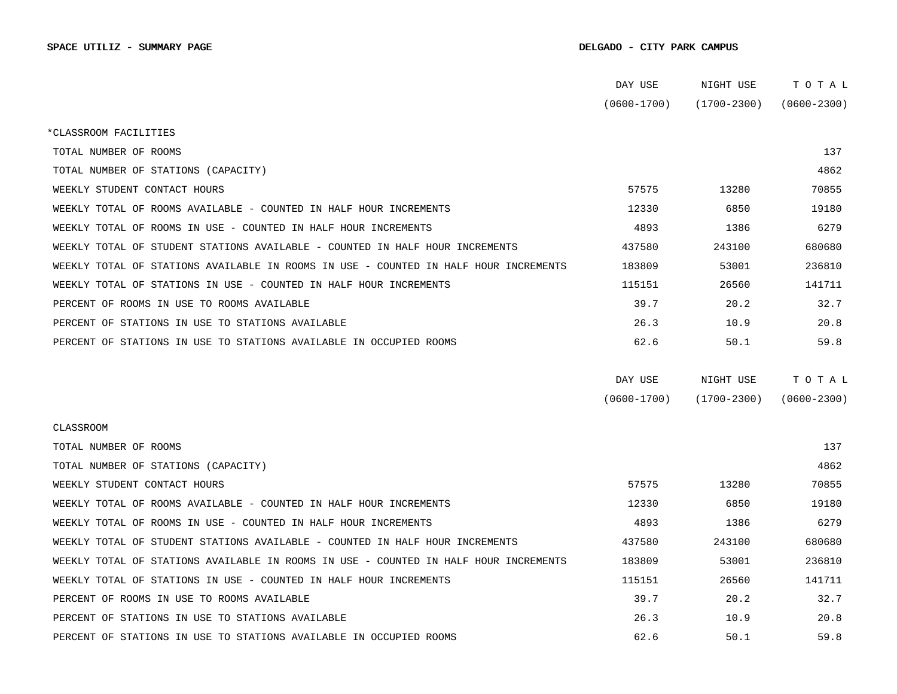**SPACE UTILIZ - SUMMARY PAGE** **DELGADO - CITY PARK CAMPUS**

| | DAY USE (0600-1700) | NIGHT USE (1700-2300) | TOTAL (0600-2300) |
|---|---|---|---|
| *CLASSROOM FACILITIES | | | |
| TOTAL NUMBER OF ROOMS | | | 137 |
| TOTAL NUMBER OF STATIONS (CAPACITY) | | | 4862 |
| WEEKLY STUDENT CONTACT HOURS | 57575 | 13280 | 70855 |
| WEEKLY TOTAL OF ROOMS AVAILABLE - COUNTED IN HALF HOUR INCREMENTS | 12330 | 6850 | 19180 |
| WEEKLY TOTAL OF ROOMS IN USE - COUNTED IN HALF HOUR INCREMENTS | 4893 | 1386 | 6279 |
| WEEKLY TOTAL OF STUDENT STATIONS AVAILABLE - COUNTED IN HALF HOUR INCREMENTS | 437580 | 243100 | 680680 |
| WEEKLY TOTAL OF STATIONS AVAILABLE IN ROOMS IN USE - COUNTED IN HALF HOUR INCREMENTS | 183809 | 53001 | 236810 |
| WEEKLY TOTAL OF STATIONS IN USE - COUNTED IN HALF HOUR INCREMENTS | 115151 | 26560 | 141711 |
| PERCENT OF ROOMS IN USE TO ROOMS AVAILABLE | 39.7 | 20.2 | 32.7 |
| PERCENT OF STATIONS IN USE TO STATIONS AVAILABLE | 26.3 | 10.9 | 20.8 |
| PERCENT OF STATIONS IN USE TO STATIONS AVAILABLE IN OCCUPIED ROOMS | 62.6 | 50.1 | 59.8 |

| | DAY USE (0600-1700) | NIGHT USE (1700-2300) | TOTAL (0600-2300) |
|---|---|---|---|
| CLASSROOM | | | |
| TOTAL NUMBER OF ROOMS | | | 137 |
| TOTAL NUMBER OF STATIONS (CAPACITY) | | | 4862 |
| WEEKLY STUDENT CONTACT HOURS | 57575 | 13280 | 70855 |
| WEEKLY TOTAL OF ROOMS AVAILABLE - COUNTED IN HALF HOUR INCREMENTS | 12330 | 6850 | 19180 |
| WEEKLY TOTAL OF ROOMS IN USE - COUNTED IN HALF HOUR INCREMENTS | 4893 | 1386 | 6279 |
| WEEKLY TOTAL OF STUDENT STATIONS AVAILABLE - COUNTED IN HALF HOUR INCREMENTS | 437580 | 243100 | 680680 |
| WEEKLY TOTAL OF STATIONS AVAILABLE IN ROOMS IN USE - COUNTED IN HALF HOUR INCREMENTS | 183809 | 53001 | 236810 |
| WEEKLY TOTAL OF STATIONS IN USE - COUNTED IN HALF HOUR INCREMENTS | 115151 | 26560 | 141711 |
| PERCENT OF ROOMS IN USE TO ROOMS AVAILABLE | 39.7 | 20.2 | 32.7 |
| PERCENT OF STATIONS IN USE TO STATIONS AVAILABLE | 26.3 | 10.9 | 20.8 |
| PERCENT OF STATIONS IN USE TO STATIONS AVAILABLE IN OCCUPIED ROOMS | 62.6 | 50.1 | 59.8 |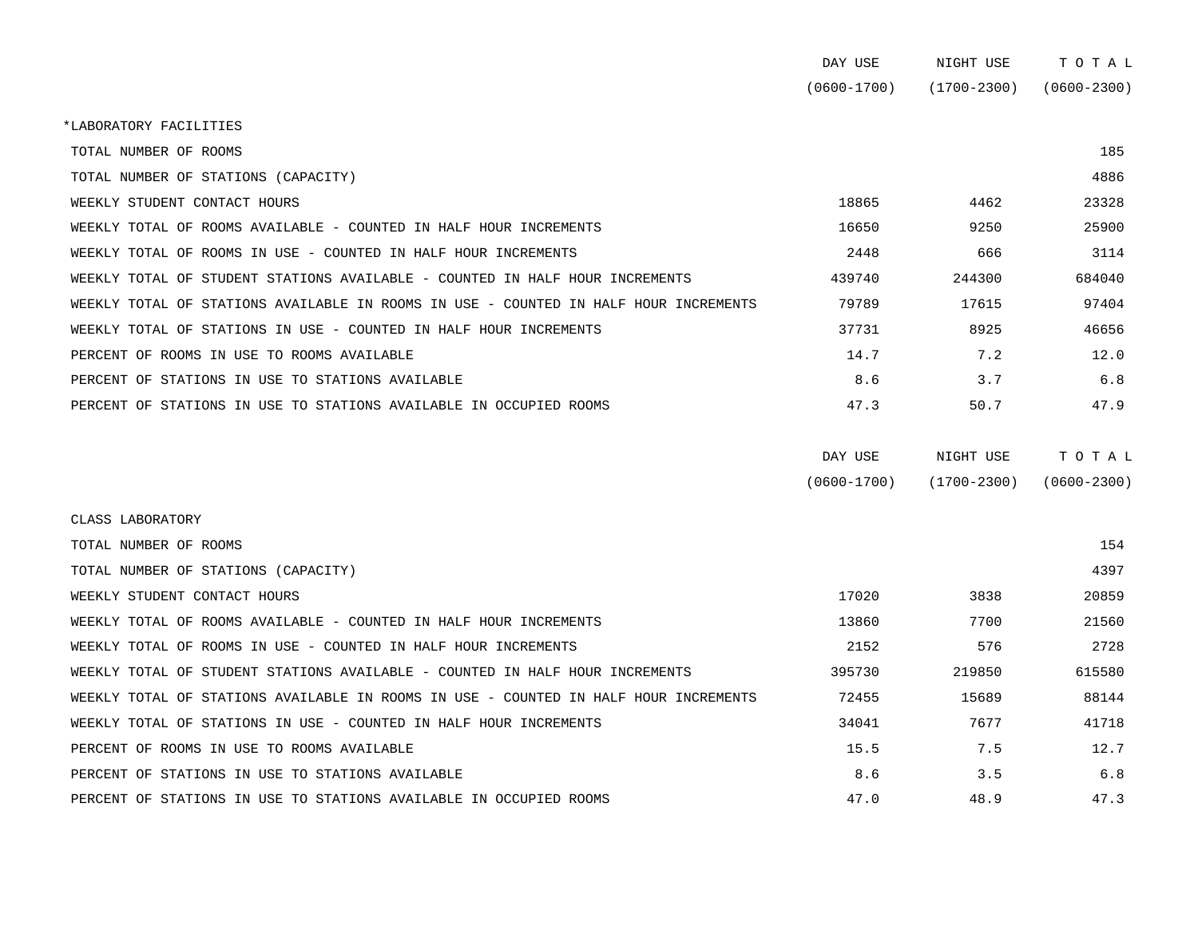| | DAY USE (0600-1700) | NIGHT USE (1700-2300) | TOTAL (0600-2300) |
|---|---|---|---|
| *LABORATORY FACILITIES | | | |
| TOTAL NUMBER OF ROOMS | | | 185 |
| TOTAL NUMBER OF STATIONS (CAPACITY) | | | 4886 |
| WEEKLY STUDENT CONTACT HOURS | 18865 | 4462 | 23328 |
| WEEKLY TOTAL OF ROOMS AVAILABLE - COUNTED IN HALF HOUR INCREMENTS | 16650 | 9250 | 25900 |
| WEEKLY TOTAL OF ROOMS IN USE - COUNTED IN HALF HOUR INCREMENTS | 2448 | 666 | 3114 |
| WEEKLY TOTAL OF STUDENT STATIONS AVAILABLE - COUNTED IN HALF HOUR INCREMENTS | 439740 | 244300 | 684040 |
| WEEKLY TOTAL OF STATIONS AVAILABLE IN ROOMS IN USE - COUNTED IN HALF HOUR INCREMENTS | 79789 | 17615 | 97404 |
| WEEKLY TOTAL OF STATIONS IN USE - COUNTED IN HALF HOUR INCREMENTS | 37731 | 8925 | 46656 |
| PERCENT OF ROOMS IN USE TO ROOMS AVAILABLE | 14.7 | 7.2 | 12.0 |
| PERCENT OF STATIONS IN USE TO STATIONS AVAILABLE | 8.6 | 3.7 | 6.8 |
| PERCENT OF STATIONS IN USE TO STATIONS AVAILABLE IN OCCUPIED ROOMS | 47.3 | 50.7 | 47.9 |

| | DAY USE (0600-1700) | NIGHT USE (1700-2300) | TOTAL (0600-2300) |
|---|---|---|---|
| CLASS LABORATORY | | | |
| TOTAL NUMBER OF ROOMS | | | 154 |
| TOTAL NUMBER OF STATIONS (CAPACITY) | | | 4397 |
| WEEKLY STUDENT CONTACT HOURS | 17020 | 3838 | 20859 |
| WEEKLY TOTAL OF ROOMS AVAILABLE - COUNTED IN HALF HOUR INCREMENTS | 13860 | 7700 | 21560 |
| WEEKLY TOTAL OF ROOMS IN USE - COUNTED IN HALF HOUR INCREMENTS | 2152 | 576 | 2728 |
| WEEKLY TOTAL OF STUDENT STATIONS AVAILABLE - COUNTED IN HALF HOUR INCREMENTS | 395730 | 219850 | 615580 |
| WEEKLY TOTAL OF STATIONS AVAILABLE IN ROOMS IN USE - COUNTED IN HALF HOUR INCREMENTS | 72455 | 15689 | 88144 |
| WEEKLY TOTAL OF STATIONS IN USE - COUNTED IN HALF HOUR INCREMENTS | 34041 | 7677 | 41718 |
| PERCENT OF ROOMS IN USE TO ROOMS AVAILABLE | 15.5 | 7.5 | 12.7 |
| PERCENT OF STATIONS IN USE TO STATIONS AVAILABLE | 8.6 | 3.5 | 6.8 |
| PERCENT OF STATIONS IN USE TO STATIONS AVAILABLE IN OCCUPIED ROOMS | 47.0 | 48.9 | 47.3 |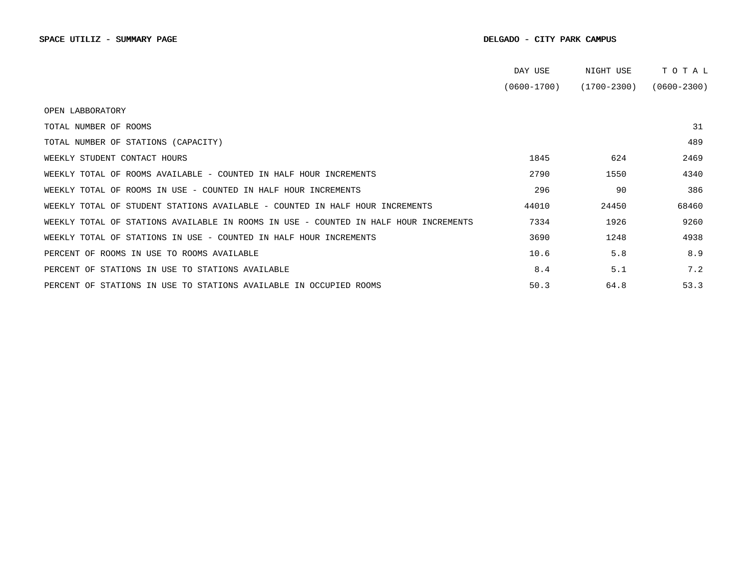**SPACE UTILIZ - SUMMARY PAGE** **DELGADO - CITY PARK CAMPUS**

| | DAY USE (0600-1700) | NIGHT USE (1700-2300) | TOTAL (0600-2300) |
|---|---|---|---|
| OPEN LABBORATORY | | | |
| TOTAL NUMBER OF ROOMS | | | 31 |
| TOTAL NUMBER OF STATIONS (CAPACITY) | | | 489 |
| WEEKLY STUDENT CONTACT HOURS | 1845 | 624 | 2469 |
| WEEKLY TOTAL OF ROOMS AVAILABLE - COUNTED IN HALF HOUR INCREMENTS | 2790 | 1550 | 4340 |
| WEEKLY TOTAL OF ROOMS IN USE - COUNTED IN HALF HOUR INCREMENTS | 296 | 90 | 386 |
| WEEKLY TOTAL OF STUDENT STATIONS AVAILABLE - COUNTED IN HALF HOUR INCREMENTS | 44010 | 24450 | 68460 |
| WEEKLY TOTAL OF STATIONS AVAILABLE IN ROOMS IN USE - COUNTED IN HALF HOUR INCREMENTS | 7334 | 1926 | 9260 |
| WEEKLY TOTAL OF STATIONS IN USE - COUNTED IN HALF HOUR INCREMENTS | 3690 | 1248 | 4938 |
| PERCENT OF ROOMS IN USE TO ROOMS AVAILABLE | 10.6 | 5.8 | 8.9 |
| PERCENT OF STATIONS IN USE TO STATIONS AVAILABLE | 8.4 | 5.1 | 7.2 |
| PERCENT OF STATIONS IN USE TO STATIONS AVAILABLE IN OCCUPIED ROOMS | 50.3 | 64.8 | 53.3 |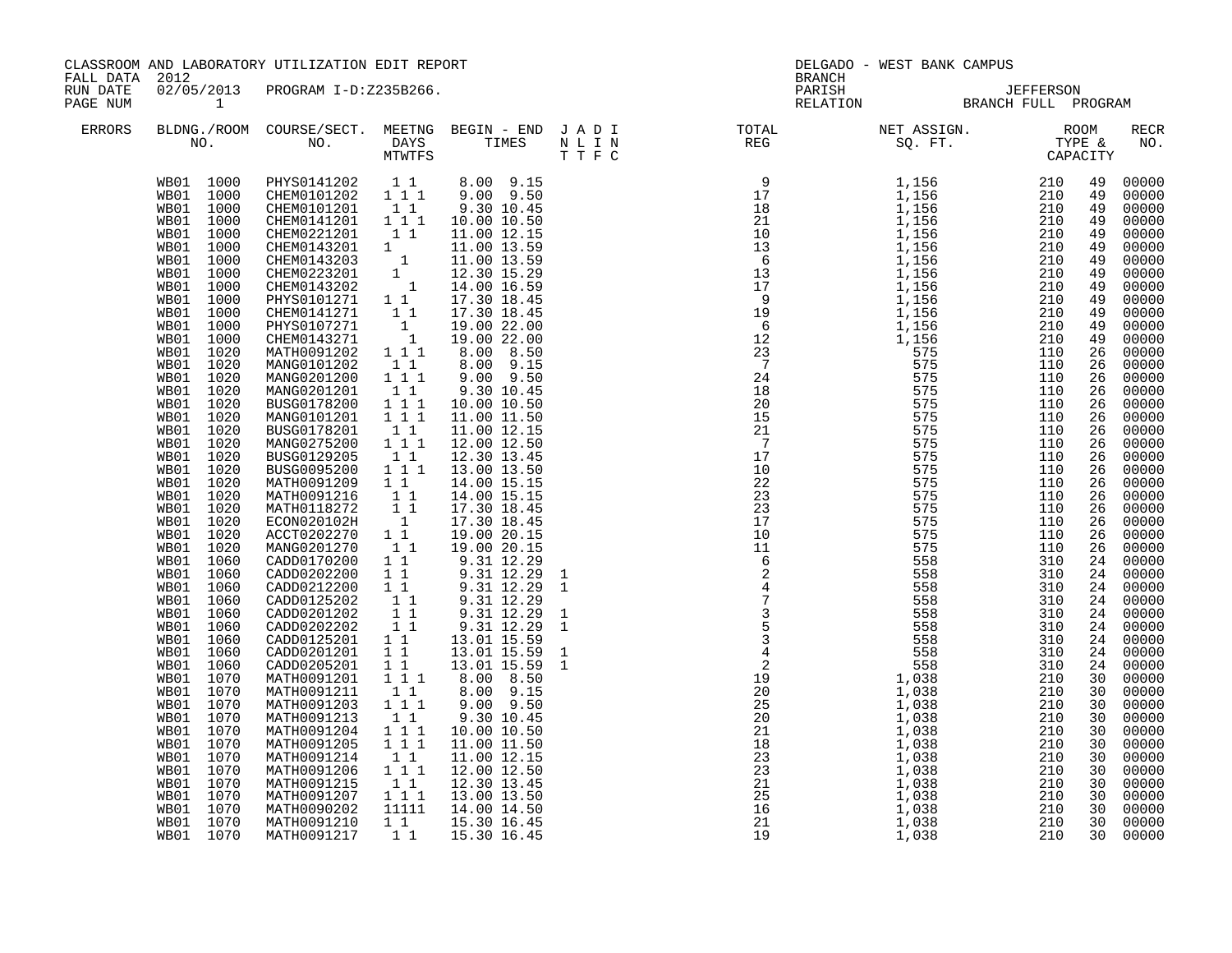CLASSROOM AND LABORATORY UTILIZATION EDIT REPORT
FALL DATA 2012
RUN DATE 02/05/2013 PROGRAM I-D:Z235B266.
PAGE NUM 1

DELGADO - WEST BANK CAMPUS
BRANCH
PARISH JEFFERSON
RELATION BRANCH FULL PROGRAM

| ERRORS | BLDNG./ROOM NO. | COURSE/SECT. NO. | MEETNG DAYS MTWTFS | BEGIN - END TIMES | J A D I N L I N T T F C | TOTAL REG | NET ASSIGN. SQ. FT. | ROOM TYPE & CAPACITY | | RECR NO. |
|---|---|---|---|---|---|---|---|---|---|---|
| | WB01 1000 | PHYS0141202 | 1 1 | 8.00 9.15 | | 9 | 1,156 | 210 | 49 | 00000 |
| | WB01 1000 | CHEM0101202 | 1 1 1 | 9.00 9.50 | | 17 | 1,156 | 210 | 49 | 00000 |
| | WB01 1000 | CHEM0101201 | 1 1 | 9.30 10.45 | | 18 | 1,156 | 210 | 49 | 00000 |
| | WB01 1000 | CHEM0141201 | 1 1 1 | 10.00 10.50 | | 21 | 1,156 | 210 | 49 | 00000 |
| | WB01 1000 | CHEM0221201 | 1 1 | 11.00 12.15 | | 10 | 1,156 | 210 | 49 | 00000 |
| | WB01 1000 | CHEM0143201 | 1 | 11.00 13.59 | | 13 | 1,156 | 210 | 49 | 00000 |
| | WB01 1000 | CHEM0143203 | 1 | 11.00 13.59 | | 6 | 1,156 | 210 | 49 | 00000 |
| | WB01 1000 | CHEM0223201 | 1 | 12.30 15.29 | | 13 | 1,156 | 210 | 49 | 00000 |
| | WB01 1000 | CHEM0143202 | 1 | 14.00 16.59 | | 17 | 1,156 | 210 | 49 | 00000 |
| | WB01 1000 | PHYS0101271 | 1 1 | 17.30 18.45 | | 9 | 1,156 | 210 | 49 | 00000 |
| | WB01 1000 | CHEM0141271 | 1 1 | 17.30 18.45 | | 19 | 1,156 | 210 | 49 | 00000 |
| | WB01 1000 | PHYS0107271 | 1 | 19.00 22.00 | | 6 | 1,156 | 210 | 49 | 00000 |
| | WB01 1000 | CHEM0143271 | 1 | 19.00 22.00 | | 12 | 1,156 | 210 | 49 | 00000 |
| | WB01 1020 | MATH0091202 | 1 1 1 | 8.00 8.50 | | 23 | 575 | 110 | 26 | 00000 |
| | WB01 1020 | MANG0101202 | 1 1 | 8.00 9.15 | | 7 | 575 | 110 | 26 | 00000 |
| | WB01 1020 | MANG0201200 | 1 1 1 | 9.00 9.50 | | 24 | 575 | 110 | 26 | 00000 |
| | WB01 1020 | MANG0201201 | 1 1 | 9.30 10.45 | | 18 | 575 | 110 | 26 | 00000 |
| | WB01 1020 | BUSG0178200 | 1 1 1 | 10.00 10.50 | | 20 | 575 | 110 | 26 | 00000 |
| | WB01 1020 | MANG0101201 | 1 1 1 | 11.00 11.50 | | 15 | 575 | 110 | 26 | 00000 |
| | WB01 1020 | BUSG0178201 | 1 1 | 11.00 12.15 | | 21 | 575 | 110 | 26 | 00000 |
| | WB01 1020 | MANG0275200 | 1 1 1 | 12.00 12.50 | | 7 | 575 | 110 | 26 | 00000 |
| | WB01 1020 | BUSG0129205 | 1 1 | 12.30 13.45 | | 17 | 575 | 110 | 26 | 00000 |
| | WB01 1020 | BUSG0095200 | 1 1 1 | 13.00 13.50 | | 10 | 575 | 110 | 26 | 00000 |
| | WB01 1020 | MATH0091209 | 1 1 | 14.00 15.15 | | 22 | 575 | 110 | 26 | 00000 |
| | WB01 1020 | MATH0091216 | 1 1 | 14.00 15.15 | | 23 | 575 | 110 | 26 | 00000 |
| | WB01 1020 | MATH0118272 | 1 1 | 17.30 18.45 | | 23 | 575 | 110 | 26 | 00000 |
| | WB01 1020 | ECON020102H | 1 | 17.30 18.45 | | 17 | 575 | 110 | 26 | 00000 |
| | WB01 1020 | ACCT0202270 | 1 1 | 19.00 20.15 | | 10 | 575 | 110 | 26 | 00000 |
| | WB01 1020 | MANG0201270 | 1 1 | 19.00 20.15 | | 11 | 575 | 110 | 26 | 00000 |
| | WB01 1060 | CADD0170200 | 1 1 | 9.31 12.29 | | 6 | 558 | 310 | 24 | 00000 |
| | WB01 1060 | CADD0202200 | 1 1 | 9.31 12.29 | 1 | 2 | 558 | 310 | 24 | 00000 |
| | WB01 1060 | CADD0212200 | 1 1 | 9.31 12.29 | 1 | 4 | 558 | 310 | 24 | 00000 |
| | WB01 1060 | CADD0125202 | 1 1 | 9.31 12.29 | | 7 | 558 | 310 | 24 | 00000 |
| | WB01 1060 | CADD0201202 | 1 1 | 9.31 12.29 | 1 | 3 | 558 | 310 | 24 | 00000 |
| | WB01 1060 | CADD0202202 | 1 1 | 9.31 12.29 | 1 | 5 | 558 | 310 | 24 | 00000 |
| | WB01 1060 | CADD0125201 | 1 1 | 13.01 15.59 | | 3 | 558 | 310 | 24 | 00000 |
| | WB01 1060 | CADD0201201 | 1 1 | 13.01 15.59 | 1 | 4 | 558 | 310 | 24 | 00000 |
| | WB01 1060 | CADD0205201 | 1 1 | 13.01 15.59 | 1 | 2 | 558 | 310 | 24 | 00000 |
| | WB01 1070 | MATH0091201 | 1 1 1 | 8.00 8.50 | | 19 | 1,038 | 210 | 30 | 00000 |
| | WB01 1070 | MATH0091211 | 1 1 | 8.00 9.15 | | 20 | 1,038 | 210 | 30 | 00000 |
| | WB01 1070 | MATH0091203 | 1 1 1 | 9.00 9.50 | | 25 | 1,038 | 210 | 30 | 00000 |
| | WB01 1070 | MATH0091213 | 1 1 | 9.30 10.45 | | 20 | 1,038 | 210 | 30 | 00000 |
| | WB01 1070 | MATH0091204 | 1 1 1 | 10.00 10.50 | | 21 | 1,038 | 210 | 30 | 00000 |
| | WB01 1070 | MATH0091205 | 1 1 1 | 11.00 11.50 | | 18 | 1,038 | 210 | 30 | 00000 |
| | WB01 1070 | MATH0091214 | 1 1 | 11.00 12.15 | | 23 | 1,038 | 210 | 30 | 00000 |
| | WB01 1070 | MATH0091206 | 1 1 1 | 12.00 12.50 | | 23 | 1,038 | 210 | 30 | 00000 |
| | WB01 1070 | MATH0091215 | 1 1 | 12.30 13.45 | | 21 | 1,038 | 210 | 30 | 00000 |
| | WB01 1070 | MATH0091207 | 1 1 1 | 13.00 13.50 | | 25 | 1,038 | 210 | 30 | 00000 |
| | WB01 1070 | MATH0090202 | 11111 | 14.00 14.50 | | 16 | 1,038 | 210 | 30 | 00000 |
| | WB01 1070 | MATH0091210 | 1 1 | 15.30 16.45 | | 21 | 1,038 | 210 | 30 | 00000 |
| | WB01 1070 | MATH0091217 | 1 1 | 15.30 16.45 | | 19 | 1,038 | 210 | 30 | 00000 |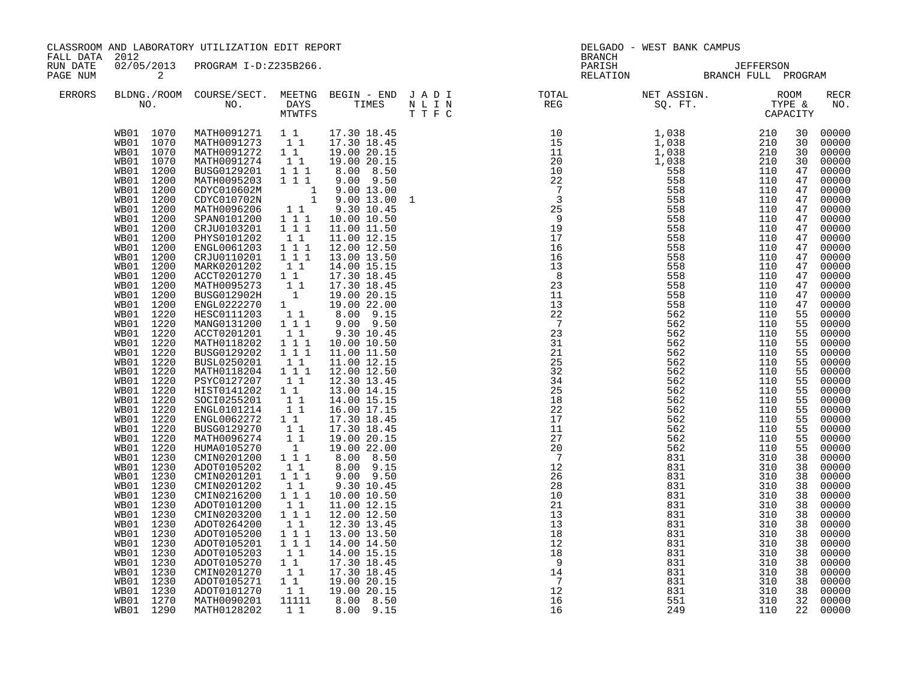CLASSROOM AND LABORATORY UTILIZATION EDIT REPORT
FALL DATA 2012
RUN DATE 02/05/2013 PROGRAM I-D:Z235B266.
PAGE NUM 2

DELGADO - WEST BANK CAMPUS
BRANCH
PARISH JEFFERSON
RELATION BRANCH FULL PROGRAM

| ERRORS | BLDNG./ROOM NO. | COURSE/SECT. NO. | MEETNG DAYS MTWTFS | BEGIN - END TIMES | J A D I N L I N T T F C | TOTAL REG | NET ASSIGN. SQ. FT. | ROOM TYPE & CAPACITY | | RECR NO. |
|---|---|---|---|---|---|---|---|---|---|---|
| | WB01 1070 | MATH0091271 | 1 1 | 17.30 18.45 | | 10 | 1,038 | 210 | 30 | 00000 |
| | WB01 1070 | MATH0091273 | 1 1 | 17.30 18.45 | | 15 | 1,038 | 210 | 30 | 00000 |
| | WB01 1070 | MATH0091272 | 1 1 | 19.00 20.15 | | 11 | 1,038 | 210 | 30 | 00000 |
| | WB01 1070 | MATH0091274 | 1 1 | 19.00 20.15 | | 20 | 1,038 | 210 | 30 | 00000 |
| | WB01 1200 | BUSG0129201 | 1 1 1 | 8.00 8.50 | | 10 | 558 | 110 | 47 | 00000 |
| | WB01 1200 | MATH0095203 | 1 1 1 | 9.00 9.50 | | 22 | 558 | 110 | 47 | 00000 |
| | WB01 1200 | CDYC010602M | 1 | 9.00 13.00 | | 7 | 558 | 110 | 47 | 00000 |
| | WB01 1200 | CDYC010702N | 1 | 9.00 13.00 | 1 | 3 | 558 | 110 | 47 | 00000 |
| | WB01 1200 | MATH0096206 | 1 1 | 9.30 10.45 | | 25 | 558 | 110 | 47 | 00000 |
| | WB01 1200 | SPAN0101200 | 1 1 1 | 10.00 10.50 | | 9 | 558 | 110 | 47 | 00000 |
| | WB01 1200 | CRJU0103201 | 1 1 1 | 11.00 11.50 | | 19 | 558 | 110 | 47 | 00000 |
| | WB01 1200 | PHYS0101202 | 1 1 | 11.00 12.15 | | 17 | 558 | 110 | 47 | 00000 |
| | WB01 1200 | ENGL0061203 | 1 1 1 | 12.00 12.50 | | 16 | 558 | 110 | 47 | 00000 |
| | WB01 1200 | CRJU0110201 | 1 1 1 | 13.00 13.50 | | 16 | 558 | 110 | 47 | 00000 |
| | WB01 1200 | MARK0201202 | 1 1 | 14.00 15.15 | | 13 | 558 | 110 | 47 | 00000 |
| | WB01 1200 | ACCT0201270 | 1 1 | 17.30 18.45 | | 8 | 558 | 110 | 47 | 00000 |
| | WB01 1200 | MATH0095273 | 1 1 | 17.30 18.45 | | 23 | 558 | 110 | 47 | 00000 |
| | WB01 1200 | BUSG012902H | 1 | 19.00 20.15 | | 11 | 558 | 110 | 47 | 00000 |
| | WB01 1200 | ENGL0222270 | 1 | 19.00 22.00 | | 13 | 558 | 110 | 47 | 00000 |
| | WB01 1220 | HESC0111203 | 1 1 | 8.00 9.15 | | 22 | 562 | 110 | 55 | 00000 |
| | WB01 1220 | MANG0131200 | 1 1 1 | 9.00 9.50 | | 7 | 562 | 110 | 55 | 00000 |
| | WB01 1220 | ACCT0201201 | 1 1 | 9.30 10.45 | | 23 | 562 | 110 | 55 | 00000 |
| | WB01 1220 | MATH0118202 | 1 1 1 | 10.00 10.50 | | 31 | 562 | 110 | 55 | 00000 |
| | WB01 1220 | BUSG0129202 | 1 1 1 | 11.00 11.50 | | 21 | 562 | 110 | 55 | 00000 |
| | WB01 1220 | BUSL0250201 | 1 1 | 11.00 12.15 | | 25 | 562 | 110 | 55 | 00000 |
| | WB01 1220 | MATH0118204 | 1 1 1 | 12.00 12.50 | | 32 | 562 | 110 | 55 | 00000 |
| | WB01 1220 | PSYC0127207 | 1 1 | 12.30 13.45 | | 34 | 562 | 110 | 55 | 00000 |
| | WB01 1220 | HIST0141202 | 1 1 | 13.00 14.15 | | 25 | 562 | 110 | 55 | 00000 |
| | WB01 1220 | SOCI0255201 | 1 1 | 14.00 15.15 | | 18 | 562 | 110 | 55 | 00000 |
| | WB01 1220 | ENGL0101214 | 1 1 | 16.00 17.15 | | 22 | 562 | 110 | 55 | 00000 |
| | WB01 1220 | ENGL0062272 | 1 1 | 17.30 18.45 | | 17 | 562 | 110 | 55 | 00000 |
| | WB01 1220 | BUSG0129270 | 1 1 | 17.30 18.45 | | 11 | 562 | 110 | 55 | 00000 |
| | WB01 1220 | MATH0096274 | 1 1 | 19.00 20.15 | | 27 | 562 | 110 | 55 | 00000 |
| | WB01 1220 | HUMA0105270 | 1 | 19.00 22.00 | | 20 | 562 | 110 | 55 | 00000 |
| | WB01 1230 | CMIN0201200 | 1 1 1 | 8.00 8.50 | | 7 | 831 | 310 | 38 | 00000 |
| | WB01 1230 | ADOT0105202 | 1 1 | 8.00 9.15 | | 12 | 831 | 310 | 38 | 00000 |
| | WB01 1230 | CMIN0201201 | 1 1 1 | 9.00 9.50 | | 26 | 831 | 310 | 38 | 00000 |
| | WB01 1230 | CMIN0201202 | 1 1 | 9.30 10.45 | | 28 | 831 | 310 | 38 | 00000 |
| | WB01 1230 | CMIN0216200 | 1 1 1 | 10.00 10.50 | | 10 | 831 | 310 | 38 | 00000 |
| | WB01 1230 | ADOT0101200 | 1 1 | 11.00 12.15 | | 21 | 831 | 310 | 38 | 00000 |
| | WB01 1230 | CMIN0203200 | 1 1 1 | 12.00 12.50 | | 13 | 831 | 310 | 38 | 00000 |
| | WB01 1230 | ADOT0264200 | 1 1 | 12.30 13.45 | | 13 | 831 | 310 | 38 | 00000 |
| | WB01 1230 | ADOT0105200 | 1 1 1 | 13.00 13.50 | | 18 | 831 | 310 | 38 | 00000 |
| | WB01 1230 | ADOT0105201 | 1 1 1 | 14.00 14.50 | | 12 | 831 | 310 | 38 | 00000 |
| | WB01 1230 | ADOT0105203 | 1 1 | 14.00 15.15 | | 18 | 831 | 310 | 38 | 00000 |
| | WB01 1230 | ADOT0105270 | 1 1 | 17.30 18.45 | | 9 | 831 | 310 | 38 | 00000 |
| | WB01 1230 | CMIN0201270 | 1 1 | 17.30 18.45 | | 14 | 831 | 310 | 38 | 00000 |
| | WB01 1230 | ADOT0105271 | 1 1 | 19.00 20.15 | | 7 | 831 | 310 | 38 | 00000 |
| | WB01 1230 | ADOT0101270 | 1 1 | 19.00 20.15 | | 12 | 831 | 310 | 38 | 00000 |
| | WB01 1270 | MATH0090201 | 11111 | 8.00 8.50 | | 16 | 551 | 310 | 32 | 00000 |
| | WB01 1290 | MATH0128202 | 1 1 | 8.00 9.15 | | 16 | 249 | 110 | 22 | 00000 |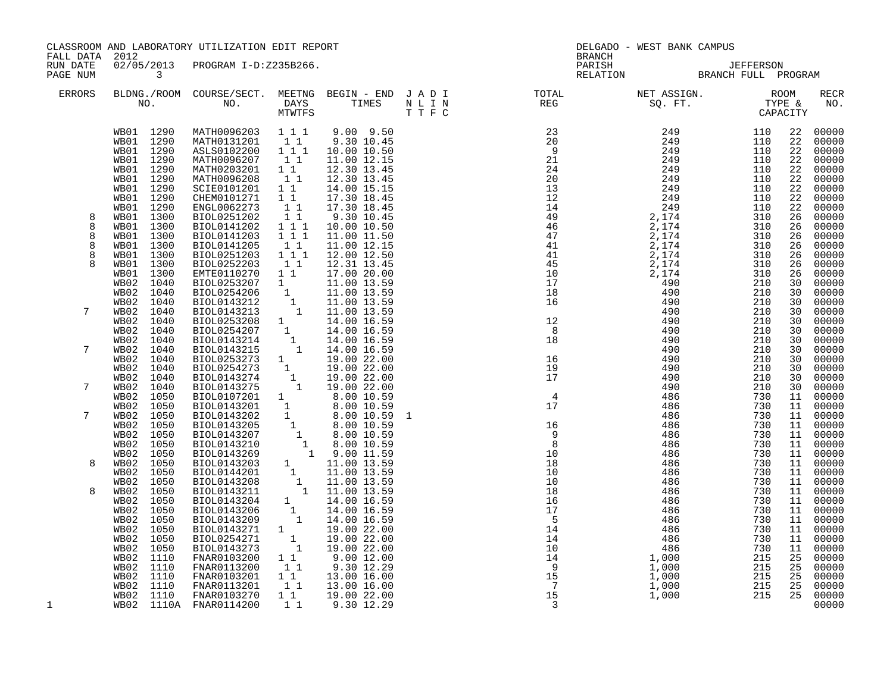CLASSROOM AND LABORATORY UTILIZATION EDIT REPORT
FALL DATA 2012
RUN DATE 02/05/2013 PROGRAM I-D:Z235B266.
PAGE NUM 3

DELGADO - WEST BANK CAMPUS
BRANCH
PARISH JEFFERSON
RELATION BRANCH FULL PROGRAM

| ERRORS | BLDNG./ROOM NO. | COURSE/SECT. NO. | MEETNG DAYS MTWTFS | BEGIN - END TIMES | J A D I N L I N T T F C | TOTAL REG | NET ASSIGN. SQ. FT. | ROOM TYPE & CAPACITY | | RECR NO. |
|---|---|---|---|---|---|---|---|---|---|---|
| | WB01 1290 | MATH0096203 | 1 1 1 | 9.00 9.50 | | 23 | 249 | 110 | 22 | 00000 |
| | WB01 1290 | MATH0131201 | 1 1 | 9.30 10.45 | | 20 | 249 | 110 | 22 | 00000 |
| | WB01 1290 | ASLS0102200 | 1 1 1 | 10.00 10.50 | | 9 | 249 | 110 | 22 | 00000 |
| | WB01 1290 | MATH0096207 | 1 1 | 11.00 12.15 | | 21 | 249 | 110 | 22 | 00000 |
| | WB01 1290 | MATH0203201 | 1 1 | 12.30 13.45 | | 24 | 249 | 110 | 22 | 00000 |
| | WB01 1290 | MATH0096208 | 1 1 | 12.30 13.45 | | 20 | 249 | 110 | 22 | 00000 |
| | WB01 1290 | SCIE0101201 | 1 1 | 14.00 15.15 | | 13 | 249 | 110 | 22 | 00000 |
| | WB01 1290 | CHEM0101271 | 1 1 | 17.30 18.45 | | 12 | 249 | 110 | 22 | 00000 |
| | WB01 1290 | ENGL0062273 | 1 1 | 17.30 18.45 | | 14 | 249 | 110 | 22 | 00000 |
| 8 | WB01 1300 | BIOL0251202 | 1 1 | 9.30 10.45 | | 49 | 2,174 | 310 | 26 | 00000 |
| 8 | WB01 1300 | BIOL0141202 | 1 1 1 | 10.00 10.50 | | 46 | 2,174 | 310 | 26 | 00000 |
| 8 | WB01 1300 | BIOL0141203 | 1 1 1 | 11.00 11.50 | | 47 | 2,174 | 310 | 26 | 00000 |
| 8 | WB01 1300 | BIOL0141205 | 1 1 | 11.00 12.15 | | 41 | 2,174 | 310 | 26 | 00000 |
| 8 | WB01 1300 | BIOL0251203 | 1 1 1 | 12.00 12.50 | | 41 | 2,174 | 310 | 26 | 00000 |
| 8 | WB01 1300 | BIOL0252203 | 1 1 | 12.31 13.45 | | 45 | 2,174 | 310 | 26 | 00000 |
| | WB01 1300 | EMTE0110270 | 1 1 | 17.00 20.00 | | 10 | 2,174 | 310 | 26 | 00000 |
| | WB02 1040 | BIOL0253207 | 1 | 11.00 13.59 | | 17 | 490 | 210 | 30 | 00000 |
| | WB02 1040 | BIOL0254206 | 1 | 11.00 13.59 | | 18 | 490 | 210 | 30 | 00000 |
| | WB02 1040 | BIOL0143212 | 1 | 11.00 13.59 | | 16 | 490 | 210 | 30 | 00000 |
| 7 | WB02 1040 | BIOL0143213 | 1 | 11.00 13.59 | | | 490 | 210 | 30 | 00000 |
| | WB02 1040 | BIOL0253208 | 1 | 14.00 16.59 | | 12 | 490 | 210 | 30 | 00000 |
| | WB02 1040 | BIOL0254207 | 1 | 14.00 16.59 | | 8 | 490 | 210 | 30 | 00000 |
| | WB02 1040 | BIOL0143214 | 1 | 14.00 16.59 | | 18 | 490 | 210 | 30 | 00000 |
| 7 | WB02 1040 | BIOL0143215 | 1 | 14.00 16.59 | | | 490 | 210 | 30 | 00000 |
| | WB02 1040 | BIOL0253273 | 1 | 19.00 22.00 | | 16 | 490 | 210 | 30 | 00000 |
| | WB02 1040 | BIOL0254273 | 1 | 19.00 22.00 | | 19 | 490 | 210 | 30 | 00000 |
| | WB02 1040 | BIOL0143274 | 1 | 19.00 22.00 | | 17 | 490 | 210 | 30 | 00000 |
| 7 | WB02 1040 | BIOL0143275 | 1 | 19.00 22.00 | | | 490 | 210 | 30 | 00000 |
| | WB02 1050 | BIOL0107201 | 1 | 8.00 10.59 | | 4 | 486 | 730 | 11 | 00000 |
| | WB02 1050 | BIOL0143201 | 1 | 8.00 10.59 | | 17 | 486 | 730 | 11 | 00000 |
| 7 | WB02 1050 | BIOL0143202 | 1 | 8.00 10.59 | 1 | | 486 | 730 | 11 | 00000 |
| | WB02 1050 | BIOL0143205 | 1 | 8.00 10.59 | | 16 | 486 | 730 | 11 | 00000 |
| | WB02 1050 | BIOL0143207 | 1 | 8.00 10.59 | | 9 | 486 | 730 | 11 | 00000 |
| | WB02 1050 | BIOL0143210 | 1 | 8.00 10.59 | | 8 | 486 | 730 | 11 | 00000 |
| | WB02 1050 | BIOL0143269 | 1 | 9.00 11.59 | | 10 | 486 | 730 | 11 | 00000 |
| 8 | WB02 1050 | BIOL0143203 | 1 | 11.00 13.59 | | 18 | 486 | 730 | 11 | 00000 |
| | WB02 1050 | BIOL0144201 | 1 | 11.00 13.59 | | 10 | 486 | 730 | 11 | 00000 |
| | WB02 1050 | BIOL0143208 | 1 | 11.00 13.59 | | 10 | 486 | 730 | 11 | 00000 |
| 8 | WB02 1050 | BIOL0143211 | 1 | 11.00 13.59 | | 18 | 486 | 730 | 11 | 00000 |
| | WB02 1050 | BIOL0143204 | 1 | 14.00 16.59 | | 16 | 486 | 730 | 11 | 00000 |
| | WB02 1050 | BIOL0143206 | 1 | 14.00 16.59 | | 17 | 486 | 730 | 11 | 00000 |
| | WB02 1050 | BIOL0143209 | 1 | 14.00 16.59 | | 5 | 486 | 730 | 11 | 00000 |
| | WB02 1050 | BIOL0143271 | 1 | 19.00 22.00 | | 14 | 486 | 730 | 11 | 00000 |
| | WB02 1050 | BIOL0254271 | 1 | 19.00 22.00 | | 14 | 486 | 730 | 11 | 00000 |
| | WB02 1050 | BIOL0143273 | 1 | 19.00 22.00 | | 10 | 486 | 730 | 11 | 00000 |
| | WB02 1110 | FNAR0103200 | 1 1 | 9.00 12.00 | | 14 | 1,000 | 215 | 25 | 00000 |
| | WB02 1110 | FNAR0113200 | 1 1 | 9.30 12.29 | | 9 | 1,000 | 215 | 25 | 00000 |
| | WB02 1110 | FNAR0103201 | 1 1 | 13.00 16.00 | | 15 | 1,000 | 215 | 25 | 00000 |
| | WB02 1110 | FNAR0113201 | 1 1 | 13.00 16.00 | | 7 | 1,000 | 215 | 25 | 00000 |
| | WB02 1110 | FNAR0103270 | 1 1 | 19.00 22.00 | | 15 | 1,000 | 215 | 25 | 00000 |
| 1 | WB02 1110A | FNAR0114200 | 1 1 | 9.30 12.29 | | 3 | | | | 00000 |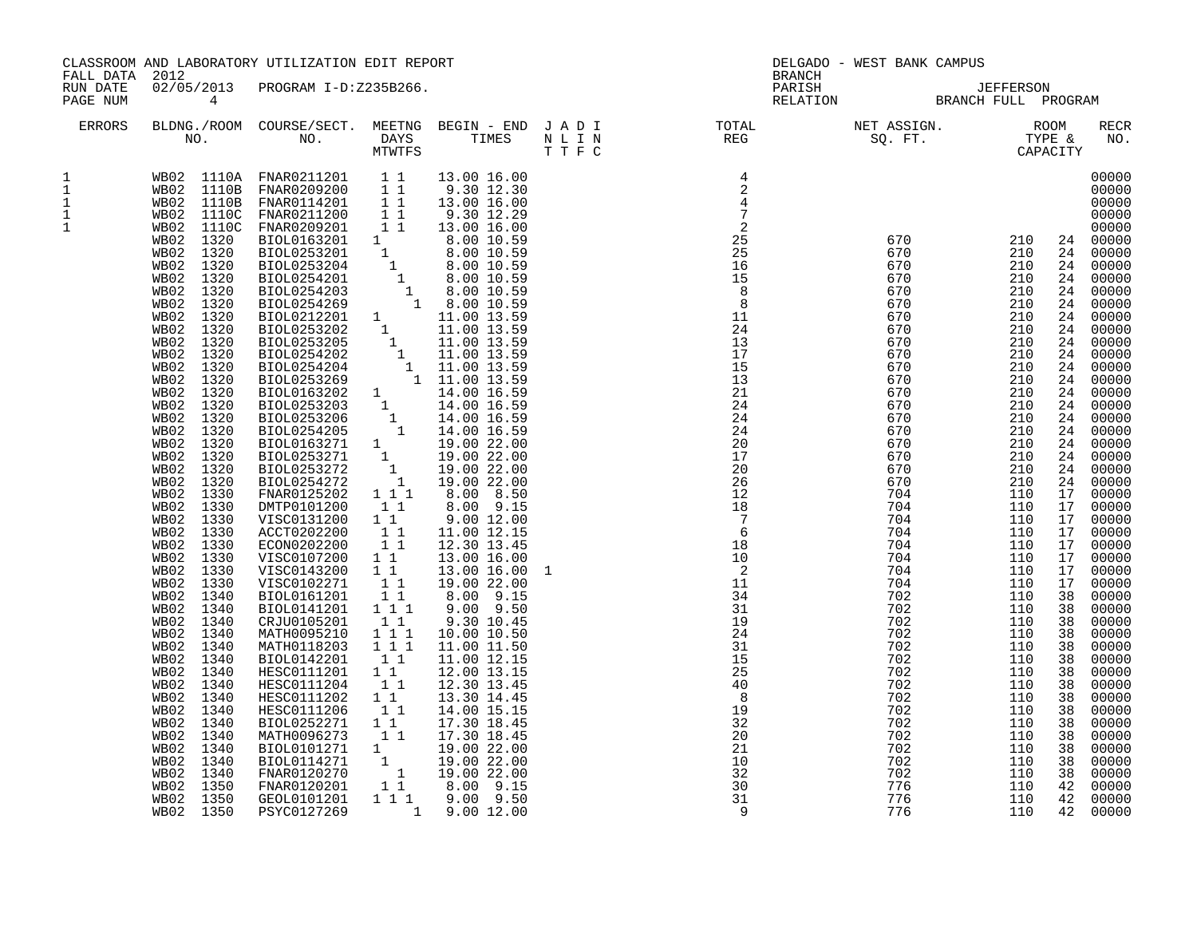CLASSROOM AND LABORATORY UTILIZATION EDIT REPORT
FALL DATA 2012
RUN DATE 02/05/2013 PROGRAM I-D:Z235B266.
PAGE NUM 4

DELGADO - WEST BANK CAMPUS
BRANCH
PARISH JEFFERSON
RELATION BRANCH FULL PROGRAM

| ERRORS | BLDNG./ROOM NO. | COURSE/SECT. NO. | MEETNG DAYS MTWTFS | BEGIN - END TIMES | J A D I N L I N T T F C | TOTAL REG | NET ASSIGN. SQ. FT. | ROOM TYPE & CAPACITY | | RECR NO. |
|---|---|---|---|---|---|---|---|---|---|---|
| 1 | WB02 1110A | FNAR0211201 | 1 1 | 13.00 16.00 | | 4 | | | | 00000 |
| 1 | WB02 1110B | FNAR0209200 | 1 1 | 9.30 12.30 | | 2 | | | | 00000 |
| 1 | WB02 1110B | FNAR0114201 | 1 1 | 13.00 16.00 | | 4 | | | | 00000 |
| 1 | WB02 1110C | FNAR0211200 | 1 1 | 9.30 12.29 | | 7 | | | | 00000 |
| 1 | WB02 1110C | FNAR0209201 | 1 1 | 13.00 16.00 | | 2 | | | | 00000 |
| | WB02 1320 | BIOL0163201 | 1 | 8.00 10.59 | | 25 | 670 | 210 | 24 | 00000 |
| | WB02 1320 | BIOL0253201 | 1 | 8.00 10.59 | | 25 | 670 | 210 | 24 | 00000 |
| | WB02 1320 | BIOL0253204 | 1 | 8.00 10.59 | | 16 | 670 | 210 | 24 | 00000 |
| | WB02 1320 | BIOL0254201 | 1 | 8.00 10.59 | | 15 | 670 | 210 | 24 | 00000 |
| | WB02 1320 | BIOL0254203 | 1 | 8.00 10.59 | | 8 | 670 | 210 | 24 | 00000 |
| | WB02 1320 | BIOL0254269 | 1 | 8.00 10.59 | | 8 | 670 | 210 | 24 | 00000 |
| | WB02 1320 | BIOL0212201 | 1 | 11.00 13.59 | | 11 | 670 | 210 | 24 | 00000 |
| | WB02 1320 | BIOL0253202 | 1 | 11.00 13.59 | | 24 | 670 | 210 | 24 | 00000 |
| | WB02 1320 | BIOL0253205 | 1 | 11.00 13.59 | | 13 | 670 | 210 | 24 | 00000 |
| | WB02 1320 | BIOL0254202 | 1 | 11.00 13.59 | | 17 | 670 | 210 | 24 | 00000 |
| | WB02 1320 | BIOL0254204 | 1 | 11.00 13.59 | | 15 | 670 | 210 | 24 | 00000 |
| | WB02 1320 | BIOL0253269 | 1 | 11.00 13.59 | | 13 | 670 | 210 | 24 | 00000 |
| | WB02 1320 | BIOL0163202 | 1 | 14.00 16.59 | | 21 | 670 | 210 | 24 | 00000 |
| | WB02 1320 | BIOL0253203 | 1 | 14.00 16.59 | | 24 | 670 | 210 | 24 | 00000 |
| | WB02 1320 | BIOL0253206 | 1 | 14.00 16.59 | | 24 | 670 | 210 | 24 | 00000 |
| | WB02 1320 | BIOL0254205 | 1 | 14.00 16.59 | | 24 | 670 | 210 | 24 | 00000 |
| | WB02 1320 | BIOL0163271 | 1 | 19.00 22.00 | | 20 | 670 | 210 | 24 | 00000 |
| | WB02 1320 | BIOL0253271 | 1 | 19.00 22.00 | | 17 | 670 | 210 | 24 | 00000 |
| | WB02 1320 | BIOL0253272 | 1 | 19.00 22.00 | | 20 | 670 | 210 | 24 | 00000 |
| | WB02 1320 | BIOL0254272 | 1 | 19.00 22.00 | | 26 | 670 | 210 | 24 | 00000 |
| | WB02 1330 | FNAR0125202 | 1 1 1 | 8.00 8.50 | | 12 | 704 | 110 | 17 | 00000 |
| | WB02 1330 | DMTP0101200 | 1 1 | 8.00 9.15 | | 18 | 704 | 110 | 17 | 00000 |
| | WB02 1330 | VISC0131200 | 1 1 | 9.00 12.00 | | 7 | 704 | 110 | 17 | 00000 |
| | WB02 1330 | ACCT0202200 | 1 1 | 11.00 12.15 | | 6 | 704 | 110 | 17 | 00000 |
| | WB02 1330 | ECON0202200 | 1 1 | 12.30 13.45 | | 18 | 704 | 110 | 17 | 00000 |
| | WB02 1330 | VISC0107200 | 1 1 | 13.00 16.00 | | 10 | 704 | 110 | 17 | 00000 |
| | WB02 1330 | VISC0143200 | 1 1 | 13.00 16.00 | 1 | 2 | 704 | 110 | 17 | 00000 |
| | WB02 1330 | VISC0102271 | 1 1 | 19.00 22.00 | | 11 | 704 | 110 | 17 | 00000 |
| | WB02 1340 | BIOL0161201 | 1 1 | 8.00 9.15 | | 34 | 702 | 110 | 38 | 00000 |
| | WB02 1340 | BIOL0141201 | 1 1 1 | 9.00 9.50 | | 31 | 702 | 110 | 38 | 00000 |
| | WB02 1340 | CRJU0105201 | 1 1 | 9.30 10.45 | | 19 | 702 | 110 | 38 | 00000 |
| | WB02 1340 | MATH0095210 | 1 1 1 | 10.00 10.50 | | 24 | 702 | 110 | 38 | 00000 |
| | WB02 1340 | MATH0118203 | 1 1 1 | 11.00 11.50 | | 31 | 702 | 110 | 38 | 00000 |
| | WB02 1340 | BIOL0142201 | 1 1 | 11.00 12.15 | | 15 | 702 | 110 | 38 | 00000 |
| | WB02 1340 | HESC0111201 | 1 1 | 12.00 13.15 | | 25 | 702 | 110 | 38 | 00000 |
| | WB02 1340 | HESC0111204 | 1 1 | 12.30 13.45 | | 40 | 702 | 110 | 38 | 00000 |
| | WB02 1340 | HESC0111202 | 1 1 | 13.30 14.45 | | 8 | 702 | 110 | 38 | 00000 |
| | WB02 1340 | HESC0111206 | 1 1 | 14.00 15.15 | | 19 | 702 | 110 | 38 | 00000 |
| | WB02 1340 | BIOL0252271 | 1 1 | 17.30 18.45 | | 32 | 702 | 110 | 38 | 00000 |
| | WB02 1340 | MATH0096273 | 1 1 | 17.30 18.45 | | 20 | 702 | 110 | 38 | 00000 |
| | WB02 1340 | BIOL0101271 | 1 | 19.00 22.00 | | 21 | 702 | 110 | 38 | 00000 |
| | WB02 1340 | BIOL0114271 | 1 | 19.00 22.00 | | 10 | 702 | 110 | 38 | 00000 |
| | WB02 1340 | FNAR0120270 | 1 | 19.00 22.00 | | 32 | 702 | 110 | 38 | 00000 |
| | WB02 1350 | FNAR0120201 | 1 1 | 8.00 9.15 | | 30 | 776 | 110 | 42 | 00000 |
| | WB02 1350 | GEOL0101201 | 1 1 1 | 9.00 9.50 | | 31 | 776 | 110 | 42 | 00000 |
| | WB02 1350 | PSYC0127269 | 1 | 9.00 12.00 | | 9 | 776 | 110 | 42 | 00000 |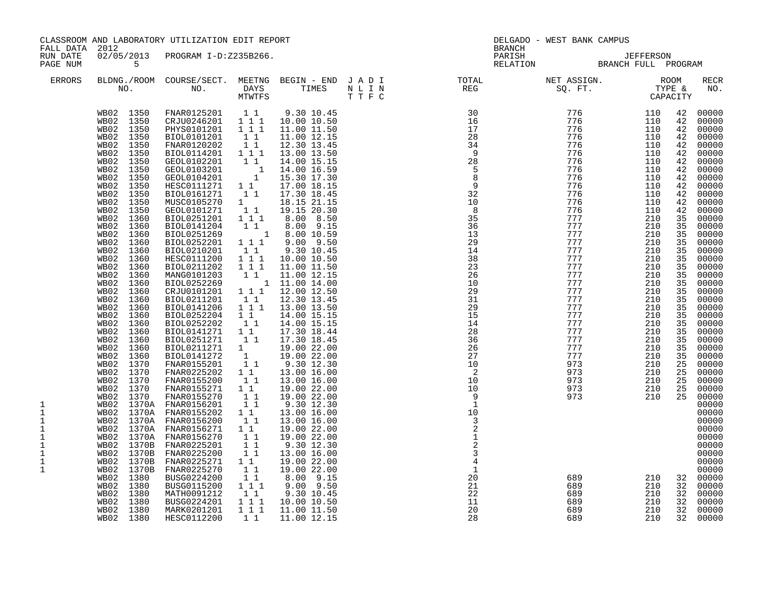CLASSROOM AND LABORATORY UTILIZATION EDIT REPORT
FALL DATA 2012
RUN DATE 02/05/2013 PROGRAM I-D:Z235B266.
PAGE NUM 5

DELGADO - WEST BANK CAMPUS
BRANCH
PARISH JEFFERSON
RELATION BRANCH FULL PROGRAM

| ERRORS | BLDNG./ROOM NO. | COURSE/SECT. NO. | MEETNG DAYS MTWTFS | BEGIN - END TIMES | J A D I N L I N T T F C | TOTAL REG | NET ASSIGN. SQ. FT. | ROOM TYPE & CAPACITY | | RECR NO. |
|---|---|---|---|---|---|---|---|---|---|---|
| | WB02 1350 | FNAR0125201 | 1 1 | 9.30 10.45 | | 30 | 776 | 110 | 42 | 00000 |
| | WB02 1350 | CRJU0246201 | 1 1 1 | 10.00 10.50 | | 16 | 776 | 110 | 42 | 00000 |
| | WB02 1350 | PHYS0101201 | 1 1 1 | 11.00 11.50 | | 17 | 776 | 110 | 42 | 00000 |
| | WB02 1350 | BIOL0101201 | 1 1 | 11.00 12.15 | | 28 | 776 | 110 | 42 | 00000 |
| | WB02 1350 | FNAR0120202 | 1 1 | 12.30 13.45 | | 34 | 776 | 110 | 42 | 00000 |
| | WB02 1350 | BIOL0114201 | 1 1 1 | 13.00 13.50 | | 9 | 776 | 110 | 42 | 00000 |
| | WB02 1350 | GEOL0102201 | 1 1 | 14.00 15.15 | | 28 | 776 | 110 | 42 | 00000 |
| | WB02 1350 | GEOL0103201 | 1 | 14.00 16.59 | | 5 | 776 | 110 | 42 | 00000 |
| | WB02 1350 | GEOL0104201 | 1 | 15.30 17.30 | | 8 | 776 | 110 | 42 | 00000 |
| | WB02 1350 | HESC0111271 | 1 1 | 17.00 18.15 | | 9 | 776 | 110 | 42 | 00000 |
| | WB02 1350 | BIOL0161271 | 1 1 | 17.30 18.45 | | 32 | 776 | 110 | 42 | 00000 |
| | WB02 1350 | MUSC0105270 | 1 | 18.15 21.15 | | 10 | 776 | 110 | 42 | 00000 |
| | WB02 1350 | GEOL0101271 | 1 1 | 19.15 20.30 | | 8 | 776 | 110 | 42 | 00000 |
| | WB02 1360 | BIOL0251201 | 1 1 1 | 8.00 8.50 | | 35 | 777 | 210 | 35 | 00000 |
| | WB02 1360 | BIOL0141204 | 1 1 | 8.00 9.15 | | 36 | 777 | 210 | 35 | 00000 |
| | WB02 1360 | BIOL0251269 | 1 | 8.00 10.59 | | 13 | 777 | 210 | 35 | 00000 |
| | WB02 1360 | BIOL0252201 | 1 1 1 | 9.00 9.50 | | 29 | 777 | 210 | 35 | 00000 |
| | WB02 1360 | BIOL0210201 | 1 1 | 9.30 10.45 | | 14 | 777 | 210 | 35 | 00000 |
| | WB02 1360 | HESC0111200 | 1 1 1 | 10.00 10.50 | | 38 | 777 | 210 | 35 | 00000 |
| | WB02 1360 | BIOL0211202 | 1 1 1 | 11.00 11.50 | | 23 | 777 | 210 | 35 | 00000 |
| | WB02 1360 | MANG0101203 | 1 1 | 11.00 12.15 | | 26 | 777 | 210 | 35 | 00000 |
| | WB02 1360 | BIOL0252269 | 1 | 11.00 14.00 | | 10 | 777 | 210 | 35 | 00000 |
| | WB02 1360 | CRJU0101201 | 1 1 1 | 12.00 12.50 | | 29 | 777 | 210 | 35 | 00000 |
| | WB02 1360 | BIOL0211201 | 1 1 | 12.30 13.45 | | 31 | 777 | 210 | 35 | 00000 |
| | WB02 1360 | BIOL0141206 | 1 1 1 | 13.00 13.50 | | 29 | 777 | 210 | 35 | 00000 |
| | WB02 1360 | BIOL0252204 | 1 1 | 14.00 15.15 | | 15 | 777 | 210 | 35 | 00000 |
| | WB02 1360 | BIOL0252202 | 1 1 | 14.00 15.15 | | 14 | 777 | 210 | 35 | 00000 |
| | WB02 1360 | BIOL0141271 | 1 1 | 17.30 18.44 | | 28 | 777 | 210 | 35 | 00000 |
| | WB02 1360 | BIOL0251271 | 1 1 | 17.30 18.45 | | 36 | 777 | 210 | 35 | 00000 |
| | WB02 1360 | BIOL0211271 | 1 | 19.00 22.00 | | 26 | 777 | 210 | 35 | 00000 |
| | WB02 1360 | BIOL0141272 | 1 | 19.00 22.00 | | 27 | 777 | 210 | 35 | 00000 |
| | WB02 1370 | FNAR0155201 | 1 1 | 9.30 12.30 | | 10 | 973 | 210 | 25 | 00000 |
| | WB02 1370 | FNAR0225202 | 1 1 | 13.00 16.00 | | 2 | 973 | 210 | 25 | 00000 |
| | WB02 1370 | FNAR0155200 | 1 1 | 13.00 16.00 | | 10 | 973 | 210 | 25 | 00000 |
| | WB02 1370 | FNAR0155271 | 1 1 | 19.00 22.00 | | 10 | 973 | 210 | 25 | 00000 |
| | WB02 1370 | FNAR0155270 | 1 1 | 19.00 22.00 | | 9 | 973 | 210 | 25 | 00000 |
| 1 | WB02 1370A | FNAR0156201 | 1 1 | 9.30 12.30 | | 1 | | | | 00000 |
| 1 | WB02 1370A | FNAR0155202 | 1 1 | 13.00 16.00 | | 10 | | | | 00000 |
| 1 | WB02 1370A | FNAR0156200 | 1 1 | 13.00 16.00 | | 3 | | | | 00000 |
| 1 | WB02 1370A | FNAR0156271 | 1 1 | 19.00 22.00 | | 2 | | | | 00000 |
| 1 | WB02 1370A | FNAR0156270 | 1 1 | 19.00 22.00 | | 1 | | | | 00000 |
| 1 | WB02 1370B | FNAR0225201 | 1 1 | 9.30 12.30 | | 2 | | | | 00000 |
| 1 | WB02 1370B | FNAR0225200 | 1 1 | 13.00 16.00 | | 3 | | | | 00000 |
| 1 | WB02 1370B | FNAR0225271 | 1 1 | 19.00 22.00 | | 4 | | | | 00000 |
| 1 | WB02 1370B | FNAR0225270 | 1 1 | 19.00 22.00 | | 1 | | | | 00000 |
| | WB02 1380 | BUSG0224200 | 1 1 | 8.00 9.15 | | 20 | 689 | 210 | 32 | 00000 |
| | WB02 1380 | BUSG0115200 | 1 1 1 | 9.00 9.50 | | 21 | 689 | 210 | 32 | 00000 |
| | WB02 1380 | MATH0091212 | 1 1 | 9.30 10.45 | | 22 | 689 | 210 | 32 | 00000 |
| | WB02 1380 | BUSG0224201 | 1 1 1 | 10.00 10.50 | | 11 | 689 | 210 | 32 | 00000 |
| | WB02 1380 | MARK0201201 | 1 1 1 | 11.00 11.50 | | 20 | 689 | 210 | 32 | 00000 |
| | WB02 1380 | HESC0112200 | 1 1 | 11.00 12.15 | | 28 | 689 | 210 | 32 | 00000 |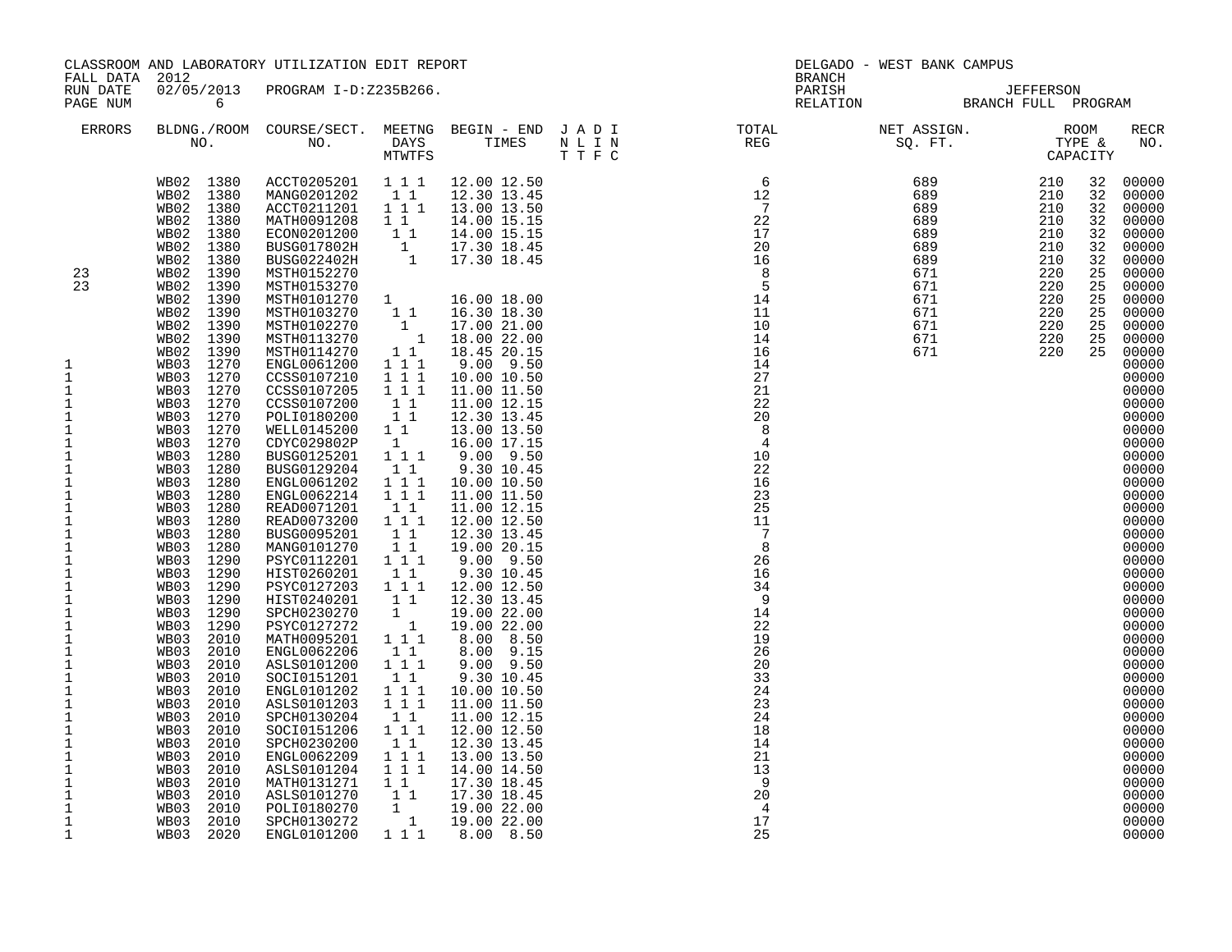CLASSROOM AND LABORATORY UTILIZATION EDIT REPORT
FALL DATA 2012
RUN DATE 02/05/2013 PROGRAM I-D:Z235B266.
PAGE NUM 6

DELGADO - WEST BANK CAMPUS
BRANCH
PARISH JEFFERSON
RELATION BRANCH FULL PROGRAM

| ERRORS | BLDNG./ROOM NO. | COURSE/SECT. NO. | MEETNG DAYS MTWTFS | BEGIN - END TIMES | J A D I N L I N T T F C | TOTAL REG | NET ASSIGN. SQ. FT. | ROOM TYPE & CAPACITY | | RECR NO. |
|---|---|---|---|---|---|---|---|---|---|---|
| | WB02 1380 | ACCT0205201 | 1 1 1 | 12.00 12.50 | | 6 | 689 | 210 | 32 | 00000 |
| | WB02 1380 | MANG0201202 | 1 1 | 12.30 13.45 | | 12 | 689 | 210 | 32 | 00000 |
| | WB02 1380 | ACCT0211201 | 1 1 1 | 13.00 13.50 | | 7 | 689 | 210 | 32 | 00000 |
| | WB02 1380 | MATH0091208 | 1 1 | 14.00 15.15 | | 22 | 689 | 210 | 32 | 00000 |
| | WB02 1380 | ECON0201200 | 1 1 | 14.00 15.15 | | 17 | 689 | 210 | 32 | 00000 |
| | WB02 1380 | BUSG017802H | 1 | 17.30 18.45 | | 20 | 689 | 210 | 32 | 00000 |
| | WB02 1380 | BUSG022402H | 1 | 17.30 18.45 | | 16 | 689 | 210 | 32 | 00000 |
| 23 | WB02 1390 | MSTH0152270 | | | | 8 | 671 | 220 | 25 | 00000 |
| 23 | WB02 1390 | MSTH0153270 | | | | 5 | 671 | 220 | 25 | 00000 |
| | WB02 1390 | MSTH0101270 | 1 | 16.00 18.00 | | 14 | 671 | 220 | 25 | 00000 |
| | WB02 1390 | MSTH0103270 | 1 1 | 16.30 18.30 | | 11 | 671 | 220 | 25 | 00000 |
| | WB02 1390 | MSTH0102270 | 1 | 17.00 21.00 | | 10 | 671 | 220 | 25 | 00000 |
| | WB02 1390 | MSTH0113270 | 1 | 18.00 22.00 | | 14 | 671 | 220 | 25 | 00000 |
| | WB02 1390 | MSTH0114270 | 1 1 | 18.45 20.15 | | 16 | 671 | 220 | 25 | 00000 |
| 1 | WB03 1270 | ENGL0061200 | 1 1 1 | 9.00 9.50 | | 14 | | | | 00000 |
| 1 | WB03 1270 | CCSS0107210 | 1 1 1 | 10.00 10.50 | | 27 | | | | 00000 |
| 1 | WB03 1270 | CCSS0107205 | 1 1 1 | 11.00 11.50 | | 21 | | | | 00000 |
| 1 | WB03 1270 | CCSS0107200 | 1 1 | 11.00 12.15 | | 22 | | | | 00000 |
| 1 | WB03 1270 | POLI0180200 | 1 1 | 12.30 13.45 | | 20 | | | | 00000 |
| 1 | WB03 1270 | WELL0145200 | 1 1 | 13.00 13.50 | | 8 | | | | 00000 |
| 1 | WB03 1270 | CDYC029802P | 1 | 16.00 17.15 | | 4 | | | | 00000 |
| 1 | WB03 1280 | BUSG0125201 | 1 1 1 | 9.00 9.50 | | 10 | | | | 00000 |
| 1 | WB03 1280 | BUSG0129204 | 1 1 | 9.30 10.45 | | 22 | | | | 00000 |
| 1 | WB03 1280 | ENGL0061202 | 1 1 1 | 10.00 10.50 | | 16 | | | | 00000 |
| 1 | WB03 1280 | ENGL0062214 | 1 1 1 | 11.00 11.50 | | 23 | | | | 00000 |
| 1 | WB03 1280 | READ0071201 | 1 1 | 11.00 12.15 | | 25 | | | | 00000 |
| 1 | WB03 1280 | READ0073200 | 1 1 1 | 12.00 12.50 | | 11 | | | | 00000 |
| 1 | WB03 1280 | BUSG0095201 | 1 1 | 12.30 13.45 | | 7 | | | | 00000 |
| 1 | WB03 1280 | MANG0101270 | 1 1 | 19.00 20.15 | | 8 | | | | 00000 |
| 1 | WB03 1290 | PSYC0112201 | 1 1 1 | 9.00 9.50 | | 26 | | | | 00000 |
| 1 | WB03 1290 | HIST0260201 | 1 1 | 9.30 10.45 | | 16 | | | | 00000 |
| 1 | WB03 1290 | PSYC0127203 | 1 1 1 | 12.00 12.50 | | 34 | | | | 00000 |
| 1 | WB03 1290 | HIST0240201 | 1 1 | 12.30 13.45 | | 9 | | | | 00000 |
| 1 | WB03 1290 | SPCH0230270 | 1 | 19.00 22.00 | | 14 | | | | 00000 |
| 1 | WB03 1290 | PSYC0127272 | 1 | 19.00 22.00 | | 22 | | | | 00000 |
| 1 | WB03 2010 | MATH0095201 | 1 1 1 | 8.00 8.50 | | 19 | | | | 00000 |
| 1 | WB03 2010 | ENGL0062206 | 1 1 | 8.00 9.15 | | 26 | | | | 00000 |
| 1 | WB03 2010 | ASLS0101200 | 1 1 1 | 9.00 9.50 | | 20 | | | | 00000 |
| 1 | WB03 2010 | SOCI0151201 | 1 1 | 9.30 10.45 | | 33 | | | | 00000 |
| 1 | WB03 2010 | ENGL0101202 | 1 1 1 | 10.00 10.50 | | 24 | | | | 00000 |
| 1 | WB03 2010 | ASLS0101203 | 1 1 1 | 11.00 11.50 | | 23 | | | | 00000 |
| 1 | WB03 2010 | SPCH0130204 | 1 1 | 11.00 12.15 | | 24 | | | | 00000 |
| 1 | WB03 2010 | SOCI0151206 | 1 1 1 | 12.00 12.50 | | 18 | | | | 00000 |
| 1 | WB03 2010 | SPCH0230200 | 1 1 | 12.30 13.45 | | 14 | | | | 00000 |
| 1 | WB03 2010 | ENGL0062209 | 1 1 1 | 13.00 13.50 | | 21 | | | | 00000 |
| 1 | WB03 2010 | ASLS0101204 | 1 1 1 | 14.00 14.50 | | 13 | | | | 00000 |
| 1 | WB03 2010 | MATH0131271 | 1 1 | 17.30 18.45 | | 9 | | | | 00000 |
| 1 | WB03 2010 | ASLS0101270 | 1 1 | 17.30 18.45 | | 20 | | | | 00000 |
| 1 | WB03 2010 | POLI0180270 | 1 | 19.00 22.00 | | 4 | | | | 00000 |
| 1 | WB03 2010 | SPCH0130272 | 1 | 19.00 22.00 | | 17 | | | | 00000 |
| 1 | WB03 2020 | ENGL0101200 | 1 1 1 | 8.00 8.50 | | 25 | | | | 00000 |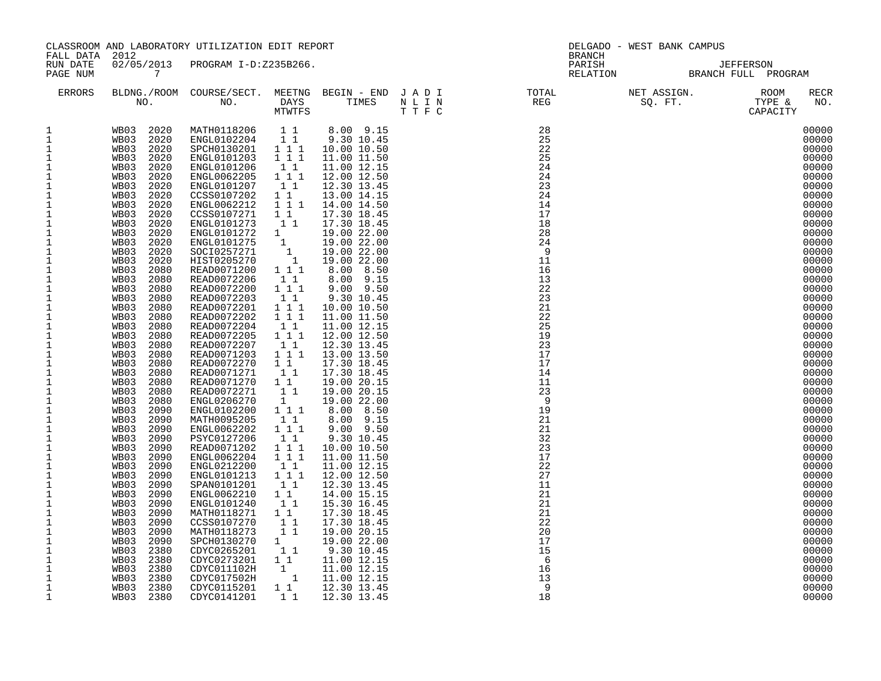CLASSROOM AND LABORATORY UTILIZATION EDIT REPORT
FALL DATA 2012
RUN DATE 02/05/2013 PROGRAM I-D:Z235B266.
PAGE NUM 7

DELGADO - WEST BANK CAMPUS
BRANCH
PARISH JEFFERSON
RELATION BRANCH FULL PROGRAM

| ERRORS | BLDNG./ROOM NO. | COURSE/SECT. NO. | MEETNG DAYS MTWTFS | BEGIN - END TIMES | J A D I N L I N T T F C | TOTAL REG | NET ASSIGN. SQ. FT. | ROOM TYPE & CAPACITY | RECR NO. |
|---|---|---|---|---|---|---|---|---|---|
| 1 | WB03 2020 | MATH0118206 | 1 1 | 8.00 9.15 | | 28 | | | 00000 |
| 1 | WB03 2020 | ENGL0102204 | 1 1 | 9.30 10.45 | | 25 | | | 00000 |
| 1 | WB03 2020 | SPCH0130201 | 1 1 1 | 10.00 10.50 | | 22 | | | 00000 |
| 1 | WB03 2020 | ENGL0101203 | 1 1 1 | 11.00 11.50 | | 25 | | | 00000 |
| 1 | WB03 2020 | ENGL0101206 | 1 1 | 11.00 12.15 | | 24 | | | 00000 |
| 1 | WB03 2020 | ENGL0062205 | 1 1 1 | 12.00 12.50 | | 24 | | | 00000 |
| 1 | WB03 2020 | ENGL0101207 | 1 1 | 12.30 13.45 | | 23 | | | 00000 |
| 1 | WB03 2020 | CCSS0107202 | 1 1 | 13.00 14.15 | | 24 | | | 00000 |
| 1 | WB03 2020 | ENGL0062212 | 1 1 1 | 14.00 14.50 | | 14 | | | 00000 |
| 1 | WB03 2020 | CCSS0107271 | 1 1 | 17.30 18.45 | | 17 | | | 00000 |
| 1 | WB03 2020 | ENGL0101273 | 1 1 | 17.30 18.45 | | 18 | | | 00000 |
| 1 | WB03 2020 | ENGL0101272 | 1 | 19.00 22.00 | | 28 | | | 00000 |
| 1 | WB03 2020 | ENGL0101275 | 1 | 19.00 22.00 | | 24 | | | 00000 |
| 1 | WB03 2020 | SOCI0257271 | 1 | 19.00 22.00 | | 9 | | | 00000 |
| 1 | WB03 2020 | HIST0205270 | 1 | 19.00 22.00 | | 11 | | | 00000 |
| 1 | WB03 2080 | READ0071200 | 1 1 1 | 8.00 8.50 | | 16 | | | 00000 |
| 1 | WB03 2080 | READ0072206 | 1 1 | 8.00 9.15 | | 13 | | | 00000 |
| 1 | WB03 2080 | READ0072200 | 1 1 1 | 9.00 9.50 | | 22 | | | 00000 |
| 1 | WB03 2080 | READ0072203 | 1 1 | 9.30 10.45 | | 23 | | | 00000 |
| 1 | WB03 2080 | READ0072201 | 1 1 1 | 10.00 10.50 | | 21 | | | 00000 |
| 1 | WB03 2080 | READ0072202 | 1 1 1 | 11.00 11.50 | | 22 | | | 00000 |
| 1 | WB03 2080 | READ0072204 | 1 1 | 11.00 12.15 | | 25 | | | 00000 |
| 1 | WB03 2080 | READ0072205 | 1 1 1 | 12.00 12.50 | | 19 | | | 00000 |
| 1 | WB03 2080 | READ0072207 | 1 1 | 12.30 13.45 | | 23 | | | 00000 |
| 1 | WB03 2080 | READ0071203 | 1 1 1 | 13.00 13.50 | | 17 | | | 00000 |
| 1 | WB03 2080 | READ0072270 | 1 1 | 17.30 18.45 | | 17 | | | 00000 |
| 1 | WB03 2080 | READ0071271 | 1 1 | 17.30 18.45 | | 14 | | | 00000 |
| 1 | WB03 2080 | READ0071270 | 1 1 | 19.00 20.15 | | 11 | | | 00000 |
| 1 | WB03 2080 | READ0072271 | 1 1 | 19.00 20.15 | | 23 | | | 00000 |
| 1 | WB03 2080 | ENGL0206270 | 1 | 19.00 22.00 | | 9 | | | 00000 |
| 1 | WB03 2090 | ENGL0102200 | 1 1 1 | 8.00 8.50 | | 19 | | | 00000 |
| 1 | WB03 2090 | MATH0095205 | 1 1 | 8.00 9.15 | | 21 | | | 00000 |
| 1 | WB03 2090 | ENGL0062202 | 1 1 1 | 9.00 9.50 | | 21 | | | 00000 |
| 1 | WB03 2090 | PSYC0127206 | 1 1 | 9.30 10.45 | | 32 | | | 00000 |
| 1 | WB03 2090 | READ0071202 | 1 1 1 | 10.00 10.50 | | 23 | | | 00000 |
| 1 | WB03 2090 | ENGL0062204 | 1 1 1 | 11.00 11.50 | | 17 | | | 00000 |
| 1 | WB03 2090 | ENGL0212200 | 1 1 | 11.00 12.15 | | 22 | | | 00000 |
| 1 | WB03 2090 | ENGL0101213 | 1 1 1 | 12.00 12.50 | | 27 | | | 00000 |
| 1 | WB03 2090 | SPAN0101201 | 1 1 | 12.30 13.45 | | 11 | | | 00000 |
| 1 | WB03 2090 | ENGL0062210 | 1 1 | 14.00 15.15 | | 21 | | | 00000 |
| 1 | WB03 2090 | ENGL0101240 | 1 1 | 15.30 16.45 | | 21 | | | 00000 |
| 1 | WB03 2090 | MATH0118271 | 1 1 | 17.30 18.45 | | 21 | | | 00000 |
| 1 | WB03 2090 | CCSS0107270 | 1 1 | 17.30 18.45 | | 22 | | | 00000 |
| 1 | WB03 2090 | MATH0118273 | 1 1 | 19.00 20.15 | | 20 | | | 00000 |
| 1 | WB03 2090 | SPCH0130270 | 1 | 19.00 22.00 | | 17 | | | 00000 |
| 1 | WB03 2380 | CDYC0265201 | 1 1 | 9.30 10.45 | | 15 | | | 00000 |
| 1 | WB03 2380 | CDYC0273201 | 1 1 | 11.00 12.15 | | 6 | | | 00000 |
| 1 | WB03 2380 | CDYC011102H | 1 | 11.00 12.15 | | 16 | | | 00000 |
| 1 | WB03 2380 | CDYC017502H | 1 | 11.00 12.15 | | 13 | | | 00000 |
| 1 | WB03 2380 | CDYC0115201 | 1 1 | 12.30 13.45 | | 9 | | | 00000 |
| 1 | WB03 2380 | CDYC0141201 | 1 1 | 12.30 13.45 | | 18 | | | 00000 |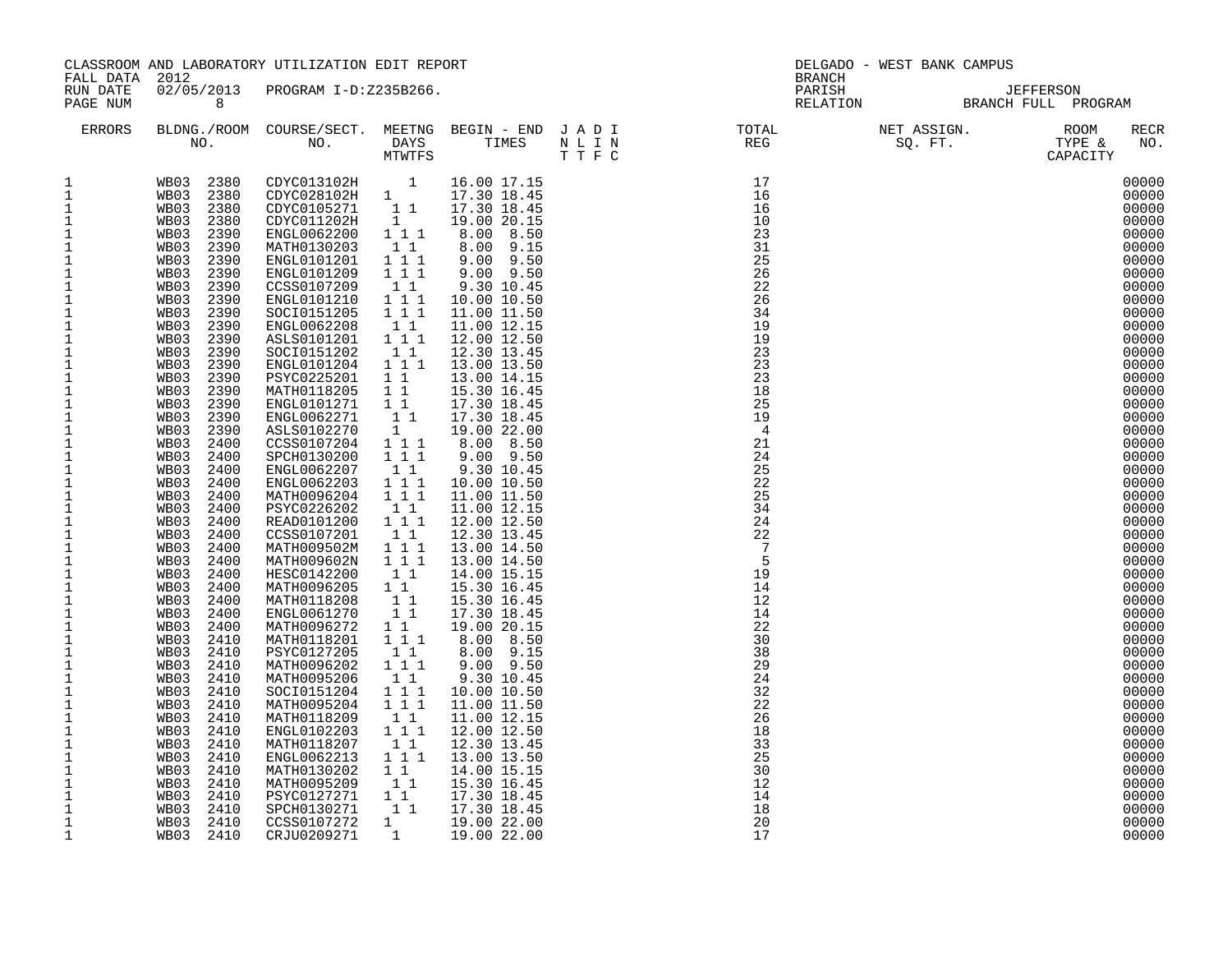CLASSROOM AND LABORATORY UTILIZATION EDIT REPORT
FALL DATA 2012
RUN DATE 02/05/2013 PROGRAM I-D:Z235B266.
PAGE NUM 8

DELGADO - WEST BANK CAMPUS
BRANCH
PARISH JEFFERSON
RELATION BRANCH FULL PROGRAM

| ERRORS | BLDNG./ROOM NO. | COURSE/SECT. NO. | MEETNG DAYS MTWTFS | BEGIN - END TIMES | J A D I N L I N T T F C | TOTAL REG | NET ASSIGN. SQ. FT. | ROOM TYPE & CAPACITY | RECR NO. |
|---|---|---|---|---|---|---|---|---|---|
| 1 | WB03 2380 | CDYC013102H | 1 | 16.00 17.15 | | 17 | | | 00000 |
| 1 | WB03 2380 | CDYC028102H | 1 | 17.30 18.45 | | 16 | | | 00000 |
| 1 | WB03 2380 | CDYC0105271 | 1 1 | 17.30 18.45 | | 16 | | | 00000 |
| 1 | WB03 2380 | CDYC011202H | 1 | 19.00 20.15 | | 10 | | | 00000 |
| 1 | WB03 2390 | ENGL0062200 | 1 1 1 | 8.00 8.50 | | 23 | | | 00000 |
| 1 | WB03 2390 | MATH0130203 | 1 1 | 8.00 9.15 | | 31 | | | 00000 |
| 1 | WB03 2390 | ENGL0101201 | 1 1 1 | 9.00 9.50 | | 25 | | | 00000 |
| 1 | WB03 2390 | ENGL0101209 | 1 1 1 | 9.00 9.50 | | 26 | | | 00000 |
| 1 | WB03 2390 | CCSS0107209 | 1 1 | 9.30 10.45 | | 22 | | | 00000 |
| 1 | WB03 2390 | ENGL0101210 | 1 1 1 | 10.00 10.50 | | 26 | | | 00000 |
| 1 | WB03 2390 | SOCI0151205 | 1 1 1 | 11.00 11.50 | | 34 | | | 00000 |
| 1 | WB03 2390 | ENGL0062208 | 1 1 | 11.00 12.15 | | 19 | | | 00000 |
| 1 | WB03 2390 | ASLS0101201 | 1 1 1 | 12.00 12.50 | | 19 | | | 00000 |
| 1 | WB03 2390 | SOCI0151202 | 1 1 | 12.30 13.45 | | 23 | | | 00000 |
| 1 | WB03 2390 | ENGL0101204 | 1 1 1 | 13.00 13.50 | | 23 | | | 00000 |
| 1 | WB03 2390 | PSYC0225201 | 1 1 | 13.00 14.15 | | 23 | | | 00000 |
| 1 | WB03 2390 | MATH0118205 | 1 1 | 15.30 16.45 | | 18 | | | 00000 |
| 1 | WB03 2390 | ENGL0101271 | 1 1 | 17.30 18.45 | | 25 | | | 00000 |
| 1 | WB03 2390 | ENGL0062271 | 1 1 | 17.30 18.45 | | 19 | | | 00000 |
| 1 | WB03 2390 | ASLS0102270 | 1 | 19.00 22.00 | | 4 | | | 00000 |
| 1 | WB03 2400 | CCSS0107204 | 1 1 1 | 8.00 8.50 | | 21 | | | 00000 |
| 1 | WB03 2400 | SPCH0130200 | 1 1 1 | 9.00 9.50 | | 24 | | | 00000 |
| 1 | WB03 2400 | ENGL0062207 | 1 1 | 9.30 10.45 | | 25 | | | 00000 |
| 1 | WB03 2400 | ENGL0062203 | 1 1 1 | 10.00 10.50 | | 22 | | | 00000 |
| 1 | WB03 2400 | MATH0096204 | 1 1 1 | 11.00 11.50 | | 25 | | | 00000 |
| 1 | WB03 2400 | PSYC0226202 | 1 1 | 11.00 12.15 | | 34 | | | 00000 |
| 1 | WB03 2400 | READ0101200 | 1 1 1 | 12.00 12.50 | | 24 | | | 00000 |
| 1 | WB03 2400 | CCSS0107201 | 1 1 | 12.30 13.45 | | 22 | | | 00000 |
| 1 | WB03 2400 | MATH009502M | 1 1 1 | 13.00 14.50 | | 7 | | | 00000 |
| 1 | WB03 2400 | MATH009602N | 1 1 1 | 13.00 14.50 | | 5 | | | 00000 |
| 1 | WB03 2400 | HESC0142200 | 1 1 | 14.00 15.15 | | 19 | | | 00000 |
| 1 | WB03 2400 | MATH0096205 | 1 1 | 15.30 16.45 | | 14 | | | 00000 |
| 1 | WB03 2400 | MATH0118208 | 1 1 | 15.30 16.45 | | 12 | | | 00000 |
| 1 | WB03 2400 | ENGL0061270 | 1 1 | 17.30 18.45 | | 14 | | | 00000 |
| 1 | WB03 2400 | MATH0096272 | 1 1 | 19.00 20.15 | | 22 | | | 00000 |
| 1 | WB03 2410 | MATH0118201 | 1 1 1 | 8.00 8.50 | | 30 | | | 00000 |
| 1 | WB03 2410 | PSYC0127205 | 1 1 | 8.00 9.15 | | 38 | | | 00000 |
| 1 | WB03 2410 | MATH0096202 | 1 1 1 | 9.00 9.50 | | 29 | | | 00000 |
| 1 | WB03 2410 | MATH0095206 | 1 1 | 9.30 10.45 | | 24 | | | 00000 |
| 1 | WB03 2410 | SOCI0151204 | 1 1 1 | 10.00 10.50 | | 32 | | | 00000 |
| 1 | WB03 2410 | MATH0095204 | 1 1 1 | 11.00 11.50 | | 22 | | | 00000 |
| 1 | WB03 2410 | MATH0118209 | 1 1 | 11.00 12.15 | | 26 | | | 00000 |
| 1 | WB03 2410 | ENGL0102203 | 1 1 1 | 12.00 12.50 | | 18 | | | 00000 |
| 1 | WB03 2410 | MATH0118207 | 1 1 | 12.30 13.45 | | 33 | | | 00000 |
| 1 | WB03 2410 | ENGL0062213 | 1 1 1 | 13.00 13.50 | | 25 | | | 00000 |
| 1 | WB03 2410 | MATH0130202 | 1 1 | 14.00 15.15 | | 30 | | | 00000 |
| 1 | WB03 2410 | MATH0095209 | 1 1 | 15.30 16.45 | | 12 | | | 00000 |
| 1 | WB03 2410 | PSYC0127271 | 1 1 | 17.30 18.45 | | 14 | | | 00000 |
| 1 | WB03 2410 | SPCH0130271 | 1 1 | 17.30 18.45 | | 18 | | | 00000 |
| 1 | WB03 2410 | CCSS0107272 | 1 | 19.00 22.00 | | 20 | | | 00000 |
| 1 | WB03 2410 | CRJU0209271 | 1 | 19.00 22.00 | | 17 | | | 00000 |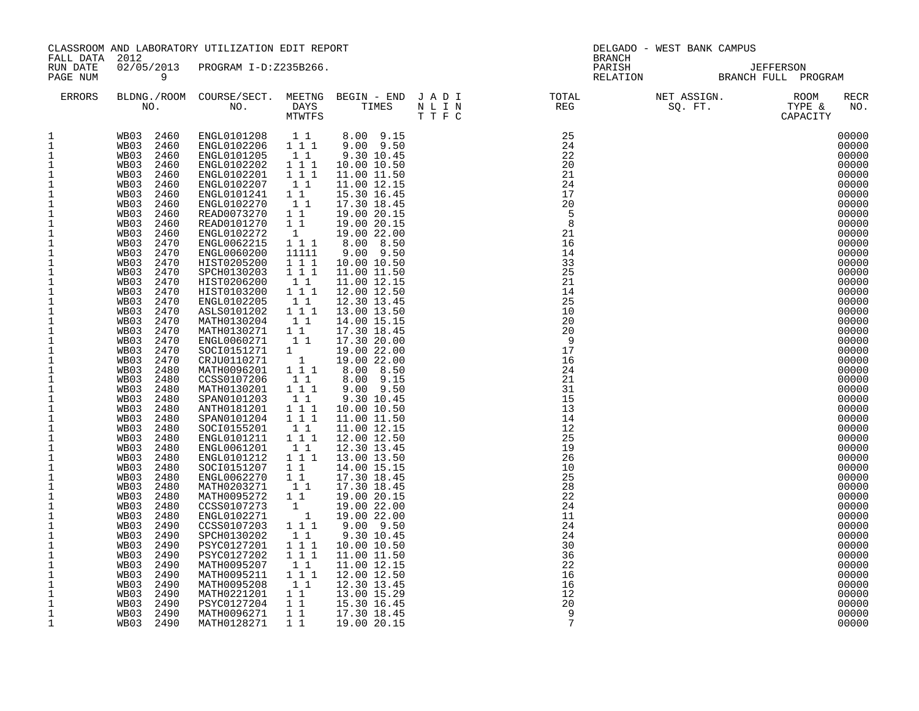CLASSROOM AND LABORATORY UTILIZATION EDIT REPORT
FALL DATA 2012
RUN DATE 02/05/2013 PROGRAM I-D:Z235B266.
PAGE NUM 9

DELGADO - WEST BANK CAMPUS
BRANCH
PARISH JEFFERSON
RELATION BRANCH FULL PROGRAM

| ERRORS | BLDNG./ROOM NO. | COURSE/SECT. NO. | MEETNG DAYS MTWTFS | BEGIN - END TIMES | J A D I N L I N T T F C | TOTAL REG | NET ASSIGN. SQ. FT. | ROOM TYPE & CAPACITY | RECR NO. |
|---|---|---|---|---|---|---|---|---|---|
| 1 | WB03 2460 | ENGL0101208 | 1 1 | 8.00 9.15 | | 25 | | | 00000 |
| 1 | WB03 2460 | ENGL0102206 | 1 1 1 | 9.00 9.50 | | 24 | | | 00000 |
| 1 | WB03 2460 | ENGL0101205 | 1 1 | 9.30 10.45 | | 22 | | | 00000 |
| 1 | WB03 2460 | ENGL0102202 | 1 1 1 | 10.00 10.50 | | 20 | | | 00000 |
| 1 | WB03 2460 | ENGL0102201 | 1 1 1 | 11.00 11.50 | | 21 | | | 00000 |
| 1 | WB03 2460 | ENGL0102207 | 1 1 | 11.00 12.15 | | 24 | | | 00000 |
| 1 | WB03 2460 | ENGL0101241 | 1 1 | 15.30 16.45 | | 17 | | | 00000 |
| 1 | WB03 2460 | ENGL0102270 | 1 1 | 17.30 18.45 | | 20 | | | 00000 |
| 1 | WB03 2460 | READ0073270 | 1 1 | 19.00 20.15 | | 5 | | | 00000 |
| 1 | WB03 2460 | READ0101270 | 1 1 | 19.00 20.15 | | 8 | | | 00000 |
| 1 | WB03 2460 | ENGL0102272 | 1 | 19.00 22.00 | | 21 | | | 00000 |
| 1 | WB03 2470 | ENGL0062215 | 1 1 1 | 8.00 8.50 | | 16 | | | 00000 |
| 1 | WB03 2470 | ENGL0060200 | 11111 | 9.00 9.50 | | 14 | | | 00000 |
| 1 | WB03 2470 | HIST0205200 | 1 1 1 | 10.00 10.50 | | 33 | | | 00000 |
| 1 | WB03 2470 | SPCH0130203 | 1 1 1 | 11.00 11.50 | | 25 | | | 00000 |
| 1 | WB03 2470 | HIST0206200 | 1 1 | 11.00 12.15 | | 21 | | | 00000 |
| 1 | WB03 2470 | HIST0103200 | 1 1 1 | 12.00 12.50 | | 14 | | | 00000 |
| 1 | WB03 2470 | ENGL0102205 | 1 1 | 12.30 13.45 | | 25 | | | 00000 |
| 1 | WB03 2470 | ASLS0101202 | 1 1 1 | 13.00 13.50 | | 10 | | | 00000 |
| 1 | WB03 2470 | MATH0130204 | 1 1 | 14.00 15.15 | | 20 | | | 00000 |
| 1 | WB03 2470 | MATH0130271 | 1 1 | 17.30 18.45 | | 20 | | | 00000 |
| 1 | WB03 2470 | ENGL0060271 | 1 1 | 17.30 20.00 | | 9 | | | 00000 |
| 1 | WB03 2470 | SOCI0151271 | 1 | 19.00 22.00 | | 17 | | | 00000 |
| 1 | WB03 2470 | CRJU0110271 | 1 | 19.00 22.00 | | 16 | | | 00000 |
| 1 | WB03 2480 | MATH0096201 | 1 1 1 | 8.00 8.50 | | 24 | | | 00000 |
| 1 | WB03 2480 | CCSS0107206 | 1 1 | 8.00 9.15 | | 21 | | | 00000 |
| 1 | WB03 2480 | MATH0130201 | 1 1 1 | 9.00 9.50 | | 31 | | | 00000 |
| 1 | WB03 2480 | SPAN0101203 | 1 1 | 9.30 10.45 | | 15 | | | 00000 |
| 1 | WB03 2480 | ANTH0181201 | 1 1 1 | 10.00 10.50 | | 13 | | | 00000 |
| 1 | WB03 2480 | SPAN0101204 | 1 1 1 | 11.00 11.50 | | 14 | | | 00000 |
| 1 | WB03 2480 | SOCI0155201 | 1 1 | 11.00 12.15 | | 12 | | | 00000 |
| 1 | WB03 2480 | ENGL0101211 | 1 1 1 | 12.00 12.50 | | 25 | | | 00000 |
| 1 | WB03 2480 | ENGL0061201 | 1 1 | 12.30 13.45 | | 19 | | | 00000 |
| 1 | WB03 2480 | ENGL0101212 | 1 1 1 | 13.00 13.50 | | 26 | | | 00000 |
| 1 | WB03 2480 | SOCI0151207 | 1 1 | 14.00 15.15 | | 10 | | | 00000 |
| 1 | WB03 2480 | ENGL0062270 | 1 1 | 17.30 18.45 | | 25 | | | 00000 |
| 1 | WB03 2480 | MATH0203271 | 1 1 | 17.30 18.45 | | 28 | | | 00000 |
| 1 | WB03 2480 | MATH0095272 | 1 1 | 19.00 20.15 | | 22 | | | 00000 |
| 1 | WB03 2480 | CCSS0107273 | 1 | 19.00 22.00 | | 24 | | | 00000 |
| 1 | WB03 2480 | ENGL0102271 | 1 | 19.00 22.00 | | 11 | | | 00000 |
| 1 | WB03 2490 | CCSS0107203 | 1 1 1 | 9.00 9.50 | | 24 | | | 00000 |
| 1 | WB03 2490 | SPCH0130202 | 1 1 | 9.30 10.45 | | 24 | | | 00000 |
| 1 | WB03 2490 | PSYC0127201 | 1 1 1 | 10.00 10.50 | | 30 | | | 00000 |
| 1 | WB03 2490 | PSYC0127202 | 1 1 1 | 11.00 11.50 | | 36 | | | 00000 |
| 1 | WB03 2490 | MATH0095207 | 1 1 | 11.00 12.15 | | 22 | | | 00000 |
| 1 | WB03 2490 | MATH0095211 | 1 1 1 | 12.00 12.50 | | 16 | | | 00000 |
| 1 | WB03 2490 | MATH0095208 | 1 1 | 12.30 13.45 | | 16 | | | 00000 |
| 1 | WB03 2490 | MATH0221201 | 1 1 | 13.00 15.29 | | 12 | | | 00000 |
| 1 | WB03 2490 | PSYC0127204 | 1 1 | 15.30 16.45 | | 20 | | | 00000 |
| 1 | WB03 2490 | MATH0096271 | 1 1 | 17.30 18.45 | | 9 | | | 00000 |
| 1 | WB03 2490 | MATH0128271 | 1 1 | 19.00 20.15 | | 7 | | | 00000 |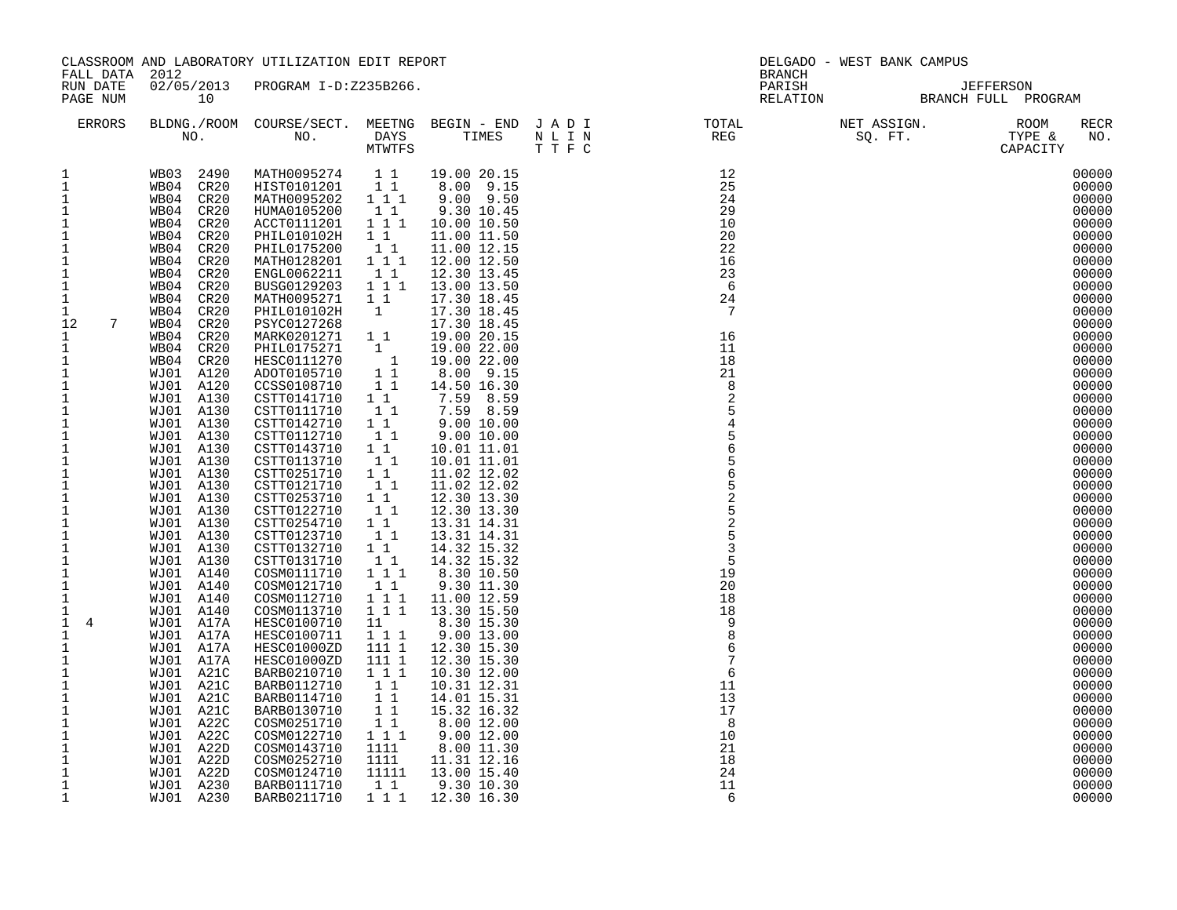CLASSROOM AND LABORATORY UTILIZATION EDIT REPORT
FALL DATA 2012
RUN DATE 02/05/2013 PROGRAM I-D:Z235B266.
PAGE NUM 10

DELGADO - WEST BANK CAMPUS
BRANCH
PARISH JEFFERSON
RELATION BRANCH FULL PROGRAM

| ERRORS | BLDNG./ROOM NO. | COURSE/SECT. NO. | MEETNG DAYS MTWTFS | BEGIN - END TIMES | J A D I N L I N T T F C | TOTAL REG | NET ASSIGN. SQ. FT. | ROOM TYPE & CAPACITY | RECR NO. |
|---|---|---|---|---|---|---|---|---|---|
| 1 | WB03 2490 | MATH0095274 | 1 1 | 19.00 20.15 | | 12 | | | 00000 |
| 1 | WB04 CR20 | HIST0101201 | 1 1 | 8.00 9.15 | | 25 | | | 00000 |
| 1 | WB04 CR20 | MATH0095202 | 1 1 1 | 9.00 9.50 | | 24 | | | 00000 |
| 1 | WB04 CR20 | HUMA0105200 | 1 1 | 9.30 10.45 | | 29 | | | 00000 |
| 1 | WB04 CR20 | ACCT0111201 | 1 1 1 | 10.00 10.50 | | 10 | | | 00000 |
| 1 | WB04 CR20 | PHIL010102H | 1 1 | 11.00 11.50 | | 20 | | | 00000 |
| 1 | WB04 CR20 | PHIL0175200 | 1 1 | 11.00 12.15 | | 22 | | | 00000 |
| 1 | WB04 CR20 | MATH0128201 | 1 1 1 | 12.00 12.50 | | 16 | | | 00000 |
| 1 | WB04 CR20 | ENGL0062211 | 1 1 | 12.30 13.45 | | 23 | | | 00000 |
| 1 | WB04 CR20 | BUSG0129203 | 1 1 1 | 13.00 13.50 | | 6 | | | 00000 |
| 1 | WB04 CR20 | MATH0095271 | 1 1 | 17.30 18.45 | | 24 | | | 00000 |
| 1 | WB04 CR20 | PHIL010102H | 1 | 17.30 18.45 | | 7 | | | 00000 |
| 12 7 | WB04 CR20 | PSYC0127268 | | 17.30 18.45 | | | | | 00000 |
| 1 | WB04 CR20 | MARK0201271 | 1 1 | 19.00 20.15 | | 16 | | | 00000 |
| 1 | WB04 CR20 | PHIL0175271 | 1 | 19.00 22.00 | | 11 | | | 00000 |
| 1 | WB04 CR20 | HESC0111270 | 1 | 19.00 22.00 | | 18 | | | 00000 |
| 1 | WJ01 A120 | ADOT0105710 | 1 1 | 8.00 9.15 | | 21 | | | 00000 |
| 1 | WJ01 A120 | CCSS0108710 | 1 1 | 14.50 16.30 | | 8 | | | 00000 |
| 1 | WJ01 A130 | CSTT0141710 | 1 1 | 7.59 8.59 | | 2 | | | 00000 |
| 1 | WJ01 A130 | CSTT0111710 | 1 1 | 7.59 8.59 | | 5 | | | 00000 |
| 1 | WJ01 A130 | CSTT0142710 | 1 1 | 9.00 10.00 | | 4 | | | 00000 |
| 1 | WJ01 A130 | CSTT0112710 | 1 1 | 9.00 10.00 | | 5 | | | 00000 |
| 1 | WJ01 A130 | CSTT0143710 | 1 1 | 10.01 11.01 | | 6 | | | 00000 |
| 1 | WJ01 A130 | CSTT0113710 | 1 1 | 10.01 11.01 | | 5 | | | 00000 |
| 1 | WJ01 A130 | CSTT0251710 | 1 1 | 11.02 12.02 | | 6 | | | 00000 |
| 1 | WJ01 A130 | CSTT0121710 | 1 1 | 11.02 12.02 | | 5 | | | 00000 |
| 1 | WJ01 A130 | CSTT0253710 | 1 1 | 12.30 13.30 | | 2 | | | 00000 |
| 1 | WJ01 A130 | CSTT0122710 | 1 1 | 12.30 13.30 | | 5 | | | 00000 |
| 1 | WJ01 A130 | CSTT0254710 | 1 1 | 13.31 14.31 | | 2 | | | 00000 |
| 1 | WJ01 A130 | CSTT0123710 | 1 1 | 13.31 14.31 | | 5 | | | 00000 |
| 1 | WJ01 A130 | CSTT0132710 | 1 1 | 14.32 15.32 | | 3 | | | 00000 |
| 1 | WJ01 A130 | CSTT0131710 | 1 1 | 14.32 15.32 | | 5 | | | 00000 |
| 1 | WJ01 A140 | COSM0111710 | 1 1 1 | 8.30 10.50 | | 19 | | | 00000 |
| 1 | WJ01 A140 | COSM0121710 | 1 1 | 9.30 11.30 | | 20 | | | 00000 |
| 1 | WJ01 A140 | COSM0112710 | 1 1 1 | 11.00 12.59 | | 18 | | | 00000 |
| 1 | WJ01 A140 | COSM0113710 | 1 1 1 | 13.30 15.50 | | 18 | | | 00000 |
| 1 4 | WJ01 A17A | HESC0100710 | 11 | 8.30 15.30 | | 9 | | | 00000 |
| 1 | WJ01 A17A | HESC0100711 | 1 1 1 | 9.00 13.00 | | 8 | | | 00000 |
| 1 | WJ01 A17A | HESC01000ZD | 111 1 | 12.30 15.30 | | 6 | | | 00000 |
| 1 | WJ01 A17A | HESC01000ZD | 111 1 | 12.30 15.30 | | 7 | | | 00000 |
| 1 | WJ01 A21C | BARB0210710 | 1 1 1 | 10.30 12.00 | | 6 | | | 00000 |
| 1 | WJ01 A21C | BARB0112710 | 1 1 | 10.31 12.31 | | 11 | | | 00000 |
| 1 | WJ01 A21C | BARB0114710 | 1 1 | 14.01 15.31 | | 13 | | | 00000 |
| 1 | WJ01 A21C | BARB0130710 | 1 1 | 15.32 16.32 | | 17 | | | 00000 |
| 1 | WJ01 A22C | COSM0251710 | 1 1 | 8.00 12.00 | | 8 | | | 00000 |
| 1 | WJ01 A22C | COSM0122710 | 1 1 1 | 9.00 12.00 | | 10 | | | 00000 |
| 1 | WJ01 A22D | COSM0143710 | 1111 | 8.00 11.30 | | 21 | | | 00000 |
| 1 | WJ01 A22D | COSM0252710 | 1111 | 11.31 12.16 | | 18 | | | 00000 |
| 1 | WJ01 A22D | COSM0124710 | 11111 | 13.00 15.40 | | 24 | | | 00000 |
| 1 | WJ01 A230 | BARB0111710 | 1 1 | 9.30 10.30 | | 11 | | | 00000 |
| 1 | WJ01 A230 | BARB0211710 | 1 1 1 | 12.30 16.30 | | 6 | | | 00000 |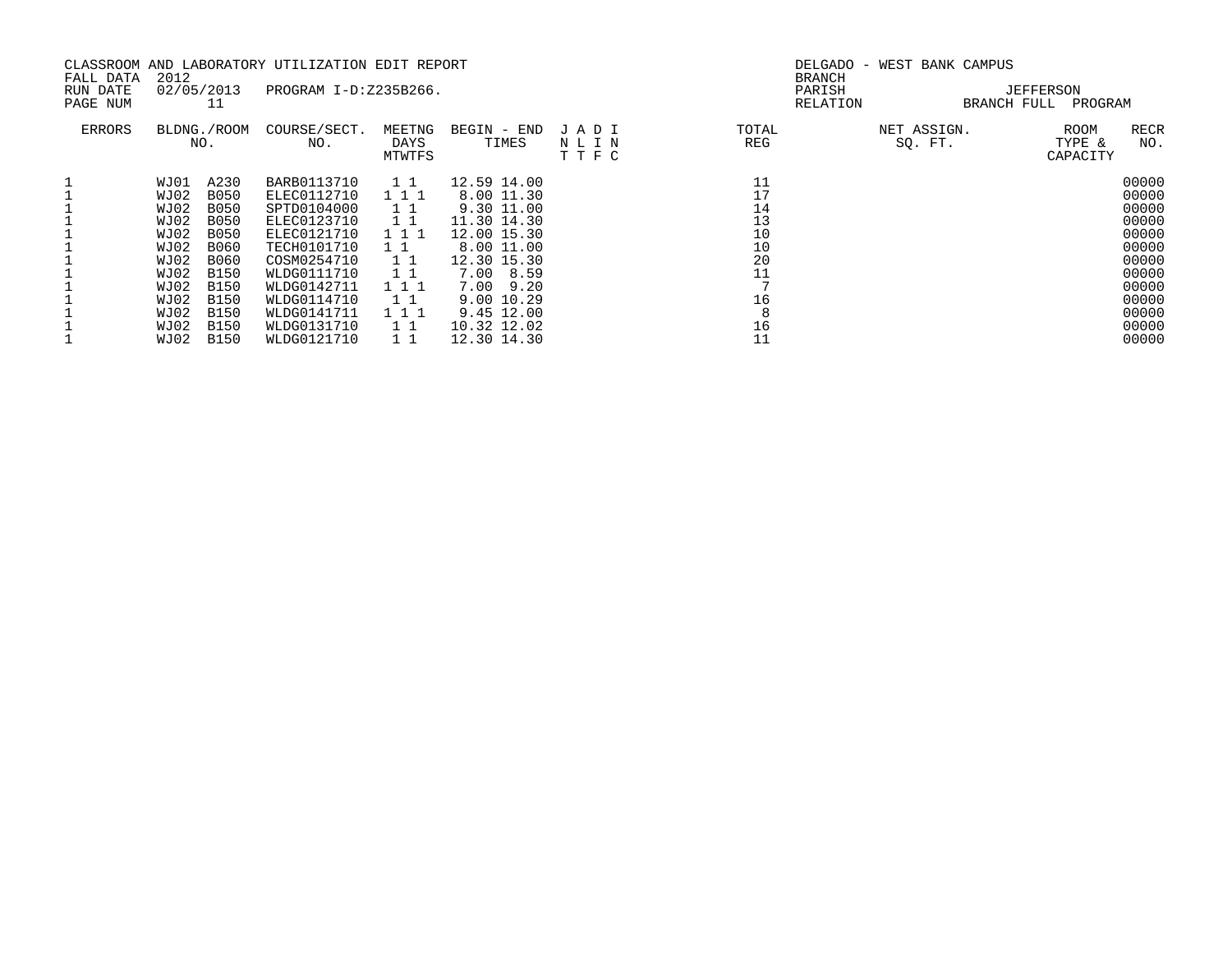CLASSROOM AND LABORATORY UTILIZATION EDIT REPORT
FALL DATA 2012
RUN DATE 02/05/2013 PROGRAM I-D:Z235B266.
PAGE NUM 11

DELGADO - WEST BANK CAMPUS
BRANCH
PARISH JEFFERSON
RELATION BRANCH FULL PROGRAM

| ERRORS | BLDNG./ROOM NO. | | COURSE/SECT. NO. | MEETNG DAYS MTWTFS | BEGIN - END TIMES | | J A D I N L I N T T F C | TOTAL REG | NET ASSIGN. SQ. FT. | ROOM TYPE & CAPACITY | RECR NO. |
|---|---|---|---|---|---|---|---|---|---|---|---|
| 1 | WJ01 | A230 | BARB0113710 | 1 1 | 12.59 | 14.00 | | 11 | | | 00000 |
| 1 | WJ02 | B050 | ELEC0112710 | 1 1 1 | 8.00 | 11.30 | | 17 | | | 00000 |
| 1 | WJ02 | B050 | SPTD0104000 | 1 1 | 9.30 | 11.00 | | 14 | | | 00000 |
| 1 | WJ02 | B050 | ELEC0123710 | 1 1 | 11.30 | 14.30 | | 13 | | | 00000 |
| 1 | WJ02 | B050 | ELEC0121710 | 1 1 1 | 12.00 | 15.30 | | 10 | | | 00000 |
| 1 | WJ02 | B060 | TECH0101710 | 1 1 | 8.00 | 11.00 | | 10 | | | 00000 |
| 1 | WJ02 | B060 | COSM0254710 | 1 1 | 12.30 | 15.30 | | 20 | | | 00000 |
| 1 | WJ02 | B150 | WLDG0111710 | 1 1 | 7.00 | 8.59 | | 11 | | | 00000 |
| 1 | WJ02 | B150 | WLDG0142711 | 1 1 1 | 7.00 | 9.20 | | 7 | | | 00000 |
| 1 | WJ02 | B150 | WLDG0114710 | 1 1 | 9.00 | 10.29 | | 16 | | | 00000 |
| 1 | WJ02 | B150 | WLDG0141711 | 1 1 1 | 9.45 | 12.00 | | 8 | | | 00000 |
| 1 | WJ02 | B150 | WLDG0131710 | 1 1 | 10.32 | 12.02 | | 16 | | | 00000 |
| 1 | WJ02 | B150 | WLDG0121710 | 1 1 | 12.30 | 14.30 | | 11 | | | 00000 |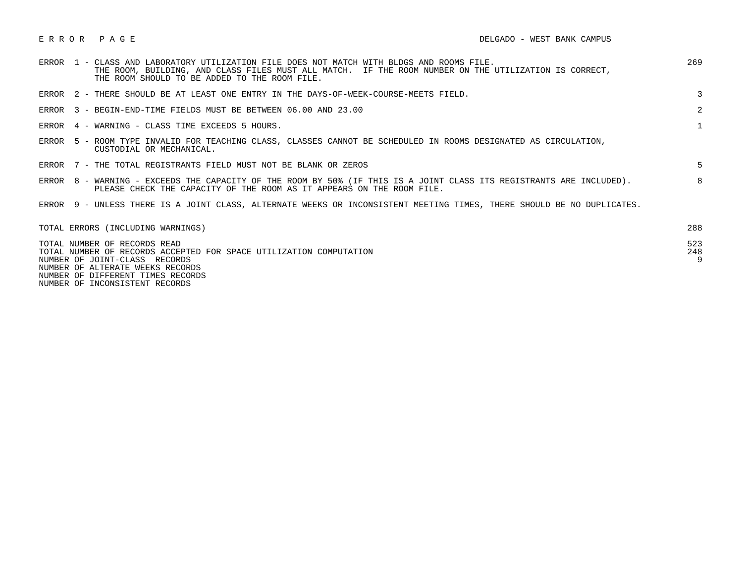# E R R O R   P A G E

DELGADO - WEST BANK CAMPUS

| Error | Description | Count |
|---|---|---|
| ERROR 1 | CLASS AND LABORATORY UTILIZATION FILE DOES NOT MATCH WITH BLDGS AND ROOMS FILE. THE ROOM, BUILDING, AND CLASS FILES MUST ALL MATCH. IF THE ROOM NUMBER ON THE UTILIZATION IS CORRECT, THE ROOM SHOULD TO BE ADDED TO THE ROOM FILE. | 269 |
| ERROR 2 | THERE SHOULD BE AT LEAST ONE ENTRY IN THE DAYS-OF-WEEK-COURSE-MEETS FIELD. | 3 |
| ERROR 3 | BEGIN-END-TIME FIELDS MUST BE BETWEEN 06.00 AND 23.00 | 2 |
| ERROR 4 | WARNING - CLASS TIME EXCEEDS 5 HOURS. | 1 |
| ERROR 5 | ROOM TYPE INVALID FOR TEACHING CLASS, CLASSES CANNOT BE SCHEDULED IN ROOMS DESIGNATED AS CIRCULATION, CUSTODIAL OR MECHANICAL. | |
| ERROR 7 | THE TOTAL REGISTRANTS FIELD MUST NOT BE BLANK OR ZEROS | 5 |
| ERROR 8 | WARNING - EXCEEDS THE CAPACITY OF THE ROOM BY 50% (IF THIS IS A JOINT CLASS ITS REGISTRANTS ARE INCLUDED). PLEASE CHECK THE CAPACITY OF THE ROOM AS IT APPEARS ON THE ROOM FILE. | 8 |
| ERROR 9 | UNLESS THERE IS A JOINT CLASS, ALTERNATE WEEKS OR INCONSISTENT MEETING TIMES, THERE SHOULD BE NO DUPLICATES. | |

| Summary | Count |
|---|---|
| TOTAL ERRORS (INCLUDING WARNINGS) | 288 |
| TOTAL NUMBER OF RECORDS READ | 523 |
| TOTAL NUMBER OF RECORDS ACCEPTED FOR SPACE UTILIZATION COMPUTATION | 248 |
| NUMBER OF JOINT-CLASS RECORDS | 9 |
| NUMBER OF ALTERATE WEEKS RECORDS | |
| NUMBER OF DIFFERENT TIMES RECORDS | |
| NUMBER OF INCONSISTENT RECORDS | |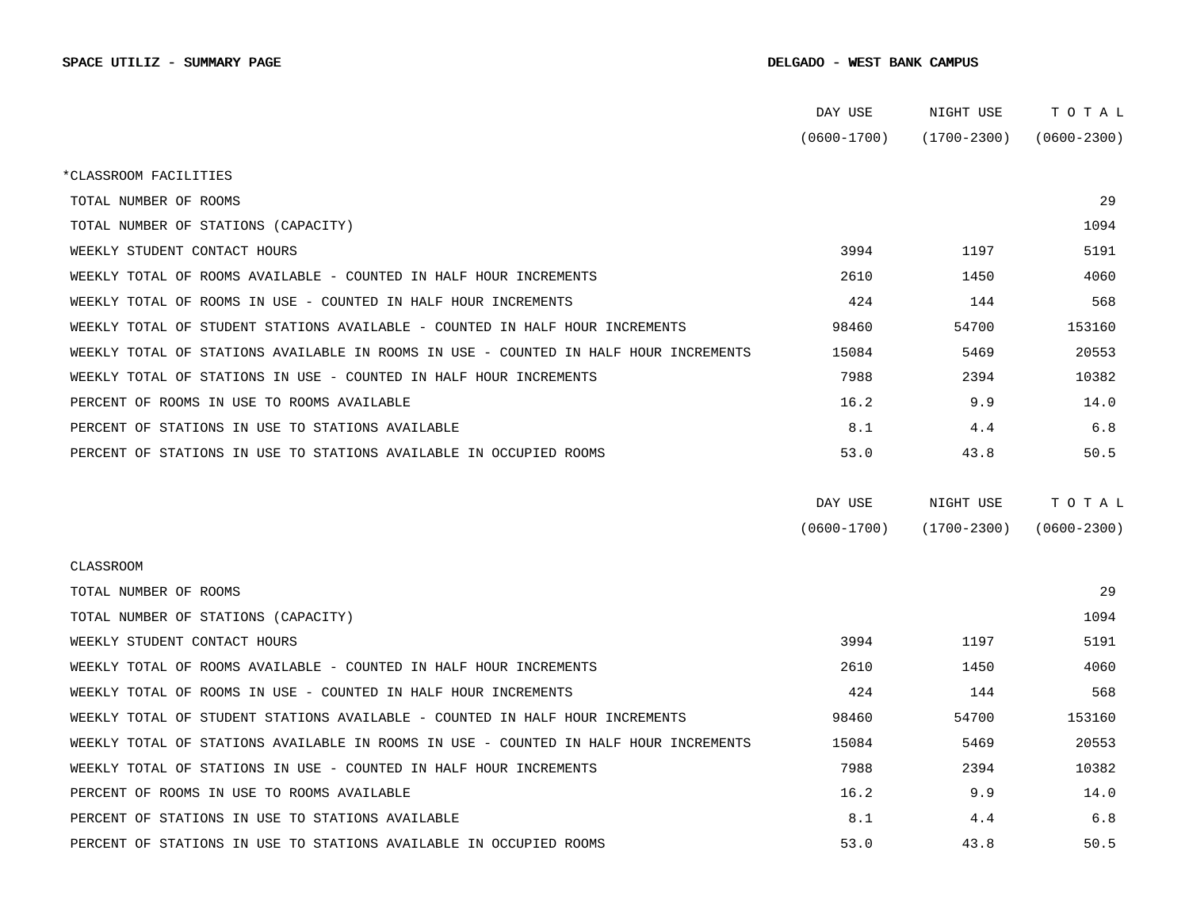**SPACE UTILIZ - SUMMARY PAGE** **DELGADO - WEST BANK CAMPUS**

| | DAY USE (0600-1700) | NIGHT USE (1700-2300) | TOTAL (0600-2300) |
|---|---|---|---|
| *CLASSROOM FACILITIES | | | |
| TOTAL NUMBER OF ROOMS | | | 29 |
| TOTAL NUMBER OF STATIONS (CAPACITY) | | | 1094 |
| WEEKLY STUDENT CONTACT HOURS | 3994 | 1197 | 5191 |
| WEEKLY TOTAL OF ROOMS AVAILABLE - COUNTED IN HALF HOUR INCREMENTS | 2610 | 1450 | 4060 |
| WEEKLY TOTAL OF ROOMS IN USE - COUNTED IN HALF HOUR INCREMENTS | 424 | 144 | 568 |
| WEEKLY TOTAL OF STUDENT STATIONS AVAILABLE - COUNTED IN HALF HOUR INCREMENTS | 98460 | 54700 | 153160 |
| WEEKLY TOTAL OF STATIONS AVAILABLE IN ROOMS IN USE - COUNTED IN HALF HOUR INCREMENTS | 15084 | 5469 | 20553 |
| WEEKLY TOTAL OF STATIONS IN USE - COUNTED IN HALF HOUR INCREMENTS | 7988 | 2394 | 10382 |
| PERCENT OF ROOMS IN USE TO ROOMS AVAILABLE | 16.2 | 9.9 | 14.0 |
| PERCENT OF STATIONS IN USE TO STATIONS AVAILABLE | 8.1 | 4.4 | 6.8 |
| PERCENT OF STATIONS IN USE TO STATIONS AVAILABLE IN OCCUPIED ROOMS | 53.0 | 43.8 | 50.5 |

| | DAY USE (0600-1700) | NIGHT USE (1700-2300) | TOTAL (0600-2300) |
|---|---|---|---|
| CLASSROOM | | | |
| TOTAL NUMBER OF ROOMS | | | 29 |
| TOTAL NUMBER OF STATIONS (CAPACITY) | | | 1094 |
| WEEKLY STUDENT CONTACT HOURS | 3994 | 1197 | 5191 |
| WEEKLY TOTAL OF ROOMS AVAILABLE - COUNTED IN HALF HOUR INCREMENTS | 2610 | 1450 | 4060 |
| WEEKLY TOTAL OF ROOMS IN USE - COUNTED IN HALF HOUR INCREMENTS | 424 | 144 | 568 |
| WEEKLY TOTAL OF STUDENT STATIONS AVAILABLE - COUNTED IN HALF HOUR INCREMENTS | 98460 | 54700 | 153160 |
| WEEKLY TOTAL OF STATIONS AVAILABLE IN ROOMS IN USE - COUNTED IN HALF HOUR INCREMENTS | 15084 | 5469 | 20553 |
| WEEKLY TOTAL OF STATIONS IN USE - COUNTED IN HALF HOUR INCREMENTS | 7988 | 2394 | 10382 |
| PERCENT OF ROOMS IN USE TO ROOMS AVAILABLE | 16.2 | 9.9 | 14.0 |
| PERCENT OF STATIONS IN USE TO STATIONS AVAILABLE | 8.1 | 4.4 | 6.8 |
| PERCENT OF STATIONS IN USE TO STATIONS AVAILABLE IN OCCUPIED ROOMS | 53.0 | 43.8 | 50.5 |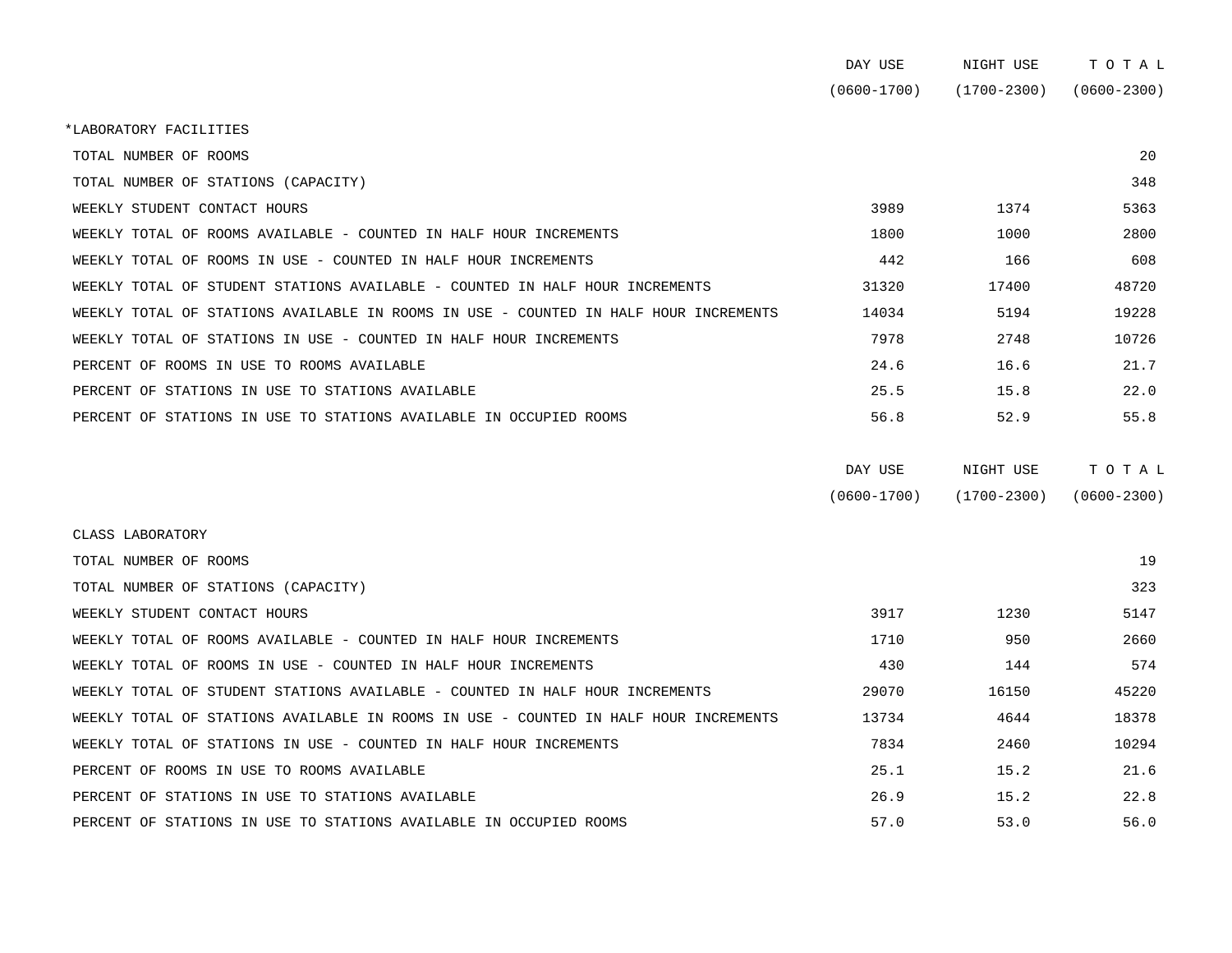| | DAY USE (0600-1700) | NIGHT USE (1700-2300) | T O T A L (0600-2300) |
|---|---|---|---|
| *LABORATORY FACILITIES | | | |
| TOTAL NUMBER OF ROOMS | | | 20 |
| TOTAL NUMBER OF STATIONS (CAPACITY) | | | 348 |
| WEEKLY STUDENT CONTACT HOURS | 3989 | 1374 | 5363 |
| WEEKLY TOTAL OF ROOMS AVAILABLE - COUNTED IN HALF HOUR INCREMENTS | 1800 | 1000 | 2800 |
| WEEKLY TOTAL OF ROOMS IN USE - COUNTED IN HALF HOUR INCREMENTS | 442 | 166 | 608 |
| WEEKLY TOTAL OF STUDENT STATIONS AVAILABLE - COUNTED IN HALF HOUR INCREMENTS | 31320 | 17400 | 48720 |
| WEEKLY TOTAL OF STATIONS AVAILABLE IN ROOMS IN USE - COUNTED IN HALF HOUR INCREMENTS | 14034 | 5194 | 19228 |
| WEEKLY TOTAL OF STATIONS IN USE - COUNTED IN HALF HOUR INCREMENTS | 7978 | 2748 | 10726 |
| PERCENT OF ROOMS IN USE TO ROOMS AVAILABLE | 24.6 | 16.6 | 21.7 |
| PERCENT OF STATIONS IN USE TO STATIONS AVAILABLE | 25.5 | 15.8 | 22.0 |
| PERCENT OF STATIONS IN USE TO STATIONS AVAILABLE IN OCCUPIED ROOMS | 56.8 | 52.9 | 55.8 |

| | DAY USE (0600-1700) | NIGHT USE (1700-2300) | T O T A L (0600-2300) |
|---|---|---|---|
| CLASS LABORATORY | | | |
| TOTAL NUMBER OF ROOMS | | | 19 |
| TOTAL NUMBER OF STATIONS (CAPACITY) | | | 323 |
| WEEKLY STUDENT CONTACT HOURS | 3917 | 1230 | 5147 |
| WEEKLY TOTAL OF ROOMS AVAILABLE - COUNTED IN HALF HOUR INCREMENTS | 1710 | 950 | 2660 |
| WEEKLY TOTAL OF ROOMS IN USE - COUNTED IN HALF HOUR INCREMENTS | 430 | 144 | 574 |
| WEEKLY TOTAL OF STUDENT STATIONS AVAILABLE - COUNTED IN HALF HOUR INCREMENTS | 29070 | 16150 | 45220 |
| WEEKLY TOTAL OF STATIONS AVAILABLE IN ROOMS IN USE - COUNTED IN HALF HOUR INCREMENTS | 13734 | 4644 | 18378 |
| WEEKLY TOTAL OF STATIONS IN USE - COUNTED IN HALF HOUR INCREMENTS | 7834 | 2460 | 10294 |
| PERCENT OF ROOMS IN USE TO ROOMS AVAILABLE | 25.1 | 15.2 | 21.6 |
| PERCENT OF STATIONS IN USE TO STATIONS AVAILABLE | 26.9 | 15.2 | 22.8 |
| PERCENT OF STATIONS IN USE TO STATIONS AVAILABLE IN OCCUPIED ROOMS | 57.0 | 53.0 | 56.0 |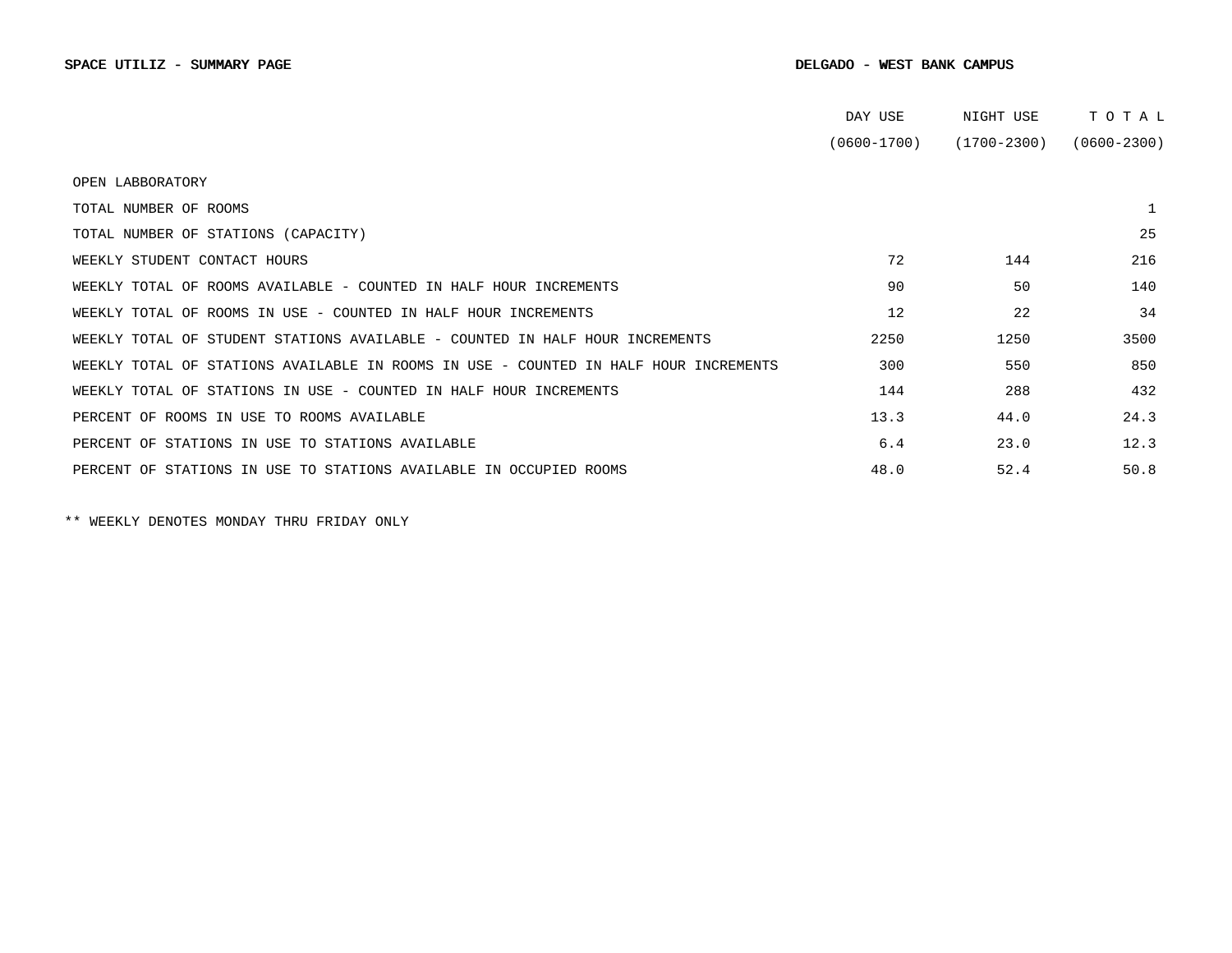**SPACE UTILIZ - SUMMARY PAGE**

**DELGADO - WEST BANK CAMPUS**

| | DAY USE (0600-1700) | NIGHT USE (1700-2300) | T O T A L (0600-2300) |
|---|---|---|---|
| OPEN LABBORATORY | | | |
| TOTAL NUMBER OF ROOMS | | | 1 |
| TOTAL NUMBER OF STATIONS (CAPACITY) | | | 25 |
| WEEKLY STUDENT CONTACT HOURS | 72 | 144 | 216 |
| WEEKLY TOTAL OF ROOMS AVAILABLE - COUNTED IN HALF HOUR INCREMENTS | 90 | 50 | 140 |
| WEEKLY TOTAL OF ROOMS IN USE - COUNTED IN HALF HOUR INCREMENTS | 12 | 22 | 34 |
| WEEKLY TOTAL OF STUDENT STATIONS AVAILABLE - COUNTED IN HALF HOUR INCREMENTS | 2250 | 1250 | 3500 |
| WEEKLY TOTAL OF STATIONS AVAILABLE IN ROOMS IN USE - COUNTED IN HALF HOUR INCREMENTS | 300 | 550 | 850 |
| WEEKLY TOTAL OF STATIONS IN USE - COUNTED IN HALF HOUR INCREMENTS | 144 | 288 | 432 |
| PERCENT OF ROOMS IN USE TO ROOMS AVAILABLE | 13.3 | 44.0 | 24.3 |
| PERCENT OF STATIONS IN USE TO STATIONS AVAILABLE | 6.4 | 23.0 | 12.3 |
| PERCENT OF STATIONS IN USE TO STATIONS AVAILABLE IN OCCUPIED ROOMS | 48.0 | 52.4 | 50.8 |

** WEEKLY DENOTES MONDAY THRU FRIDAY ONLY